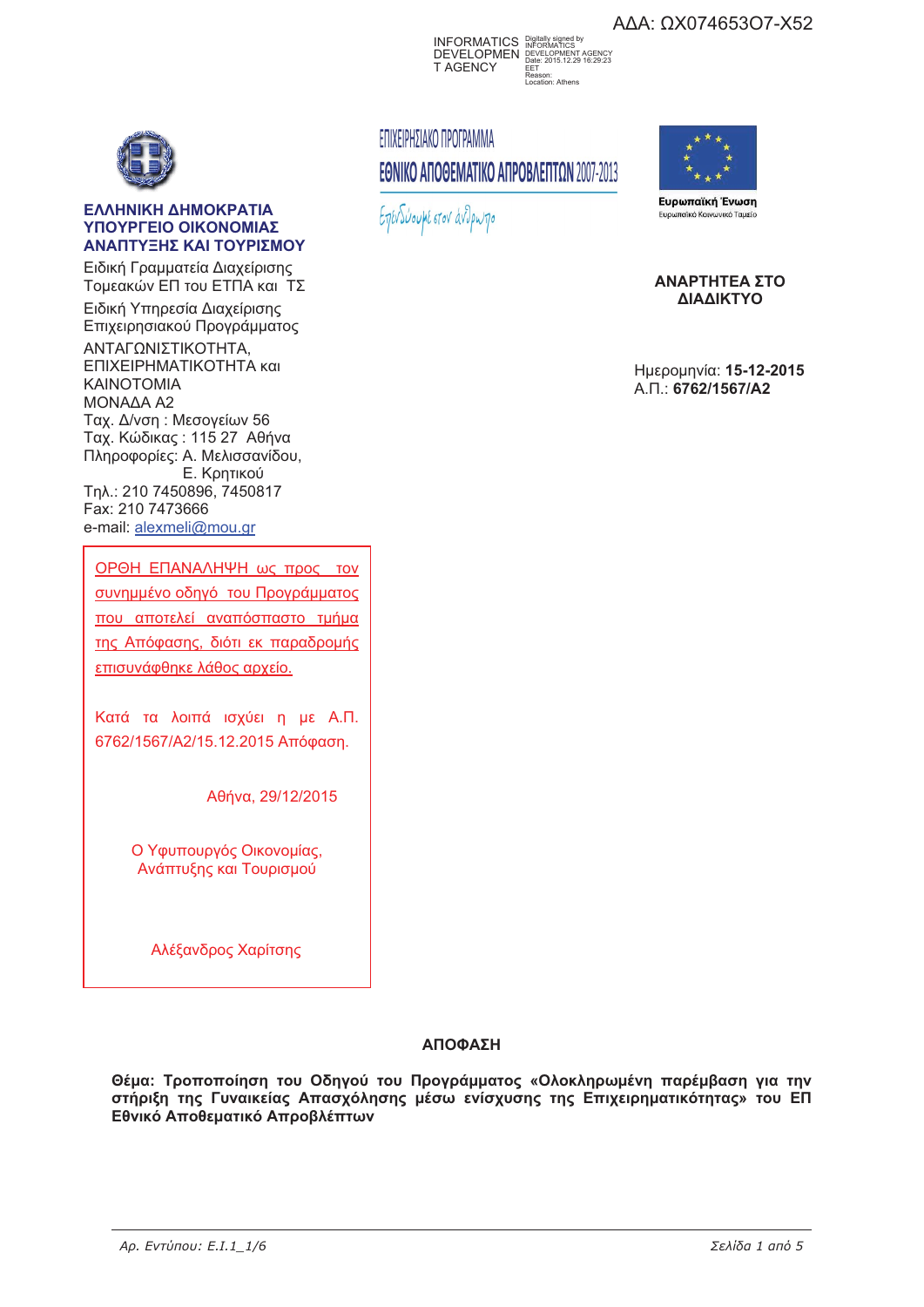ΑΔΑ: ΩΧ074653Ο7-Χ52

INFORMATICS DEVELOPMENT AGENCY
Digitally signed by INFORMATICS DEVELOPMENT AGENCY
Date: 2015.12.29 16:29:23 EET
Reason:
Location: Athens

**ΕΛΛΗΝΙΚΗ ΔΗΜΟΚΡΑΤΙΑ**
**ΥΠΟΥΡΓΕΙΟ ΟΙΚΟΝΟΜΙΑΣ ΑΝΑΠΤΥΞΗΣ ΚΑΙ ΤΟΥΡΙΣΜΟΥ**

Ειδική Γραμματεία Διαχείρισης Τομεακών ΕΠ του ΕΤΠΑ και ΤΣ

Ειδική Υπηρεσία Διαχείρισης Επιχειρησιακού Προγράμματος

ΑΝΤΑΓΩΝΙΣΤΙΚΟΤΗΤΑ, ΕΠΙΧΕΙΡΗΜΑΤΙΚΟΤΗΤΑ και ΚΑΙΝΟΤΟΜΙΑ

ΜΟΝΑΔΑ Α2

Ταχ. Δ/νση : Μεσογείων 56
Ταχ. Κώδικας : 115 27 Αθήνα
Πληροφορίες: Α. Μελισσανίδου, Ε. Κρητικού
Τηλ.: 210 7450896, 7450817
Fax: 210 7473666
e-mail: alexmeli@mou.gr

ΕΠΙΧΕΙΡΗΣΙΑΚΟ ΠΡΟΓΡΑΜΜΑ
**ΕΘΝΙΚΟ ΑΠΟΘΕΜΑΤΙΚΟ ΑΠΡΟΒΛΕΠΤΩΝ 2007-2013**
Επενδύουμε στον άνθρωπο

**Ευρωπαϊκή Ένωση**
Ευρωπαϊκό Κοινωνικό Ταμείο

**ΑΝΑΡΤΗΤΕΑ ΣΤΟ ΔΙΑΔΙΚΤΥΟ**

Ημερομηνία: **15-12-2015**
Α.Π.: **6762/1567/Α2**

ΟΡΘΗ ΕΠΑΝΑΛΗΨΗ ως προς τον συνημμένο οδηγό του Προγράμματος που αποτελεί αναπόσπαστο τμήμα της Απόφασης, διότι εκ παραδρομής επισυνάφθηκε λάθος αρχείο.

Κατά τα λοιπά ισχύει η με Α.Π. 6762/1567/Α2/15.12.2015 Απόφαση.

Αθήνα, 29/12/2015

Ο Υφυπουργός Οικονομίας, Ανάπτυξης και Τουρισμού

Αλέξανδρος Χαρίτσης

**ΑΠΟΦΑΣΗ**

**Θέμα: Τροποποίηση του Οδηγού του Προγράμματος «Ολοκληρωμένη παρέμβαση για την στήριξη της Γυναικείας Απασχόλησης μέσω ενίσχυσης της Επιχειρηματικότητας» του ΕΠ Εθνικό Αποθεματικό Απροβλέπτων**

*Αρ. Εντύπου: Ε.Ι.1_1/6*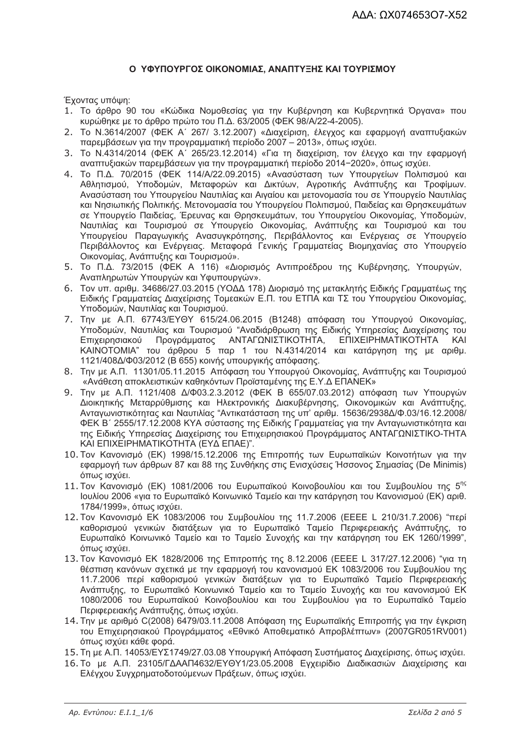ΑΔΑ: ΩΧ074653Ο7-Χ52

## Ο ΥΦΥΠΟΥΡΓΟΣ ΟΙΚΟΝΟΜΙΑΣ, ΑΝΑΠΤΥΞΗΣ ΚΑΙ ΤΟΥΡΙΣΜΟΥ

Έχοντας υπόψη:

1. Το άρθρο 90 του «Κώδικα Νομοθεσίας για την Κυβέρνηση και Κυβερνητικά Όργανα» που κυρώθηκε με το άρθρο πρώτο του Π.Δ. 63/2005 (ΦΕΚ 98/Α/22-4-2005).
2. Το Ν.3614/2007 (ΦΕΚ Α΄ 267/ 3.12.2007) «Διαχείριση, έλεγχος και εφαρμογή αναπτυξιακών παρεμβάσεων για την προγραμματική περίοδο 2007 – 2013», όπως ισχύει.
3. Το Ν.4314/2014 (ΦΕΚ Α΄ 265/23.12.2014) «Για τη διαχείριση, τον έλεγχο και την εφαρμογή αναπτυξιακών παρεμβάσεων για την προγραμματική περίοδο 2014−2020», όπως ισχύει.
4. Το Π.Δ. 70/2015 (ΦΕΚ 114/Α/22.09.2015) «Ανασύσταση των Υπουργείων Πολιτισμού και Αθλητισμού, Υποδομών, Μεταφορών και Δικτύων, Αγροτικής Ανάπτυξης και Τροφίμων. Ανασύσταση του Υπουργείου Ναυτιλίας και Αιγαίου και μετονομασία του σε Υπουργείο Ναυτιλίας και Νησιωτικής Πολιτικής. Μετονομασία του Υπουργείου Πολιτισμού, Παιδείας και Θρησκευμάτων σε Υπουργείο Παιδείας, Έρευνας και Θρησκευμάτων, του Υπουργείου Οικονομίας, Υποδομών, Ναυτιλίας και Τουρισμού σε Υπουργείο Οικονομίας, Ανάπτυξης και Τουρισμού και του Υπουργείου Παραγωγικής Ανασυγκρότησης, Περιβάλλοντος και Ενέργειας σε Υπουργείο Περιβάλλοντος και Ενέργειας. Μεταφορά Γενικής Γραμματείας Βιομηχανίας στο Υπουργείο Οικονομίας, Ανάπτυξης και Τουρισμού».
5. Το Π.Δ. 73/2015 (ΦΕΚ Α 116) «Διορισμός Αντιπροέδρου της Κυβέρνησης, Υπουργών, Αναπληρωτών Υπουργών και Υφυπουργών».
6. Τον υπ. αριθμ. 34686/27.03.2015 (ΥΟΔΔ 178) Διορισμό της μετακλητής Ειδικής Γραμματέως της Ειδικής Γραμματείας Διαχείρισης Τομεακών Ε.Π. του ΕΤΠΑ και ΤΣ του Υπουργείου Οικονομίας, Υποδομών, Ναυτιλίας και Τουρισμού.
7. Την με Α.Π. 67743/ΕΥΘΥ 615/24.06.2015 (Β1248) απόφαση του Υπουργού Οικονομίας, Υποδομών, Ναυτιλίας και Τουρισμού "Αναδιάρθρωση της Ειδικής Υπηρεσίας Διαχείρισης του Επιχειρησιακού Προγράμματος ΑΝΤΑΓΩΝΙΣΤΙΚΟΤΗΤΑ, ΕΠΙΧΕΙΡΗΜΑΤΙΚΟΤΗΤΑ ΚΑΙ ΚΑΙΝΟΤΟΜΙΑ" του άρθρου 5 παρ 1 του Ν.4314/2014 και κατάργηση της με αριθμ. 1121/408Δ/Φ03/2012 (Β 655) κοινής υπουργικής απόφασης.
8. Την με Α.Π. 11301/05.11.2015 Απόφαση του Υπουργού Οικονομίας, Ανάπτυξης και Τουρισμού «Ανάθεση αποκλειστικών καθηκόντων Προϊσταμένης της Ε.Υ.Δ ΕΠΑΝΕΚ»
9. Την με Α.Π. 1121/408 Δ/Φ03.2.3.2012 (ΦΕΚ Β 655/07.03.2012) απόφαση των Υπουργών Διοικητικής Μεταρρύθμισης και Ηλεκτρονικής Διακυβέρνησης, Οικονομικών και Ανάπτυξης, Ανταγωνιστικότητας και Ναυτιλίας "Αντικατάσταση της υπ' αριθμ. 15636/2938Δ/Φ.03/16.12.2008/ ΦΕΚ Β΄ 2555/17.12.2008 ΚΥΑ σύστασης της Ειδικής Γραμματείας για την Ανταγωνιστικότητα και της Ειδικής Υπηρεσίας Διαχείρισης του Επιχειρησιακού Προγράμματος ΑΝΤΑΓΩΝΙΣΤΙΚΟ-ΤΗΤΑ ΚΑΙ ΕΠΙΧΕΙΡΗΜΑΤΙΚΟΤΗΤΑ (ΕΥΔ ΕΠΑΕ)".
10. Τον Κανονισμό (ΕΚ) 1998/15.12.2006 της Επιτροπής των Ευρωπαϊκών Κοινοτήτων για την εφαρμογή των άρθρων 87 και 88 της Συνθήκης στις Ενισχύσεις Ήσσονος Σημασίας (De Minimis) όπως ισχύει.
11. Τον Κανονισμό (ΕΚ) 1081/2006 του Ευρωπαϊκού Κοινοβουλίου και του Συμβουλίου της 5ης Ιουλίου 2006 «για το Ευρωπαϊκό Κοινωνικό Ταμείο και την κατάργηση του Κανονισμού (ΕΚ) αριθ. 1784/1999», όπως ισχύει.
12. Τον Κανονισμό ΕΚ 1083/2006 του Συμβουλίου της 11.7.2006 (ΕΕΕΕ L 210/31.7.2006) "περί καθορισμού γενικών διατάξεων για το Ευρωπαϊκό Ταμείο Περιφερειακής Ανάπτυξης, το Ευρωπαϊκό Κοινωνικό Ταμείο και το Ταμείο Συνοχής και την κατάργηση του ΕΚ 1260/1999", όπως ισχύει.
13. Τον Κανονισμό ΕΚ 1828/2006 της Επιτροπής της 8.12.2006 (ΕΕΕΕ L 317/27.12.2006) "για τη θέσπιση κανόνων σχετικά με την εφαρμογή του κανονισμού ΕΚ 1083/2006 του Συμβουλίου της 11.7.2006 περί καθορισμού γενικών διατάξεων για το Ευρωπαϊκό Ταμείο Περιφερειακής Ανάπτυξης, το Ευρωπαϊκό Κοινωνικό Ταμείο και το Ταμείο Συνοχής και του κανονισμού ΕΚ 1080/2006 του Ευρωπαϊκού Κοινοβουλίου και του Συμβουλίου για το Ευρωπαϊκό Ταμείο Περιφερειακής Ανάπτυξης, όπως ισχύει.
14. Την με αριθμό C(2008) 6479/03.11.2008 Απόφαση της Ευρωπαϊκής Επιτροπής για την έγκριση του Επιχειρησιακού Προγράμματος «Εθνικό Αποθεματικό Απροβλέπτων» (2007GR051RV001) όπως ισχύει κάθε φορά.
15. Τη με Α.Π. 14053/ΕΥΣ1749/27.03.08 Υπουργική Απόφαση Συστήματος Διαχείρισης, όπως ισχύει.
16. Το με Α.Π. 23105/ΓΔΑΑΠ4632/ΕΥΘΥ1/23.05.2008 Εγχειρίδιο Διαδικασιών Διαχείρισης και Ελέγχου Συγχρηματοδοτούμενων Πράξεων, όπως ισχύει.

*Αρ. Εντύπου: Ε.Ι.1_1/6*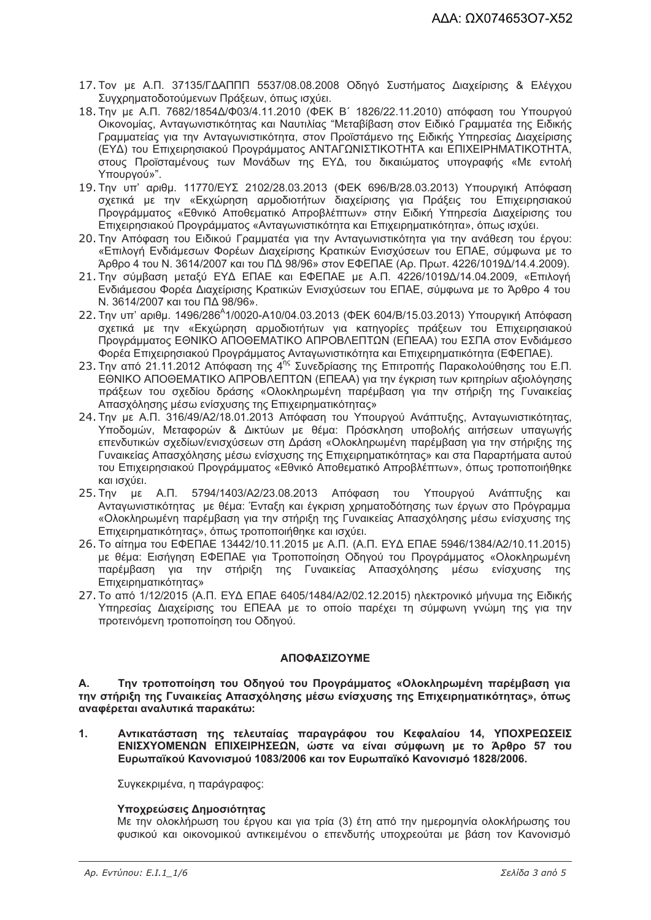17. Τον με Α.Π. 37135/ΓΔΑΠΠΠ 5537/08.08.2008 Οδηγό Συστήματος Διαχείρισης & Ελέγχου Συγχρηματοδοτούμενων Πράξεων, όπως ισχύει.
18. Την με Α.Π. 7682/1854Δ/Φ03/4.11.2010 (ΦΕΚ Β΄ 1826/22.11.2010) απόφαση του Υπουργού Οικονομίας, Ανταγωνιστικότητας και Ναυτιλίας "Μεταβίβαση στον Ειδικό Γραμματέα της Ειδικής Γραμματείας για την Ανταγωνιστικότητα, στον Προϊστάμενο της Ειδικής Υπηρεσίας Διαχείρισης (ΕΥΔ) του Επιχειρησιακού Προγράμματος ΑΝΤΑΓΩΝΙΣΤΙΚΟΤΗΤΑ και ΕΠΙΧΕΙΡΗΜΑΤΙΚΟΤΗΤΑ, στους Προϊσταμένους των Μονάδων της ΕΥΔ, του δικαιώματος υπογραφής «Με εντολή Υπουργού»".
19. Την υπ' αριθμ. 11770/ΕΥΣ 2102/28.03.2013 (ΦΕΚ 696/Β/28.03.2013) Υπουργική Απόφαση σχετικά με την «Εκχώρηση αρμοδιοτήτων διαχείρισης για Πράξεις του Επιχειρησιακού Προγράμματος «Εθνικό Αποθεματικό Απροβλέπτων» στην Ειδική Υπηρεσία Διαχείρισης του Επιχειρησιακού Προγράμματος «Ανταγωνιστικότητα και Επιχειρηματικότητα», όπως ισχύει.
20. Την Απόφαση του Ειδικού Γραμματέα για την Ανταγωνιστικότητα για την ανάθεση του έργου: «Επιλογή Ενδιάμεσων Φορέων Διαχείρισης Κρατικών Ενισχύσεων του ΕΠΑΕ, σύμφωνα με το Άρθρο 4 του Ν. 3614/2007 και του ΠΔ 98/96» στον ΕΦΕΠΑΕ (Αρ. Πρωτ. 4226/1019Δ/14.4.2009).
21. Την σύμβαση μεταξύ ΕΥΔ ΕΠΑΕ και ΕΦΕΠΑΕ με Α.Π. 4226/1019Δ/14.04.2009, «Επιλογή Ενδιάμεσου Φορέα Διαχείρισης Κρατικών Ενισχύσεων του ΕΠΑΕ, σύμφωνα με το Άρθρο 4 του Ν. 3614/2007 και του ΠΔ 98/96».
22. Την υπ' αριθμ. 1496/286^1/0020-Α10/04.03.2013 (ΦΕΚ 604/Β/15.03.2013) Υπουργική Απόφαση σχετικά με την «Εκχώρηση αρμοδιοτήτων για κατηγορίες πράξεων του Επιχειρησιακού Προγράμματος ΕΘΝΙΚΟ ΑΠΟΘΕΜΑΤΙΚΟ ΑΠΡΟΒΛΕΠΤΩΝ (ΕΠΕΑΑ) του ΕΣΠΑ στον Ενδιάμεσο Φορέα Επιχειρησιακού Προγράμματος Ανταγωνιστικότητα και Επιχειρηματικότητα (ΕΦΕΠΑΕ).
23. Την από 21.11.2012 Απόφαση της 4ης Συνεδρίασης της Επιτροπής Παρακολούθησης του Ε.Π. ΕΘΝΙΚΟ ΑΠΟΘΕΜΑΤΙΚΟ ΑΠΡΟΒΛΕΠΤΩΝ (ΕΠΕΑΑ) για την έγκριση των κριτηρίων αξιολόγησης πράξεων του σχεδίου δράσης «Ολοκληρωμένη παρέμβαση για την στήριξη της Γυναικείας Απασχόλησης μέσω ενίσχυσης της Επιχειρηματικότητας»
24. Την με Α.Π. 316/49/Α2/18.01.2013 Απόφαση του Υπουργού Ανάπτυξης, Ανταγωνιστικότητας, Υποδομών, Μεταφορών & Δικτύων με θέμα: Πρόσκληση υποβολής αιτήσεων υπαγωγής επενδυτικών σχεδίων/ενισχύσεων στη Δράση «Ολοκληρωμένη παρέμβαση για την στήριξης της Γυναικείας Απασχόλησης μέσω ενίσχυσης της Επιχειρηματικότητας» και στα Παραρτήματα αυτού του Επιχειρησιακού Προγράμματος «Εθνικό Αποθεματικό Απροβλέπτων», όπως τροποποιήθηκε και ισχύει.
25. Την με Α.Π. 5794/1403/Α2/23.08.2013 Απόφαση του Υπουργού Ανάπτυξης και Ανταγωνιστικότητας με θέμα: Ένταξη και έγκριση χρηματοδότησης των έργων στο Πρόγραμμα «Ολοκληρωμένη παρέμβαση για την στήριξη της Γυναικείας Απασχόλησης μέσω ενίσχυσης της Επιχειρηματικότητας», όπως τροποποιήθηκε και ισχύει.
26. Το αίτημα του ΕΦΕΠΑΕ 13442/10.11.2015 με Α.Π. (Α.Π. ΕΥΔ ΕΠΑΕ 5946/1384/Α2/10.11.2015) με θέμα: Εισήγηση ΕΦΕΠΑΕ για Τροποποίηση Οδηγού του Προγράμματος «Ολοκληρωμένη παρέμβαση για την στήριξη της Γυναικείας Απασχόλησης μέσω ενίσχυσης της Επιχειρηματικότητας»
27. Το από 1/12/2015 (Α.Π. ΕΥΔ ΕΠΑΕ 6405/1484/Α2/02.12.2015) ηλεκτρονικό μήνυμα της Ειδικής Υπηρεσίας Διαχείρισης του ΕΠΕΑΑ με το οποίο παρέχει τη σύμφωνη γνώμη της για την προτεινόμενη τροποποίηση του Οδηγού.

**ΑΠΟΦΑΣΙΖΟΥΜΕ**

**Α. Την τροποποίηση του Οδηγού του Προγράμματος «Ολοκληρωμένη παρέμβαση για την στήριξη της Γυναικείας Απασχόλησης μέσω ενίσχυσης της Επιχειρηματικότητας», όπως αναφέρεται αναλυτικά παρακάτω:**

**1. Αντικατάσταση της τελευταίας παραγράφου του Κεφαλαίου 14, ΥΠΟΧΡΕΩΣΕΙΣ ΕΝΙΣΧΥΟΜΕΝΩΝ ΕΠΙΧΕΙΡΗΣΕΩΝ, ώστε να είναι σύμφωνη με το Άρθρο 57 του Ευρωπαϊκού Κανονισμού 1083/2006 και τον Ευρωπαϊκό Κανονισμό 1828/2006.**

Συγκεκριμένα, η παράγραφος:

**Υποχρεώσεις Δημοσιότητας**
Με την ολοκλήρωση του έργου και για τρία (3) έτη από την ημερομηνία ολοκλήρωσης του φυσικού και οικονομικού αντικειμένου ο επενδυτής υποχρεούται με βάση τον Κανονισμό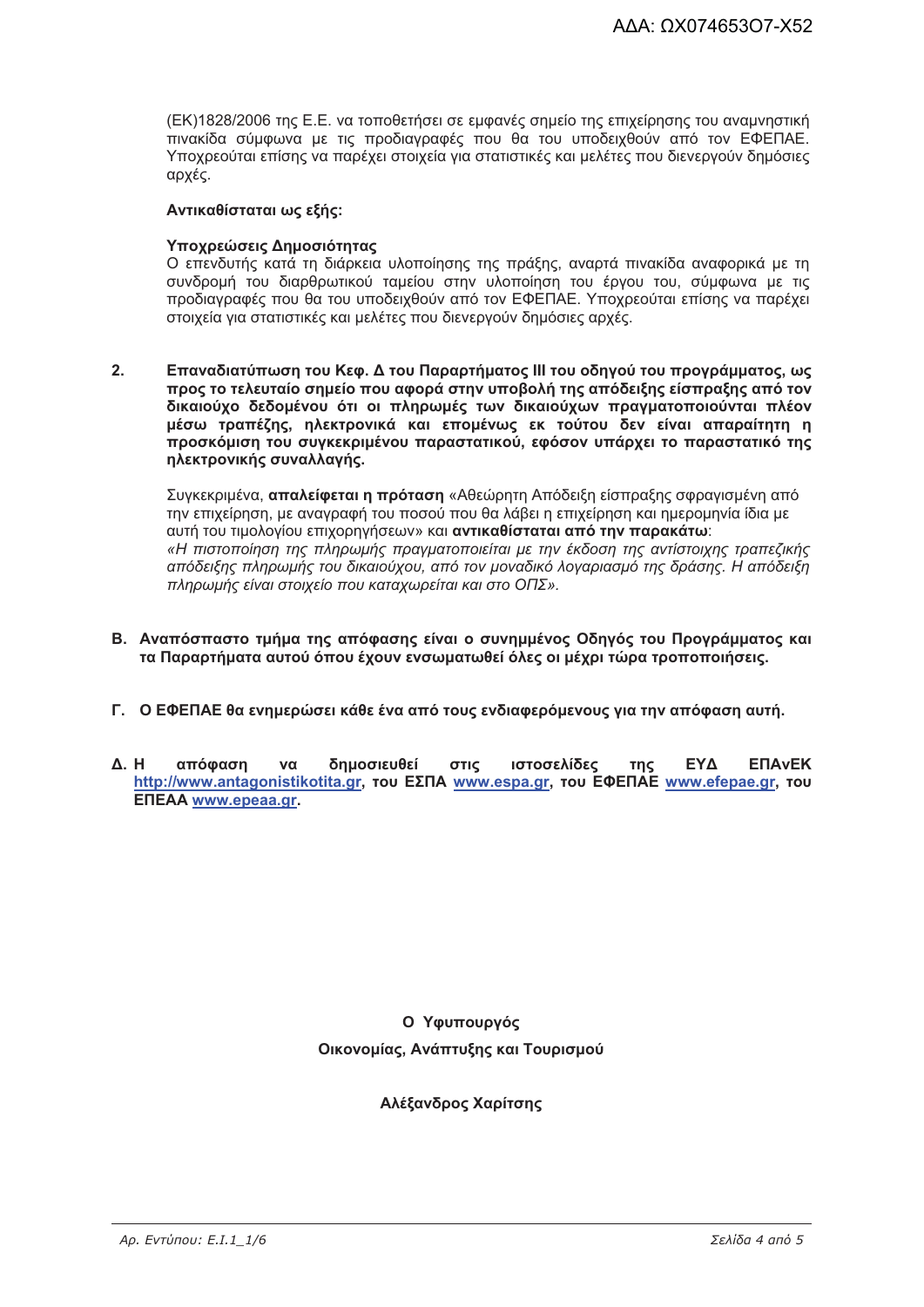(ΕΚ)1828/2006 της Ε.Ε. να τοποθετήσει σε εμφανές σημείο της επιχείρησης του αναμνηστική πινακίδα σύμφωνα με τις προδιαγραφές που θα του υποδειχθούν από τον ΕΦΕΠΑΕ. Υποχρεούται επίσης να παρέχει στοιχεία για στατιστικές και μελέτες που διενεργούν δημόσιες αρχές.

**Αντικαθίσταται ως εξής:**

**Υποχρεώσεις Δημοσιότητας**
Ο επενδυτής κατά τη διάρκεια υλοποίησης της πράξης, αναρτά πινακίδα αναφορικά με τη συνδρομή του διαρθρωτικού ταμείου στην υλοποίηση του έργου του, σύμφωνα με τις προδιαγραφές που θα του υποδειχθούν από τον ΕΦΕΠΑΕ. Υποχρεούται επίσης να παρέχει στοιχεία για στατιστικές και μελέτες που διενεργούν δημόσιες αρχές.

2. **Επαναδιατύπωση του Κεφ. Δ του Παραρτήματος ΙΙΙ του οδηγού του προγράμματος, ως προς το τελευταίο σημείο που αφορά στην υποβολή της απόδειξης είσπραξης από τον δικαιούχο δεδομένου ότι οι πληρωμές των δικαιούχων πραγματοποιούνται πλέον μέσω τραπέζης, ηλεκτρονικά και επομένως εκ τούτου δεν είναι απαραίτητη η προσκόμιση του συγκεκριμένου παραστατικού, εφόσον υπάρχει το παραστατικό της ηλεκτρονικής συναλλαγής.**

   Συγκεκριμένα, **απαλείφεται η πρόταση** «Αθεώρητη Απόδειξη είσπραξης σφραγισμένη από την επιχείρηση, με αναγραφή του ποσού που θα λάβει η επιχείρηση και ημερομηνία ίδια με αυτή του τιμολογίου επιχορηγήσεων» και **αντικαθίσταται από την παρακάτω**:
   *«Η πιστοποίηση της πληρωμής πραγματοποιείται με την έκδοση της αντίστοιχης τραπεζικής απόδειξης πληρωμής του δικαιούχου, από τον μοναδικό λογαριασμό της δράσης. Η απόδειξη πληρωμής είναι στοιχείο που καταχωρείται και στο ΟΠΣ».*

**Β. Αναπόσπαστο τμήμα της απόφασης είναι ο συνημμένος Οδηγός του Προγράμματος και τα Παραρτήματα αυτού όπου έχουν ενσωματωθεί όλες οι μέχρι τώρα τροποποιήσεις.**

**Γ. Ο ΕΦΕΠΑΕ θα ενημερώσει κάθε ένα από τους ενδιαφερόμενους για την απόφαση αυτή.**

**Δ. Η απόφαση να δημοσιευθεί στις ιστοσελίδες της ΕΥΔ ΕΠΑνΕΚ http://www.antagonistikotita.gr, του ΕΣΠΑ www.espa.gr, του ΕΦΕΠΑΕ www.efepae.gr, του ΕΠΕΑΑ www.epeaa.gr.**

**Ο Υφυπουργός**

**Οικονομίας, Ανάπτυξης και Τουρισμού**

**Αλέξανδρος Χαρίτσης**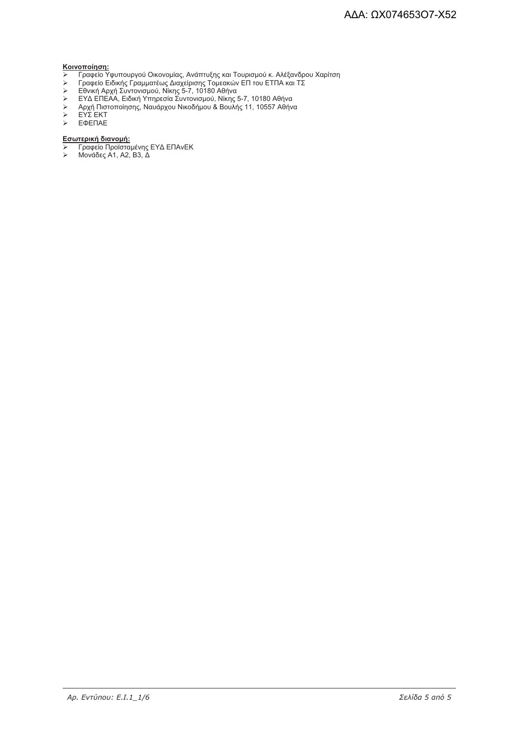**Κοινοποίηση:**

- Γραφείο Υφυπουργού Οικονομίας, Ανάπτυξης και Τουρισμού κ. Αλέξανδρου Χαρίτση
- Γραφείο Ειδικής Γραμματέως Διαχείρισης Τομεακών ΕΠ του ΕΤΠΑ και ΤΣ
- Εθνική Αρχή Συντονισμού, Νίκης 5-7, 10180 Αθήνα
- ΕΥΔ ΕΠΕΑΑ, Ειδική Υπηρεσία Συντονισμού, Νίκης 5-7, 10180 Αθήνα
- Αρχή Πιστοποίησης, Ναυάρχου Νικοδήμου & Βουλής 11, 10557 Αθήνα
- ΕΥΣ ΕΚΤ
- ΕΦΕΠΑΕ

**Εσωτερική διανομή:**

- Γραφείο Προϊσταμένης ΕΥΔ ΕΠΑνΕΚ
- Μονάδες Α1, Α2, Β3, Δ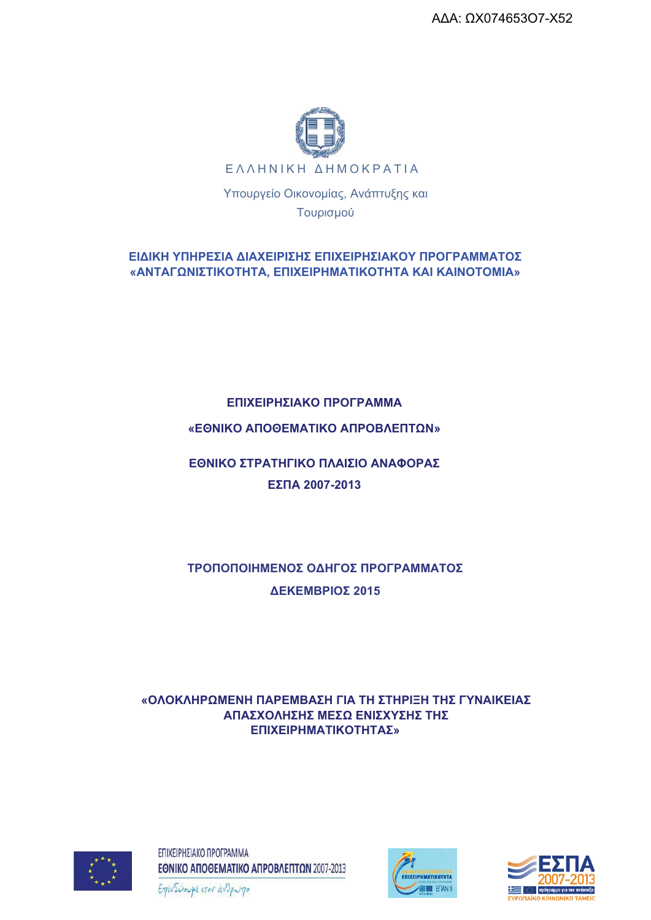ΑΔΑ: ΩΧ074653Ο7-Χ52

Ε Λ Λ Η Ν Ι Κ Η   Δ Η Μ Ο Κ Ρ Α Τ Ι Α

Υπουργείο Οικονομίας, Ανάπτυξης και Τουρισμού

**ΕΙΔΙΚΗ ΥΠΗΡΕΣΙΑ ΔΙΑΧΕΙΡΙΣΗΣ ΕΠΙΧΕΙΡΗΣΙΑΚΟΥ ΠΡΟΓΡΑΜΜΑΤΟΣ «ΑΝΤΑΓΩΝΙΣΤΙΚΟΤΗΤΑ, ΕΠΙΧΕΙΡΗΜΑΤΙΚΟΤΗΤΑ ΚΑΙ ΚΑΙΝΟΤΟΜΙΑ»**

**ΕΠΙΧΕΙΡΗΣΙΑΚΟ ΠΡΟΓΡΑΜΜΑ**

**«ΕΘΝΙΚΟ ΑΠΟΘΕΜΑΤΙΚΟ ΑΠΡΟΒΛΕΠΤΩΝ»**

**ΕΘΝΙΚΟ ΣΤΡΑΤΗΓΙΚΟ ΠΛΑΙΣΙΟ ΑΝΑΦΟΡΑΣ**

**ΕΣΠΑ 2007-2013**

**ΤΡΟΠΟΠΟΙΗΜΕΝΟΣ ΟΔΗΓΟΣ ΠΡΟΓΡΑΜΜΑΤΟΣ**

**ΔΕΚΕΜΒΡΙΟΣ 2015**

**«ΟΛΟΚΛΗΡΩΜΕΝΗ ΠΑΡΕΜΒΑΣΗ ΓΙΑ ΤΗ ΣΤΗΡΙΞΗ ΤΗΣ ΓΥΝΑΙΚΕΙΑΣ ΑΠΑΣΧΟΛΗΣΗΣ ΜΕΣΩ ΕΝΙΣΧΥΣΗΣ ΤΗΣ ΕΠΙΧΕΙΡΗΜΑΤΙΚΟΤΗΤΑΣ»**

ΕΠΙΧΕΙΡΗΣΙΑΚΟ ΠΡΟΓΡΑΜΜΑ
ΕΘΝΙΚΟ ΑΠΟΘΕΜΑΤΙΚΟ ΑΠΡΟΒΛΕΠΤΩΝ 2007-2013
Επενδύουμε στον άνθρωπο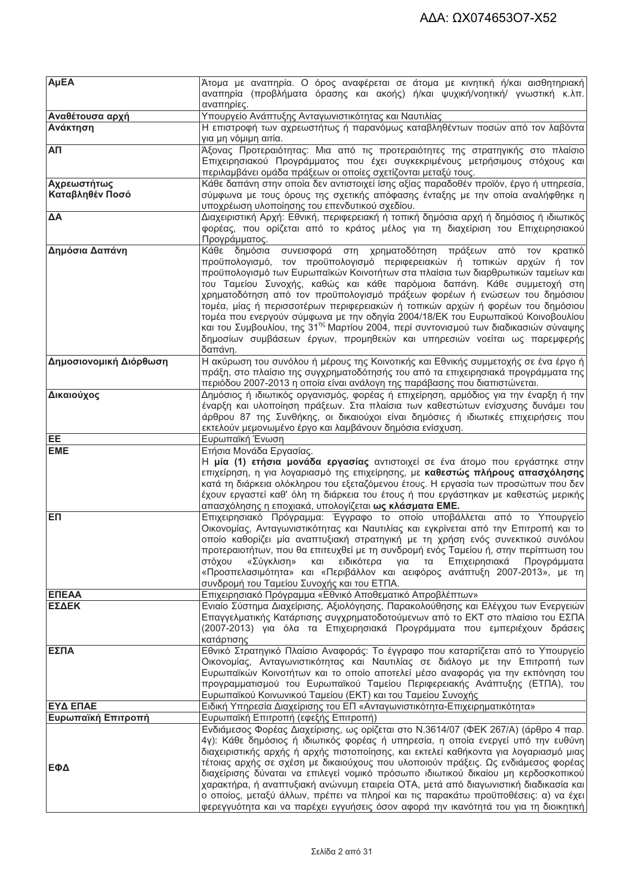| | |
|---|---|
| **ΑμΕΑ** | Άτομα με αναπηρία. Ο όρος αναφέρεται σε άτομα με κινητική ή/και αισθητηριακή αναπηρία (προβλήματα όρασης και ακοής) ή/και ψυχική/νοητική/ γνωστική κ.λπ. αναπηρίες. |
| **Αναθέτουσα αρχή** | Υπουργείο Ανάπτυξης Ανταγωνιστικότητας και Ναυτιλίας |
| **Ανάκτηση** | Η επιστροφή των αχρεωστήτως ή παρανόμως καταβληθέντων ποσών από τον λαβόντα για μη νόμιμη αιτία. |
| **ΑΠ** | Άξονας Προτεραιότητας: Μια από τις προτεραιότητες της στρατηγικής στο πλαίσιο Επιχειρησιακού Προγράμματος που έχει συγκεκριμένους μετρήσιμους στόχους και περιλαμβάνει ομάδα πράξεων οι οποίες σχετίζονται μεταξύ τους. |
| **Αχρεωστήτως Καταβληθέν Ποσό** | Κάθε δαπάνη στην οποία δεν αντιστοιχεί ίσης αξίας παραδοθέν προϊόν, έργο ή υπηρεσία, σύμφωνα με τους όρους της σχετικής απόφασης ένταξης με την οποία αναλήφθηκε η υποχρέωση υλοποίησης του επενδυτικού σχεδίου. |
| **ΔΑ** | Διαχειριστική Αρχή: Εθνική, περιφερειακή ή τοπική δημόσια αρχή ή δημόσιος ή ιδιωτικός φορέας, που ορίζεται από το κράτος μέλος για τη διαχείριση του Επιχειρησιακού Προγράμματος. |
| **Δημόσια Δαπάνη** | Κάθε δημόσια συνεισφορά στη χρηματοδότηση πράξεων από τον κρατικό προϋπολογισμό, τον προϋπολογισμό περιφερειακών ή τοπικών αρχών ή τον προϋπολογισμό των Ευρωπαϊκών Κοινοτήτων στα πλαίσια των διαρθρωτικών ταμείων και του Ταμείου Συνοχής, καθώς και κάθε παρόμοια δαπάνη. Κάθε συμμετοχή στη χρηματοδότηση από τον προϋπολογισμό πράξεων φορέων ή ενώσεων του δημόσιου τομέα, μίας ή περισσοτέρων περιφερειακών ή τοπικών αρχών ή φορέων του δημόσιου τομέα που ενεργούν σύμφωνα με την οδηγία 2004/18/ΕΚ του Ευρωπαϊκού Κοινοβουλίου και του Συμβουλίου, της 31ης Μαρτίου 2004, περί συντονισμού των διαδικασιών σύναψης δημοσίων συμβάσεων έργων, προμηθειών και υπηρεσιών νοείται ως παρεμφερής δαπάνη. |
| **Δημοσιονομική Διόρθωση** | Η ακύρωση του συνόλου ή μέρους της Κοινοτικής και Εθνικής συμμετοχής σε ένα έργο ή πράξη, στο πλαίσιο της συγχρηματοδότησής του από τα επιχειρησιακά προγράμματα της περιόδου 2007-2013 η οποία είναι ανάλογη της παράβασης που διαπιστώνεται. |
| **Δικαιούχος** | Δημόσιος ή ιδιωτικός οργανισμός, φορέας ή επιχείρηση, αρμόδιος για την έναρξη ή την έναρξη και υλοποίηση πράξεων. Στα πλαίσια των καθεστώτων ενίσχυσης δυνάμει του άρθρου 87 της Συνθήκης, οι δικαιούχοι είναι δημόσιες ή ιδιωτικές επιχειρήσεις που εκτελούν μεμονωμένο έργο και λαμβάνουν δημόσια ενίσχυση. |
| **ΕΕ** | Ευρωπαϊκή Ένωση |
| **ΕΜΕ** | Ετήσια Μονάδα Εργασίας.<br>Η **μία (1) ετήσια μονάδα εργασίας** αντιστοιχεί σε ένα άτομο που εργάστηκε στην επιχείρηση, η για λογαριασμό της επιχείρησης, με **καθεστώς πλήρους απασχόλησης** κατά τη διάρκεια ολόκληρου του εξεταζόμενου έτους. Η εργασία των προσώπων που δεν έχουν εργαστεί καθ' όλη τη διάρκεια του έτους ή που εργάστηκαν με καθεστώς μερικής απασχόλησης η εποχιακά, υπολογίζεται **ως κλάσματα ΕΜΕ.** |
| **ΕΠ** | Επιχειρησιακό Πρόγραμμα: Έγγραφο το οποίο υποβάλλεται από το Υπουργείο Οικονομίας, Ανταγωνιστικότητας και Ναυτιλίας και εγκρίνεται από την Επιτροπή και το οποίο καθορίζει μία αναπτυξιακή στρατηγική με τη χρήση ενός συνεκτικού συνόλου προτεραιοτήτων, που θα επιτευχθεί με τη συνδρομή ενός Ταμείου ή, στην περίπτωση του στόχου «Σύγκλιση» και ειδικότερα για τα Επιχειρησιακά Προγράμματα «Προσπελασιμότητα» και «Περιβάλλον και αειφόρος ανάπτυξη 2007-2013», με τη συνδρομή του Ταμείου Συνοχής και του ΕΤΠΑ. |
| **ΕΠΕΑΑ** | Επιχειρησιακό Πρόγραμμα «Εθνικό Αποθεματικό Απροβλέπτων» |
| **ΕΣΔΕΚ** | Ενιαίο Σύστημα Διαχείρισης, Αξιολόγησης, Παρακολούθησης και Ελέγχου των Ενεργειών Επαγγελματικής Κατάρτισης συγχρηματοδοτούμενων από το ΕΚΤ στο πλαίσιο του ΕΣΠΑ (2007-2013) για όλα τα Επιχειρησιακά Προγράμματα που εμπεριέχουν δράσεις κατάρτισης |
| **ΕΣΠΑ** | Εθνικό Στρατηγικό Πλαίσιο Αναφοράς: Το έγγραφο που καταρτίζεται από το Υπουργείο Οικονομίας, Ανταγωνιστικότητας και Ναυτιλίας σε διάλογο με την Επιτροπή των Ευρωπαϊκών Κοινοτήτων και το οποίο αποτελεί μέσο αναφοράς για την εκπόνηση του προγραμματισμού του Ευρωπαϊκού Ταμείου Περιφερειακής Ανάπτυξης (ΕΤΠΑ), του Ευρωπαϊκού Κοινωνικού Ταμείου (ΕΚΤ) και του Ταμείου Συνοχής |
| **ΕΥΔ ΕΠΑΕ** | Ειδική Υπηρεσία Διαχείρισης του ΕΠ «Ανταγωνιστικότητα-Επιχειρηματικότητα» |
| **Ευρωπαϊκή Επιτροπή** | Ευρωπαϊκή Επιτροπή (εφεξής Επιτροπή) |
| **ΕΦΔ** | Ενδιάμεσος Φορέας Διαχείρισης, ως ορίζεται στο Ν.3614/07 (ΦΕΚ 267/Α) (άρθρο 4 παρ. 4γ): Κάθε δημόσιος ή ιδιωτικός φορέας ή υπηρεσία, η οποία ενεργεί υπό την ευθύνη διαχειριστικής αρχής ή αρχής πιστοποίησης, και εκτελεί καθήκοντα για λογαριασμό μιας τέτοιας αρχής σε σχέση με δικαιούχους που υλοποιούν πράξεις. Ως ενδιάμεσος φορέας διαχείρισης δύναται να επιλεγεί νομικό πρόσωπο ιδιωτικού δικαίου μη κερδοσκοπικού χαρακτήρα, ή αναπτυξιακή ανώνυμη εταιρεία ΟΤΑ, μετά από διαγωνιστική διαδικασία και ο οποίος, μεταξύ άλλων, πρέπει να πληροί και τις παρακάτω προϋποθέσεις: α) να έχει φερεγγυότητα και να παρέχει εγγυήσεις όσον αφορά την ικανότητά του για τη διοικητική |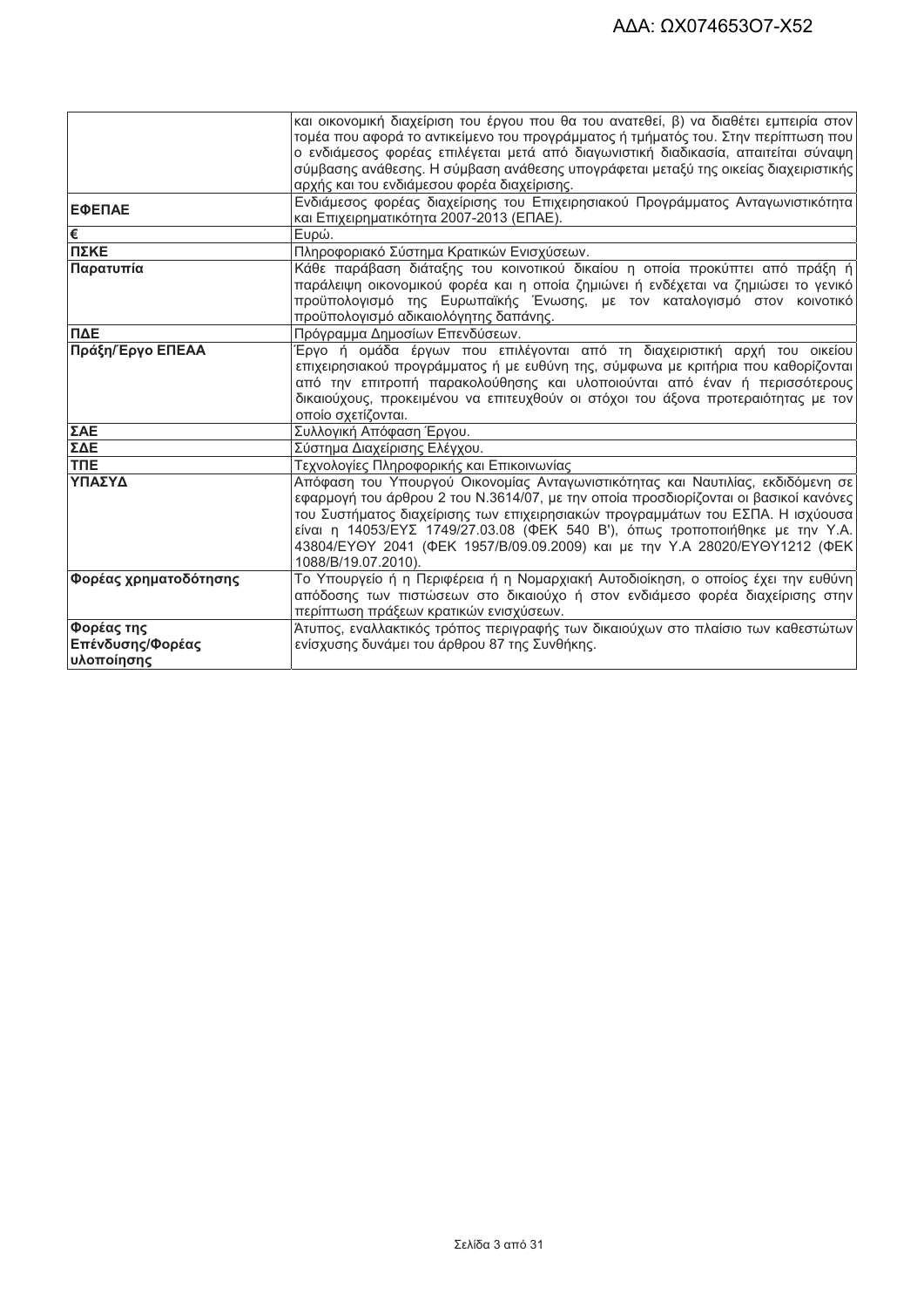| | |
|---|---|
| | και οικονομική διαχείριση του έργου που θα του ανατεθεί, β) να διαθέτει εμπειρία στον τομέα που αφορά το αντικείμενο του προγράμματος ή τμήματός του. Στην περίπτωση που ο ενδιάμεσος φορέας επιλέγεται μετά από διαγωνιστική διαδικασία, απαιτείται σύναψη σύμβασης ανάθεσης. Η σύμβαση ανάθεσης υπογράφεται μεταξύ της οικείας διαχειριστικής αρχής και του ενδιάμεσου φορέα διαχείρισης. |
| **ΕΦΕΠΑΕ** | Ενδιάμεσος φορέας διαχείρισης του Επιχειρησιακού Προγράμματος Ανταγωνιστικότητα και Επιχειρηματικότητα 2007-2013 (ΕΠΑΕ). |
| **€** | Ευρώ. |
| **ΠΣΚΕ** | Πληροφοριακό Σύστημα Κρατικών Ενισχύσεων. |
| **Παρατυπία** | Κάθε παράβαση διάταξης του κοινοτικού δικαίου η οποία προκύπτει από πράξη ή παράλειψη οικονομικού φορέα και η οποία ζημιώνει ή ενδέχεται να ζημιώσει το γενικό προϋπολογισμό της Ευρωπαϊκής Ένωσης, με τον καταλογισμό στον κοινοτικό προϋπολογισμό αδικαιολόγητης δαπάνης. |
| **ΠΔΕ** | Πρόγραμμα Δημοσίων Επενδύσεων. |
| **Πράξη/Έργο ΕΠΕΑΑ** | Έργο ή ομάδα έργων που επιλέγονται από τη διαχειριστική αρχή του οικείου επιχειρησιακού προγράμματος ή με ευθύνη της, σύμφωνα με κριτήρια που καθορίζονται από την επιτροπή παρακολούθησης και υλοποιούνται από έναν ή περισσότερους δικαιούχους, προκειμένου να επιτευχθούν οι στόχοι του άξονα προτεραιότητας με τον οποίο σχετίζονται. |
| **ΣΑΕ** | Συλλογική Απόφαση Έργου. |
| **ΣΔΕ** | Σύστημα Διαχείρισης Ελέγχου. |
| **ΤΠΕ** | Τεχνολογίες Πληροφορικής και Επικοινωνίας |
| **ΥΠΑΣΥΔ** | Απόφαση του Υπουργού Οικονομίας Ανταγωνιστικότητας και Ναυτιλίας, εκδιδόμενη σε εφαρμογή του άρθρου 2 του Ν.3614/07, με την οποία προσδιορίζονται οι βασικοί κανόνες του Συστήματος διαχείρισης των επιχειρησιακών προγραμμάτων του ΕΣΠΑ. Η ισχύουσα είναι η 14053/ΕΥΣ 1749/27.03.08 (ΦΕΚ 540 Β'), όπως τροποποιήθηκε με την Υ.Α. 43804/ΕΥΘΥ 2041 (ΦΕΚ 1957/Β/09.09.2009) και με την Υ.Α 28020/ΕΥΘΥ1212 (ΦΕΚ 1088/Β/19.07.2010). |
| **Φορέας χρηματοδότησης** | Το Υπουργείο ή η Περιφέρεια ή η Νομαρχιακή Αυτοδιοίκηση, ο οποίος έχει την ευθύνη απόδοσης των πιστώσεων στο δικαιούχο ή στον ενδιάμεσο φορέα διαχείρισης στην περίπτωση πράξεων κρατικών ενισχύσεων. |
| **Φορέας της Επένδυσης/Φορέας υλοποίησης** | Άτυπος, εναλλακτικός τρόπος περιγραφής των δικαιούχων στο πλαίσιο των καθεστώτων ενίσχυσης δυνάμει του άρθρου 87 της Συνθήκης. |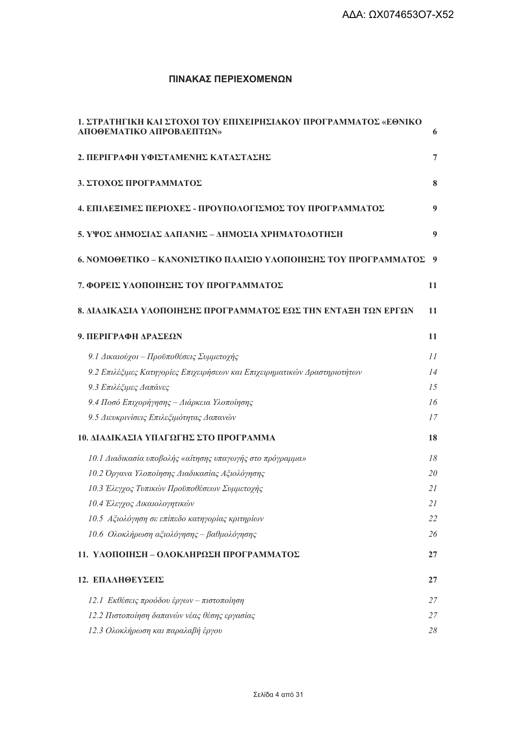## ΠΙΝΑΚΑΣ ΠΕΡΙΕΧΟΜΕΝΩΝ

| | |
|---|---|
| **1. ΣΤΡΑΤΗΓΙΚΗ ΚΑΙ ΣΤΟΧΟΙ ΤΟΥ ΕΠΙΧΕΙΡΗΣΙΑΚΟΥ ΠΡΟΓΡΑΜΜΑΤΟΣ «ΕΘΝΙΚΟ ΑΠΟΘΕΜΑΤΙΚΟ ΑΠΡΟΒΛΕΠΤΩΝ»** | **6** |
| **2. ΠΕΡΙΓΡΑΦΗ ΥΦΙΣΤΑΜΕΝΗΣ ΚΑΤΑΣΤΑΣΗΣ** | **7** |
| **3. ΣΤΟΧΟΣ ΠΡΟΓΡΑΜΜΑΤΟΣ** | **8** |
| **4. ΕΠΙΛΕΞΙΜΕΣ ΠΕΡΙΟΧΕΣ - ΠΡΟΥΠΟΛΟΓΙΣΜΟΣ ΤΟΥ ΠΡΟΓΡΑΜΜΑΤΟΣ** | **9** |
| **5. ΥΨΟΣ ΔΗΜΟΣΙΑΣ ΔΑΠΑΝΗΣ – ΔΗΜΟΣΙΑ ΧΡΗΜΑΤΟΔΟΤΗΣΗ** | **9** |
| **6. ΝΟΜΟΘΕΤΙΚΟ – ΚΑΝΟΝΙΣΤΙΚΟ ΠΛΑΙΣΙΟ ΥΛΟΠΟΙΗΣΗΣ ΤΟΥ ΠΡΟΓΡΑΜΜΑΤΟΣ** | **9** |
| **7. ΦΟΡΕΙΣ ΥΛΟΠΟΙΗΣΗΣ ΤΟΥ ΠΡΟΓΡΑΜΜΑΤΟΣ** | **11** |
| **8. ΔΙΑΔΙΚΑΣΙΑ ΥΛΟΠΟΙΗΣΗΣ ΠΡΟΓΡΑΜΜΑΤΟΣ ΕΩΣ ΤΗΝ ΕΝΤΑΞΗ ΤΩΝ ΕΡΓΩΝ** | **11** |
| **9. ΠΕΡΙΓΡΑΦΗ ΔΡΑΣΕΩΝ** | **11** |
| *9.1 Δικαιούχοι – Προϋποθέσεις Συμμετοχής* | *11* |
| *9.2 Επιλέξιμες Κατηγορίες Επιχειρήσεων και Επιχειρηματικών Δραστηριοτήτων* | *14* |
| *9.3 Επιλέξιμες Δαπάνες* | *15* |
| *9.4 Ποσό Επιχορήγησης – Διάρκεια Υλοποίησης* | *16* |
| *9.5 Διευκρινίσεις Επιλεξιμότητας Δαπανών* | *17* |
| **10. ΔΙΑΔΙΚΑΣΙΑ ΥΠΑΓΩΓΗΣ ΣΤΟ ΠΡΟΓΡΑΜΜΑ** | **18** |
| *10.1 Διαδικασία υποβολής «αίτησης υπαγωγής στο πρόγραμμα»* | *18* |
| *10.2 Όργανα Υλοποίησης Διαδικασίας Αξιολόγησης* | *20* |
| *10.3 Έλεγχος Τυπικών Προϋποθέσεων Συμμετοχής* | *21* |
| *10.4 Έλεγχος Δικαιολογητικών* | *21* |
| *10.5 Αξιολόγηση σε επίπεδο κατηγορίας κριτηρίων* | *22* |
| *10.6 Ολοκλήρωση αξιολόγησης – βαθμολόγησης* | *26* |
| **11. ΥΛΟΠΟΙΗΣΗ – ΟΛΟΚΛΗΡΩΣΗ ΠΡΟΓΡΑΜΜΑΤΟΣ** | **27** |
| **12. ΕΠΑΛΗΘΕΥΣΕΙΣ** | **27** |
| *12.1 Εκθέσεις προόδου έργων – πιστοποίηση* | *27* |
| *12.2 Πιστοποίηση δαπανών νέας θέσης εργασίας* | *27* |
| *12.3 Ολοκλήρωση και παραλαβή έργου* | *28* |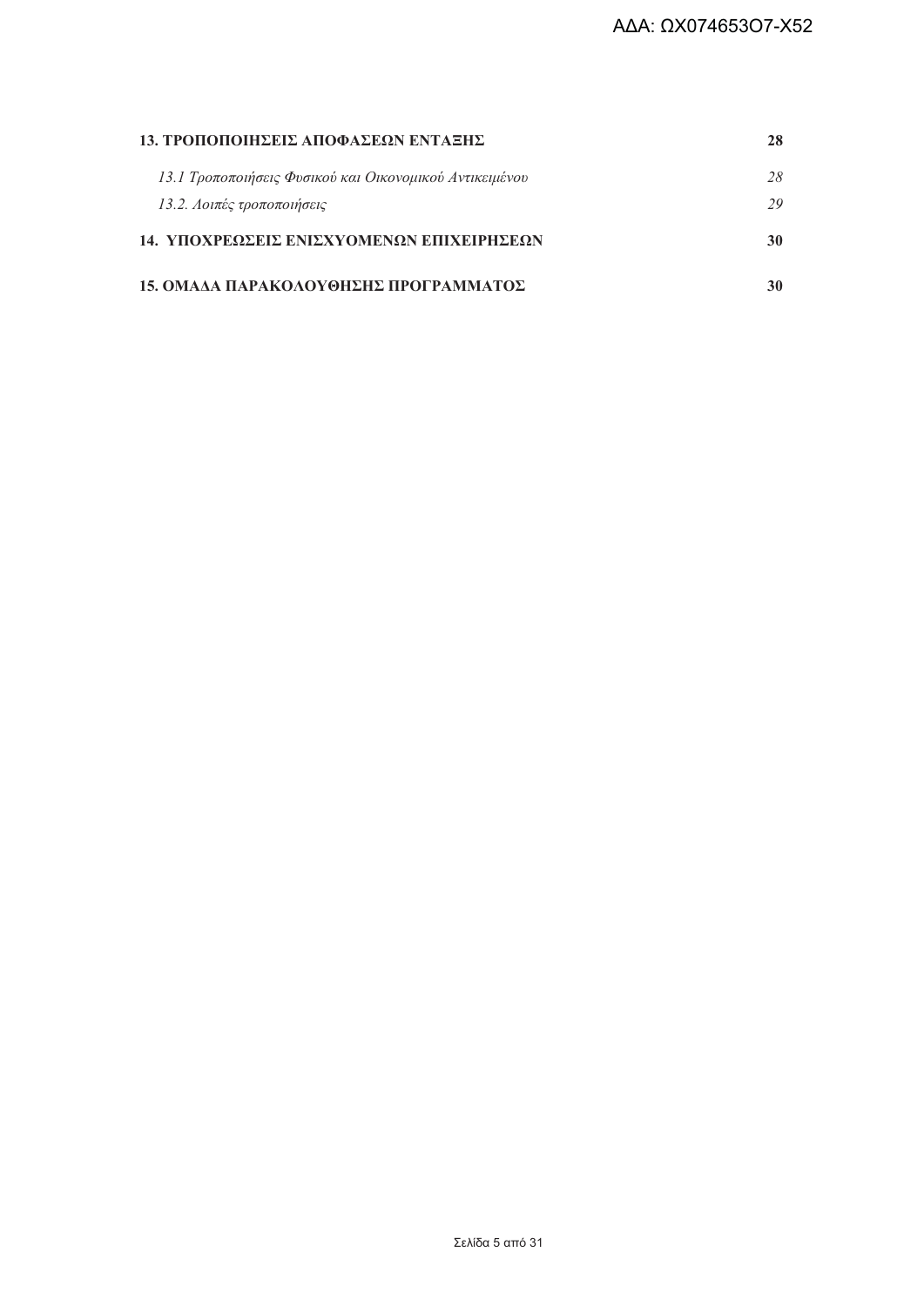**13. ΤΡΟΠΟΠΟΙΗΣΕΙΣ ΑΠΟΦΑΣΕΩΝ ΕΝΤΑΞΗΣ** **28**

*13.1 Τροποποιήσεις Φυσικού και Οικονομικού Αντικειμένου* *28*

*13.2. Λοιπές τροποποιήσεις* *29*

**14. ΥΠΟΧΡΕΩΣΕΙΣ ΕΝΙΣΧΥΟΜΕΝΩΝ ΕΠΙΧΕΙΡΗΣΕΩΝ** **30**

**15. ΟΜΑΔΑ ΠΑΡΑΚΟΛΟΥΘΗΣΗΣ ΠΡΟΓΡΑΜΜΑΤΟΣ** **30**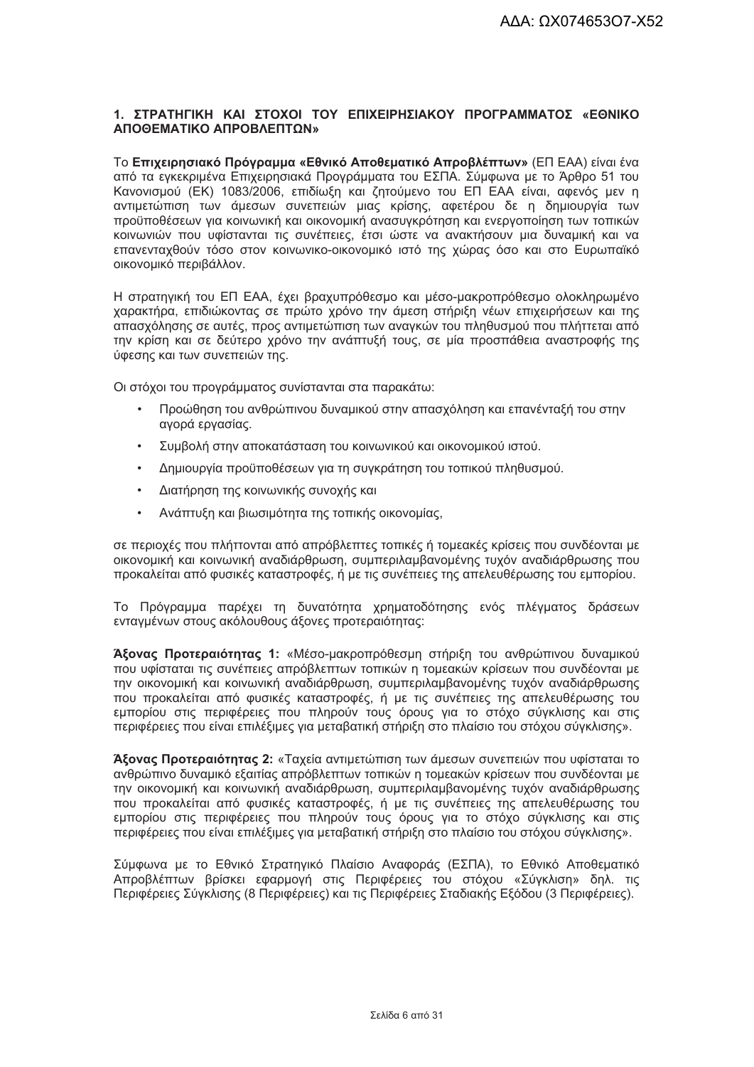## 1. ΣΤΡΑΤΗΓΙΚΗ ΚΑΙ ΣΤΟΧΟΙ ΤΟΥ ΕΠΙΧΕΙΡΗΣΙΑΚΟΥ ΠΡΟΓΡΑΜΜΑΤΟΣ «ΕΘΝΙΚΟ ΑΠΟΘΕΜΑΤΙΚΟ ΑΠΡΟΒΛΕΠΤΩΝ»

Το **Επιχειρησιακό Πρόγραμμα «Εθνικό Αποθεματικό Απροβλέπτων»** (ΕΠ ΕΑΑ) είναι ένα από τα εγκεκριμένα Επιχειρησιακά Προγράμματα του ΕΣΠΑ. Σύμφωνα με το Άρθρο 51 του Κανονισμού (ΕΚ) 1083/2006, επιδίωξη και ζητούμενο του ΕΠ ΕΑΑ είναι, αφενός μεν η αντιμετώπιση των άμεσων συνεπειών μιας κρίσης, αφετέρου δε η δημιουργία των προϋποθέσεων για κοινωνική και οικονομική ανασυγκρότηση και ενεργοποίηση των τοπικών κοινωνιών που υφίστανται τις συνέπειες, έτσι ώστε να ανακτήσουν μια δυναμική και να επανενταχθούν τόσο στον κοινωνικο-οικονομικό ιστό της χώρας όσο και στο Ευρωπαϊκό οικονομικό περιβάλλον.

Η στρατηγική του ΕΠ ΕΑΑ, έχει βραχυπρόθεσμο και μέσο-μακροπρόθεσμο ολοκληρωμένο χαρακτήρα, επιδιώκοντας σε πρώτο χρόνο την άμεση στήριξη νέων επιχειρήσεων και της απασχόλησης σε αυτές, προς αντιμετώπιση των αναγκών του πληθυσμού που πλήττεται από την κρίση και σε δεύτερο χρόνο την ανάπτυξή τους, σε μία προσπάθεια αναστροφής της ύφεσης και των συνεπειών της.

Οι στόχοι του προγράμματος συνίστανται στα παρακάτω:

- Προώθηση του ανθρώπινου δυναμικού στην απασχόληση και επανένταξή του στην αγορά εργασίας.
- Συμβολή στην αποκατάσταση του κοινωνικού και οικονομικού ιστού.
- Δημιουργία προϋποθέσεων για τη συγκράτηση του τοπικού πληθυσμού.
- Διατήρηση της κοινωνικής συνοχής και
- Ανάπτυξη και βιωσιμότητα της τοπικής οικονομίας,

σε περιοχές που πλήττονται από απρόβλεπτες τοπικές ή τομεακές κρίσεις που συνδέονται με οικονομική και κοινωνική αναδιάρθρωση, συμπεριλαμβανομένης τυχόν αναδιάρθρωσης που προκαλείται από φυσικές καταστροφές, ή με τις συνέπειες της απελευθέρωσης του εμπορίου.

Το Πρόγραμμα παρέχει τη δυνατότητα χρηματοδότησης ενός πλέγματος δράσεων ενταγμένων στους ακόλουθους άξονες προτεραιότητας:

**Άξονας Προτεραιότητας 1:** «Μέσο-μακροπρόθεσμη στήριξη του ανθρώπινου δυναμικού που υφίσταται τις συνέπειες απρόβλεπτων τοπικών η τομεακών κρίσεων που συνδέονται με την οικονομική και κοινωνική αναδιάρθρωση, συμπεριλαμβανομένης τυχόν αναδιάρθρωσης που προκαλείται από φυσικές καταστροφές, ή με τις συνέπειες της απελευθέρωσης του εμπορίου στις περιφέρειες που πληρούν τους όρους για το στόχο σύγκλισης και στις περιφέρειες που είναι επιλέξιμες για μεταβατική στήριξη στο πλαίσιο του στόχου σύγκλισης».

**Άξονας Προτεραιότητας 2:** «Ταχεία αντιμετώπιση των άμεσων συνεπειών που υφίσταται το ανθρώπινο δυναμικό εξαιτίας απρόβλεπτων τοπικών η τομεακών κρίσεων που συνδέονται με την οικονομική και κοινωνική αναδιάρθρωση, συμπεριλαμβανομένης τυχόν αναδιάρθρωσης που προκαλείται από φυσικές καταστροφές, ή με τις συνέπειες της απελευθέρωσης του εμπορίου στις περιφέρειες που πληρούν τους όρους για το στόχο σύγκλισης και στις περιφέρειες που είναι επιλέξιμες για μεταβατική στήριξη στο πλαίσιο του στόχου σύγκλισης».

Σύμφωνα με το Εθνικό Στρατηγικό Πλαίσιο Αναφοράς (ΕΣΠΑ), το Εθνικό Αποθεματικό Απροβλέπτων βρίσκει εφαρμογή στις Περιφέρειες του στόχου «Σύγκλιση» δηλ. τις Περιφέρειες Σύγκλισης (8 Περιφέρειες) και τις Περιφέρειες Σταδιακής Εξόδου (3 Περιφέρειες).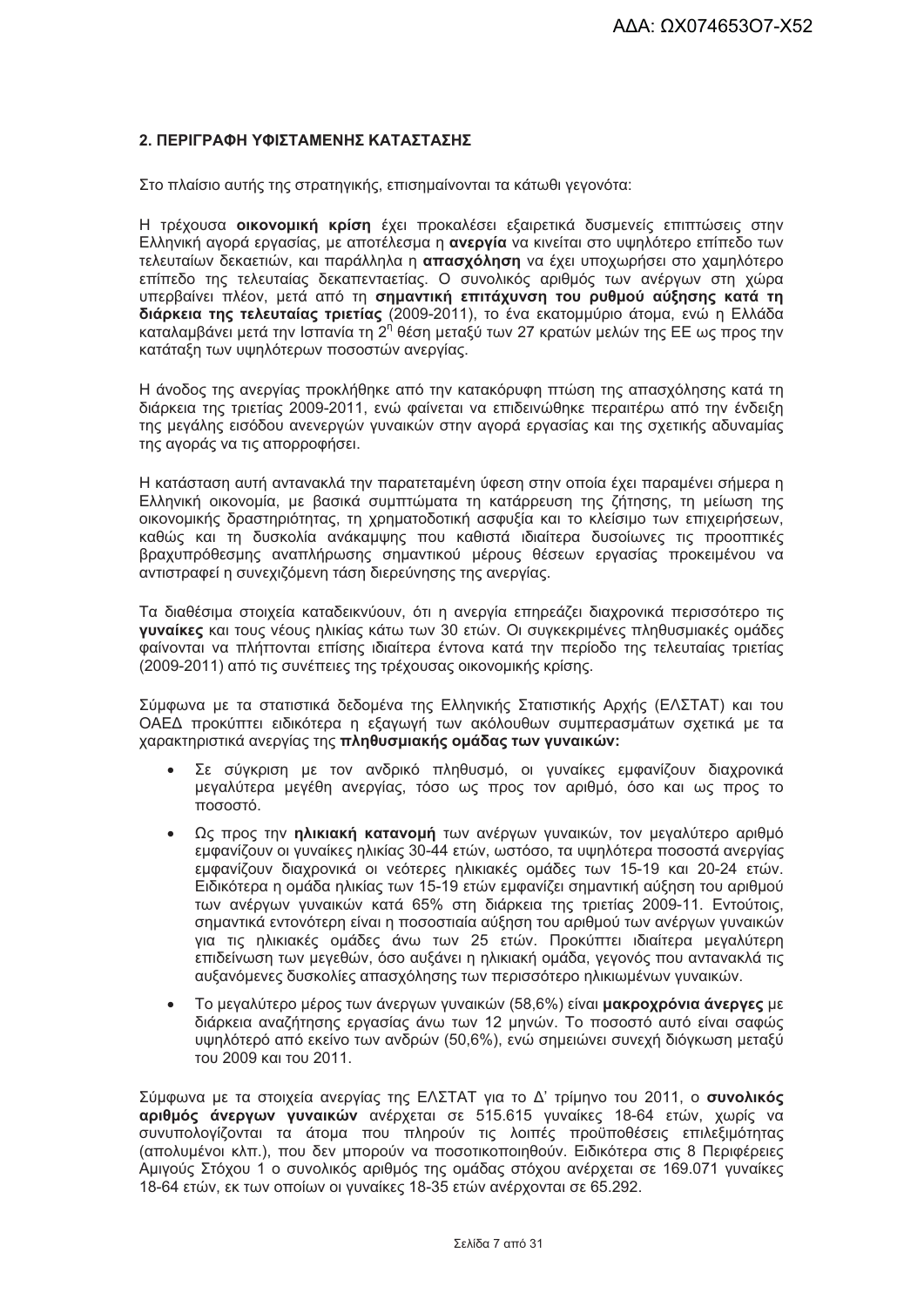## 2. ΠΕΡΙΓΡΑΦΗ ΥΦΙΣΤΑΜΕΝΗΣ ΚΑΤΑΣΤΑΣΗΣ

Στο πλαίσιο αυτής της στρατηγικής, επισημαίνονται τα κάτωθι γεγονότα:

Η τρέχουσα **οικονομική κρίση** έχει προκαλέσει εξαιρετικά δυσμενείς επιπτώσεις στην Ελληνική αγορά εργασίας, με αποτέλεσμα η **ανεργία** να κινείται στο υψηλότερο επίπεδο των τελευταίων δεκαετιών, και παράλληλα η **απασχόληση** να έχει υποχωρήσει στο χαμηλότερο επίπεδο της τελευταίας δεκαπενταετίας. Ο συνολικός αριθμός των ανέργων στη χώρα υπερβαίνει πλέον, μετά από τη **σημαντική επιτάχυνση του ρυθμού αύξησης κατά τη διάρκεια της τελευταίας τριετίας** (2009-2011), το ένα εκατομμύριο άτομα, ενώ η Ελλάδα καταλαμβάνει μετά την Ισπανία τη 2η θέση μεταξύ των 27 κρατών μελών της ΕΕ ως προς την κατάταξη των υψηλότερων ποσοστών ανεργίας.

Η άνοδος της ανεργίας προκλήθηκε από την κατακόρυφη πτώση της απασχόλησης κατά τη διάρκεια της τριετίας 2009-2011, ενώ φαίνεται να επιδεινώθηκε περαιτέρω από την ένδειξη της μεγάλης εισόδου ανενεργών γυναικών στην αγορά εργασίας και της σχετικής αδυναμίας της αγοράς να τις απορροφήσει.

Η κατάσταση αυτή αντανακλά την παρατεταμένη ύφεση στην οποία έχει παραμένει σήμερα η Ελληνική οικονομία, με βασικά συμπτώματα τη κατάρρευση της ζήτησης, τη μείωση της οικονομικής δραστηριότητας, τη χρηματοδοτική ασφυξία και το κλείσιμο των επιχειρήσεων, καθώς και τη δυσκολία ανάκαμψης που καθιστά ιδιαίτερα δυσοίωνες τις προοπτικές βραχυπρόθεσμης αναπλήρωσης σημαντικού μέρους θέσεων εργασίας προκειμένου να αντιστραφεί η συνεχιζόμενη τάση διερεύνησης της ανεργίας.

Τα διαθέσιμα στοιχεία καταδεικνύουν, ότι η ανεργία επηρεάζει διαχρονικά περισσότερο τις **γυναίκες** και τους νέους ηλικίας κάτω των 30 ετών. Οι συγκεκριμένες πληθυσμιακές ομάδες φαίνονται να πλήττονται επίσης ιδιαίτερα έντονα κατά την περίοδο της τελευταίας τριετίας (2009-2011) από τις συνέπειες της τρέχουσας οικονομικής κρίσης.

Σύμφωνα με τα στατιστικά δεδομένα της Ελληνικής Στατιστικής Αρχής (ΕΛΣΤΑΤ) και του ΟΑΕΔ προκύπτει ειδικότερα η εξαγωγή των ακόλουθων συμπερασμάτων σχετικά με τα χαρακτηριστικά ανεργίας της **πληθυσμιακής ομάδας των γυναικών:**

- Σε σύγκριση με τον ανδρικό πληθυσμό, οι γυναίκες εμφανίζουν διαχρονικά μεγαλύτερα μεγέθη ανεργίας, τόσο ως προς τον αριθμό, όσο και ως προς το ποσοστό.
- Ως προς την **ηλικιακή κατανομή** των ανέργων γυναικών, τον μεγαλύτερο αριθμό εμφανίζουν οι γυναίκες ηλικίας 30-44 ετών, ωστόσο, τα υψηλότερα ποσοστά ανεργίας εμφανίζουν διαχρονικά οι νεότερες ηλικιακές ομάδες των 15-19 και 20-24 ετών. Ειδικότερα η ομάδα ηλικίας των 15-19 ετών εμφανίζει σημαντική αύξηση του αριθμού των ανέργων γυναικών κατά 65% στη διάρκεια της τριετίας 2009-11. Εντούτοις, σημαντικά εντονότερη είναι η ποσοστιαία αύξηση του αριθμού των ανέργων γυναικών για τις ηλικιακές ομάδες άνω των 25 ετών. Προκύπτει ιδιαίτερα μεγαλύτερη επιδείνωση των μεγεθών, όσο αυξάνει η ηλικιακή ομάδα, γεγονός που αντανακλά τις αυξανόμενες δυσκολίες απασχόλησης των περισσότερο ηλικιωμένων γυναικών.
- Το μεγαλύτερο μέρος των άνεργων γυναικών (58,6%) είναι **μακροχρόνια άνεργες** με διάρκεια αναζήτησης εργασίας άνω των 12 μηνών. Το ποσοστό αυτό είναι σαφώς υψηλότερό από εκείνο των ανδρών (50,6%), ενώ σημειώνει συνεχή διόγκωση μεταξύ του 2009 και του 2011.

Σύμφωνα με τα στοιχεία ανεργίας της ΕΛΣΤΑΤ για το Δ' τρίμηνο του 2011, ο **συνολικός αριθμός άνεργων γυναικών** ανέρχεται σε 515.615 γυναίκες 18-64 ετών, χωρίς να συνυπολογίζονται τα άτομα που πληρούν τις λοιπές προϋποθέσεις επιλεξιμότητας (απολυμένοι κλπ.), που δεν μπορούν να ποσοτικοποιηθούν. Ειδικότερα στις 8 Περιφέρειες Αμιγούς Στόχου 1 ο συνολικός αριθμός της ομάδας στόχου ανέρχεται σε 169.071 γυναίκες 18-64 ετών, εκ των οποίων οι γυναίκες 18-35 ετών ανέρχονται σε 65.292.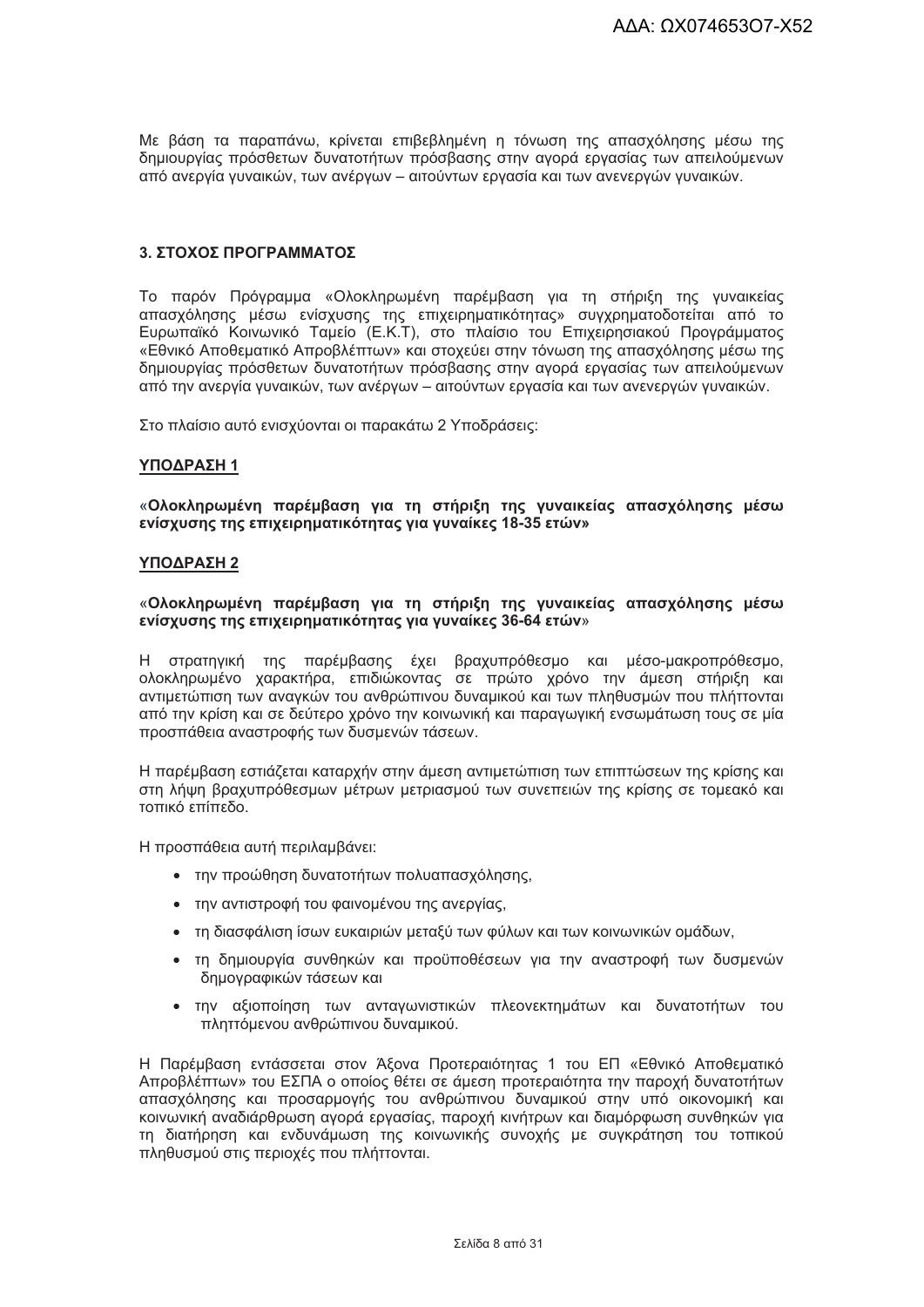Με βάση τα παραπάνω, κρίνεται επιβεβλημένη η τόνωση της απασχόλησης μέσω της δημιουργίας πρόσθετων δυνατοτήτων πρόσβασης στην αγορά εργασίας των απειλούμενων από ανεργία γυναικών, των ανέργων – αιτούντων εργασία και των ανενεργών γυναικών.

## 3. ΣΤΟΧΟΣ ΠΡΟΓΡΑΜΜΑΤΟΣ

Το παρόν Πρόγραμμα «Ολοκληρωμένη παρέμβαση για τη στήριξη της γυναικείας απασχόλησης μέσω ενίσχυσης της επιχειρηματικότητας» συγχρηματοδοτείται από το Ευρωπαϊκό Κοινωνικό Ταμείο (Ε.Κ.Τ), στο πλαίσιο του Επιχειρησιακού Προγράμματος «Εθνικό Αποθεματικό Απροβλέπτων» και στοχεύει στην τόνωση της απασχόλησης μέσω της δημιουργίας πρόσθετων δυνατοτήτων πρόσβασης στην αγορά εργασίας των απειλούμενων από την ανεργία γυναικών, των ανέργων – αιτούντων εργασία και των ανενεργών γυναικών.

Στο πλαίσιο αυτό ενισχύονται οι παρακάτω 2 Υποδράσεις:

### ΥΠΟΔΡΑΣΗ 1

«**Ολοκληρωμένη παρέμβαση για τη στήριξη της γυναικείας απασχόλησης μέσω ενίσχυσης της επιχειρηματικότητας για γυναίκες 18-35 ετών»**

### ΥΠΟΔΡΑΣΗ 2

«**Ολοκληρωμένη παρέμβαση για τη στήριξη της γυναικείας απασχόλησης μέσω ενίσχυσης της επιχειρηματικότητας για γυναίκες 36-64 ετών**»

Η στρατηγική της παρέμβασης έχει βραχυπρόθεσμο και μέσο-μακροπρόθεσμο, ολοκληρωμένο χαρακτήρα, επιδιώκοντας σε πρώτο χρόνο την άμεση στήριξη και αντιμετώπιση των αναγκών του ανθρώπινου δυναμικού και των πληθυσμών που πλήττονται από την κρίση και σε δεύτερο χρόνο την κοινωνική και παραγωγική ενσωμάτωση τους σε μία προσπάθεια αναστροφής των δυσμενών τάσεων.

Η παρέμβαση εστιάζεται καταρχήν στην άμεση αντιμετώπιση των επιπτώσεων της κρίσης και στη λήψη βραχυπρόθεσμων μέτρων μετριασμού των συνεπειών της κρίσης σε τομεακό και τοπικό επίπεδο.

Η προσπάθεια αυτή περιλαμβάνει:

- την προώθηση δυνατοτήτων πολυαπασχόλησης,
- την αντιστροφή του φαινομένου της ανεργίας,
- τη διασφάλιση ίσων ευκαιριών μεταξύ των φύλων και των κοινωνικών ομάδων,
- τη δημιουργία συνθηκών και προϋποθέσεων για την αναστροφή των δυσμενών δημογραφικών τάσεων και
- την αξιοποίηση των ανταγωνιστικών πλεονεκτημάτων και δυνατοτήτων του πληττόμενου ανθρώπινου δυναμικού.

Η Παρέμβαση εντάσσεται στον Άξονα Προτεραιότητας 1 του ΕΠ «Εθνικό Αποθεματικό Απροβλέπτων» του ΕΣΠΑ ο οποίος θέτει σε άμεση προτεραιότητα την παροχή δυνατοτήτων απασχόλησης και προσαρμογής του ανθρώπινου δυναμικού στην υπό οικονομική και κοινωνική αναδιάρθρωση αγορά εργασίας, παροχή κινήτρων και διαμόρφωση συνθηκών για τη διατήρηση και ενδυνάμωση της κοινωνικής συνοχής με συγκράτηση του τοπικού πληθυσμού στις περιοχές που πλήττονται.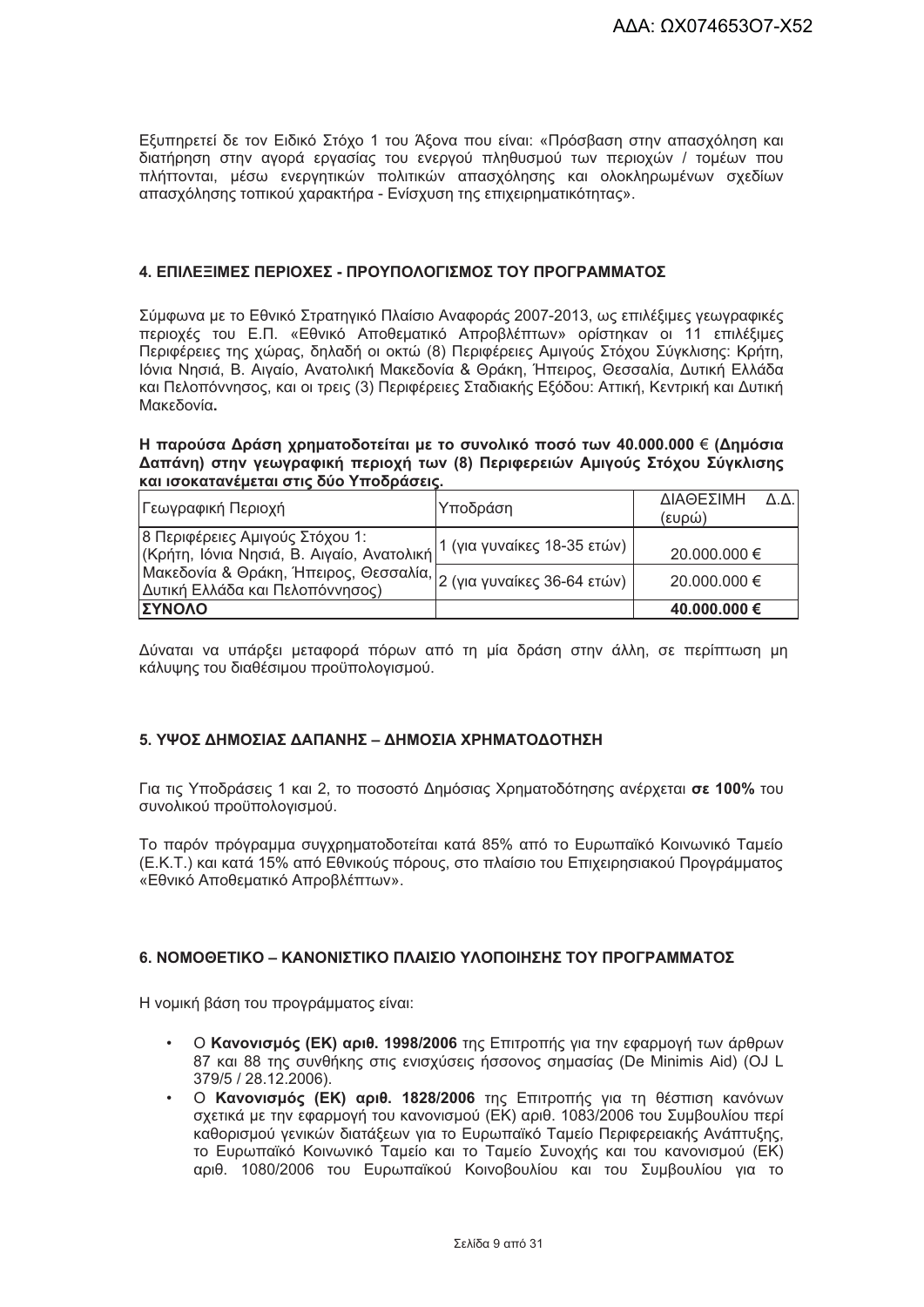Εξυπηρετεί δε τον Ειδικό Στόχο 1 του Άξονα που είναι: «Πρόσβαση στην απασχόληση και διατήρηση στην αγορά εργασίας του ενεργού πληθυσμού των περιοχών / τομέων που πλήττονται, μέσω ενεργητικών πολιτικών απασχόλησης και ολοκληρωμένων σχεδίων απασχόλησης τοπικού χαρακτήρα - Ενίσχυση της επιχειρηματικότητας».

## 4. ΕΠΙΛΕΞΙΜΕΣ ΠΕΡΙΟΧΕΣ - ΠΡΟΥΠΟΛΟΓΙΣΜΟΣ ΤΟΥ ΠΡΟΓΡΑΜΜΑΤΟΣ

Σύμφωνα με το Εθνικό Στρατηγικό Πλαίσιο Αναφοράς 2007-2013, ως επιλέξιμες γεωγραφικές περιοχές του Ε.Π. «Εθνικό Αποθεματικό Απροβλέπτων» ορίστηκαν οι 11 επιλέξιμες Περιφέρειες της χώρας, δηλαδή οι οκτώ (8) Περιφέρειες Αμιγούς Στόχου Σύγκλισης: Κρήτη, Ιόνια Νησιά, Β. Αιγαίο, Ανατολική Μακεδονία & Θράκη, Ήπειρος, Θεσσαλία, Δυτική Ελλάδα και Πελοπόννησος, και οι τρεις (3) Περιφέρειες Σταδιακής Εξόδου: Αττική, Κεντρική και Δυτική Μακεδονία**.**

**Η παρούσα Δράση χρηματοδοτείται με το συνολικό ποσό των 40.000.000 € (Δημόσια Δαπάνη) στην γεωγραφική περιοχή των (8) Περιφερειών Αμιγούς Στόχου Σύγκλισης και ισοκατανέμεται στις δύο Υποδράσεις.**

| Γεωγραφική Περιοχή | Υποδράση | ΔΙΑΘΕΣΙΜΗ Δ.Δ. (ευρώ) |
|---|---|---|
| 8 Περιφέρειες Αμιγούς Στόχου 1: (Κρήτη, Ιόνια Νησιά, Β. Αιγαίο, Ανατολική Μακεδονία & Θράκη, Ήπειρος, Θεσσαλία, Δυτική Ελλάδα και Πελοπόννησος) | 1 (για γυναίκες 18-35 ετών) | 20.000.000 € |
| | 2 (για γυναίκες 36-64 ετών) | 20.000.000 € |
| **ΣΥΝΟΛΟ** | | **40.000.000 €** |

Δύναται να υπάρξει μεταφορά πόρων από τη μία δράση στην άλλη, σε περίπτωση μη κάλυψης του διαθέσιμου προϋπολογισμού.

## 5. ΥΨΟΣ ΔΗΜΟΣΙΑΣ ΔΑΠΑΝΗΣ – ΔΗΜΟΣΙΑ ΧΡΗΜΑΤΟΔΟΤΗΣΗ

Για τις Υποδράσεις 1 και 2, το ποσοστό Δημόσιας Χρηματοδότησης ανέρχεται **σε 100%** του συνολικού προϋπολογισμού.

Το παρόν πρόγραμμα συγχρηματοδοτείται κατά 85% από το Ευρωπαϊκό Κοινωνικό Ταμείο (Ε.Κ.Τ.) και κατά 15% από Εθνικούς πόρους, στο πλαίσιο του Επιχειρησιακού Προγράμματος «Εθνικό Αποθεματικό Απροβλέπτων».

## 6. ΝΟΜΟΘΕΤΙΚΟ – ΚΑΝΟΝΙΣΤΙΚΟ ΠΛΑΙΣΙΟ ΥΛΟΠΟΙΗΣΗΣ ΤΟΥ ΠΡΟΓΡΑΜΜΑΤΟΣ

Η νομική βάση του προγράμματος είναι:

- Ο **Κανονισμός (ΕΚ) αριθ. 1998/2006** της Επιτροπής για την εφαρμογή των άρθρων 87 και 88 της συνθήκης στις ενισχύσεις ήσσονος σημασίας (De Minimis Aid) (OJ L 379/5 / 28.12.2006).
- Ο **Κανονισμός (ΕΚ) αριθ. 1828/2006** της Επιτροπής για τη θέσπιση κανόνων σχετικά με την εφαρμογή του κανονισμού (ΕΚ) αριθ. 1083/2006 του Συμβουλίου περί καθορισμού γενικών διατάξεων για το Ευρωπαϊκό Ταμείο Περιφερειακής Ανάπτυξης, το Ευρωπαϊκό Κοινωνικό Ταμείο και το Ταμείο Συνοχής και του κανονισμού (ΕΚ) αριθ. 1080/2006 του Ευρωπαϊκού Κοινοβουλίου και του Συμβουλίου για το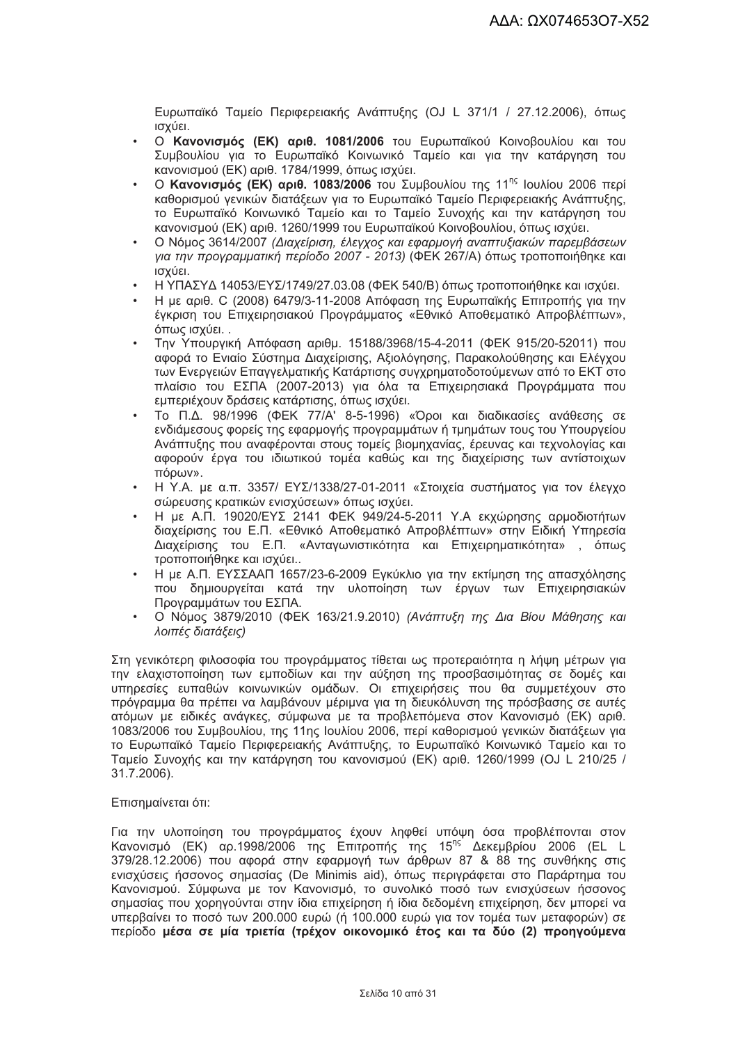Ευρωπαϊκό Ταμείο Περιφερειακής Ανάπτυξης (OJ L 371/1 / 27.12.2006), όπως ισχύει.

- Ο **Κανονισμός (ΕΚ) αριθ. 1081/2006** του Ευρωπαϊκού Κοινοβουλίου και του Συμβουλίου για το Ευρωπαϊκό Κοινωνικό Ταμείο και για την κατάργηση του κανονισμού (ΕΚ) αριθ. 1784/1999, όπως ισχύει.
- Ο **Κανονισμός (ΕΚ) αριθ. 1083/2006** του Συμβουλίου της 11ης Ιουλίου 2006 περί καθορισμού γενικών διατάξεων για το Ευρωπαϊκό Ταμείο Περιφερειακής Ανάπτυξης, το Ευρωπαϊκό Κοινωνικό Ταμείο και το Ταμείο Συνοχής και την κατάργηση του κανονισμού (ΕΚ) αριθ. 1260/1999 του Ευρωπαϊκού Κοινοβουλίου, όπως ισχύει.
- Ο Νόμος 3614/2007 *(Διαχείριση, έλεγχος και εφαρμογή αναπτυξιακών παρεμβάσεων για την προγραμματική περίοδο 2007 - 2013)* (ΦΕΚ 267/Α) όπως τροποποιήθηκε και ισχύει.
- Η ΥΠΑΣΥΔ 14053/ΕΥΣ/1749/27.03.08 (ΦΕΚ 540/Β) όπως τροποποιήθηκε και ισχύει.
- Η με αριθ. C (2008) 6479/3-11-2008 Απόφαση της Ευρωπαϊκής Επιτροπής για την έγκριση του Επιχειρησιακού Προγράμματος «Εθνικό Αποθεματικό Απροβλέπτων», όπως ισχύει. .
- Την Υπουργική Απόφαση αριθμ. 15188/3968/15-4-2011 (ΦΕΚ 915/20-52011) που αφορά το Ενιαίο Σύστημα Διαχείρισης, Αξιολόγησης, Παρακολούθησης και Ελέγχου των Ενεργειών Επαγγελματικής Κατάρτισης συγχρηματοδοτούμενων από το ΕΚΤ στο πλαίσιο του ΕΣΠΑ (2007-2013) για όλα τα Επιχειρησιακά Προγράμματα που εμπεριέχουν δράσεις κατάρτισης, όπως ισχύει.
- Το Π.Δ. 98/1996 (ΦΕΚ 77/Α' 8-5-1996) «Όροι και διαδικασίες ανάθεσης σε ενδιάμεσους φορείς της εφαρμογής προγραμμάτων ή τμημάτων τους του Υπουργείου Ανάπτυξης που αναφέρονται στους τομείς βιομηχανίας, έρευνας και τεχνολογίας και αφορούν έργα του ιδιωτικού τομέα καθώς και της διαχείρισης των αντίστοιχων πόρων».
- Η Υ.Α. με α.π. 3357/ ΕΥΣ/1338/27-01-2011 «Στοιχεία συστήματος για τον έλεγχο σώρευσης κρατικών ενισχύσεων» όπως ισχύει.
- Η με Α.Π. 19020/ΕΥΣ 2141 ΦΕΚ 949/24-5-2011 Υ.Α εκχώρησης αρμοδιοτήτων διαχείρισης του Ε.Π. «Εθνικό Αποθεματικό Απροβλέπτων» στην Ειδική Υπηρεσία Διαχείρισης του Ε.Π. «Ανταγωνιστικότητα και Επιχειρηματικότητα» , όπως τροποποιήθηκε και ισχύει..
- Η με Α.Π. ΕΥΣΣΑΑΠ 1657/23-6-2009 Εγκύκλιο για την εκτίμηση της απασχόλησης που δημιουργείται κατά την υλοποίηση των έργων των Επιχειρησιακών Προγραμμάτων του ΕΣΠΑ.
- Ο Νόμος 3879/2010 (ΦΕΚ 163/21.9.2010) *(Ανάπτυξη της Δια Βίου Μάθησης και λοιπές διατάξεις)*

Στη γενικότερη φιλοσοφία του προγράμματος τίθεται ως προτεραιότητα η λήψη μέτρων για την ελαχιστοποίηση των εμποδίων και την αύξηση της προσβασιμότητας σε δομές και υπηρεσίες ευπαθών κοινωνικών ομάδων. Οι επιχειρήσεις που θα συμμετέχουν στο πρόγραμμα θα πρέπει να λαμβάνουν μέριμνα για τη διευκόλυνση της πρόσβασης σε αυτές ατόμων με ειδικές ανάγκες, σύμφωνα με τα προβλεπόμενα στον Κανονισμό (ΕΚ) αριθ. 1083/2006 του Συμβουλίου, της 11ης Ιουλίου 2006, περί καθορισμού γενικών διατάξεων για το Ευρωπαϊκό Ταμείο Περιφερειακής Ανάπτυξης, το Ευρωπαϊκό Κοινωνικό Ταμείο και το Ταμείο Συνοχής και την κατάργηση του κανονισμού (ΕΚ) αριθ. 1260/1999 (OJ L 210/25 / 31.7.2006).

Επισημαίνεται ότι:

Για την υλοποίηση του προγράμματος έχουν ληφθεί υπόψη όσα προβλέπονται στον Κανονισμό (ΕΚ) αρ.1998/2006 της Επιτροπής της 15ης Δεκεμβρίου 2006 (EL L 379/28.12.2006) που αφορά στην εφαρμογή των άρθρων 87 & 88 της συνθήκης στις ενισχύσεις ήσσονος σημασίας (De Minimis aid), όπως περιγράφεται στο Παράρτημα του Κανονισμού. Σύμφωνα με τον Κανονισμό, το συνολικό ποσό των ενισχύσεων ήσσονος σημασίας που χορηγούνται στην ίδια επιχείρηση ή ίδια δεδομένη επιχείρηση, δεν μπορεί να υπερβαίνει το ποσό των 200.000 ευρώ (ή 100.000 ευρώ για τον τομέα των μεταφορών) σε περίοδο **μέσα σε μία τριετία (τρέχον οικονομικό έτος και τα δύο (2) προηγούμενα**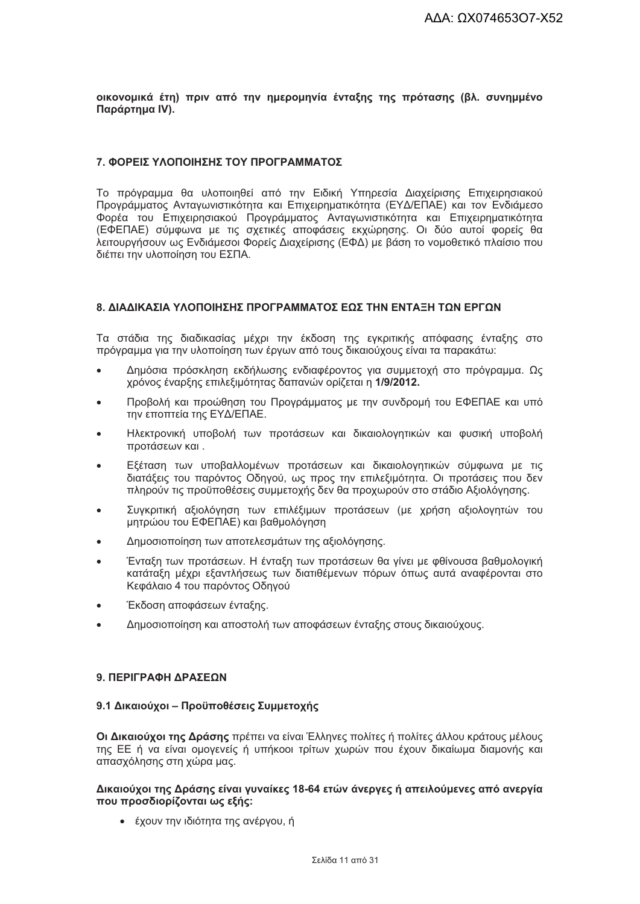**οικονομικά έτη) πριν από την ημερομηνία ένταξης της πρότασης (βλ. συνημμένο Παράρτημα IV).**

## 7. ΦΟΡΕΙΣ ΥΛΟΠΟΙΗΣΗΣ ΤΟΥ ΠΡΟΓΡΑΜΜΑΤΟΣ

Το πρόγραμμα θα υλοποιηθεί από την Ειδική Υπηρεσία Διαχείρισης Επιχειρησιακού Προγράμματος Ανταγωνιστικότητα και Επιχειρηματικότητα (ΕΥΔ/ΕΠΑΕ) και τον Ενδιάμεσο Φορέα του Επιχειρησιακού Προγράμματος Ανταγωνιστικότητα και Επιχειρηματικότητα (ΕΦΕΠΑΕ) σύμφωνα με τις σχετικές αποφάσεις εκχώρησης. Οι δύο αυτοί φορείς θα λειτουργήσουν ως Ενδιάμεσοι Φορείς Διαχείρισης (ΕΦΔ) με βάση το νομοθετικό πλαίσιο που διέπει την υλοποίηση του ΕΣΠΑ.

## 8. ΔΙΑΔΙΚΑΣΙΑ ΥΛΟΠΟΙΗΣΗΣ ΠΡΟΓΡΑΜΜΑΤΟΣ ΕΩΣ ΤΗΝ ΕΝΤΑΞΗ ΤΩΝ ΕΡΓΩΝ

Τα στάδια της διαδικασίας μέχρι την έκδοση της εγκριτικής απόφασης ένταξης στο πρόγραμμα για την υλοποίηση των έργων από τους δικαιούχους είναι τα παρακάτω:

- Δημόσια πρόσκληση εκδήλωσης ενδιαφέροντος για συμμετοχή στο πρόγραμμα. Ως χρόνος έναρξης επιλεξιμότητας δαπανών ορίζεται η **1/9/2012.**
- Προβολή και προώθηση του Προγράμματος με την συνδρομή του ΕΦΕΠΑΕ και υπό την εποπτεία της ΕΥΔ/ΕΠΑΕ.
- Ηλεκτρονική υποβολή των προτάσεων και δικαιολογητικών και φυσική υποβολή προτάσεων και .
- Εξέταση των υποβαλλομένων προτάσεων και δικαιολογητικών σύμφωνα με τις διατάξεις του παρόντος Οδηγού, ως προς την επιλεξιμότητα. Οι προτάσεις που δεν πληρούν τις προϋποθέσεις συμμετοχής δεν θα προχωρούν στο στάδιο Αξιολόγησης.
- Συγκριτική αξιολόγηση των επιλέξιμων προτάσεων (με χρήση αξιολογητών του μητρώου του ΕΦΕΠΑΕ) και βαθμολόγηση
- Δημοσιοποίηση των αποτελεσμάτων της αξιολόγησης.
- Ένταξη των προτάσεων. Η ένταξη των προτάσεων θα γίνει με φθίνουσα βαθμολογική κατάταξη μέχρι εξαντλήσεως των διατιθέμενων πόρων όπως αυτά αναφέρονται στο Κεφάλαιο 4 του παρόντος Οδηγού
- Έκδοση αποφάσεων ένταξης.
- Δημοσιοποίηση και αποστολή των αποφάσεων ένταξης στους δικαιούχους.

## 9. ΠΕΡΙΓΡΑΦΗ ΔΡΑΣΕΩΝ

### 9.1 Δικαιούχοι – Προϋποθέσεις Συμμετοχής

**Οι Δικαιούχοι της Δράσης** πρέπει να είναι Έλληνες πολίτες ή πολίτες άλλου κράτους μέλους της ΕΕ ή να είναι ομογενείς ή υπήκοοι τρίτων χωρών που έχουν δικαίωμα διαμονής και απασχόλησης στη χώρα μας.

**Δικαιούχοι της Δράσης είναι γυναίκες 18-64 ετών άνεργες ή απειλούμενες από ανεργία που προσδιορίζονται ως εξής:**

- έχουν την ιδιότητα της ανέργου, ή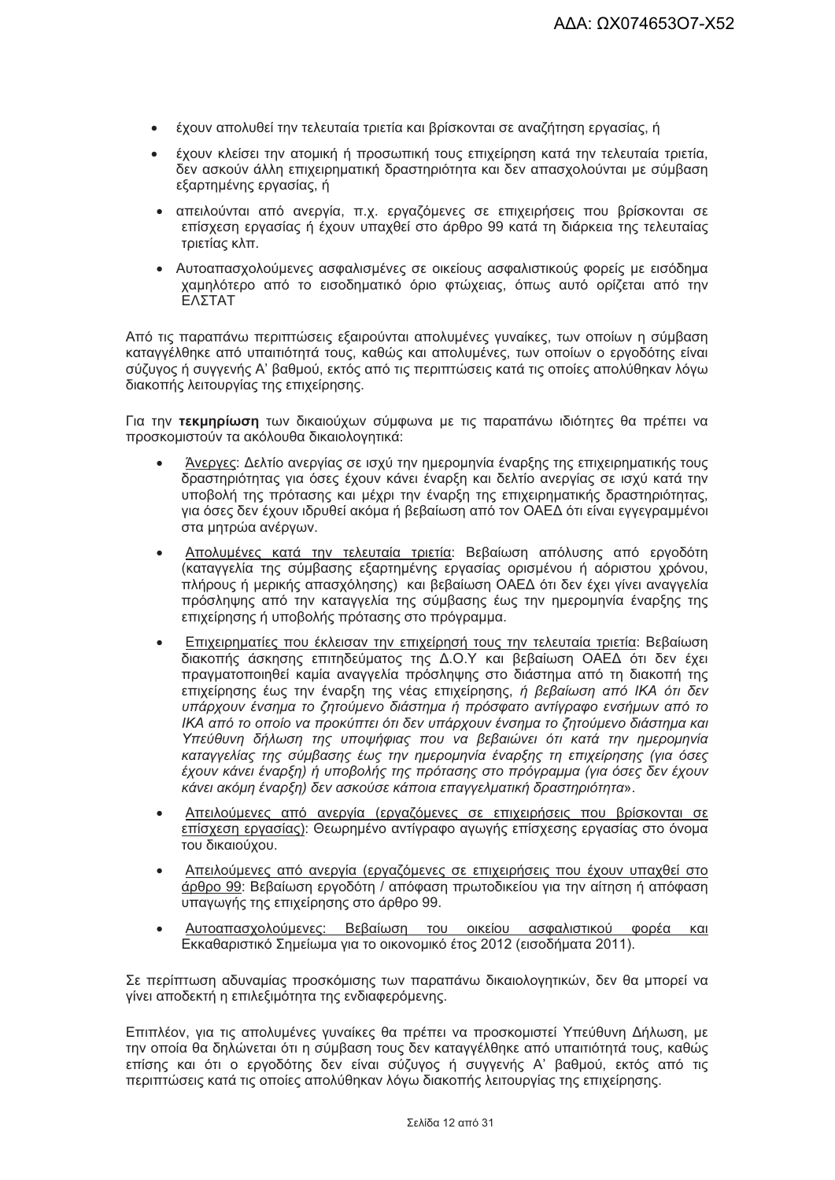- έχουν απολυθεί την τελευταία τριετία και βρίσκονται σε αναζήτηση εργασίας, ή
- έχουν κλείσει την ατομική ή προσωπική τους επιχείρηση κατά την τελευταία τριετία, δεν ασκούν άλλη επιχειρηματική δραστηριότητα και δεν απασχολούνται με σύμβαση εξαρτημένης εργασίας, ή
- απειλούνται από ανεργία, π.χ. εργαζόμενες σε επιχειρήσεις που βρίσκονται σε επίσχεση εργασίας ή έχουν υπαχθεί στο άρθρο 99 κατά τη διάρκεια της τελευταίας τριετίας κλπ.
- Αυτοαπασχολούμενες ασφαλισμένες σε οικείους ασφαλιστικούς φορείς με εισόδημα χαμηλότερο από το εισοδηματικό όριο φτώχειας, όπως αυτό ορίζεται από την ΕΛΣΤΑΤ

Από τις παραπάνω περιπτώσεις εξαιρούνται απολυμένες γυναίκες, των οποίων η σύμβαση καταγγέλθηκε από υπαιτιότητά τους, καθώς και απολυμένες, των οποίων ο εργοδότης είναι σύζυγος ή συγγενής Α' βαθμού, εκτός από τις περιπτώσεις κατά τις οποίες απολύθηκαν λόγω διακοπής λειτουργίας της επιχείρησης.

Για την **τεκμηρίωση** των δικαιούχων σύμφωνα με τις παραπάνω ιδιότητες θα πρέπει να προσκομιστούν τα ακόλουθα δικαιολογητικά:

- Άνεργες: Δελτίο ανεργίας σε ισχύ την ημερομηνία έναρξης της επιχειρηματικής τους δραστηριότητας για όσες έχουν κάνει έναρξη και δελτίο ανεργίας σε ισχύ κατά την υποβολή της πρότασης και μέχρι την έναρξη της επιχειρηματικής δραστηριότητας, για όσες δεν έχουν ιδρυθεί ακόμα ή βεβαίωση από τον ΟΑΕΔ ότι είναι εγγεγραμμένοι στα μητρώα ανέργων.
- Απολυμένες κατά την τελευταία τριετία: Βεβαίωση απόλυσης από εργοδότη (καταγγελία της σύμβασης εξαρτημένης εργασίας ορισμένου ή αόριστου χρόνου, πλήρους ή μερικής απασχόλησης) και βεβαίωση ΟΑΕΔ ότι δεν έχει γίνει αναγγελία πρόσληψης από την καταγγελία της σύμβασης έως την ημερομηνία έναρξης της επιχείρησης ή υποβολής πρότασης στο πρόγραμμα.
- Επιχειρηματίες που έκλεισαν την επιχείρησή τους την τελευταία τριετία: Βεβαίωση διακοπής άσκησης επιτηδεύματος της Δ.Ο.Υ και βεβαίωση ΟΑΕΔ ότι δεν έχει πραγματοποιηθεί καμία αναγγελία πρόσληψης στο διάστημα από τη διακοπή της επιχείρησης έως την έναρξη της νέας επιχείρησης, *ή βεβαίωση από ΙΚΑ ότι δεν υπάρχουν ένσημα το ζητούμενο διάστημα ή πρόσφατο αντίγραφο ενσήμων από το ΙΚΑ από το οποίο να προκύπτει ότι δεν υπάρχουν ένσημα το ζητούμενο διάστημα και Υπεύθυνη δήλωση της υποψήφιας που να βεβαιώνει ότι κατά την ημερομηνία καταγγελίας της σύμβασης έως την ημερομηνία έναρξης τη επιχείρησης (για όσες έχουν κάνει έναρξη) ή υποβολής της πρότασης στο πρόγραμμα (για όσες δεν έχουν κάνει ακόμη έναρξη) δεν ασκούσε κάποια επαγγελματική δραστηριότητα*».
- Απειλούμενες από ανεργία (εργαζόμενες σε επιχειρήσεις που βρίσκονται σε επίσχεση εργασίας): Θεωρημένο αντίγραφο αγωγής επίσχεσης εργασίας στο όνομα του δικαιούχου.
- Απειλούμενες από ανεργία (εργαζόμενες σε επιχειρήσεις που έχουν υπαχθεί στο άρθρο 99: Βεβαίωση εργοδότη / απόφαση πρωτοδικείου για την αίτηση ή απόφαση υπαγωγής της επιχείρησης στο άρθρο 99.
- Αυτοαπασχολούμενες: Βεβαίωση του οικείου ασφαλιστικού φορέα και Εκκαθαριστικό Σημείωμα για το οικονομικό έτος 2012 (εισοδήματα 2011).

Σε περίπτωση αδυναμίας προσκόμισης των παραπάνω δικαιολογητικών, δεν θα μπορεί να γίνει αποδεκτή η επιλεξιμότητα της ενδιαφερόμενης.

Επιπλέον, για τις απολυμένες γυναίκες θα πρέπει να προσκομιστεί Υπεύθυνη Δήλωση, με την οποία θα δηλώνεται ότι η σύμβαση τους δεν καταγγέλθηκε από υπαιτιότητά τους, καθώς επίσης και ότι ο εργοδότης δεν είναι σύζυγος ή συγγενής Α' βαθμού, εκτός από τις περιπτώσεις κατά τις οποίες απολύθηκαν λόγω διακοπής λειτουργίας της επιχείρησης.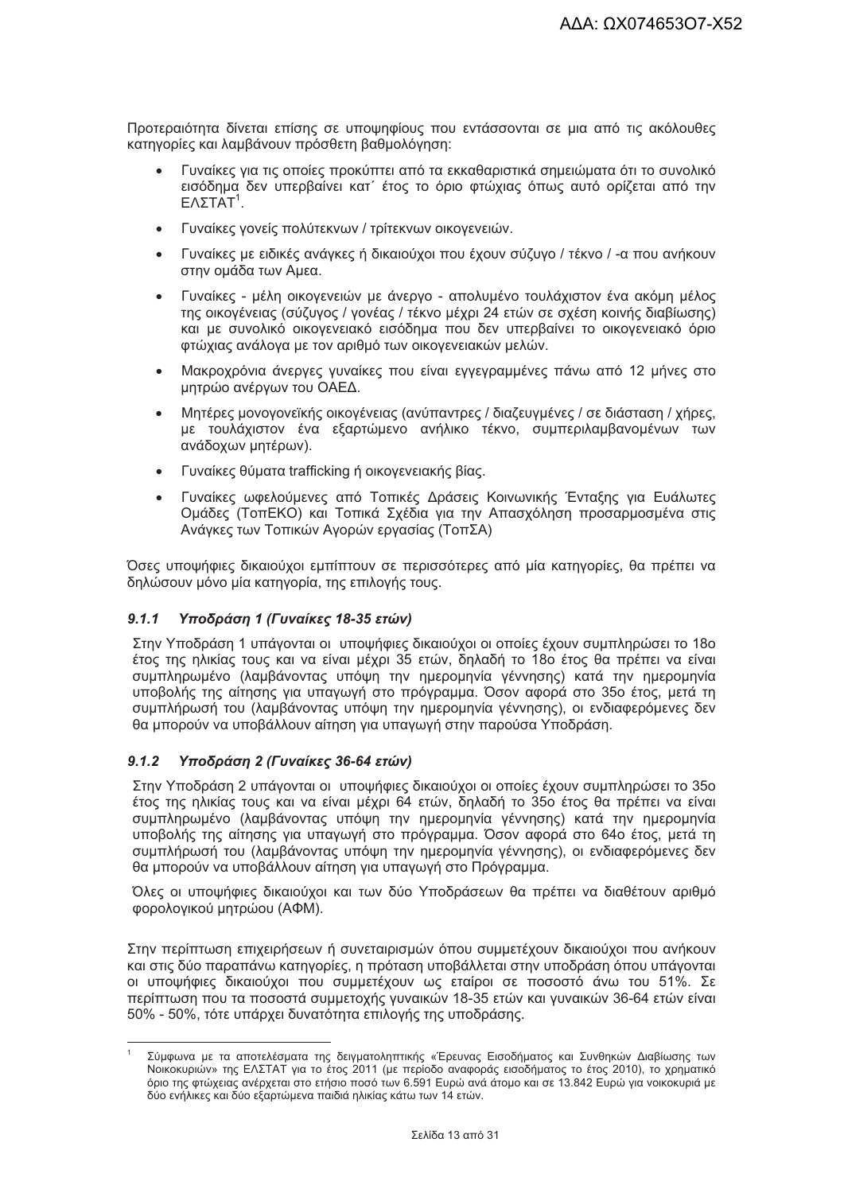Προτεραιότητα δίνεται επίσης σε υποψηφίους που εντάσσονται σε μια από τις ακόλουθες κατηγορίες και λαμβάνουν πρόσθετη βαθμολόγηση:

- Γυναίκες για τις οποίες προκύπτει από τα εκκαθαριστικά σημειώματα ότι το συνολικό εισόδημα δεν υπερβαίνει κατ΄ έτος το όριο φτώχιας όπως αυτό ορίζεται από την ΕΛΣΤΑΤ[1].
- Γυναίκες γονείς πολύτεκνων / τρίτεκνων οικογενειών.
- Γυναίκες με ειδικές ανάγκες ή δικαιούχοι που έχουν σύζυγο / τέκνο / -α που ανήκουν στην ομάδα των Αμεα.
- Γυναίκες - μέλη οικογενειών με άνεργο - απολυμένο τουλάχιστον ένα ακόμη μέλος της οικογένειας (σύζυγος / γονέας / τέκνο μέχρι 24 ετών σε σχέση κοινής διαβίωσης) και με συνολικό οικογενειακό εισόδημα που δεν υπερβαίνει το οικογενειακό όριο φτώχιας ανάλογα με τον αριθμό των οικογενειακών μελών.
- Μακροχρόνια άνεργες γυναίκες που είναι εγγεγραμμένες πάνω από 12 μήνες στο μητρώο ανέργων του ΟΑΕΔ.
- Μητέρες μονογονεϊκής οικογένειας (ανύπαντρες / διαζευγμένες / σε διάσταση / χήρες, με τουλάχιστον ένα εξαρτώμενο ανήλικο τέκνο, συμπεριλαμβανομένων των ανάδοχων μητέρων).
- Γυναίκες θύματα trafficking ή οικογενειακής βίας.
- Γυναίκες ωφελούμενες από Τοπικές Δράσεις Κοινωνικής Ένταξης για Ευάλωτες Ομάδες (ΤοπΕΚΟ) και Τοπικά Σχέδια για την Απασχόληση προσαρμοσμένα στις Ανάγκες των Τοπικών Αγορών εργασίας (ΤοπΣΑ)

Όσες υποψήφιες δικαιούχοι εμπίπτουν σε περισσότερες από μία κατηγορίες, θα πρέπει να δηλώσουν μόνο μία κατηγορία, της επιλογής τους.

### *9.1.1 Υποδράση 1 (Γυναίκες 18-35 ετών)*

Στην Υποδράση 1 υπάγονται οι υποψήφιες δικαιούχοι οι οποίες έχουν συμπληρώσει το 18ο έτος της ηλικίας τους και να είναι μέχρι 35 ετών, δηλαδή το 18ο έτος θα πρέπει να είναι συμπληρωμένο (λαμβάνοντας υπόψη την ημερομηνία γέννησης) κατά την ημερομηνία υποβολής της αίτησης για υπαγωγή στο πρόγραμμα. Όσον αφορά στο 35ο έτος, μετά τη συμπλήρωσή του (λαμβάνοντας υπόψη την ημερομηνία γέννησης), οι ενδιαφερόμενες δεν θα μπορούν να υποβάλλουν αίτηση για υπαγωγή στην παρούσα Υποδράση.

### *9.1.2 Υποδράση 2 (Γυναίκες 36-64 ετών)*

Στην Υποδράση 2 υπάγονται οι υποψήφιες δικαιούχοι οι οποίες έχουν συμπληρώσει το 35ο έτος της ηλικίας τους και να είναι μέχρι 64 ετών, δηλαδή το 35ο έτος θα πρέπει να είναι συμπληρωμένο (λαμβάνοντας υπόψη την ημερομηνία γέννησης) κατά την ημερομηνία υποβολής της αίτησης για υπαγωγή στο πρόγραμμα. Όσον αφορά στο 64ο έτος, μετά τη συμπλήρωσή του (λαμβάνοντας υπόψη την ημερομηνία γέννησης), οι ενδιαφερόμενες δεν θα μπορούν να υποβάλλουν αίτηση για υπαγωγή στο Πρόγραμμα.

Όλες οι υποψήφιες δικαιούχοι και των δύο Υποδράσεων θα πρέπει να διαθέτουν αριθμό φορολογικού μητρώου (ΑΦΜ).

Στην περίπτωση επιχειρήσεων ή συνεταιρισμών όπου συμμετέχουν δικαιούχοι που ανήκουν και στις δύο παραπάνω κατηγορίες, η πρόταση υποβάλλεται στην υποδράση όπου υπάγονται οι υποψήφιες δικαιούχοι που συμμετέχουν ως εταίροι σε ποσοστό άνω του 51%. Σε περίπτωση που τα ποσοστά συμμετοχής γυναικών 18-35 ετών και γυναικών 36-64 ετών είναι 50% - 50%, τότε υπάρχει δυνατότητα επιλογής της υποδράσης.

---

[1] Σύμφωνα με τα αποτελέσματα της δειγματοληπτικής «Έρευνας Εισοδήματος και Συνθηκών Διαβίωσης των Νοικοκυριών» της ΕΛΣΤΑΤ για το έτος 2011 (με περίοδο αναφοράς εισοδήματος το έτος 2010), το χρηματικό όριο της φτώχειας ανέρχεται στο ετήσιο ποσό των 6.591 Ευρώ ανά άτομο και σε 13.842 Ευρώ για νοικοκυριά με δύο ενήλικες και δύο εξαρτώμενα παιδιά ηλικίας κάτω των 14 ετών.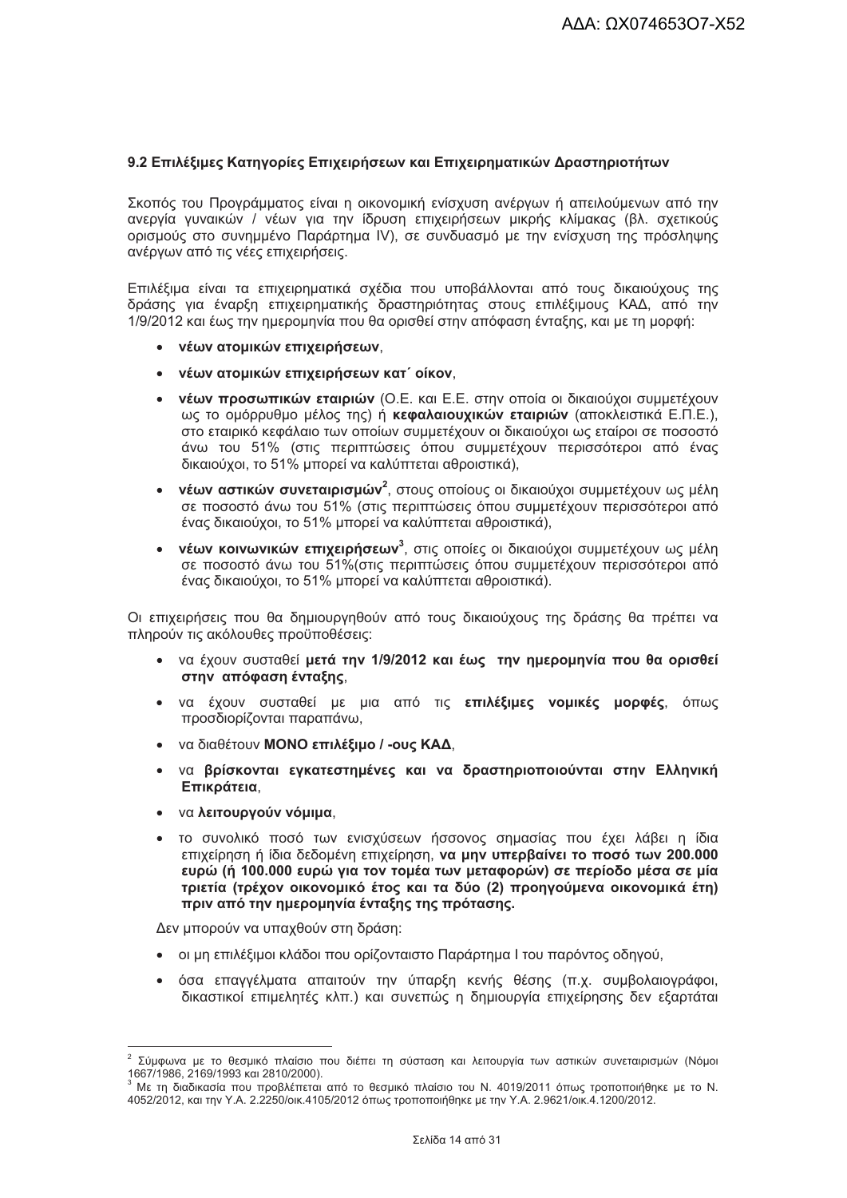### 9.2 Επιλέξιμες Κατηγορίες Επιχειρήσεων και Επιχειρηματικών Δραστηριοτήτων

Σκοπός του Προγράμματος είναι η οικονομική ενίσχυση ανέργων ή απειλούμενων από την ανεργία γυναικών / νέων για την ίδρυση επιχειρήσεων μικρής κλίμακας (βλ. σχετικούς ορισμούς στο συνημμένο Παράρτημα IV), σε συνδυασμό με την ενίσχυση της πρόσληψης ανέργων από τις νέες επιχειρήσεις.

Επιλέξιμα είναι τα επιχειρηματικά σχέδια που υποβάλλονται από τους δικαιούχους της δράσης για έναρξη επιχειρηματικής δραστηριότητας στους επιλέξιμους ΚΑΔ, από την 1/9/2012 και έως την ημερομηνία που θα ορισθεί στην απόφαση ένταξης, και με τη μορφή:

- **νέων ατομικών επιχειρήσεων**,
- **νέων ατομικών επιχειρήσεων κατ΄ οίκον**,
- **νέων προσωπικών εταιριών** (Ο.Ε. και Ε.Ε. στην οποία οι δικαιούχοι συμμετέχουν ως το ομόρρυθμο μέλος της) ή **κεφαλαιουχικών εταιριών** (αποκλειστικά Ε.Π.Ε.), στο εταιρικό κεφάλαιο των οποίων συμμετέχουν οι δικαιούχοι ως εταίροι σε ποσοστό άνω του 51% (στις περιπτώσεις όπου συμμετέχουν περισσότεροι από ένας δικαιούχοι, το 51% μπορεί να καλύπτεται αθροιστικά),
- **νέων αστικών συνεταιρισμών**[2], στους οποίους οι δικαιούχοι συμμετέχουν ως μέλη σε ποσοστό άνω του 51% (στις περιπτώσεις όπου συμμετέχουν περισσότεροι από ένας δικαιούχοι, το 51% μπορεί να καλύπτεται αθροιστικά),
- **νέων κοινωνικών επιχειρήσεων**[3], στις οποίες οι δικαιούχοι συμμετέχουν ως μέλη σε ποσοστό άνω του 51%(στις περιπτώσεις όπου συμμετέχουν περισσότεροι από ένας δικαιούχοι, το 51% μπορεί να καλύπτεται αθροιστικά).

Οι επιχειρήσεις που θα δημιουργηθούν από τους δικαιούχους της δράσης θα πρέπει να πληρούν τις ακόλουθες προϋποθέσεις:

- να έχουν συσταθεί **μετά την 1/9/2012 και έως την ημερομηνία που θα ορισθεί στην απόφαση ένταξης**,
- να έχουν συσταθεί με μια από τις **επιλέξιμες νομικές μορφές**, όπως προσδιορίζονται παραπάνω,
- να διαθέτουν **ΜΟΝΟ επιλέξιμο / -ους ΚΑΔ**,
- να **βρίσκονται εγκατεστημένες και να δραστηριοποιούνται στην Ελληνική Επικράτεια**,
- να **λειτουργούν νόμιμα**,
- το συνολικό ποσό των ενισχύσεων ήσσονος σημασίας που έχει λάβει η ίδια επιχείρηση ή ίδια δεδομένη επιχείρηση, **να μην υπερβαίνει το ποσό των 200.000 ευρώ (ή 100.000 ευρώ για τον τομέα των μεταφορών) σε περίοδο μέσα σε μία τριετία (τρέχον οικονομικό έτος και τα δύο (2) προηγούμενα οικονομικά έτη) πριν από την ημερομηνία ένταξης της πρότασης.**

Δεν μπορούν να υπαχθούν στη δράση:

- οι μη επιλέξιμοι κλάδοι που ορίζονταιστο Παράρτημα Ι του παρόντος οδηγού,
- όσα επαγγέλματα απαιτούν την ύπαρξη κενής θέσης (π.χ. συμβολαιογράφοι, δικαστικοί επιμελητές κλπ.) και συνεπώς η δημιουργία επιχείρησης δεν εξαρτάται

---

[2] Σύμφωνα με το θεσμικό πλαίσιο που διέπει τη σύσταση και λειτουργία των αστικών συνεταιρισμών (Νόμοι 1667/1986, 2169/1993 και 2810/2000).

[3] Με τη διαδικασία που προβλέπεται από το θεσμικό πλαίσιο του Ν. 4019/2011 όπως τροποποιήθηκε με το Ν. 4052/2012, και την Υ.Α. 2.2250/οικ.4105/2012 όπως τροποποιήθηκε με την Υ.Α. 2.9621/οικ.4.1200/2012.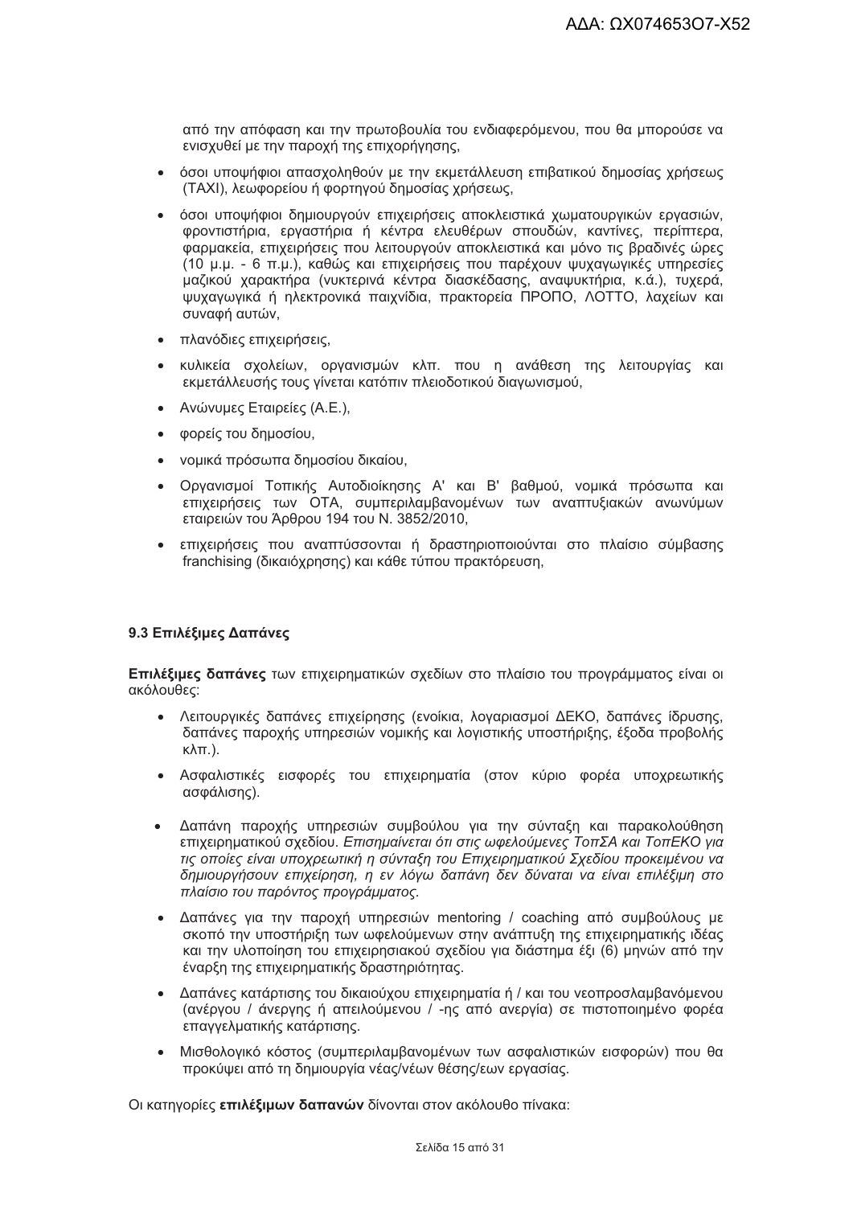από την απόφαση και την πρωτοβουλία του ενδιαφερόμενου, που θα μπορούσε να ενισχυθεί με την παροχή της επιχορήγησης,

- όσοι υποψήφιοι απασχοληθούν με την εκμετάλλευση επιβατικού δημοσίας χρήσεως (TAXI), λεωφορείου ή φορτηγού δημοσίας χρήσεως,
- όσοι υποψήφιοι δημιουργούν επιχειρήσεις αποκλειστικά χωματουργικών εργασιών, φροντιστήρια, εργαστήρια ή κέντρα ελευθέρων σπουδών, καντίνες, περίπτερα, φαρμακεία, επιχειρήσεις που λειτουργούν αποκλειστικά και μόνο τις βραδινές ώρες (10 μ.μ. - 6 π.μ.), καθώς και επιχειρήσεις που παρέχουν ψυχαγωγικές υπηρεσίες μαζικού χαρακτήρα (νυκτερινά κέντρα διασκέδασης, αναψυκτήρια, κ.ά.), τυχερά, ψυχαγωγικά ή ηλεκτρονικά παιχνίδια, πρακτορεία ΠΡΟΠΟ, ΛΟΤΤΟ, λαχείων και συναφή αυτών,
- πλανόδιες επιχειρήσεις,
- κυλικεία σχολείων, οργανισμών κλπ. που η ανάθεση της λειτουργίας και εκμετάλλευσής τους γίνεται κατόπιν πλειοδοτικού διαγωνισμού,
- Ανώνυμες Εταιρείες (Α.Ε.),
- φορείς του δημοσίου,
- νομικά πρόσωπα δημοσίου δικαίου,
- Οργανισμοί Τοπικής Αυτοδιοίκησης Α' και Β' βαθμού, νομικά πρόσωπα και επιχειρήσεις των ΟΤΑ, συμπεριλαμβανομένων των αναπτυξιακών ανωνύμων εταιρειών του Άρθρου 194 του Ν. 3852/2010,
- επιχειρήσεις που αναπτύσσονται ή δραστηριοποιούνται στο πλαίσιο σύμβασης franchising (δικαιόχρησης) και κάθε τύπου πρακτόρευση,

### 9.3 Επιλέξιμες Δαπάνες

**Επιλέξιμες δαπάνες** των επιχειρηματικών σχεδίων στο πλαίσιο του προγράμματος είναι οι ακόλουθες:

- Λειτουργικές δαπάνες επιχείρησης (ενοίκια, λογαριασμοί ΔΕΚΟ, δαπάνες ίδρυσης, δαπάνες παροχής υπηρεσιών νομικής και λογιστικής υποστήριξης, έξοδα προβολής κλπ.).
- Ασφαλιστικές εισφορές του επιχειρηματία (στον κύριο φορέα υποχρεωτικής ασφάλισης).
- Δαπάνη παροχής υπηρεσιών συμβούλου για την σύνταξη και παρακολούθηση επιχειρηματικού σχεδίου. *Επισημαίνεται ότι στις ωφελούμενες ΤοπΣΑ και ΤοπΕΚΟ για τις οποίες είναι υποχρεωτική η σύνταξη του Επιχειρηματικού Σχεδίου προκειμένου να δημιουργήσουν επιχείρηση, η εν λόγω δαπάνη δεν δύναται να είναι επιλέξιμη στο πλαίσιο του παρόντος προγράμματος.*
- Δαπάνες για την παροχή υπηρεσιών mentoring / coaching από συμβούλους με σκοπό την υποστήριξη των ωφελούμενων στην ανάπτυξη της επιχειρηματικής ιδέας και την υλοποίηση του επιχειρησιακού σχεδίου για διάστημα έξι (6) μηνών από την έναρξη της επιχειρηματικής δραστηριότητας.
- Δαπάνες κατάρτισης του δικαιούχου επιχειρηματία ή / και του νεοπροσλαμβανόμενου (ανέργου / άνεργης ή απειλούμενου / -ης από ανεργία) σε πιστοποιημένο φορέα επαγγελματικής κατάρτισης.
- Μισθολογικό κόστος (συμπεριλαμβανομένων των ασφαλιστικών εισφορών) που θα προκύψει από τη δημιουργία νέας/νέων θέσης/εων εργασίας.

Οι κατηγορίες **επιλέξιμων δαπανών** δίνονται στον ακόλουθο πίνακα: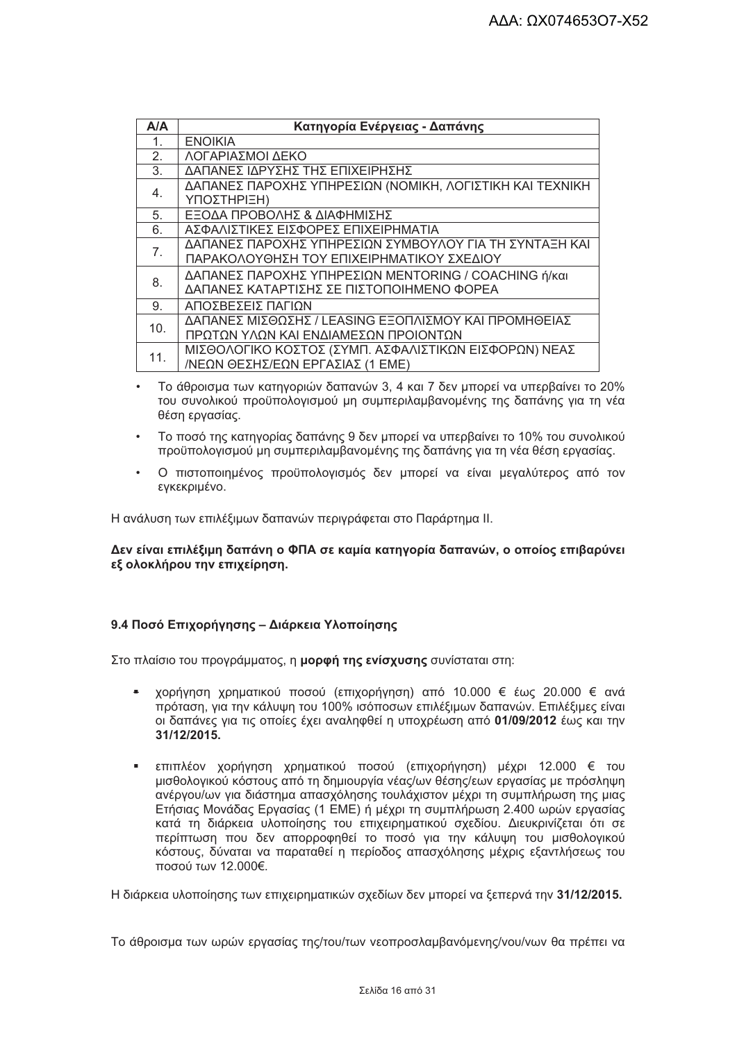| Α/Α | Κατηγορία Ενέργειας - Δαπάνης |
| --- | --- |
| 1. | ΕΝΟΙΚΙΑ |
| 2. | ΛΟΓΑΡΙΑΣΜΟΙ ΔΕΚΟ |
| 3. | ΔΑΠΑΝΕΣ ΙΔΡΥΣΗΣ ΤΗΣ ΕΠΙΧΕΙΡΗΣΗΣ |
| 4. | ΔΑΠΑΝΕΣ ΠΑΡΟΧΗΣ ΥΠΗΡΕΣΙΩΝ (ΝΟΜΙΚΗ, ΛΟΓΙΣΤΙΚΗ ΚΑΙ ΤΕΧΝΙΚΗ ΥΠΟΣΤΗΡΙΞΗ) |
| 5. | ΕΞΟΔΑ ΠΡΟΒΟΛΗΣ & ΔΙΑΦΗΜΙΣΗΣ |
| 6. | ΑΣΦΑΛΙΣΤΙΚΕΣ ΕΙΣΦΟΡΕΣ ΕΠΙΧΕΙΡΗΜΑΤΙΑ |
| 7. | ΔΑΠΑΝΕΣ ΠΑΡΟΧΗΣ ΥΠΗΡΕΣΙΩΝ ΣΥΜΒΟΥΛΟΥ ΓΙΑ ΤΗ ΣΥΝΤΑΞΗ ΚΑΙ ΠΑΡΑΚΟΛΟΥΘΗΣΗ ΤΟΥ ΕΠΙΧΕΙΡΗΜΑΤΙΚΟΥ ΣΧΕΔΙΟΥ |
| 8. | ΔΑΠΑΝΕΣ ΠΑΡΟΧΗΣ ΥΠΗΡΕΣΙΩΝ MENTORING / COACHING ή/και ΔΑΠΑΝΕΣ ΚΑΤΑΡΤΙΣΗΣ ΣΕ ΠΙΣΤΟΠΟΙΗΜΕΝΟ ΦΟΡΕΑ |
| 9. | ΑΠΟΣΒΕΣΕΙΣ ΠΑΓΙΩΝ |
| 10. | ΔΑΠΑΝΕΣ ΜΙΣΘΩΣΗΣ / LEASING ΕΞΟΠΛΙΣΜΟΥ ΚΑΙ ΠΡΟΜΗΘΕΙΑΣ ΠΡΩΤΩΝ ΥΛΩΝ ΚΑΙ ΕΝΔΙΑΜΕΣΩΝ ΠΡΟΙΟΝΤΩΝ |
| 11. | ΜΙΣΘΟΛΟΓΙΚΟ ΚΟΣΤΟΣ (ΣΥΜΠ. ΑΣΦΑΛΙΣΤΙΚΩΝ ΕΙΣΦΟΡΩΝ) ΝΕΑΣ /ΝΕΩΝ ΘΕΣΗΣ/ΕΩΝ ΕΡΓΑΣΙΑΣ (1 ΕΜΕ) |

- Το άθροισμα των κατηγοριών δαπανών 3, 4 και 7 δεν μπορεί να υπερβαίνει το 20% του συνολικού προϋπολογισμού μη συμπεριλαμβανομένης της δαπάνης για τη νέα θέση εργασίας.
- Το ποσό της κατηγορίας δαπάνης 9 δεν μπορεί να υπερβαίνει το 10% του συνολικού προϋπολογισμού μη συμπεριλαμβανομένης της δαπάνης για τη νέα θέση εργασίας.
- Ο πιστοποιημένος προϋπολογισμός δεν μπορεί να είναι μεγαλύτερος από τον εγκεκριμένο.

Η ανάλυση των επιλέξιμων δαπανών περιγράφεται στο Παράρτημα ΙΙ.

**Δεν είναι επιλέξιμη δαπάνη ο ΦΠΑ σε καμία κατηγορία δαπανών, ο οποίος επιβαρύνει εξ ολοκλήρου την επιχείρηση.**

### 9.4 Ποσό Επιχορήγησης – Διάρκεια Υλοποίησης

Στο πλαίσιο του προγράμματος, η **μορφή της ενίσχυσης** συνίσταται στη:

- χορήγηση χρηματικού ποσού (επιχορήγηση) από 10.000 € έως 20.000 € ανά πρόταση, για την κάλυψη του 100% ισόποσων επιλέξιμων δαπανών. Επιλέξιμες είναι οι δαπάνες για τις οποίες έχει αναληφθεί η υποχρέωση από **01/09/2012** έως και την **31/12/2015.**
- επιπλέον χορήγηση χρηματικού ποσού (επιχορήγηση) μέχρι 12.000 € του μισθολογικού κόστους από τη δημιουργία νέας/ων θέσης/εων εργασίας με πρόσληψη ανέργου/ων για διάστημα απασχόλησης τουλάχιστον μέχρι τη συμπλήρωση της μιας Ετήσιας Μονάδας Εργασίας (1 ΕΜΕ) ή μέχρι τη συμπλήρωση 2.400 ωρών εργασίας κατά τη διάρκεια υλοποίησης του επιχειρηματικού σχεδίου. Διευκρινίζεται ότι σε περίπτωση που δεν απορροφηθεί το ποσό για την κάλυψη του μισθολογικού κόστους, δύναται να παραταθεί η περίοδος απασχόλησης μέχρις εξαντλήσεως του ποσού των 12.000€.

Η διάρκεια υλοποίησης των επιχειρηματικών σχεδίων δεν μπορεί να ξεπερνά την **31/12/2015.**

Το άθροισμα των ωρών εργασίας της/του/των νεοπροσλαμβανόμενης/νου/νων θα πρέπει να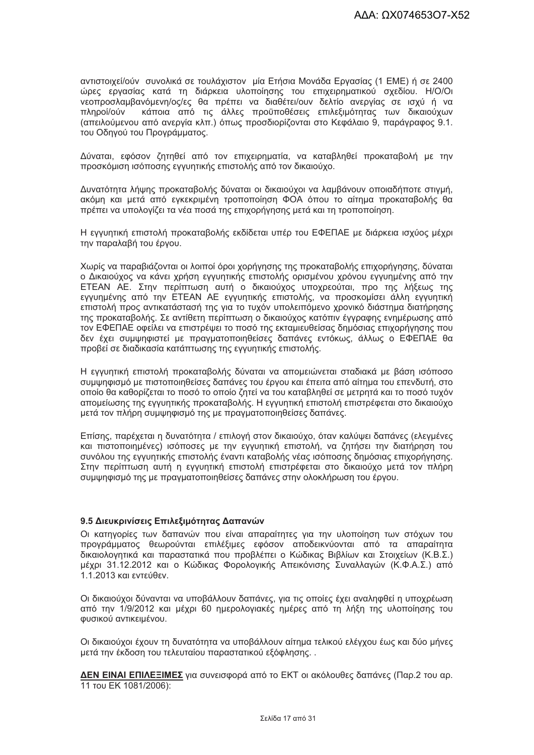αντιστοιχεί/ούν συνολικά σε τουλάχιστον μία Ετήσια Μονάδα Εργασίας (1 ΕΜΕ) ή σε 2400 ώρες εργασίας κατά τη διάρκεια υλοποίησης του επιχειρηματικού σχεδίου. Η/Ο/Οι νεοπροσλαμβανόμενη/ος/ες θα πρέπει να διαθέτει/ουν δελτίο ανεργίας σε ισχύ ή να πληροί/ούν κάποια από τις άλλες προϋποθέσεις επιλεξιμότητας των δικαιούχων (απειλούμενου από ανεργία κλπ.) όπως προσδιορίζονται στο Κεφάλαιο 9, παράγραφος 9.1. του Οδηγού του Προγράμματος.

Δύναται, εφόσον ζητηθεί από τον επιχειρηματία, να καταβληθεί προκαταβολή με την προσκόμιση ισόποσης εγγυητικής επιστολής από τον δικαιούχο.

Δυνατότητα λήψης προκαταβολής δύναται οι δικαιούχοι να λαμβάνουν οποιαδήποτε στιγμή, ακόμη και μετά από εγκεκριμένη τροποποίηση ΦΟΑ όπου το αίτημα προκαταβολής θα πρέπει να υπολογίζει τα νέα ποσά της επιχορήγησης μετά και τη τροποποίηση.

Η εγγυητική επιστολή προκαταβολής εκδίδεται υπέρ του ΕΦΕΠΑΕ με διάρκεια ισχύος μέχρι την παραλαβή του έργου.

Χωρίς να παραβιάζονται οι λοιποί όροι χορήγησης της προκαταβολής επιχορήγησης, δύναται ο Δικαιούχος να κάνει χρήση εγγυητικής επιστολής ορισμένου χρόνου εγγυημένης από την ΕΤΕΑΝ ΑΕ. Στην περίπτωση αυτή ο δικαιούχος υποχρεούται, προ της λήξεως της εγγυημένης από την ΕΤΕΑΝ ΑΕ εγγυητικής επιστολής, να προσκομίσει άλλη εγγυητική επιστολή προς αντικατάστασή της για το τυχόν υπολειπόμενο χρονικό διάστημα διατήρησης της προκαταβολής. Σε αντίθετη περίπτωση ο δικαιούχος κατόπιν έγγραφης ενημέρωσης από τον ΕΦΕΠΑΕ οφείλει να επιστρέψει το ποσό της εκταμιευθείσας δημόσιας επιχορήγησης που δεν έχει συμψηφιστεί με πραγματοποιηθείσες δαπάνες εντόκως, άλλως ο ΕΦΕΠΑΕ θα προβεί σε διαδικασία κατάπτωσης της εγγυητικής επιστολής.

Η εγγυητική επιστολή προκαταβολής δύναται να απομειώνεται σταδιακά με βάση ισόποσο συμψηφισμό με πιστοποιηθείσες δαπάνες του έργου και έπειτα από αίτημα του επενδυτή, στο οποίο θα καθορίζεται το ποσό το οποίο ζητεί να του καταβληθεί σε μετρητά και το ποσό τυχόν απομείωσης της εγγυητικής προκαταβολής. Η εγγυητική επιστολή επιστρέφεται στο δικαιούχο μετά τον πλήρη συμψηφισμό της με πραγματοποιηθείσες δαπάνες.

Επίσης, παρέχεται η δυνατότητα / επιλογή στον δικαιούχο, όταν καλύψει δαπάνες (ελεγμένες και πιστοποιημένες) ισόποσες με την εγγυητική επιστολή, να ζητήσει την διατήρηση του συνόλου της εγγυητικής επιστολής έναντι καταβολής νέας ισόποσης δημόσιας επιχορήγησης. Στην περίπτωση αυτή η εγγυητική επιστολή επιστρέφεται στο δικαιούχο μετά τον πλήρη συμψηφισμό της με πραγματοποιηθείσες δαπάνες στην ολοκλήρωση του έργου.

### 9.5 Διευκρινίσεις Επιλεξιμότητας Δαπανών

Οι κατηγορίες των δαπανών που είναι απαραίτητες για την υλοποίηση των στόχων του προγράμματος θεωρούνται επιλέξιμες εφόσον αποδεικνύονται από τα απαραίτητα δικαιολογητικά και παραστατικά που προβλέπει ο Κώδικας Βιβλίων και Στοιχείων (Κ.Β.Σ.) μέχρι 31.12.2012 και ο Κώδικας Φορολογικής Απεικόνισης Συναλλαγών (Κ.Φ.Α.Σ.) από 1.1.2013 και εντεύθεν.

Οι δικαιούχοι δύνανται να υποβάλλουν δαπάνες, για τις οποίες έχει αναληφθεί η υποχρέωση από την 1/9/2012 και μέχρι 60 ημερολογιακές ημέρες από τη λήξη της υλοποίησης του φυσικού αντικειμένου.

Οι δικαιούχοι έχουν τη δυνατότητα να υποβάλλουν αίτημα τελικού ελέγχου έως και δύο μήνες μετά την έκδοση του τελευταίου παραστατικού εξόφλησης. .

**ΔΕΝ ΕΙΝΑΙ ΕΠΙΛΕΞΙΜΕΣ** για συνεισφορά από το ΕΚΤ οι ακόλουθες δαπάνες (Παρ.2 του αρ. 11 του ΕΚ 1081/2006):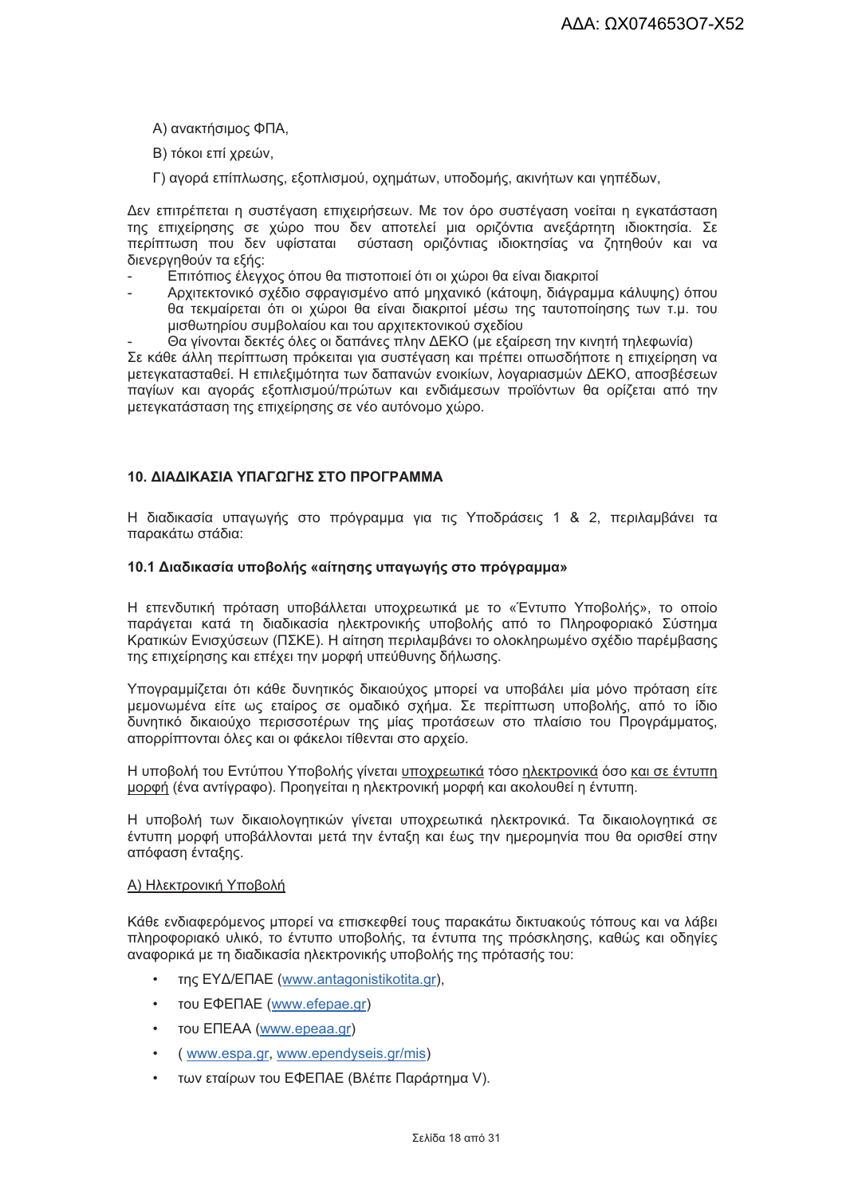Α) ανακτήσιμος ΦΠΑ,

Β) τόκοι επί χρεών,

Γ) αγορά επίπλωσης, εξοπλισμού, οχημάτων, υποδομής, ακινήτων και γηπέδων,

Δεν επιτρέπεται η συστέγαση επιχειρήσεων. Με τον όρο συστέγαση νοείται η εγκατάσταση της επιχείρησης σε χώρο που δεν αποτελεί μια οριζόντια ανεξάρτητη ιδιοκτησία. Σε περίπτωση που δεν υφίσταται σύσταση οριζόντιας ιδιοκτησίας να ζητηθούν και να διενεργηθούν τα εξής:

- Επιτόπιος έλεγχος όπου θα πιστοποιεί ότι οι χώροι θα είναι διακριτοί
- Αρχιτεκτονικό σχέδιο σφραγισμένο από μηχανικό (κάτοψη, διάγραμμα κάλυψης) όπου θα τεκμαίρεται ότι οι χώροι θα είναι διακριτοί μέσω της ταυτοποίησης των τ.μ. του μισθωτηρίου συμβολαίου και του αρχιτεκτονικού σχεδίου
- Θα γίνονται δεκτές όλες οι δαπάνες πλην ΔΕΚΟ (με εξαίρεση την κινητή τηλεφωνία)

Σε κάθε άλλη περίπτωση πρόκειται για συστέγαση και πρέπει οπωσδήποτε η επιχείρηση να μετεγκατασταθεί. Η επιλεξιμότητα των δαπανών ενοικίων, λογαριασμών ΔΕΚΟ, αποσβέσεων παγίων και αγοράς εξοπλισμού/πρώτων και ενδιάμεσων προϊόντων θα ορίζεται από την μετεγκατάσταση της επιχείρησης σε νέο αυτόνομο χώρο.

## 10. ΔΙΑΔΙΚΑΣΙΑ ΥΠΑΓΩΓΗΣ ΣΤΟ ΠΡΟΓΡΑΜΜΑ

Η διαδικασία υπαγωγής στο πρόγραμμα για τις Υποδράσεις 1 & 2, περιλαμβάνει τα παρακάτω στάδια:

### 10.1 Διαδικασία υποβολής «αίτησης υπαγωγής στο πρόγραμμα»

Η επενδυτική πρόταση υποβάλλεται υποχρεωτικά με το «Έντυπο Υποβολής», το οποίο παράγεται κατά τη διαδικασία ηλεκτρονικής υποβολής από το Πληροφοριακό Σύστημα Κρατικών Ενισχύσεων (ΠΣΚΕ). Η αίτηση περιλαμβάνει το ολοκληρωμένο σχέδιο παρέμβασης της επιχείρησης και επέχει την μορφή υπεύθυνης δήλωσης.

Υπογραμμίζεται ότι κάθε δυνητικός δικαιούχος μπορεί να υποβάλει μία μόνο πρόταση είτε μεμονωμένα είτε ως εταίρος σε ομαδικό σχήμα. Σε περίπτωση υποβολής, από το ίδιο δυνητικό δικαιούχο περισσοτέρων της μίας προτάσεων στο πλαίσιο του Προγράμματος, απορρίπτονται όλες και οι φάκελοι τίθενται στο αρχείο.

Η υποβολή του Εντύπου Υποβολής γίνεται υποχρεωτικά τόσο ηλεκτρονικά όσο και σε έντυπη μορφή (ένα αντίγραφο). Προηγείται η ηλεκτρονική μορφή και ακολουθεί η έντυπη.

Η υποβολή των δικαιολογητικών γίνεται υποχρεωτικά ηλεκτρονικά. Τα δικαιολογητικά σε έντυπη μορφή υποβάλλονται μετά την ένταξη και έως την ημερομηνία που θα ορισθεί στην απόφαση ένταξης.

Α) Ηλεκτρονική Υποβολή

Κάθε ενδιαφερόμενος μπορεί να επισκεφθεί τους παρακάτω δικτυακούς τόπους και να λάβει πληροφοριακό υλικό, το έντυπο υποβολής, τα έντυπα της πρόσκλησης, καθώς και οδηγίες αναφορικά με τη διαδικασία ηλεκτρονικής υποβολής της πρότασής του:

- της ΕΥΔ/ΕΠΑΕ (www.antagonistikotita.gr),
- του ΕΦΕΠΑΕ (www.efepae.gr)
- του ΕΠΕΑΑ (www.epeaa.gr)
- ( www.espa.gr, www.ependyseis.gr/mis)
- των εταίρων του ΕΦΕΠΑΕ (Βλέπε Παράρτημα V).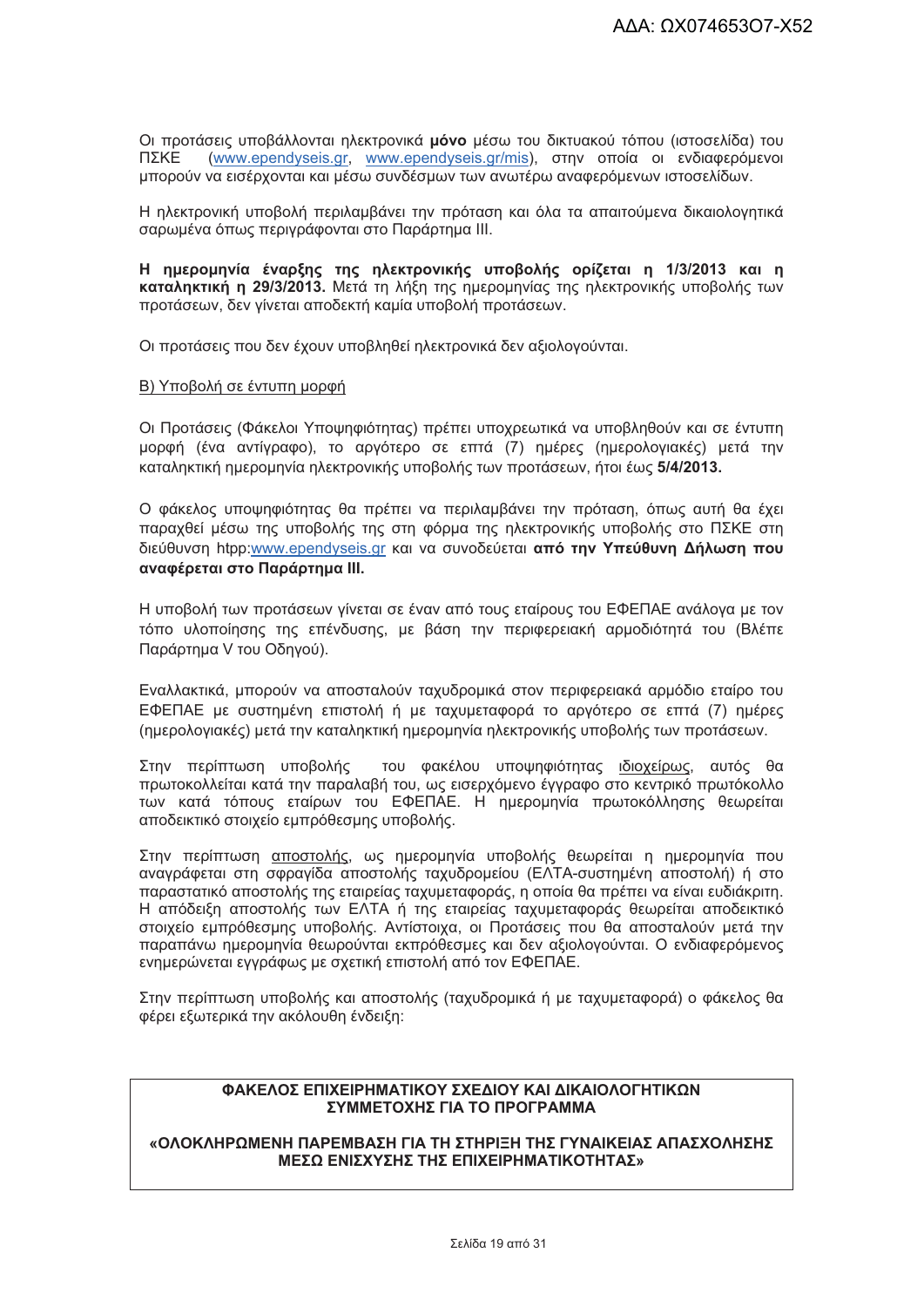Οι προτάσεις υποβάλλονται ηλεκτρονικά **μόνο** μέσω του δικτυακού τόπου (ιστοσελίδα) του ΠΣΚΕ (www.ependyseis.gr, www.ependyseis.gr/mis), στην οποία οι ενδιαφερόμενοι μπορούν να εισέρχονται και μέσω συνδέσμων των ανωτέρω αναφερόμενων ιστοσελίδων.

Η ηλεκτρονική υποβολή περιλαμβάνει την πρόταση και όλα τα απαιτούμενα δικαιολογητικά σαρωμένα όπως περιγράφονται στο Παράρτημα III.

**Η ημερομηνία έναρξης της ηλεκτρονικής υποβολής ορίζεται η 1/3/2013 και η καταληκτική η 29/3/2013.** Μετά τη λήξη της ημερομηνίας της ηλεκτρονικής υποβολής των προτάσεων, δεν γίνεται αποδεκτή καμία υποβολή προτάσεων.

Οι προτάσεις που δεν έχουν υποβληθεί ηλεκτρονικά δεν αξιολογούνται.

Β) Υποβολή σε έντυπη μορφή

Οι Προτάσεις (Φάκελοι Υποψηφιότητας) πρέπει υποχρεωτικά να υποβληθούν και σε έντυπη μορφή (ένα αντίγραφο), το αργότερο σε επτά (7) ημέρες (ημερολογιακές) μετά την καταληκτική ημερομηνία ηλεκτρονικής υποβολής των προτάσεων, ήτοι έως **5/4/2013.**

Ο φάκελος υποψηφιότητας θα πρέπει να περιλαμβάνει την πρόταση, όπως αυτή θα έχει παραχθεί μέσω της υποβολής της στη φόρμα της ηλεκτρονικής υποβολής στο ΠΣΚΕ στη διεύθυνση htpp:www.ependyseis.gr και να συνοδεύεται **από την Υπεύθυνη Δήλωση που αναφέρεται στο Παράρτημα III.**

Η υποβολή των προτάσεων γίνεται σε έναν από τους εταίρους του ΕΦΕΠΑΕ ανάλογα με τον τόπο υλοποίησης της επένδυσης, με βάση την περιφερειακή αρμοδιότητά του (Βλέπε Παράρτημα V του Οδηγού).

Εναλλακτικά, μπορούν να αποσταλούν ταχυδρομικά στον περιφερειακά αρμόδιο εταίρο του ΕΦΕΠΑΕ με συστημένη επιστολή ή με ταχυμεταφορά το αργότερο σε επτά (7) ημέρες (ημερολογιακές) μετά την καταληκτική ημερομηνία ηλεκτρονικής υποβολής των προτάσεων.

Στην περίπτωση υποβολής του φακέλου υποψηφιότητας ιδιοχείρως, αυτός θα πρωτοκολλείται κατά την παραλαβή του, ως εισερχόμενο έγγραφο στο κεντρικό πρωτόκολλο των κατά τόπους εταίρων του ΕΦΕΠΑΕ. Η ημερομηνία πρωτοκόλλησης θεωρείται αποδεικτικό στοιχείο εμπρόθεσμης υποβολής.

Στην περίπτωση αποστολής, ως ημερομηνία υποβολής θεωρείται η ημερομηνία που αναγράφεται στη σφραγίδα αποστολής ταχυδρομείου (ΕΛΤΑ-συστημένη αποστολή) ή στο παραστατικό αποστολής της εταιρείας ταχυμεταφοράς, η οποία θα πρέπει να είναι ευδιάκριτη. Η απόδειξη αποστολής των ΕΛΤΑ ή της εταιρείας ταχυμεταφοράς θεωρείται αποδεικτικό στοιχείο εμπρόθεσμης υποβολής. Αντίστοιχα, οι Προτάσεις που θα αποσταλούν μετά την παραπάνω ημερομηνία θεωρούνται εκπρόθεσμες και δεν αξιολογούνται. Ο ενδιαφερόμενος ενημερώνεται εγγράφως με σχετική επιστολή από τον ΕΦΕΠΑΕ.

Στην περίπτωση υποβολής και αποστολής (ταχυδρομικά ή με ταχυμεταφορά) ο φάκελος θα φέρει εξωτερικά την ακόλουθη ένδειξη:

**ΦΑΚΕΛΟΣ ΕΠΙΧΕΙΡΗΜΑΤΙΚΟΥ ΣΧΕΔΙΟΥ ΚΑΙ ΔΙΚΑΙΟΛΟΓΗΤΙΚΩΝ ΣΥΜΜΕΤΟΧΗΣ ΓΙΑ ΤΟ ΠΡΟΓΡΑΜΜΑ**

**«ΟΛΟΚΛΗΡΩΜΕΝΗ ΠΑΡΕΜΒΑΣΗ ΓΙΑ ΤΗ ΣΤΗΡΙΞΗ ΤΗΣ ΓΥΝΑΙΚΕΙΑΣ ΑΠΑΣΧΟΛΗΣΗΣ ΜΕΣΩ ΕΝΙΣΧΥΣΗΣ ΤΗΣ ΕΠΙΧΕΙΡΗΜΑΤΙΚΟΤΗΤΑΣ»**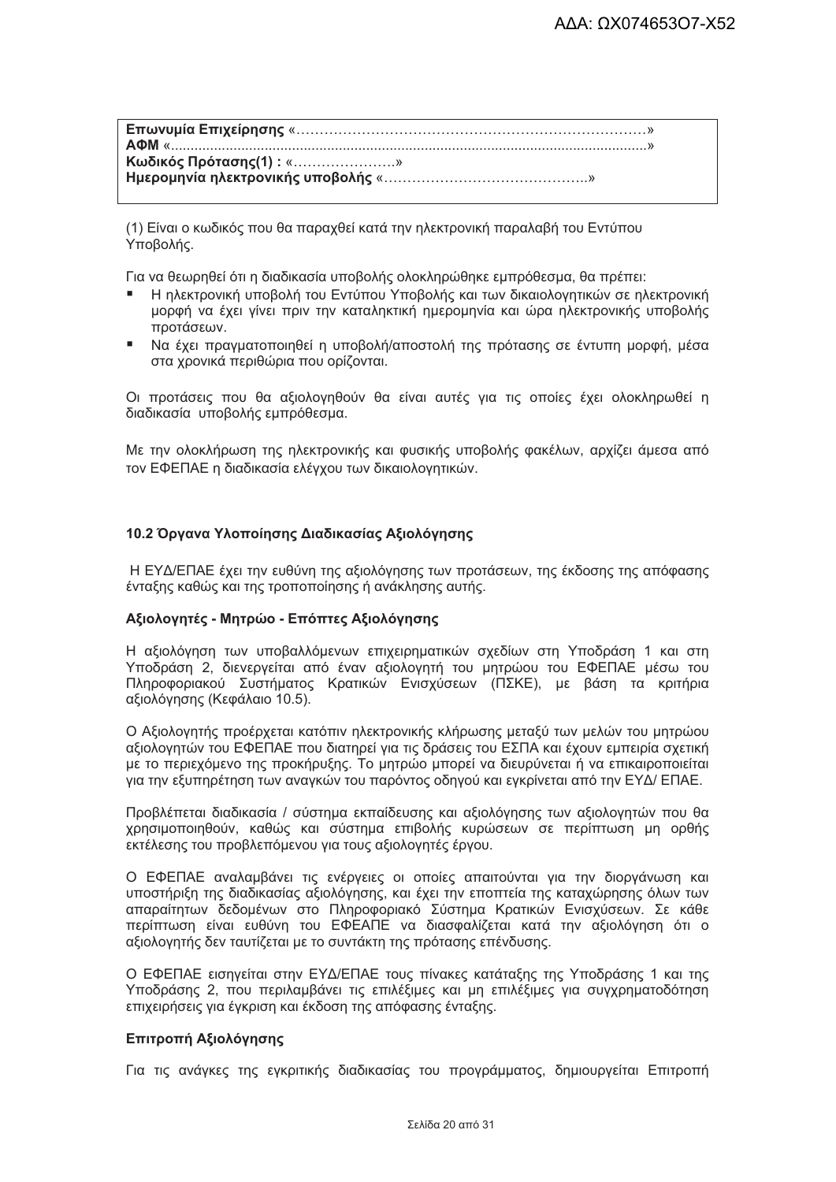**Επωνυμία Επιχείρησης** «…………………………………………………………………»
**ΑΦΜ** «........................................................................................................................»
**Κωδικός Πρότασης(1) :** «………………….»
**Ημερομηνία ηλεκτρονικής υποβολής** «……………………………………..»

(1) Είναι ο κωδικός που θα παραχθεί κατά την ηλεκτρονική παραλαβή του Εντύπου Υποβολής.

Για να θεωρηθεί ότι η διαδικασία υποβολής ολοκληρώθηκε εμπρόθεσμα, θα πρέπει:

- Η ηλεκτρονική υποβολή του Εντύπου Υποβολής και των δικαιολογητικών σε ηλεκτρονική μορφή να έχει γίνει πριν την καταληκτική ημερομηνία και ώρα ηλεκτρονικής υποβολής προτάσεων.
- Να έχει πραγματοποιηθεί η υποβολή/αποστολή της πρότασης σε έντυπη μορφή, μέσα στα χρονικά περιθώρια που ορίζονται.

Οι προτάσεις που θα αξιολογηθούν θα είναι αυτές για τις οποίες έχει ολοκληρωθεί η διαδικασία υποβολής εμπρόθεσμα.

Με την ολοκλήρωση της ηλεκτρονικής και φυσικής υποβολής φακέλων, αρχίζει άμεσα από τον ΕΦΕΠΑΕ η διαδικασία ελέγχου των δικαιολογητικών.

### 10.2 Όργανα Υλοποίησης Διαδικασίας Αξιολόγησης

Η ΕΥΔ/ΕΠΑΕ έχει την ευθύνη της αξιολόγησης των προτάσεων, της έκδοσης της απόφασης ένταξης καθώς και της τροποποίησης ή ανάκλησης αυτής.

#### Αξιολογητές - Μητρώο - Επόπτες Αξιολόγησης

Η αξιολόγηση των υποβαλλόμενων επιχειρηματικών σχεδίων στη Υποδράση 1 και στη Υποδράση 2, διενεργείται από έναν αξιολογητή του μητρώου του ΕΦΕΠΑΕ μέσω του Πληροφοριακού Συστήματος Κρατικών Ενισχύσεων (ΠΣΚΕ), με βάση τα κριτήρια αξιολόγησης (Κεφάλαιο 10.5).

Ο Αξιολογητής προέρχεται κατόπιν ηλεκτρονικής κλήρωσης μεταξύ των μελών του μητρώου αξιολογητών του ΕΦΕΠΑΕ που διατηρεί για τις δράσεις του ΕΣΠΑ και έχουν εμπειρία σχετική με το περιεχόμενο της προκήρυξης. Το μητρώο μπορεί να διευρύνεται ή να επικαιροποιείται για την εξυπηρέτηση των αναγκών του παρόντος οδηγού και εγκρίνεται από την ΕΥΔ/ ΕΠΑΕ.

Προβλέπεται διαδικασία / σύστημα εκπαίδευσης και αξιολόγησης των αξιολογητών που θα χρησιμοποιηθούν, καθώς και σύστημα επιβολής κυρώσεων σε περίπτωση μη ορθής εκτέλεσης του προβλεπόμενου για τους αξιολογητές έργου.

Ο ΕΦΕΠΑΕ αναλαμβάνει τις ενέργειες οι οποίες απαιτούνται για την διοργάνωση και υποστήριξη της διαδικασίας αξιολόγησης, και έχει την εποπτεία της καταχώρησης όλων των απαραίτητων δεδομένων στο Πληροφοριακό Σύστημα Κρατικών Ενισχύσεων. Σε κάθε περίπτωση είναι ευθύνη του ΕΦΕΑΠΕ να διασφαλίζεται κατά την αξιολόγηση ότι ο αξιολογητής δεν ταυτίζεται με το συντάκτη της πρότασης επένδυσης.

Ο ΕΦΕΠΑΕ εισηγείται στην ΕΥΔ/ΕΠΑΕ τους πίνακες κατάταξης της Υποδράσης 1 και της Υποδράσης 2, που περιλαμβάνει τις επιλέξιμες και μη επιλέξιμες για συγχρηματοδότηση επιχειρήσεις για έγκριση και έκδοση της απόφασης ένταξης.

#### Επιτροπή Αξιολόγησης

Για τις ανάγκες της εγκριτικής διαδικασίας του προγράμματος, δημιουργείται Επιτροπή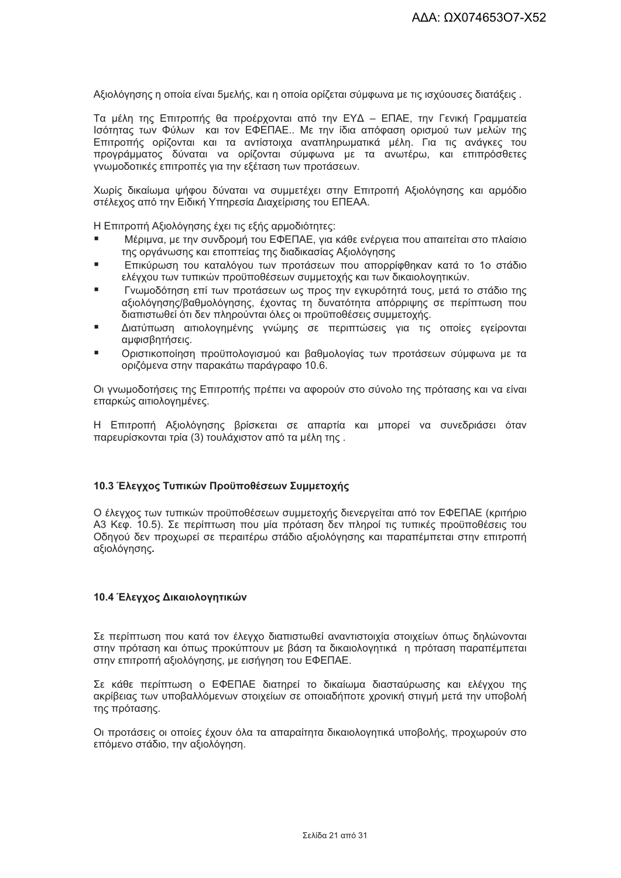Αξιολόγησης η οποία είναι 5μελής, και η οποία ορίζεται σύμφωνα με τις ισχύουσες διατάξεις .

Τα μέλη της Επιτροπής θα προέρχονται από την ΕΥΔ – ΕΠΑΕ, την Γενική Γραμματεία Ισότητας των Φύλων και τον ΕΦΕΠΑΕ.. Με την ίδια απόφαση ορισμού των μελών της Επιτροπής ορίζονται και τα αντίστοιχα αναπληρωματικά μέλη. Για τις ανάγκες του προγράμματος δύναται να ορίζονται σύμφωνα με τα ανωτέρω, και επιπρόσθετες γνωμοδοτικές επιτροπές για την εξέταση των προτάσεων.

Χωρίς δικαίωμα ψήφου δύναται να συμμετέχει στην Επιτροπή Αξιολόγησης και αρμόδιο στέλεχος από την Ειδική Υπηρεσία Διαχείρισης του ΕΠΕΑΑ.

Η Επιτροπή Αξιολόγησης έχει τις εξής αρμοδιότητες:

- Μέριμνα, με την συνδρομή του ΕΦΕΠΑΕ, για κάθε ενέργεια που απαιτείται στο πλαίσιο της οργάνωσης και εποπτείας της διαδικασίας Αξιολόγησης
- Επικύρωση του καταλόγου των προτάσεων που απορρίφθηκαν κατά το 1ο στάδιο ελέγχου των τυπικών προϋποθέσεων συμμετοχής και των δικαιολογητικών.
- Γνωμοδότηση επί των προτάσεων ως προς την εγκυρότητά τους, μετά το στάδιο της αξιολόγησης/βαθμολόγησης, έχοντας τη δυνατότητα απόρριψης σε περίπτωση που διαπιστωθεί ότι δεν πληρούνται όλες οι προϋποθέσεις συμμετοχής.
- Διατύπωση αιτιολογημένης γνώμης σε περιπτώσεις για τις οποίες εγείρονται αμφισβητήσεις.
- Οριστικοποίηση προϋπολογισμού και βαθμολογίας των προτάσεων σύμφωνα με τα οριζόμενα στην παρακάτω παράγραφο 10.6.

Οι γνωμοδοτήσεις της Επιτροπής πρέπει να αφορούν στο σύνολο της πρότασης και να είναι επαρκώς αιτιολογημένες.

Η Επιτροπή Αξιολόγησης βρίσκεται σε απαρτία και μπορεί να συνεδριάσει όταν παρευρίσκονται τρία (3) τουλάχιστον από τα μέλη της .

### 10.3 Έλεγχος Τυπικών Προϋποθέσεων Συμμετοχής

Ο έλεγχος των τυπικών προϋποθέσεων συμμετοχής διενεργείται από τον ΕΦΕΠΑΕ (κριτήριο Α3 Κεφ. 10.5). Σε περίπτωση που μία πρόταση δεν πληροί τις τυπικές προϋποθέσεις του Οδηγού δεν προχωρεί σε περαιτέρω στάδιο αξιολόγησης και παραπέμπεται στην επιτροπή αξιολόγησης**.**

### 10.4 Έλεγχος Δικαιολογητικών

Σε περίπτωση που κατά τον έλεγχο διαπιστωθεί αναντιστοιχία στοιχείων όπως δηλώνονται στην πρόταση και όπως προκύπτουν με βάση τα δικαιολογητικά η πρόταση παραπέμπεται στην επιτροπή αξιολόγησης, με εισήγηση του ΕΦΕΠΑΕ.

Σε κάθε περίπτωση ο ΕΦΕΠΑΕ διατηρεί το δικαίωμα διασταύρωσης και ελέγχου της ακρίβειας των υποβαλλόμενων στοιχείων σε οποιαδήποτε χρονική στιγμή μετά την υποβολή της πρότασης.

Οι προτάσεις οι οποίες έχουν όλα τα απαραίτητα δικαιολογητικά υποβολής, προχωρούν στο επόμενο στάδιο, την αξιολόγηση.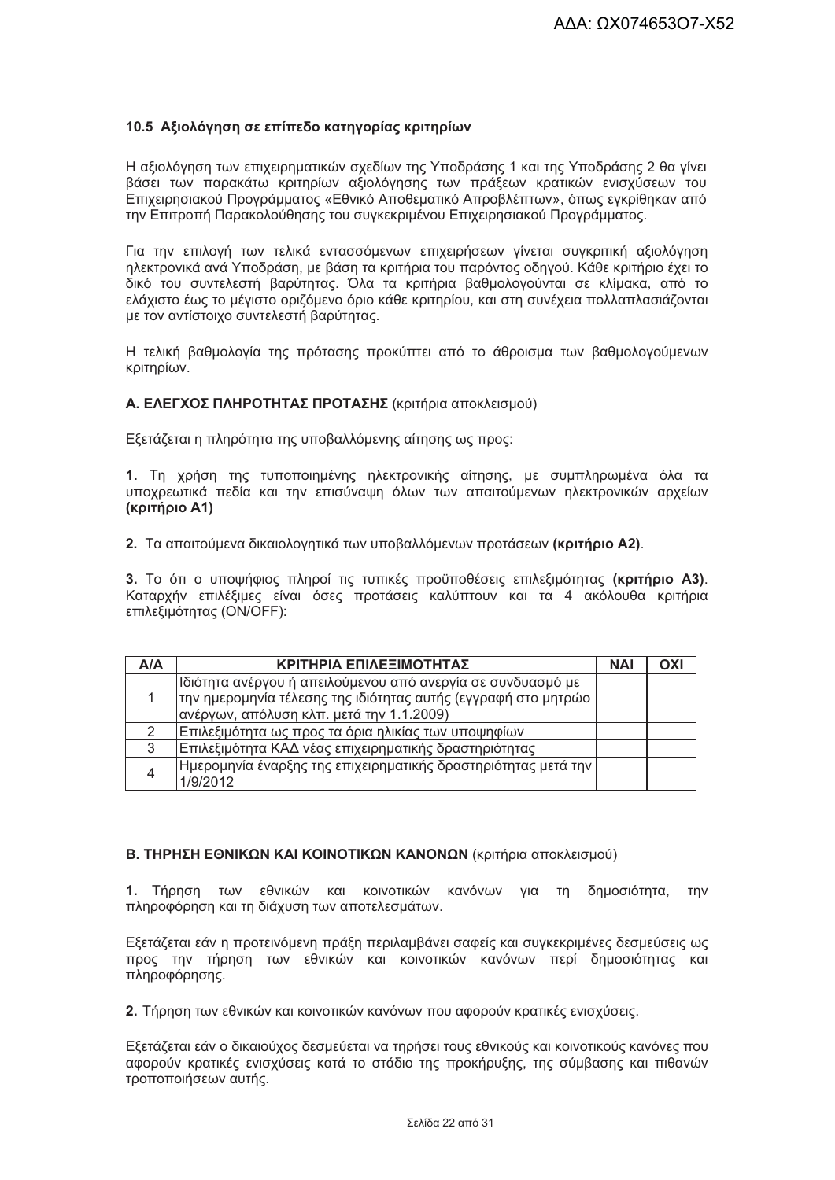### 10.5 Αξιολόγηση σε επίπεδο κατηγορίας κριτηρίων

Η αξιολόγηση των επιχειρηματικών σχεδίων της Υποδράσης 1 και της Υποδράσης 2 θα γίνει βάσει των παρακάτω κριτηρίων αξιολόγησης των πράξεων κρατικών ενισχύσεων του Επιχειρησιακού Προγράμματος «Εθνικό Αποθεματικό Απροβλέπτων», όπως εγκρίθηκαν από την Επιτροπή Παρακολούθησης του συγκεκριμένου Επιχειρησιακού Προγράμματος.

Για την επιλογή των τελικά εντασσόμενων επιχειρήσεων γίνεται συγκριτική αξιολόγηση ηλεκτρονικά ανά Υποδράση, με βάση τα κριτήρια του παρόντος οδηγού. Κάθε κριτήριο έχει το δικό του συντελεστή βαρύτητας. Όλα τα κριτήρια βαθμολογούνται σε κλίμακα, από το ελάχιστο έως το μέγιστο οριζόμενο όριο κάθε κριτηρίου, και στη συνέχεια πολλαπλασιάζονται με τον αντίστοιχο συντελεστή βαρύτητας.

Η τελική βαθμολογία της πρότασης προκύπτει από το άθροισμα των βαθμολογούμενων κριτηρίων.

**Α. ΕΛΕΓΧΟΣ ΠΛΗΡΟΤΗΤΑΣ ΠΡΟΤΑΣΗΣ** (κριτήρια αποκλεισμού)

Εξετάζεται η πληρότητα της υποβαλλόμενης αίτησης ως προς:

**1.** Τη χρήση της τυποποιημένης ηλεκτρονικής αίτησης, με συμπληρωμένα όλα τα υποχρεωτικά πεδία και την επισύναψη όλων των απαιτούμενων ηλεκτρονικών αρχείων **(κριτήριο Α1)**

**2.** Τα απαιτούμενα δικαιολογητικά των υποβαλλόμενων προτάσεων **(κριτήριο Α2)**.

**3.** Το ότι ο υποψήφιος πληροί τις τυπικές προϋποθέσεις επιλεξιμότητας **(κριτήριο Α3)**. Καταρχήν επιλέξιμες είναι όσες προτάσεις καλύπτουν και τα 4 ακόλουθα κριτήρια επιλεξιμότητας (ON/OFF):

| Α/Α | ΚΡΙΤΗΡΙΑ ΕΠΙΛΕΞΙΜΟΤΗΤΑΣ | ΝΑΙ | ΟΧΙ |
|---|---|---|---|
| 1 | Ιδιότητα ανέργου ή απειλούμενου από ανεργία σε συνδυασμό με την ημερομηνία τέλεσης της ιδιότητας αυτής (εγγραφή στο μητρώο ανέργων, απόλυση κλπ. μετά την 1.1.2009) | | |
| 2 | Επιλεξιμότητα ως προς τα όρια ηλικίας των υποψηφίων | | |
| 3 | Επιλεξιμότητα ΚΑΔ νέας επιχειρηματικής δραστηριότητας | | |
| 4 | Ημερομηνία έναρξης της επιχειρηματικής δραστηριότητας μετά την 1/9/2012 | | |

**Β. ΤΗΡΗΣΗ ΕΘΝΙΚΩΝ ΚΑΙ ΚΟΙΝΟΤΙΚΩΝ ΚΑΝΟΝΩΝ** (κριτήρια αποκλεισμού)

**1.** Τήρηση των εθνικών και κοινοτικών κανόνων για τη δημοσιότητα, την πληροφόρηση και τη διάχυση των αποτελεσμάτων.

Εξετάζεται εάν η προτεινόμενη πράξη περιλαμβάνει σαφείς και συγκεκριμένες δεσμεύσεις ως προς την τήρηση των εθνικών και κοινοτικών κανόνων περί δημοσιότητας και πληροφόρησης.

**2.** Τήρηση των εθνικών και κοινοτικών κανόνων που αφορούν κρατικές ενισχύσεις.

Εξετάζεται εάν ο δικαιούχος δεσμεύεται να τηρήσει τους εθνικούς και κοινοτικούς κανόνες που αφορούν κρατικές ενισχύσεις κατά το στάδιο της προκήρυξης, της σύμβασης και πιθανών τροποποιήσεων αυτής.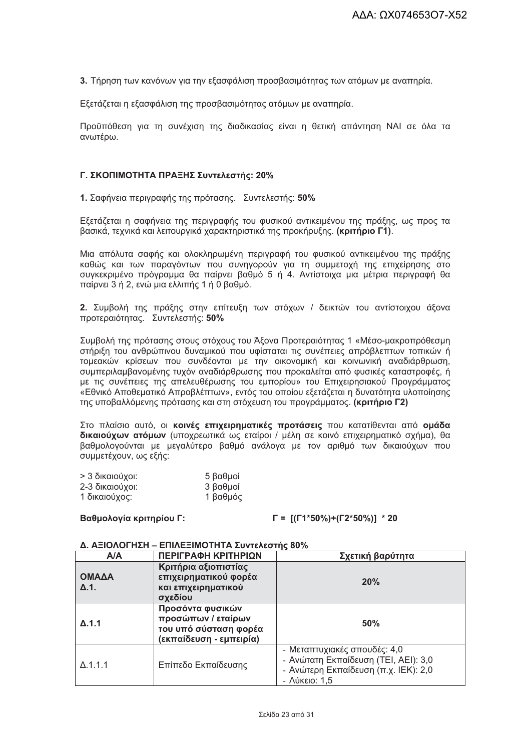**3.** Τήρηση των κανόνων για την εξασφάλιση προσβασιμότητας των ατόμων με αναπηρία.

Εξετάζεται η εξασφάλιση της προσβασιμότητας ατόμων με αναπηρία.

Προϋπόθεση για τη συνέχιση της διαδικασίας είναι η θετική απάντηση ΝΑΙ σε όλα τα ανωτέρω.

**Γ. ΣΚΟΠΙΜΟΤΗΤΑ ΠΡΑΞΗΣ Συντελεστής: 20%**

**1.** Σαφήνεια περιγραφής της πρότασης. Συντελεστής: **50%**

Εξετάζεται η σαφήνεια της περιγραφής του φυσικού αντικειμένου της πράξης, ως προς τα βασικά, τεχνικά και λειτουργικά χαρακτηριστικά της προκήρυξης. **(κριτήριο Γ1)**.

Μια απόλυτα σαφής και ολοκληρωμένη περιγραφή του φυσικού αντικειμένου της πράξης καθώς και των παραγόντων που συνηγορούν για τη συμμετοχή της επιχείρησης στο συγκεκριμένο πρόγραμμα θα παίρνει βαθμό 5 ή 4. Αντίστοιχα μια μέτρια περιγραφή θα παίρνει 3 ή 2, ενώ μια ελλιπής 1 ή 0 βαθμό.

**2.** Συμβολή της πράξης στην επίτευξη των στόχων / δεικτών του αντίστοιχου άξονα προτεραιότητας. Συντελεστής: **50%**

Συμβολή της πρότασης στους στόχους του Άξονα Προτεραιότητας 1 «Μέσο-μακροπρόθεσμη στήριξη του ανθρώπινου δυναμικού που υφίσταται τις συνέπειες απρόβλεπτων τοπικών ή τομεακών κρίσεων που συνδέονται με την οικονομική και κοινωνική αναδιάρθρωση, συμπεριλαμβανομένης τυχόν αναδιάρθρωσης που προκαλείται από φυσικές καταστροφές, ή με τις συνέπειες της απελευθέρωσης του εμπορίου» του Επιχειρησιακού Προγράμματος «Εθνικό Αποθεματικό Απροβλέπτων», εντός του οποίου εξετάζεται η δυνατότητα υλοποίησης της υποβαλλόμενης πρότασης και στη στόχευση του προγράμματος. **(κριτήριο Γ2)**

Στο πλαίσιο αυτό, οι **κοινές επιχειρηματικές προτάσεις** που κατατίθενται από **ομάδα δικαιούχων ατόμων** (υποχρεωτικά ως εταίροι / μέλη σε κοινό επιχειρηματικό σχήμα), θα βαθμολογούνται με μεγαλύτερο βαθμό ανάλογα με τον αριθμό των δικαιούχων που συμμετέχουν, ως εξής:

> 3 δικαιούχοι: 5 βαθμοί
2-3 δικαιούχοι: 3 βαθμοί
1 δικαιούχος: 1 βαθμός

**Βαθμολογία κριτηρίου Γ:** **Γ = [(Γ1*50%)+(Γ2*50%)] * 20**

**Δ. ΑΞΙΟΛΟΓΗΣΗ – ΕΠΙΛΕΞΙΜΟΤΗΤΑ Συντελεστής 80%**

| Α/Α | ΠΕΡΙΓΡΑΦΗ ΚΡΙΤΗΡΙΩΝ | Σχετική βαρύτητα |
|---|---|---|
| **ΟΜΑΔΑ Δ.1.** | **Κριτήρια αξιοπιστίας επιχειρηματικού φορέα και επιχειρηματικού σχεδίου** | **20%** |
| **Δ.1.1** | **Προσόντα φυσικών προσώπων / εταίρων του υπό σύσταση φορέα (εκπαίδευση - εμπειρία)** | **50%** |
| Δ.1.1.1 | Επίπεδο Εκπαίδευσης | - Μεταπτυχιακές σπουδές: 4,0<br>- Ανώτατη Εκπαίδευση (ΤΕΙ, ΑΕΙ): 3,0<br>- Ανώτερη Εκπαίδευση (π.χ. ΙΕΚ): 2,0<br>- Λύκειο: 1,5 |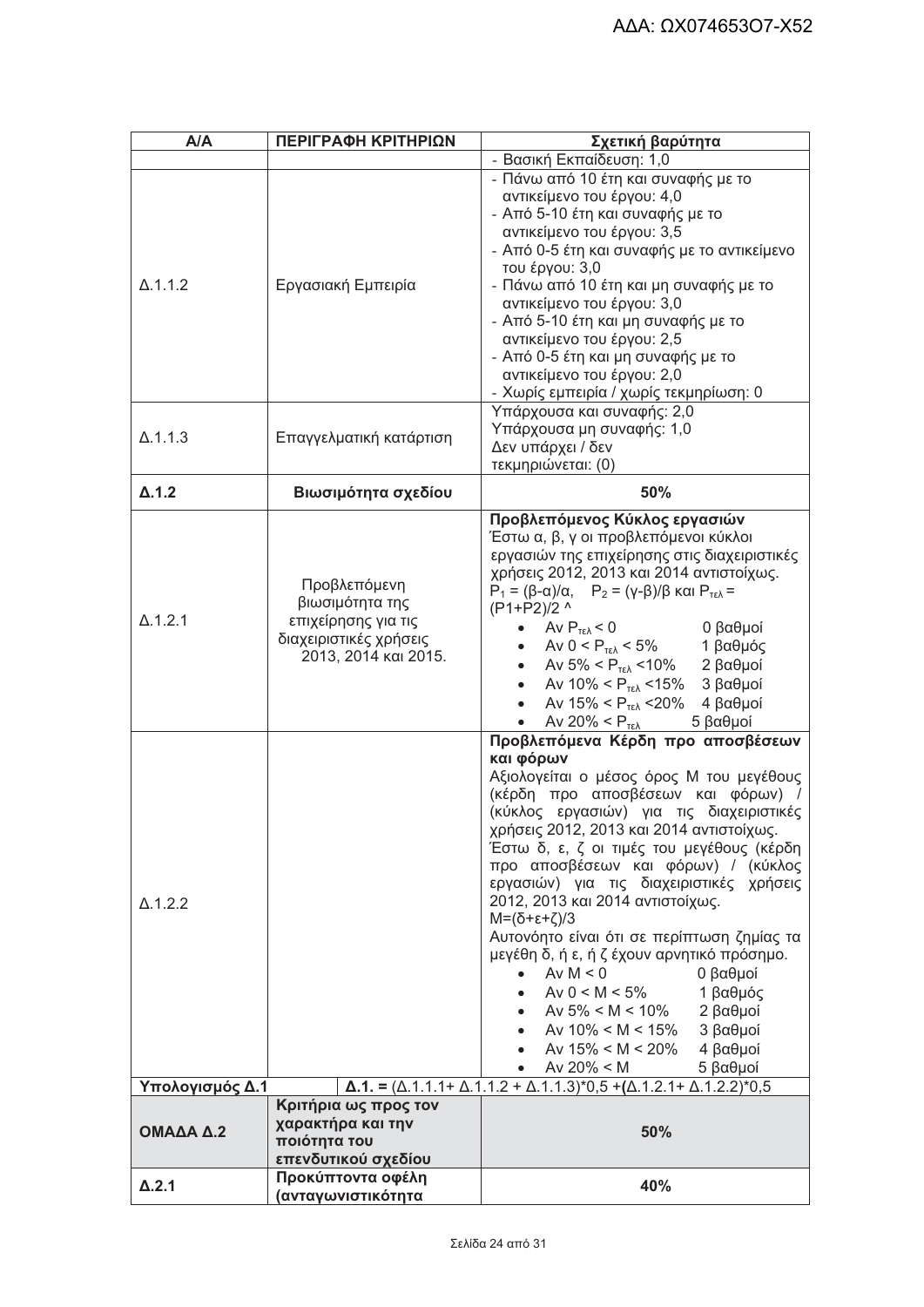| Α/Α | ΠΕΡΙΓΡΑΦΗ ΚΡΙΤΗΡΙΩΝ | Σχετική βαρύτητα |
|---|---|---|
| | | - Βασική Εκπαίδευση: 1,0 |
| Δ.1.1.2 | Εργασιακή Εμπειρία | - Πάνω από 10 έτη και συναφής με το αντικείμενο του έργου: 4,0<br>- Από 5-10 έτη και συναφής με το αντικείμενο του έργου: 3,5<br>- Από 0-5 έτη και συναφής με το αντικείμενο του έργου: 3,0<br>- Πάνω από 10 έτη και μη συναφής με το αντικείμενο του έργου: 3,0<br>- Από 5-10 έτη και μη συναφής με το αντικείμενο του έργου: 2,5<br>- Από 0-5 έτη και μη συναφής με το αντικείμενο του έργου: 2,0<br>- Χωρίς εμπειρία / χωρίς τεκμηρίωση: 0 |
| Δ.1.1.3 | Επαγγελματική κατάρτιση | Υπάρχουσα και συναφής: 2,0<br>Υπάρχουσα μη συναφής: 1,0<br>Δεν υπάρχει / δεν τεκμηριώνεται: (0) |
| **Δ.1.2** | **Βιωσιμότητα σχεδίου** | **50%** |
| Δ.1.2.1 | Προβλεπόμενη βιωσιμότητα της επιχείρησης για τις διαχειριστικές χρήσεις 2013, 2014 και 2015. | **Προβλεπόμενος Κύκλος εργασιών**<br>Έστω α, β, γ οι προβλεπόμενοι κύκλοι εργασιών της επιχείρησης στις διαχειριστικές χρήσεις 2012, 2013 και 2014 αντιστοίχως.<br>$P_1 = (β-α)/α$, $P_2 = (γ-β)/β$ και $P_{τελ} = (P1+P2)/2$ ^<br>• Αν $P_{τελ} < 0$ 0 βαθμοί<br>• Αν $0 < P_{τελ} < 5\%$ 1 βαθμός<br>• Αν $5\% < P_{τελ} < 10\%$ 2 βαθμοί<br>• Αν $10\% < P_{τελ} < 15\%$ 3 βαθμοί<br>• Αν $15\% < P_{τελ} < 20\%$ 4 βαθμοί<br>• Αν $20\% < P_{τελ}$ 5 βαθμοί |
| Δ.1.2.2 | | **Προβλεπόμενα Κέρδη προ αποσβέσεων και φόρων**<br>Αξιολογείται ο μέσος όρος Μ του μεγέθους (κέρδη προ αποσβέσεων και φόρων) / (κύκλος εργασιών) για τις διαχειριστικές χρήσεις 2012, 2013 και 2014 αντιστοίχως.<br>Έστω δ, ε, ζ οι τιμές του μεγέθους (κέρδη προ αποσβέσεων και φόρων) / (κύκλος εργασιών) για τις διαχειριστικές χρήσεις 2012, 2013 και 2014 αντιστοίχως.<br>$M=(δ+ε+ζ)/3$<br>Αυτονόητο είναι ότι σε περίπτωση ζημίας τα μεγέθη δ, ή ε, ή ζ έχουν αρνητικό πρόσημο.<br>• Αν $M < 0$ 0 βαθμοί<br>• Αν $0 < M < 5\%$ 1 βαθμός<br>• Αν $5\% < M < 10\%$ 2 βαθμοί<br>• Αν $10\% < M < 15\%$ 3 βαθμοί<br>• Αν $15\% < M < 20\%$ 4 βαθμοί<br>• Αν $20\% < M$ 5 βαθμοί |
| **Υπολογισμός Δ.1** | | **Δ.1. =** (Δ.1.1.1+ Δ.1.1.2 + Δ.1.1.3)\*0,5 +**(**Δ.1.2.1+ Δ.1.2.2)\*0,5 |
| **ΟΜΑΔΑ Δ.2** | **Κριτήρια ως προς τον χαρακτήρα και την ποιότητα του επενδυτικού σχεδίου** | **50%** |
| **Δ.2.1** | **Προκύπτοντα οφέλη (ανταγωνιστικότητα** | **40%** |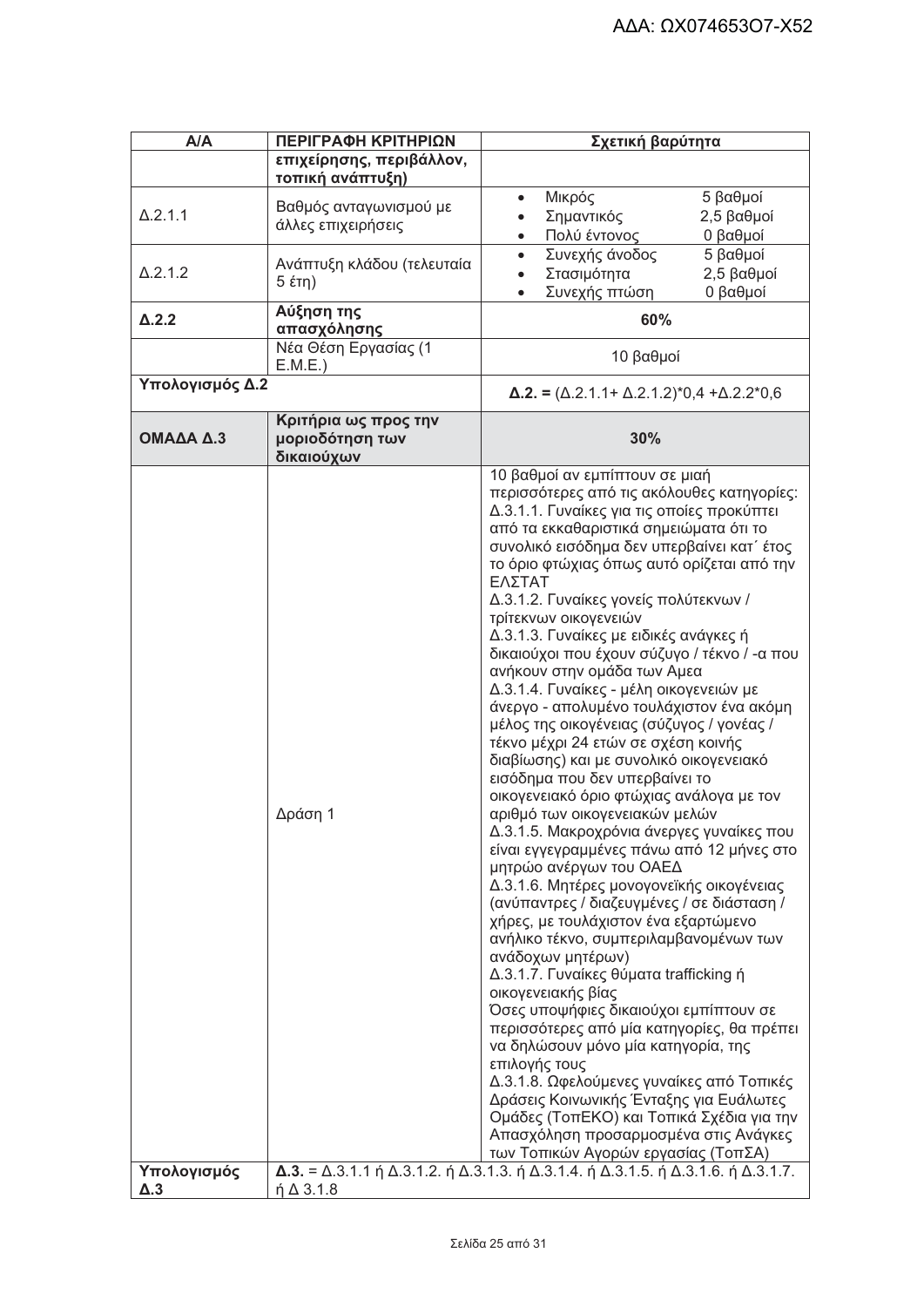ΑΔΑ: ΩΧ074653Ο7-Χ52

| Α/Α | ΠΕΡΙΓΡΑΦΗ ΚΡΙΤΗΡΙΩΝ | Σχετική βαρύτητα |
|---|---|---|
| | **επιχείρησης, περιβάλλον, τοπική ανάπτυξη)** | |
| Δ.2.1.1 | Βαθμός ανταγωνισμού με άλλες επιχειρήσεις | • Μικρός 5 βαθμοί<br>• Σημαντικός 2,5 βαθμοί<br>• Πολύ έντονος 0 βαθμοί |
| Δ.2.1.2 | Ανάπτυξη κλάδου (τελευταία 5 έτη) | • Συνεχής άνοδος 5 βαθμοί<br>• Στασιμότητα 2,5 βαθμοί<br>• Συνεχής πτώση 0 βαθμοί |
| **Δ.2.2** | **Αύξηση της απασχόλησης** | **60%** |
| | Νέα Θέση Εργασίας (1 Ε.Μ.Ε.) | 10 βαθμοί |
| **Υπολογισμός Δ.2** | | **Δ.2. =** (Δ.2.1.1+ Δ.2.1.2)*0,4 +Δ.2.2*0,6 |
| **ΟΜΑΔΑ Δ.3** | **Κριτήρια ως προς την μοριοδότηση των δικαιούχων** | **30%** |
| | Δράση 1 | 10 βαθμοί αν εμπίπτουν σε μιαή περισσότερες από τις ακόλουθες κατηγορίες:<br>Δ.3.1.1. Γυναίκες για τις οποίες προκύπτει από τα εκκαθαριστικά σημειώματα ότι το συνολικό εισόδημα δεν υπερβαίνει κατ΄ έτος το όριο φτώχιας όπως αυτό ορίζεται από την ΕΛΣΤΑΤ<br>Δ.3.1.2. Γυναίκες γονείς πολύτεκνων / τρίτεκνων οικογενειών<br>Δ.3.1.3. Γυναίκες με ειδικές ανάγκες ή δικαιούχοι που έχουν σύζυγο / τέκνο / -α που ανήκουν στην ομάδα των Αμεα<br>Δ.3.1.4. Γυναίκες - μέλη οικογενειών με άνεργο - απολυμένο τουλάχιστον ένα ακόμη μέλος της οικογένειας (σύζυγος / γονέας / τέκνο μέχρι 24 ετών σε σχέση κοινής διαβίωσης) και με συνολικό οικογενειακό εισόδημα που δεν υπερβαίνει το οικογενειακό όριο φτώχιας ανάλογα με τον αριθμό των οικογενειακών μελών<br>Δ.3.1.5. Μακροχρόνια άνεργες γυναίκες που είναι εγγεγραμμένες πάνω από 12 μήνες στο μητρώο ανέργων του ΟΑΕΔ<br>Δ.3.1.6. Μητέρες μονογονεϊκής οικογένειας (ανύπαντρες / διαζευγμένες / σε διάσταση / χήρες, με τουλάχιστον ένα εξαρτώμενο ανήλικο τέκνο, συμπεριλαμβανομένων των ανάδοχων μητέρων)<br>Δ.3.1.7. Γυναίκες θύματα trafficking ή οικογενειακής βίας<br>Όσες υποψήφιες δικαιούχοι εμπίπτουν σε περισσότερες από μία κατηγορίες, θα πρέπει να δηλώσουν μόνο μία κατηγορία, της επιλογής τους<br>Δ.3.1.8. Ωφελούμενες γυναίκες από Τοπικές Δράσεις Κοινωνικής Ένταξης για Ευάλωτες Ομάδες (ΤοπΕΚΟ) και Τοπικά Σχέδια για την Απασχόληση προσαρμοσμένα στις Ανάγκες των Τοπικών Αγορών εργασίας (ΤοπΣΑ) |
| **Υπολογισμός Δ.3** | **Δ.3.** = Δ.3.1.1 ή Δ.3.1.2. ή Δ.3.1.3. ή Δ.3.1.4. ή Δ.3.1.5. ή Δ.3.1.6. ή Δ.3.1.7. ή Δ 3.1.8 | |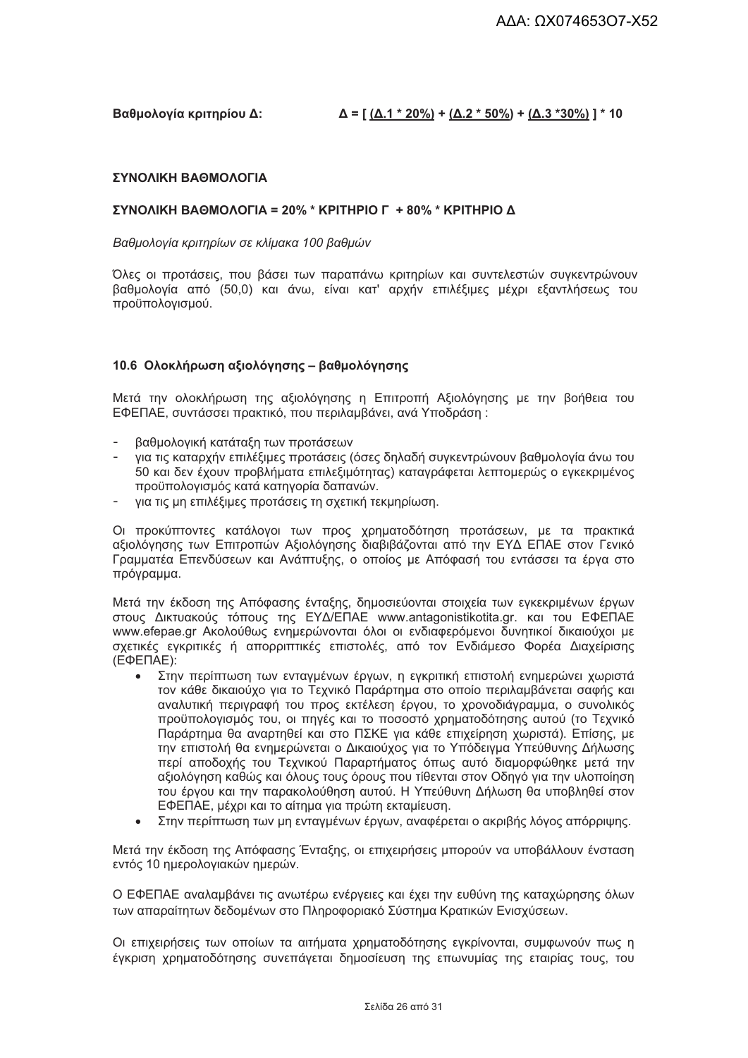**Βαθμολογία κριτηρίου Δ:** **Δ = [ (Δ.1 * 20%) + (Δ.2 * 50%) + (Δ.3 *30%) ] * 10**

**ΣΥΝΟΛΙΚΗ ΒΑΘΜΟΛΟΓΙΑ**

**ΣΥΝΟΛΙΚΗ ΒΑΘΜΟΛΟΓΙΑ = 20% * ΚΡΙΤΗΡΙΟ Γ + 80% * ΚΡΙΤΗΡΙΟ Δ**

*Βαθμολογία κριτηρίων σε κλίμακα 100 βαθμών*

Όλες οι προτάσεις, που βάσει των παραπάνω κριτηρίων και συντελεστών συγκεντρώνουν βαθμολογία από (50,0) και άνω, είναι κατ' αρχήν επιλέξιμες μέχρι εξαντλήσεως του προϋπολογισμού.

### 10.6 Ολοκλήρωση αξιολόγησης – βαθμολόγησης

Μετά την ολοκλήρωση της αξιολόγησης η Επιτροπή Αξιολόγησης με την βοήθεια του ΕΦΕΠΑΕ, συντάσσει πρακτικό, που περιλαμβάνει, ανά Υποδράση :

- βαθμολογική κατάταξη των προτάσεων
- για τις καταρχήν επιλέξιμες προτάσεις (όσες δηλαδή συγκεντρώνουν βαθμολογία άνω του 50 και δεν έχουν προβλήματα επιλεξιμότητας) καταγράφεται λεπτομερώς ο εγκεκριμένος προϋπολογισμός κατά κατηγορία δαπανών.
- για τις μη επιλέξιμες προτάσεις τη σχετική τεκμηρίωση.

Οι προκύπτοντες κατάλογοι των προς χρηματοδότηση προτάσεων, με τα πρακτικά αξιολόγησης των Επιτροπών Αξιολόγησης διαβιβάζονται από την ΕΥΔ ΕΠΑΕ στον Γενικό Γραμματέα Επενδύσεων και Ανάπτυξης, ο οποίος με Απόφασή του εντάσσει τα έργα στο πρόγραμμα.

Μετά την έκδοση της Απόφασης ένταξης, δημοσιεύονται στοιχεία των εγκεκριμένων έργων στους Δικτυακούς τόπους της ΕΥΔ/ΕΠΑΕ www.antagonistikotita.gr. και του ΕΦΕΠΑΕ www.efepae.gr Ακολούθως ενημερώνονται όλοι οι ενδιαφερόμενοι δυνητικοί δικαιούχοι με σχετικές εγκριτικές ή απορριπτικές επιστολές, από τον Ενδιάμεσο Φορέα Διαχείρισης (ΕΦΕΠΑΕ):

- Στην περίπτωση των ενταγμένων έργων, η εγκριτική επιστολή ενημερώνει χωριστά τον κάθε δικαιούχο για το Τεχνικό Παράρτημα στο οποίο περιλαμβάνεται σαφής και αναλυτική περιγραφή του προς εκτέλεση έργου, το χρονοδιάγραμμα, ο συνολικός προϋπολογισμός του, οι πηγές και το ποσοστό χρηματοδότησης αυτού (το Τεχνικό Παράρτημα θα αναρτηθεί και στο ΠΣΚΕ για κάθε επιχείρηση χωριστά). Επίσης, με την επιστολή θα ενημερώνεται ο Δικαιούχος για το Υπόδειγμα Υπεύθυνης Δήλωσης περί αποδοχής του Τεχνικού Παραρτήματος όπως αυτό διαμορφώθηκε μετά την αξιολόγηση καθώς και όλους τους όρους που τίθενται στον Οδηγό για την υλοποίηση του έργου και την παρακολούθηση αυτού. Η Υπεύθυνη Δήλωση θα υποβληθεί στον ΕΦΕΠΑΕ, μέχρι και το αίτημα για πρώτη εκταμίευση.
- Στην περίπτωση των μη ενταγμένων έργων, αναφέρεται ο ακριβής λόγος απόρριψης.

Μετά την έκδοση της Απόφασης Ένταξης, οι επιχειρήσεις μπορούν να υποβάλλουν ένσταση εντός 10 ημερολογιακών ημερών.

Ο ΕΦΕΠΑΕ αναλαμβάνει τις ανωτέρω ενέργειες και έχει την ευθύνη της καταχώρησης όλων των απαραίτητων δεδομένων στο Πληροφοριακό Σύστημα Κρατικών Ενισχύσεων.

Οι επιχειρήσεις των οποίων τα αιτήματα χρηματοδότησης εγκρίνονται, συμφωνούν πως η έγκριση χρηματοδότησης συνεπάγεται δημοσίευση της επωνυμίας της εταιρίας τους, του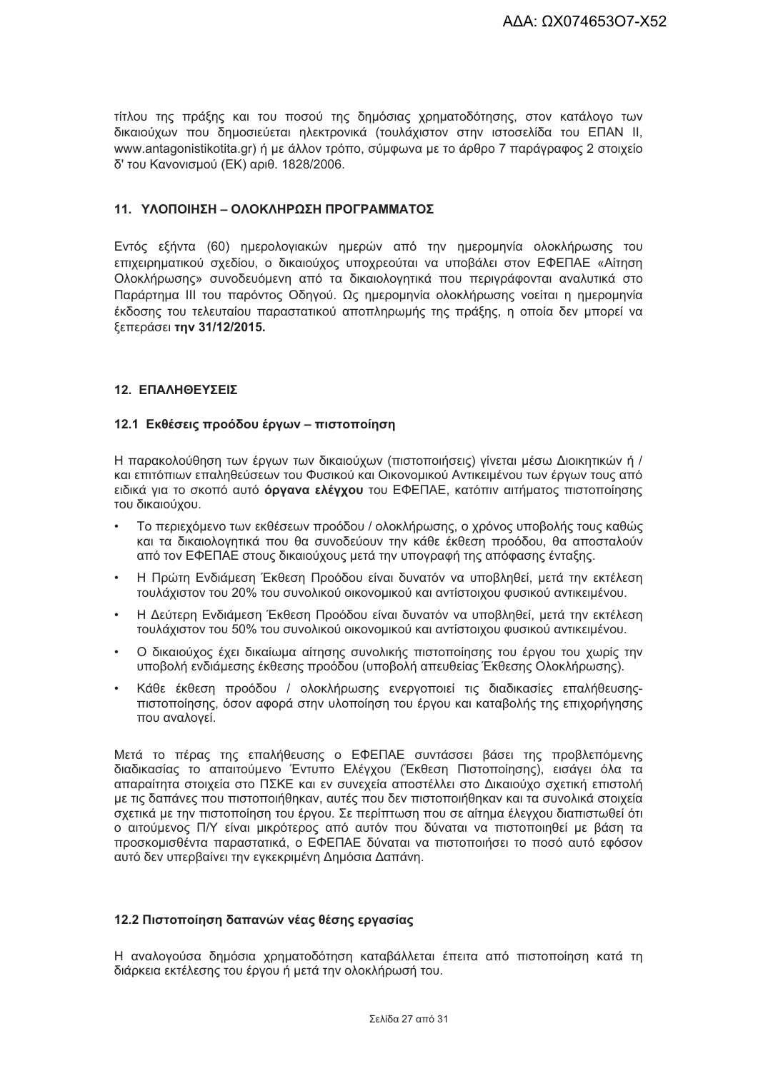τίτλου της πράξης και του ποσού της δημόσιας χρηματοδότησης, στον κατάλογο των δικαιούχων που δημοσιεύεται ηλεκτρονικά (τουλάχιστον στην ιστοσελίδα του ΕΠΑΝ ΙΙ, www.antagonistikotita.gr) ή με άλλον τρόπο, σύμφωνα με το άρθρο 7 παράγραφος 2 στοιχείο δ' του Κανονισμού (ΕΚ) αριθ. 1828/2006.

## 11. ΥΛΟΠΟΙΗΣΗ – ΟΛΟΚΛΗΡΩΣΗ ΠΡΟΓΡΑΜΜΑΤΟΣ

Εντός εξήντα (60) ημερολογιακών ημερών από την ημερομηνία ολοκλήρωσης του επιχειρηματικού σχεδίου, ο δικαιούχος υποχρεούται να υποβάλει στον ΕΦΕΠΑΕ «Αίτηση Ολοκλήρωσης» συνοδευόμενη από τα δικαιολογητικά που περιγράφονται αναλυτικά στο Παράρτημα ΙΙΙ του παρόντος Οδηγού. Ως ημερομηνία ολοκλήρωσης νοείται η ημερομηνία έκδοσης του τελευταίου παραστατικού αποπληρωμής της πράξης, η οποία δεν μπορεί να ξεπεράσει **την 31/12/2015.**

## 12. ΕΠΑΛΗΘΕΥΣΕΙΣ

### 12.1 Εκθέσεις προόδου έργων – πιστοποίηση

Η παρακολούθηση των έργων των δικαιούχων (πιστοποιήσεις) γίνεται μέσω Διοικητικών ή / και επιτόπιων επαληθεύσεων του Φυσικού και Οικονομικού Αντικειμένου των έργων τους από ειδικά για το σκοπό αυτό **όργανα ελέγχου** του ΕΦΕΠΑΕ, κατόπιν αιτήματος πιστοποίησης του δικαιούχου.

- Το περιεχόμενο των εκθέσεων προόδου / ολοκλήρωσης, ο χρόνος υποβολής τους καθώς και τα δικαιολογητικά που θα συνοδεύουν την κάθε έκθεση προόδου, θα αποσταλούν από τον ΕΦΕΠΑΕ στους δικαιούχους μετά την υπογραφή της απόφασης ένταξης.
- Η Πρώτη Ενδιάμεση Έκθεση Προόδου είναι δυνατόν να υποβληθεί, μετά την εκτέλεση τουλάχιστον του 20% του συνολικού οικονομικού και αντίστοιχου φυσικού αντικειμένου.
- Η Δεύτερη Ενδιάμεση Έκθεση Προόδου είναι δυνατόν να υποβληθεί, μετά την εκτέλεση τουλάχιστον του 50% του συνολικού οικονομικού και αντίστοιχου φυσικού αντικειμένου.
- Ο δικαιούχος έχει δικαίωμα αίτησης συνολικής πιστοποίησης του έργου του χωρίς την υποβολή ενδιάμεσης έκθεσης προόδου (υποβολή απευθείας Έκθεσης Ολοκλήρωσης).
- Κάθε έκθεση προόδου / ολοκλήρωσης ενεργοποιεί τις διαδικασίες επαλήθευσης-πιστοποίησης, όσον αφορά στην υλοποίηση του έργου και καταβολής της επιχορήγησης που αναλογεί.

Μετά το πέρας της επαλήθευσης ο ΕΦΕΠΑΕ συντάσσει βάσει της προβλεπόμενης διαδικασίας το απαιτούμενο Έντυπο Ελέγχου (Έκθεση Πιστοποίησης), εισάγει όλα τα απαραίτητα στοιχεία στο ΠΣΚΕ και εν συνεχεία αποστέλλει στο Δικαιούχο σχετική επιστολή με τις δαπάνες που πιστοποιήθηκαν, αυτές που δεν πιστοποιήθηκαν και τα συνολικά στοιχεία σχετικά με την πιστοποίηση του έργου. Σε περίπτωση που σε αίτημα ελέγχου διαπιστωθεί ότι ο αιτούμενος Π/Υ είναι μικρότερος από αυτόν που δύναται να πιστοποιηθεί με βάση τα προσκομισθέντα παραστατικά, ο ΕΦΕΠΑΕ δύναται να πιστοποιήσει το ποσό αυτό εφόσον αυτό δεν υπερβαίνει την εγκεκριμένη Δημόσια Δαπάνη.

### 12.2 Πιστοποίηση δαπανών νέας θέσης εργασίας

Η αναλογούσα δημόσια χρηματοδότηση καταβάλλεται έπειτα από πιστοποίηση κατά τη διάρκεια εκτέλεσης του έργου ή μετά την ολοκλήρωσή του.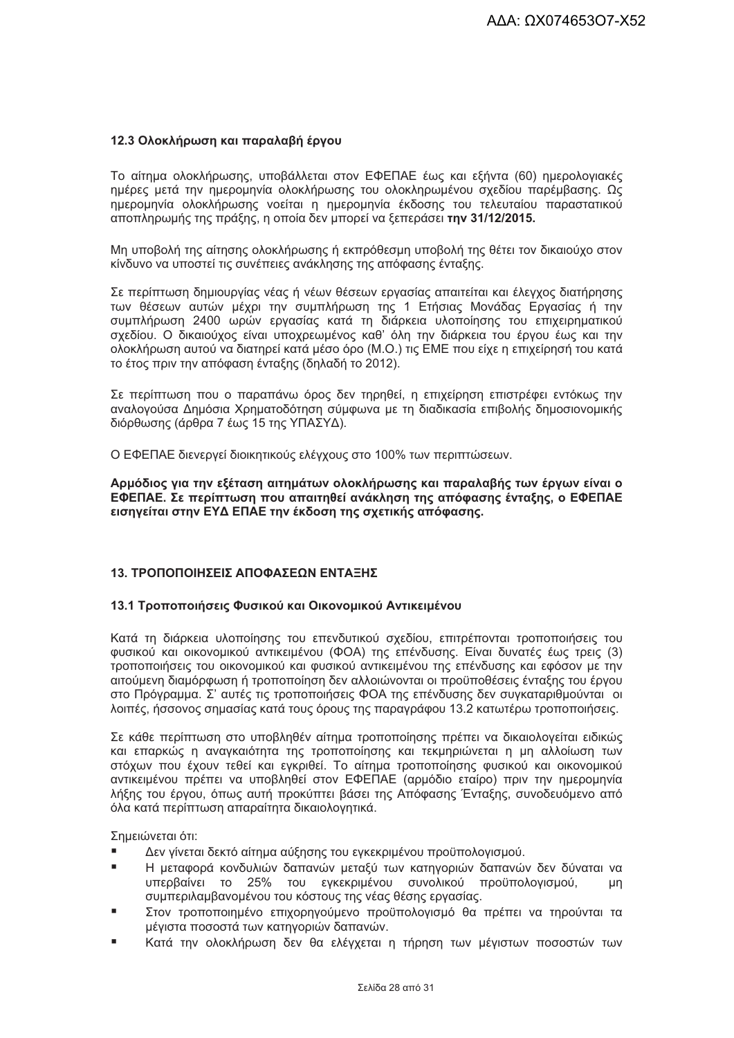### 12.3 Ολοκλήρωση και παραλαβή έργου

Το αίτημα ολοκλήρωσης, υποβάλλεται στον ΕΦΕΠΑΕ έως και εξήντα (60) ημερολογιακές ημέρες μετά την ημερομηνία ολοκλήρωσης του ολοκληρωμένου σχεδίου παρέμβασης. Ως ημερομηνία ολοκλήρωσης νοείται η ημερομηνία έκδοσης του τελευταίου παραστατικού αποπληρωμής της πράξης, η οποία δεν μπορεί να ξεπεράσει **την 31/12/2015.**

Μη υποβολή της αίτησης ολοκλήρωσης ή εκπρόθεσμη υποβολή της θέτει τον δικαιούχο στον κίνδυνο να υποστεί τις συνέπειες ανάκλησης της απόφασης ένταξης.

Σε περίπτωση δημιουργίας νέας ή νέων θέσεων εργασίας απαιτείται και έλεγχος διατήρησης των θέσεων αυτών μέχρι την συμπλήρωση της 1 Ετήσιας Μονάδας Εργασίας ή την συμπλήρωση 2400 ωρών εργασίας κατά τη διάρκεια υλοποίησης του επιχειρηματικού σχεδίου. Ο δικαιούχος είναι υποχρεωμένος καθ' όλη την διάρκεια του έργου έως και την ολοκλήρωση αυτού να διατηρεί κατά μέσο όρο (Μ.Ο.) τις ΕΜΕ που είχε η επιχείρησή του κατά το έτος πριν την απόφαση ένταξης (δηλαδή το 2012).

Σε περίπτωση που ο παραπάνω όρος δεν τηρηθεί, η επιχείρηση επιστρέφει εντόκως την αναλογούσα Δημόσια Χρηματοδότηση σύμφωνα με τη διαδικασία επιβολής δημοσιονομικής διόρθωσης (άρθρα 7 έως 15 της ΥΠΑΣΥΔ).

Ο ΕΦΕΠΑΕ διενεργεί διοικητικούς ελέγχους στο 100% των περιπτώσεων.

**Αρμόδιος για την εξέταση αιτημάτων ολοκλήρωσης και παραλαβής των έργων είναι ο ΕΦΕΠΑΕ. Σε περίπτωση που απαιτηθεί ανάκληση της απόφασης ένταξης, ο ΕΦΕΠΑΕ εισηγείται στην ΕΥΔ ΕΠΑΕ την έκδοση της σχετικής απόφασης.**

## 13. ΤΡΟΠΟΠΟΙΗΣΕΙΣ ΑΠΟΦΑΣΕΩΝ ΕΝΤΑΞΗΣ

### 13.1 Τροποποιήσεις Φυσικού και Οικονομικού Αντικειμένου

Κατά τη διάρκεια υλοποίησης του επενδυτικού σχεδίου, επιτρέπονται τροποποιήσεις του φυσικού και οικονομικού αντικειμένου (ΦΟΑ) της επένδυσης. Είναι δυνατές έως τρεις (3) τροποποιήσεις του οικονομικού και φυσικού αντικειμένου της επένδυσης και εφόσον με την αιτούμενη διαμόρφωση ή τροποποίηση δεν αλλοιώνονται οι προϋποθέσεις ένταξης του έργου στο Πρόγραμμα. Σ' αυτές τις τροποποιήσεις ΦΟΑ της επένδυσης δεν συγκαταριθμούνται οι λοιπές, ήσσονος σημασίας κατά τους όρους της παραγράφου 13.2 κατωτέρω τροποποιήσεις.

Σε κάθε περίπτωση στο υποβληθέν αίτημα τροποποίησης πρέπει να δικαιολογείται ειδικώς και επαρκώς η αναγκαιότητα της τροποποίησης και τεκμηριώνεται η μη αλλοίωση των στόχων που έχουν τεθεί και εγκριθεί. Το αίτημα τροποποίησης φυσικού και οικονομικού αντικειμένου πρέπει να υποβληθεί στον ΕΦΕΠΑΕ (αρμόδιο εταίρο) πριν την ημερομηνία λήξης του έργου, όπως αυτή προκύπτει βάσει της Απόφασης Ένταξης, συνοδευόμενο από όλα κατά περίπτωση απαραίτητα δικαιολογητικά.

Σημειώνεται ότι:

- Δεν γίνεται δεκτό αίτημα αύξησης του εγκεκριμένου προϋπολογισμού.
- Η μεταφορά κονδυλιών δαπανών μεταξύ των κατηγοριών δαπανών δεν δύναται να υπερβαίνει το 25% του εγκεκριμένου συνολικού προϋπολογισμού, μη συμπεριλαμβανομένου του κόστους της νέας θέσης εργασίας.
- Στον τροποποιημένο επιχορηγούμενο προϋπολογισμό θα πρέπει να τηρούνται τα μέγιστα ποσοστά των κατηγοριών δαπανών.
- Κατά την ολοκλήρωση δεν θα ελέγχεται η τήρηση των μέγιστων ποσοστών των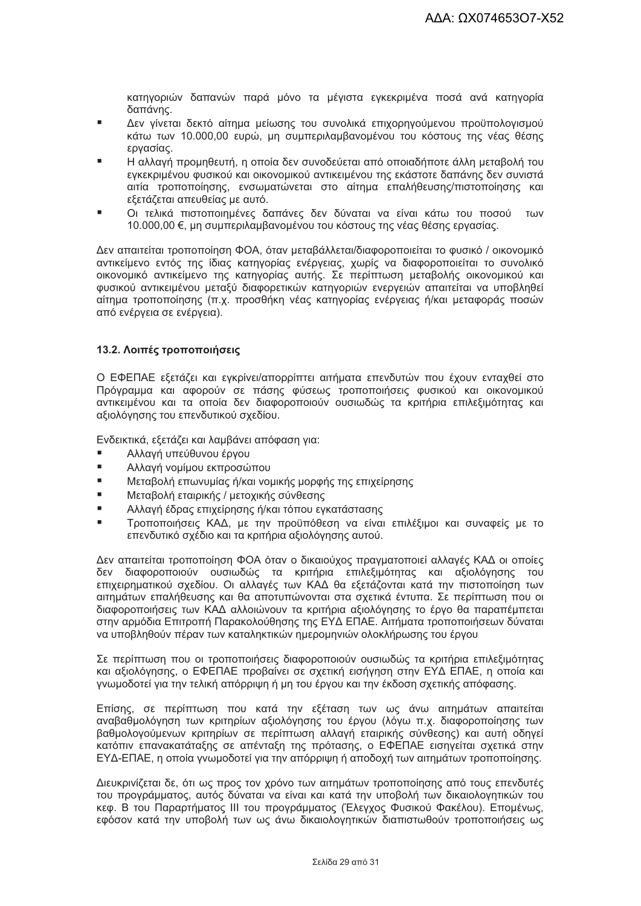κατηγοριών δαπανών παρά μόνο τα μέγιστα εγκεκριμένα ποσά ανά κατηγορία δαπάνης.

- Δεν γίνεται δεκτό αίτημα μείωσης του συνολικά επιχορηγούμενου προϋπολογισμού κάτω των 10.000,00 ευρώ, μη συμπεριλαμβανομένου του κόστους της νέας θέσης εργασίας.
- Η αλλαγή προμηθευτή, η οποία δεν συνοδεύεται από οποιαδήποτε άλλη μεταβολή του εγκεκριμένου φυσικού και οικονομικού αντικειμένου της εκάστοτε δαπάνης δεν συνιστά αιτία τροποποίησης, ενσωματώνεται στο αίτημα επαλήθευσης/πιστοποίησης και εξετάζεται απευθείας με αυτό.
- Οι τελικά πιστοποιημένες δαπάνες δεν δύναται να είναι κάτω του ποσού των 10.000,00 €, μη συμπεριλαμβανομένου του κόστους της νέας θέσης εργασίας.

Δεν απαιτείται τροποποίηση ΦΟΑ, όταν μεταβάλλεται/διαφοροποιείται το φυσικό / οικονομικό αντικείμενο εντός της ίδιας κατηγορίας ενέργειας, χωρίς να διαφοροποιείται το συνολικό οικονομικό αντικείμενο της κατηγορίας αυτής. Σε περίπτωση μεταβολής οικονομικού και φυσικού αντικειμένου μεταξύ διαφορετικών κατηγοριών ενεργειών απαιτείται να υποβληθεί αίτημα τροποποίησης (π.χ. προσθήκη νέας κατηγορίας ενέργειας ή/και μεταφοράς ποσών από ενέργεια σε ενέργεια).

### 13.2. Λοιπές τροποποιήσεις

Ο ΕΦΕΠΑΕ εξετάζει και εγκρίνει/απορρίπτει αιτήματα επενδυτών που έχουν ενταχθεί στο Πρόγραμμα και αφορούν σε πάσης φύσεως τροποποιήσεις φυσικού και οικονομικού αντικειμένου και τα οποία δεν διαφοροποιούν ουσιωδώς τα κριτήρια επιλεξιμότητας και αξιολόγησης του επενδυτικού σχεδίου.

Ενδεικτικά, εξετάζει και λαμβάνει απόφαση για:

- Αλλαγή υπεύθυνου έργου
- Αλλαγή νομίμου εκπροσώπου
- Μεταβολή επωνυμίας ή/και νομικής μορφής της επιχείρησης
- Μεταβολή εταιρικής / μετοχικής σύνθεσης
- Αλλαγή έδρας επιχείρησης ή/και τόπου εγκατάστασης
- Τροποποιήσεις ΚΑΔ, με την προϋπόθεση να είναι επιλέξιμοι και συναφείς με το επενδυτικό σχέδιο και τα κριτήρια αξιολόγησης αυτού.

Δεν απαιτείται τροποποίηση ΦΟΑ όταν ο δικαιούχος πραγματοποιεί αλλαγές ΚΑΔ οι οποίες δεν διαφοροποιούν ουσιωδώς τα κριτήρια επιλεξιμότητας και αξιολόγησης του επιχειρηματικού σχεδίου. Οι αλλαγές των ΚΑΔ θα εξετάζονται κατά την πιστοποίηση των αιτημάτων επαλήθευσης και θα αποτυπώνονται στα σχετικά έντυπα. Σε περίπτωση που οι διαφοροποιήσεις των ΚΑΔ αλλοιώνουν τα κριτήρια αξιολόγησης το έργο θα παραπέμπεται στην αρμόδια Επιτροπή Παρακολούθησης της ΕΥΔ ΕΠΑΕ. Αιτήματα τροποποιήσεων δύναται να υποβληθούν πέραν των καταληκτικών ημερομηνιών ολοκλήρωσης του έργου

Σε περίπτωση που οι τροποποιήσεις διαφοροποιούν ουσιωδώς τα κριτήρια επιλεξιμότητας και αξιολόγησης, ο ΕΦΕΠΑΕ προβαίνει σε σχετική εισήγηση στην ΕΥΔ ΕΠΑΕ, η οποία και γνωμοδοτεί για την τελική απόρριψη ή μη του έργου και την έκδοση σχετικής απόφασης.

Επίσης, σε περίπτωση που κατά την εξέταση των ως άνω αιτημάτων απαιτείται αναβαθμολόγηση των κριτηρίων αξιολόγησης του έργου (λόγω π.χ. διαφοροποίησης των βαθμολογούμενων κριτηρίων σε περίπτωση αλλαγή εταιρικής σύνθεσης) και αυτή οδηγεί κατόπιν επανακατάταξης σε απένταξη της πρότασης, ο ΕΦΕΠΑΕ εισηγείται σχετικά στην ΕΥΔ-ΕΠΑΕ, η οποία γνωμοδοτεί για την απόρριψη ή αποδοχή των αιτημάτων τροποποίησης.

Διευκρινίζεται δε, ότι ως προς τον χρόνο των αιτημάτων τροποποίησης από τους επενδυτές του προγράμματος, αυτός δύναται να είναι και κατά την υποβολή των δικαιολογητικών του κεφ. Β του Παραρτήματος ΙΙΙ του προγράμματος (Έλεγχος Φυσικού Φακέλου). Επομένως, εφόσον κατά την υποβολή των ως άνω δικαιολογητικών διαπιστωθούν τροποποιήσεις ως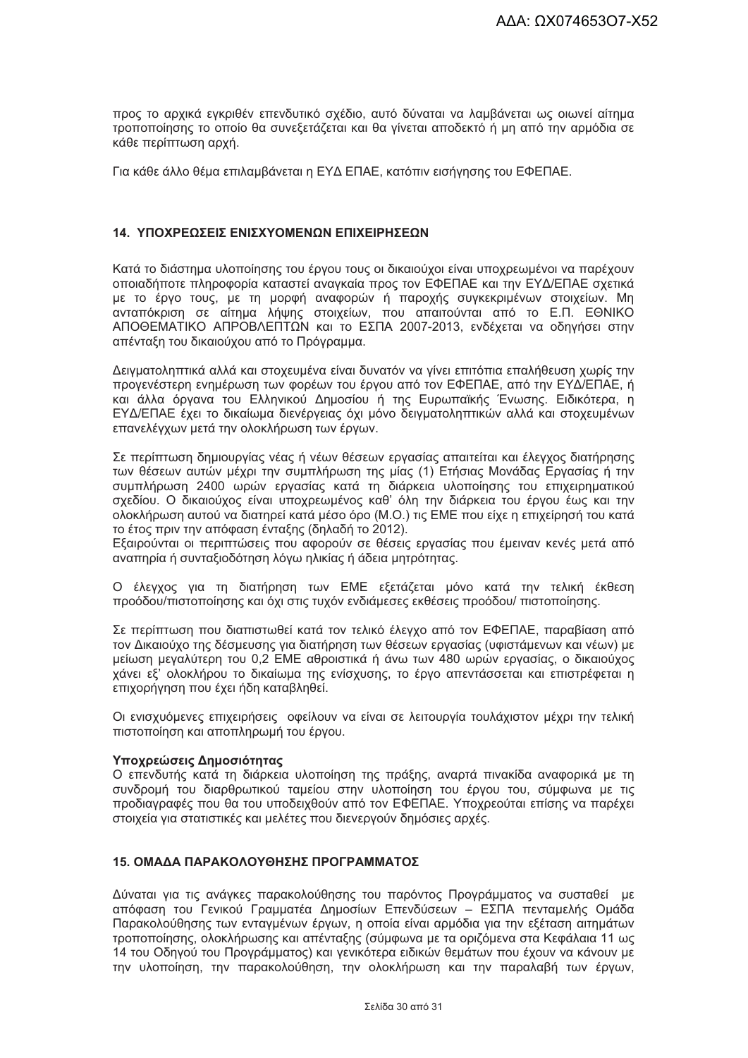προς το αρχικά εγκριθέν επενδυτικό σχέδιο, αυτό δύναται να λαμβάνεται ως οιωνεί αίτημα τροποποίησης το οποίο θα συνεξετάζεται και θα γίνεται αποδεκτό ή μη από την αρμόδια σε κάθε περίπτωση αρχή.

Για κάθε άλλο θέμα επιλαμβάνεται η ΕΥΔ ΕΠΑΕ, κατόπιν εισήγησης του ΕΦΕΠΑΕ.

## 14. ΥΠΟΧΡΕΩΣΕΙΣ ΕΝΙΣΧΥΟΜΕΝΩΝ ΕΠΙΧΕΙΡΗΣΕΩΝ

Κατά το διάστημα υλοποίησης του έργου τους οι δικαιούχοι είναι υποχρεωμένοι να παρέχουν οποιαδήποτε πληροφορία καταστεί αναγκαία προς τον ΕΦΕΠΑΕ και την ΕΥΔ/ΕΠΑΕ σχετικά με το έργο τους, με τη μορφή αναφορών ή παροχής συγκεκριμένων στοιχείων. Μη ανταπόκριση σε αίτημα λήψης στοιχείων, που απαιτούνται από το Ε.Π. ΕΘΝΙΚΟ ΑΠΟΘΕΜΑΤΙΚΟ ΑΠΡΟΒΛΕΠΤΩΝ και το ΕΣΠΑ 2007-2013, ενδέχεται να οδηγήσει στην απένταξη του δικαιούχου από το Πρόγραμμα.

Δειγματοληπτικά αλλά και στοχευμένα είναι δυνατόν να γίνει επιτόπια επαλήθευση χωρίς την προγενέστερη ενημέρωση των φορέων του έργου από τον ΕΦΕΠΑΕ, από την ΕΥΔ/ΕΠΑΕ, ή και άλλα όργανα του Ελληνικού Δημοσίου ή της Ευρωπαϊκής Ένωσης. Ειδικότερα, η ΕΥΔ/ΕΠΑΕ έχει το δικαίωμα διενέργειας όχι μόνο δειγματοληπτικών αλλά και στοχευμένων επανελέγχων μετά την ολοκλήρωση των έργων.

Σε περίπτωση δημιουργίας νέας ή νέων θέσεων εργασίας απαιτείται και έλεγχος διατήρησης των θέσεων αυτών μέχρι την συμπλήρωση της μίας (1) Ετήσιας Μονάδας Εργασίας ή την συμπλήρωση 2400 ωρών εργασίας κατά τη διάρκεια υλοποίησης του επιχειρηματικού σχεδίου. Ο δικαιούχος είναι υποχρεωμένος καθ' όλη την διάρκεια του έργου έως και την ολοκλήρωση αυτού να διατηρεί κατά μέσο όρο (Μ.Ο.) τις ΕΜΕ που είχε η επιχείρησή του κατά το έτος πριν την απόφαση ένταξης (δηλαδή το 2012).
Εξαιρούνται οι περιπτώσεις που αφορούν σε θέσεις εργασίας που έμειναν κενές μετά από αναπηρία ή συνταξιοδότηση λόγω ηλικίας ή άδεια μητρότητας.

Ο έλεγχος για τη διατήρηση των ΕΜΕ εξετάζεται μόνο κατά την τελική έκθεση προόδου/πιστοποίησης και όχι στις τυχόν ενδιάμεσες εκθέσεις προόδου/ πιστοποίησης.

Σε περίπτωση που διαπιστωθεί κατά τον τελικό έλεγχο από τον ΕΦΕΠΑΕ, παραβίαση από τον Δικαιούχο της δέσμευσης για διατήρηση των θέσεων εργασίας (υφιστάμενων και νέων) με μείωση μεγαλύτερη του 0,2 ΕΜΕ αθροιστικά ή άνω των 480 ωρών εργασίας, ο δικαιούχος χάνει εξ' ολοκλήρου το δικαίωμα της ενίσχυσης, το έργο απεντάσσεται και επιστρέφεται η επιχορήγηση που έχει ήδη καταβληθεί.

Οι ενισχυόμενες επιχειρήσεις οφείλουν να είναι σε λειτουργία τουλάχιστον μέχρι την τελική πιστοποίηση και αποπληρωμή του έργου.

**Υποχρεώσεις Δημοσιότητας**
Ο επενδυτής κατά τη διάρκεια υλοποίηση της πράξης, αναρτά πινακίδα αναφορικά με τη συνδρομή του διαρθρωτικού ταμείου στην υλοποίηση του έργου του, σύμφωνα με τις προδιαγραφές που θα του υποδειχθούν από τον ΕΦΕΠΑΕ. Υποχρεούται επίσης να παρέχει στοιχεία για στατιστικές και μελέτες που διενεργούν δημόσιες αρχές.

## 15. ΟΜΑΔΑ ΠΑΡΑΚΟΛΟΥΘΗΣΗΣ ΠΡΟΓΡΑΜΜΑΤΟΣ

Δύναται για τις ανάγκες παρακολούθησης του παρόντος Προγράμματος να συσταθεί με απόφαση του Γενικού Γραμματέα Δημοσίων Επενδύσεων – ΕΣΠΑ πενταμελής Ομάδα Παρακολούθησης των ενταγμένων έργων, η οποία είναι αρμόδια για την εξέταση αιτημάτων τροποποίησης, ολοκλήρωσης και απένταξης (σύμφωνα με τα οριζόμενα στα Κεφάλαια 11 ως 14 του Οδηγού του Προγράμματος) και γενικότερα ειδικών θεμάτων που έχουν να κάνουν με την υλοποίηση, την παρακολούθηση, την ολοκλήρωση και την παραλαβή των έργων,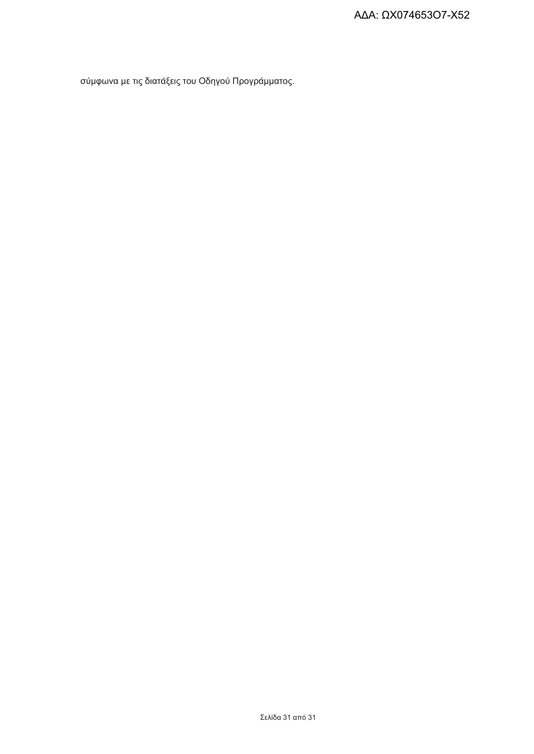σύμφωνα με τις διατάξεις του Οδηγού Προγράμματος.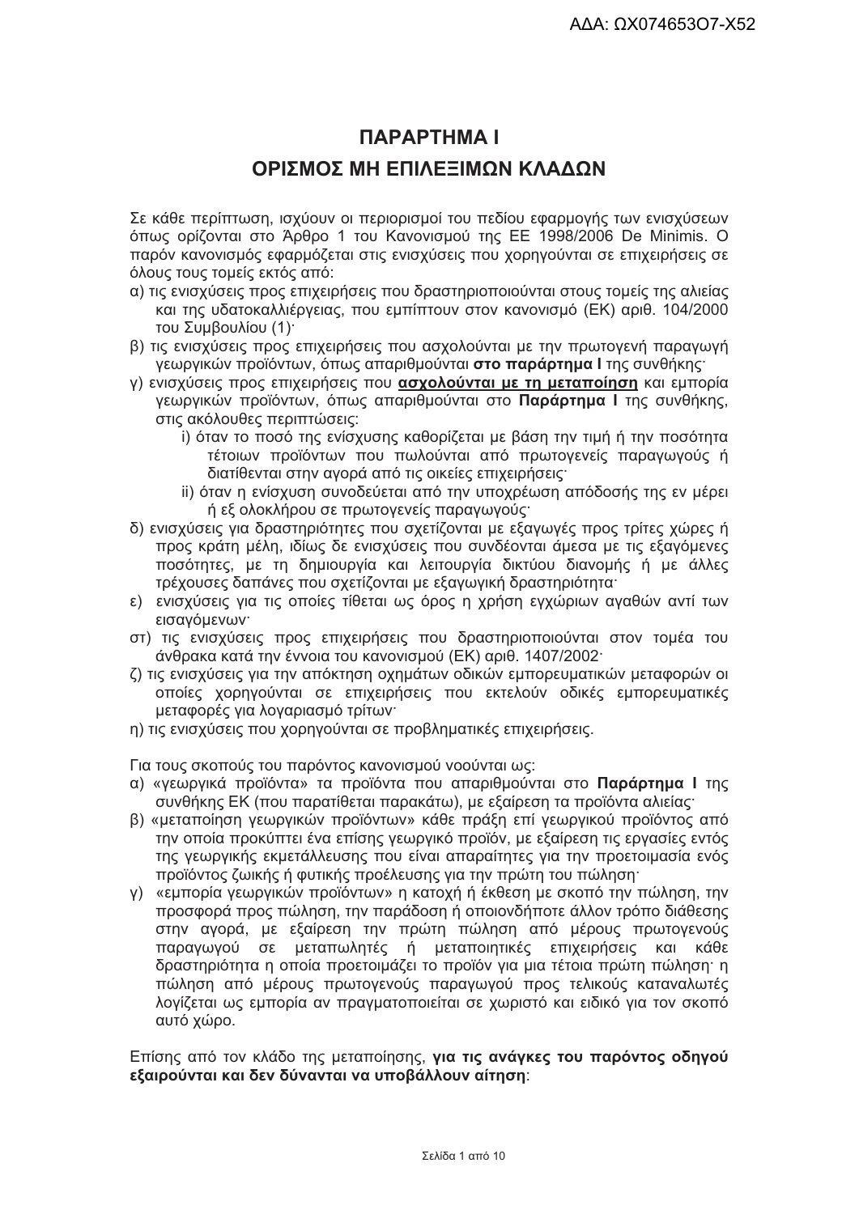# ΠΑΡΑΡΤΗΜΑ Ι

## ΟΡΙΣΜΟΣ ΜΗ ΕΠΙΛΕΞΙΜΩΝ ΚΛΑΔΩΝ

Σε κάθε περίπτωση, ισχύουν οι περιορισμοί του πεδίου εφαρμογής των ενισχύσεων όπως ορίζονται στο Άρθρο 1 του Κανονισμού της ΕΕ 1998/2006 De Minimis. Ο παρόν κανονισμός εφαρμόζεται στις ενισχύσεις που χορηγούνται σε επιχειρήσεις σε όλους τους τομείς εκτός από:

α) τις ενισχύσεις προς επιχειρήσεις που δραστηριοποιούνται στους τομείς της αλιείας και της υδατοκαλλιέργειας, που εμπίπτουν στον κανονισμό (ΕΚ) αριθ. 104/2000 του Συμβουλίου (1)·

β) τις ενισχύσεις προς επιχειρήσεις που ασχολούνται με την πρωτογενή παραγωγή γεωργικών προϊόντων, όπως απαριθμούνται **στο παράρτημα I** της συνθήκης·

γ) ενισχύσεις προς επιχειρήσεις που **ασχολούνται με τη μεταποίηση** και εμπορία γεωργικών προϊόντων, όπως απαριθμούνται στο **Παράρτημα I** της συνθήκης, στις ακόλουθες περιπτώσεις:
   - i) όταν το ποσό της ενίσχυσης καθορίζεται με βάση την τιμή ή την ποσότητα τέτοιων προϊόντων που πωλούνται από πρωτογενείς παραγωγούς ή διατίθενται στην αγορά από τις οικείες επιχειρήσεις·
   - ii) όταν η ενίσχυση συνοδεύεται από την υποχρέωση απόδοσής της εν μέρει ή εξ ολοκλήρου σε πρωτογενείς παραγωγούς·

δ) ενισχύσεις για δραστηριότητες που σχετίζονται με εξαγωγές προς τρίτες χώρες ή προς κράτη μέλη, ιδίως δε ενισχύσεις που συνδέονται άμεσα με τις εξαγόμενες ποσότητες, με τη δημιουργία και λειτουργία δικτύου διανομής ή με άλλες τρέχουσες δαπάνες που σχετίζονται με εξαγωγική δραστηριότητα·

ε) ενισχύσεις για τις οποίες τίθεται ως όρος η χρήση εγχώριων αγαθών αντί των εισαγόμενων·

στ) τις ενισχύσεις προς επιχειρήσεις που δραστηριοποιούνται στον τομέα του άνθρακα κατά την έννοια του κανονισμού (ΕΚ) αριθ. 1407/2002·

ζ) τις ενισχύσεις για την απόκτηση οχημάτων οδικών εμπορευματικών μεταφορών οι οποίες χορηγούνται σε επιχειρήσεις που εκτελούν οδικές εμπορευματικές μεταφορές για λογαριασμό τρίτων·

η) τις ενισχύσεις που χορηγούνται σε προβληματικές επιχειρήσεις.

Για τους σκοπούς του παρόντος κανονισμού νοούνται ως:

α) «γεωργικά προϊόντα» τα προϊόντα που απαριθμούνται στο **Παράρτημα I** της συνθήκης ΕΚ (που παρατίθεται παρακάτω), με εξαίρεση τα προϊόντα αλιείας·

β) «μεταποίηση γεωργικών προϊόντων» κάθε πράξη επί γεωργικού προϊόντος από την οποία προκύπτει ένα επίσης γεωργικό προϊόν, με εξαίρεση τις εργασίες εντός της γεωργικής εκμετάλλευσης που είναι απαραίτητες για την προετοιμασία ενός προϊόντος ζωικής ή φυτικής προέλευσης για την πρώτη του πώληση·

γ) «εμπορία γεωργικών προϊόντων» η κατοχή ή έκθεση με σκοπό την πώληση, την προσφορά προς πώληση, την παράδοση ή οποιονδήποτε άλλον τρόπο διάθεσης στην αγορά, με εξαίρεση την πρώτη πώληση από μέρους πρωτογενούς παραγωγού σε μεταπωλητές ή μεταποιητικές επιχειρήσεις και κάθε δραστηριότητα η οποία προετοιμάζει το προϊόν για μια τέτοια πρώτη πώληση· η πώληση από μέρους πρωτογενούς παραγωγού προς τελικούς καταναλωτές λογίζεται ως εμπορία αν πραγματοποιείται σε χωριστό και ειδικό για τον σκοπό αυτό χώρο.

Επίσης από τον κλάδο της μεταποίησης, **για τις ανάγκες του παρόντος οδηγού εξαιρούνται και δεν δύνανται να υποβάλλουν αίτηση**: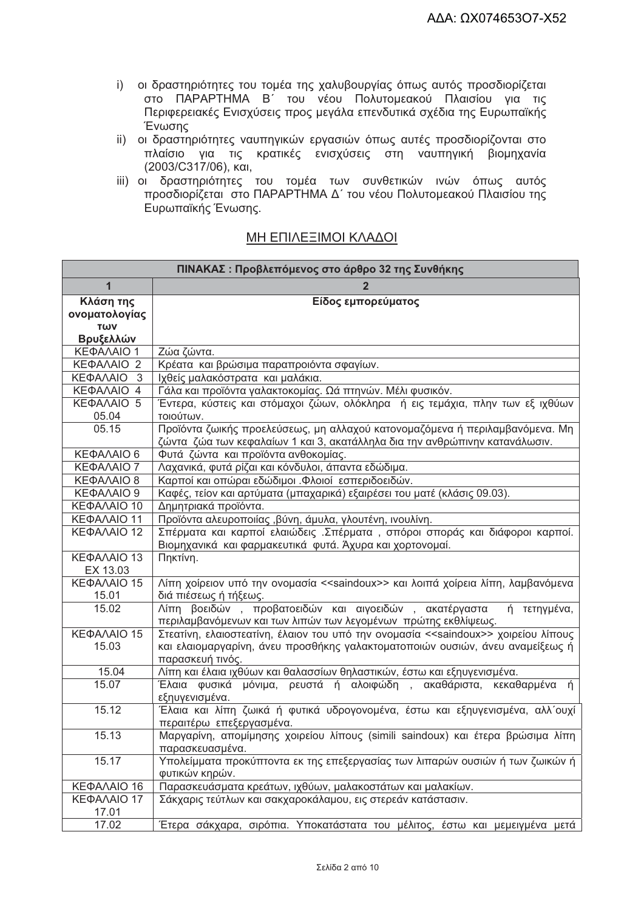i) οι δραστηριότητες του τομέα της χαλυβουργίας όπως αυτός προσδιορίζεται στο ΠΑΡΑΡΤΗΜΑ Β΄ του νέου Πολυτομεακού Πλαισίου για τις Περιφερειακές Ενισχύσεις προς μεγάλα επενδυτικά σχέδια της Ευρωπαϊκής Ένωσης
ii) οι δραστηριότητες ναυπηγικών εργασιών όπως αυτές προσδιορίζονται στο πλαίσιο για τις κρατικές ενισχύσεις στη ναυπηγική βιομηχανία (2003/C317/06), και,
iii) οι δραστηριότητες του τομέα των συνθετικών ινών όπως αυτός προσδιορίζεται στο ΠΑΡΑΡΤΗΜΑ Δ΄ του νέου Πολυτομεακού Πλαισίου της Ευρωπαϊκής Ένωσης.

## ΜΗ ΕΠΙΛΕΞΙΜΟΙ ΚΛΑΔΟΙ

| ΠΙΝΑΚΑΣ : Προβλεπόμενος στο άρθρο 32 της Συνθήκης | |
|---|---|
| **1** | **2** |
| **Κλάση της ονοματολογίας των Βρυξελλών** | **Είδος εμπορεύματος** |
| ΚΕΦΑΛΑΙΟ 1 | Ζώα ζώντα. |
| ΚΕΦΑΛΑΙΟ 2 | Κρέατα και βρώσιμα παραπροιόντα σφαγίων. |
| ΚΕΦΑΛΑΙΟ 3 | Ιχθείς μαλακόστρατα και μαλάκια. |
| ΚΕΦΑΛΑΙΟ 4 | Γάλα και προϊόντα γαλακτοκομίας. Ωά πτηνών. Μέλι φυσικόν. |
| ΚΕΦΑΛΑΙΟ 5 05.04 | Έντερα, κύστεις και στόμαχοι ζώων, ολόκληρα ή εις τεμάχια, πλην των εξ ιχθύων τοιούτων. |
| 05.15 | Προϊόντα ζωικής προελεύσεως, μη αλλαχού κατονομαζόμενα ή περιλαμβανόμενα. Μη ζώντα ζώα των κεφαλαίων 1 και 3, ακατάλληλα δια την ανθρώπινην κατανάλωσιν. |
| ΚΕΦΑΛΑΙΟ 6 | Φυτά ζώντα και προϊόντα ανθοκομίας. |
| ΚΕΦΑΛΑΙΟ 7 | Λαχανικά, φυτά ρίζαι και κόνδυλοι, άπαντα εδώδιμα. |
| ΚΕΦΑΛΑΙΟ 8 | Καρποί και οπώραι εδώδιμοι .Φλοιοί εσπεριδοειδών. |
| ΚΕΦΑΛΑΙΟ 9 | Καφές, τείον και αρτύματα (μπαχαρικά) εξαιρέσει του ματέ (κλάσις 09.03). |
| ΚΕΦΑΛΑΙΟ 10 | Δημητριακά προϊόντα. |
| ΚΕΦΑΛΑΙΟ 11 | Προϊόντα αλευροποιίας ,βύνη, άμυλα, γλουτένη, ινουλίνη. |
| ΚΕΦΑΛΑΙΟ 12 | Σπέρματα και καρποί ελαιώδεις .Σπέρματα , σπόροι σποράς και διάφοροι καρποί. Βιομηχανικά και φαρμακευτικά φυτά. Άχυρα και χορτονομαί. |
| ΚΕΦΑΛΑΙΟ 13 ΕΧ 13.03 | Πηκτίνη. |
| ΚΕΦΑΛΑΙΟ 15 15.01 | Λίπη χοίρειον υπό την ονομασία <<saindoux>> και λοιπά χοίρεια λίπη, λαμβανόμενα διά πιέσεως ή τήξεως. |
| 15.02 | Λίπη βοειδών , προβατοειδών και αιγοειδών , ακατέργαστα ή τετηγμένα, περιλαμβανόμενων και των λιπών των λεγομένων πρώτης εκθλίψεως. |
| ΚΕΦΑΛΑΙΟ 15 15.03 | Στεατίνη, ελαιοστεατίνη, έλαιον του υπό την ονομασία <<saindoux>> χοιρείου λίπους και ελαιομαργαρίνη, άνευ προσθήκης γαλακτωματοποιών ουσιών, άνευ αναμείξεως ή παρασκευή τινός. |
| 15.04 | Λίπη και έλαια ιχθύων και θαλασσίων θηλαστικών, έστω και εξηυγενισμένα. |
| 15.07 | Έλαια φυσικά μόνιμα, ρευστά ή αλοιφώδη , ακαθάριστα, κεκαθαρμένα ή εξηυγενισμένα. |
| 15.12 | Έλαια και λίπη ζωικά ή φυτικά υδρογονομένα, έστω και εξηυγενισμένα, αλλ΄ουχί περαιτέρω επεξεργασμένα. |
| 15.13 | Μαργαρίνη, απομίμησης χοιρείου λίπους (simili saindoux) και έτερα βρώσιμα λίπη παρασκευασμένα. |
| 15.17 | Υπολείμματα προκύπτοντα εκ της επεξεργασίας των λιπαρών ουσιών ή των ζωικών ή φυτικών κηρών. |
| ΚΕΦΑΛΑΙΟ 16 | Παρασκευάσματα κρεάτων, ιχθύων, μαλακοστάτων και μαλακίων. |
| ΚΕΦΑΛΑΙΟ 17 17.01 | Σάκχαρις τεύτλων και σακχαροκάλαμου, εις στερεάν κατάστασιν. |
| 17.02 | Έτερα σάκχαρα, σιρόπια. Υποκατάστατα του μέλιτος, έστω και μεμειγμένα μετά |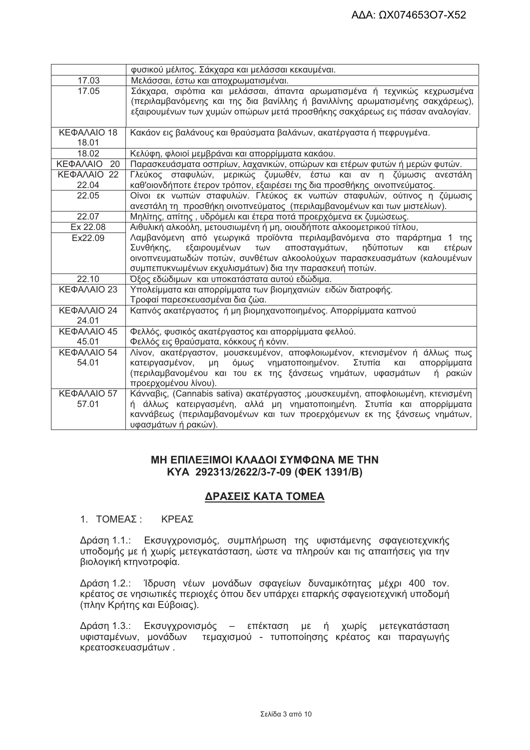|  |  |
|---|---|
|  | φυσικού μέλιτος. Σάκχαρα και μελάσσαι κεκαυμέναι. |
| 17.03 | Μελάσσαι, έστω και αποχρωματισμέναι. |
| 17.05 | Σάκχαρα, σιρόπια και μελάσσαι, άπαντα αρωματισμένα ή τεχνικώς κεχρωσμένα (περιλαμβανόμενης και της δια βανίλλης ή βανιλλίνης αρωματισμένης σακχάρεως), εξαιρουμένων των χυμών οπώρων μετά προσθήκης σακχάρεως εις πάσαν αναλογίαν. |
| ΚΕΦΑΛΑΙΟ 18<br>18.01 | Κακάον εις βαλάνους και θραύσματα βαλάνων, ακατέργαστα ή πεφρυγμένα. |
| 18.02 | Κελύφη, φλοιοί μεμβράναι και απορρίμματα κακάου. |
| ΚΕΦΑΛΑΙΟ 20 | Παρασκευάσματα οσπρίων, λαχανικών, οπώρων και ετέρων φυτών ή μερών φυτών. |
| ΚΕΦΑΛΑΙΟ 22<br>22.04 | Γλεύκος σταφυλών, μερικώς ζυμωθέν, έστω και αν η ζύμωσις ανεστάλη καθ'οιονδήποτε έτερον τρόπον, εξαιρέσει της δια προσθήκης οινοπνεύματος. |
| 22.05 | Οίνοι εκ νωπών σταφυλών. Γλεύκος εκ νωπών σταφυλών, ούτινος η ζύμωσις ανεστάλη τη προσθήκη οινοπνεύματος (περιλαμβανομένων και των μιστελίων). |
| 22.07 | Μηλίτης, απίτης , υδρόμελι και έτερα ποτά προερχόμενα εκ ζυμώσεως. |
| Ex 22.08 | Αιθυλική αλκοόλη, μετουσιωμένη ή μη, οιουδήποτε αλκοομετρικού τίτλου, |
| Ex22.09 | Λαμβανόμενη από γεωργικά προϊόντα περιλαμβανόμενα στο παράρτημα 1 της Συνθήκης, εξαιρουμένων των αποσταγμάτων, ηδύποτων και ετέρων οινοπνευματωδών ποτών, συνθέτων αλκοολούχων παρασκευασμάτων (καλουμένων συμπεπυκνωμένων εκχυλισμάτων) δια την παρασκευή ποτών. |
| 22.10 | Όξος εδώδιμων και υποκατάστατα αυτού εδώδιμα. |
| ΚΕΦΑΛΑΙΟ 23 | Υπολείμματα και απορρίμματα των βιομηχανιών ειδών διατροφής.<br>Τροφαί παρεσκευασμέναι δια ζώα. |
| ΚΕΦΑΛΑΙΟ 24<br>24.01 | Καπνός ακατέργαστος ή μη βιομηχανοποιημένος. Απορρίμματα καπνού |
| ΚΕΦΑΛΑΙΟ 45<br>45.01 | Φελλός, φυσικός ακατέργαστος και απορρίμματα φελλού.<br>Φελλός εις θραύσματα, κόκκους ή κόνιν. |
| ΚΕΦΑΛΑΙΟ 54<br>54.01 | Λίνον, ακατέργαστον, μουσκευμένον, αποφλοιωμένον, κτενισμένον ή άλλως πως κατειργασμένον, μη όμως νηματοποιημένον. Στυπία και απορρίμματα (περιλαμβανομένου και του εκ της ξάνσεως νημάτων, υφασμάτων ή ρακών προερχομένου λίνου). |
| ΚΕΦΑΛΑΙΟ 57<br>57.01 | Κάνναβις, (Cannabis sativa) ακατέργαστος ,μουσκευμένη, αποφλοιωμένη, κτενισμένη ή άλλως κατειργασμένη, αλλά μη νηματοποιημένη. Στυπία και απορρίμματα καννάβεως (περιλαμβανομένων και των προερχόμενων εκ της ξάνσεως νημάτων, υφασμάτων ή ρακών). |

**ΜΗ ΕΠΙΛΕΞΙΜΟΙ ΚΛΑΔΟΙ ΣΥΜΦΩΝΑ ΜΕ ΤΗΝ ΚΥΑ 292313/2622/3-7-09 (ΦΕΚ 1391/Β)**

## ΔΡΑΣΕΙΣ ΚΑΤΑ ΤΟΜΕΑ

1. ΤΟΜΕΑΣ : ΚΡΕΑΣ

Δράση 1.1.: Εκσυγχρονισμός, συμπλήρωση της υφιστάμενης σφαγειοτεχνικής υποδομής με ή χωρίς μετεγκατάσταση, ώστε να πληρούν και τις απαιτήσεις για την βιολογική κτηνοτροφία.

Δράση 1.2.: Ίδρυση νέων μονάδων σφαγείων δυναμικότητας μέχρι 400 τον. κρέατος σε νησιωτικές περιοχές όπου δεν υπάρχει επαρκής σφαγειοτεχνική υποδομή (πλην Κρήτης και Εύβοιας).

Δράση 1.3.: Εκσυγχρονισμός – επέκταση με ή χωρίς μετεγκατάσταση υφισταμένων, μονάδων τεμαχισμού - τυποποίησης κρέατος και παραγωγής κρεατοσκευασμάτων .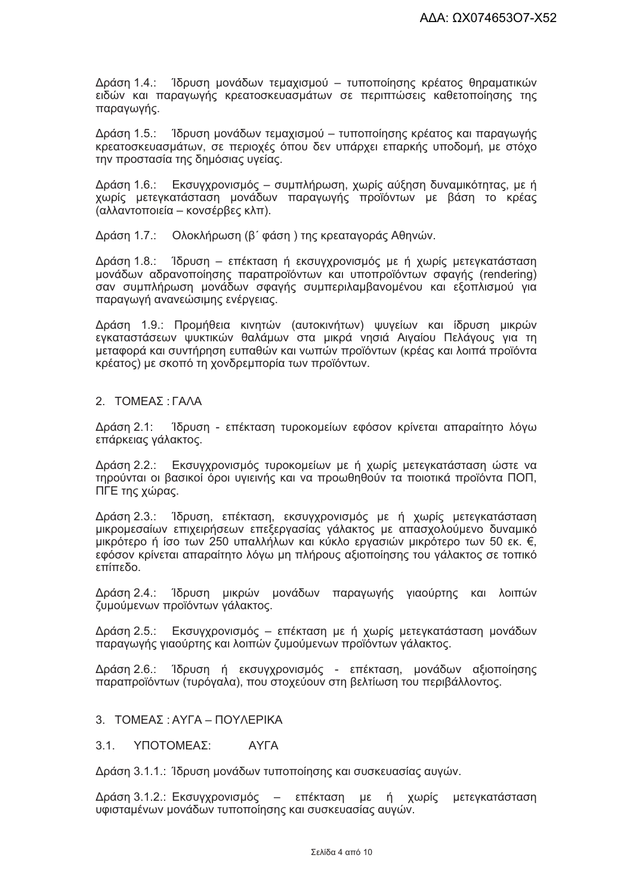Δράση 1.4.: Ίδρυση μονάδων τεμαχισμού – τυποποίησης κρέατος θηραματικών ειδών και παραγωγής κρεατοσκευασμάτων σε περιπτώσεις καθετοποίησης της παραγωγής.

Δράση 1.5.: Ίδρυση μονάδων τεμαχισμού – τυποποίησης κρέατος και παραγωγής κρεατοσκευασμάτων, σε περιοχές όπου δεν υπάρχει επαρκής υποδομή, με στόχο την προστασία της δημόσιας υγείας.

Δράση 1.6.: Εκσυγχρονισμός – συμπλήρωση, χωρίς αύξηση δυναμικότητας, με ή χωρίς μετεγκατάσταση μονάδων παραγωγής προϊόντων με βάση το κρέας (αλλαντοποιεία – κονσέρβες κλπ).

Δράση 1.7.: Ολοκλήρωση (β΄ φάση ) της κρεαταγοράς Αθηνών.

Δράση 1.8.: Ίδρυση – επέκταση ή εκσυγχρονισμός με ή χωρίς μετεγκατάσταση μονάδων αδρανοποίησης παραπροϊόντων και υποπροϊόντων σφαγής (rendering) σαν συμπλήρωση μονάδων σφαγής συμπεριλαμβανομένου και εξοπλισμού για παραγωγή ανανεώσιμης ενέργειας.

Δράση 1.9.: Προμήθεια κινητών (αυτοκινήτων) ψυγείων και ίδρυση μικρών εγκαταστάσεων ψυκτικών θαλάμων στα μικρά νησιά Αιγαίου Πελάγους για τη μεταφορά και συντήρηση ευπαθών και νωπών προϊόντων (κρέας και λοιπά προϊόντα κρέατος) με σκοπό τη χονδρεμπορία των προϊόντων.

## 2. ΤΟΜΕΑΣ : ΓΑΛΑ

Δράση 2.1: Ίδρυση - επέκταση τυροκομείων εφόσον κρίνεται απαραίτητο λόγω επάρκειας γάλακτος.

Δράση 2.2.: Εκσυγχρονισμός τυροκομείων με ή χωρίς μετεγκατάσταση ώστε να τηρούνται οι βασικοί όροι υγιεινής και να προωθηθούν τα ποιοτικά προϊόντα ΠΟΠ, ΠΓΕ της χώρας.

Δράση 2.3.: Ίδρυση, επέκταση, εκσυγχρονισμός με ή χωρίς μετεγκατάσταση μικρομεσαίων επιχειρήσεων επεξεργασίας γάλακτος με απασχολούμενο δυναμικό μικρότερο ή ίσο των 250 υπαλλήλων και κύκλο εργασιών μικρότερο των 50 εκ. €, εφόσον κρίνεται απαραίτητο λόγω μη πλήρους αξιοποίησης του γάλακτος σε τοπικό επίπεδο.

Δράση 2.4.: Ίδρυση μικρών μονάδων παραγωγής γιαούρτης και λοιπών ζυμούμενων προϊόντων γάλακτος.

Δράση 2.5.: Εκσυγχρονισμός – επέκταση με ή χωρίς μετεγκατάσταση μονάδων παραγωγής γιαούρτης και λοιπών ζυμούμενων προϊόντων γάλακτος.

Δράση 2.6.: Ίδρυση ή εκσυγχρονισμός - επέκταση, μονάδων αξιοποίησης παραπροϊόντων (τυρόγαλα), που στοχεύουν στη βελτίωση του περιβάλλοντος.

## 3. ΤΟΜΕΑΣ : ΑΥΓΑ – ΠΟΥΛΕΡΙΚΑ

### 3.1. ΥΠΟΤΟΜΕΑΣ: ΑΥΓΑ

Δράση 3.1.1.: Ίδρυση μονάδων τυποποίησης και συσκευασίας αυγών.

Δράση 3.1.2.: Εκσυγχρονισμός – επέκταση με ή χωρίς μετεγκατάσταση υφισταμένων μονάδων τυποποίησης και συσκευασίας αυγών.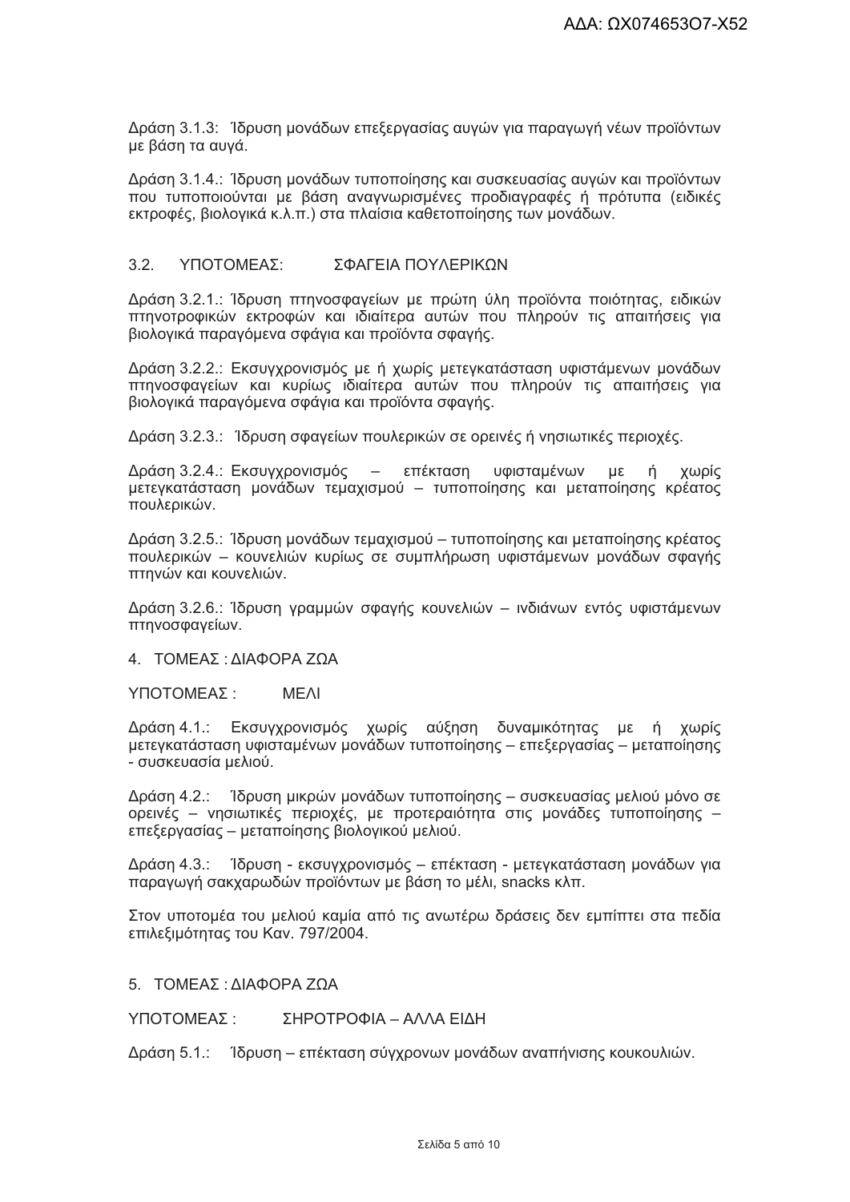Δράση 3.1.3: Ίδρυση μονάδων επεξεργασίας αυγών για παραγωγή νέων προϊόντων με βάση τα αυγά.

Δράση 3.1.4.: Ίδρυση μονάδων τυποποίησης και συσκευασίας αυγών και προϊόντων που τυποποιούνται με βάση αναγνωρισμένες προδιαγραφές ή πρότυπα (ειδικές εκτροφές, βιολογικά κ.λ.π.) στα πλαίσια καθετοποίησης των μονάδων.

## 3.2. ΥΠΟΤΟΜΕΑΣ: ΣΦΑΓΕΙΑ ΠΟΥΛΕΡΙΚΩΝ

Δράση 3.2.1.: Ίδρυση πτηνοσφαγείων με πρώτη ύλη προϊόντα ποιότητας, ειδικών πτηνοτροφικών εκτροφών και ιδιαίτερα αυτών που πληρούν τις απαιτήσεις για βιολογικά παραγόμενα σφάγια και προϊόντα σφαγής.

Δράση 3.2.2.: Εκσυγχρονισμός με ή χωρίς μετεγκατάσταση υφιστάμενων μονάδων πτηνοσφαγείων και κυρίως ιδιαίτερα αυτών που πληρούν τις απαιτήσεις για βιολογικά παραγόμενα σφάγια και προϊόντα σφαγής.

Δράση 3.2.3.: Ίδρυση σφαγείων πουλερικών σε ορεινές ή νησιωτικές περιοχές.

Δράση 3.2.4.: Εκσυγχρονισμός – επέκταση υφισταμένων με ή χωρίς μετεγκατάσταση μονάδων τεμαχισμού – τυποποίησης και μεταποίησης κρέατος πουλερικών.

Δράση 3.2.5.: Ίδρυση μονάδων τεμαχισμού – τυποποίησης και μεταποίησης κρέατος πουλερικών – κουνελιών κυρίως σε συμπλήρωση υφιστάμενων μονάδων σφαγής πτηνών και κουνελιών.

Δράση 3.2.6.: Ίδρυση γραμμών σφαγής κουνελιών – ινδιάνων εντός υφιστάμενων πτηνοσφαγείων.

## 4. ΤΟΜΕΑΣ : ΔΙΑΦΟΡΑ ΖΩΑ

ΥΠΟΤΟΜΕΑΣ : ΜΕΛΙ

Δράση 4.1.: Εκσυγχρονισμός χωρίς αύξηση δυναμικότητας με ή χωρίς μετεγκατάσταση υφισταμένων μονάδων τυποποίησης – επεξεργασίας – μεταποίησης - συσκευασία μελιού.

Δράση 4.2.: Ίδρυση μικρών μονάδων τυποποίησης – συσκευασίας μελιού μόνο σε ορεινές – νησιωτικές περιοχές, με προτεραιότητα στις μονάδες τυποποίησης – επεξεργασίας – μεταποίησης βιολογικού μελιού.

Δράση 4.3.: Ίδρυση - εκσυγχρονισμός – επέκταση - μετεγκατάσταση μονάδων για παραγωγή σακχαρωδών προϊόντων με βάση το μέλι, snacks κλπ.

Στον υποτομέα του μελιού καμία από τις ανωτέρω δράσεις δεν εμπίπτει στα πεδία επιλεξιμότητας του Καν. 797/2004.

## 5. ΤΟΜΕΑΣ : ΔΙΑΦΟΡΑ ΖΩΑ

ΥΠΟΤΟΜΕΑΣ : ΣΗΡΟΤΡΟΦΙΑ – ΑΛΛΑ ΕΙΔΗ

Δράση 5.1.: Ίδρυση – επέκταση σύγχρονων μονάδων αναπήνισης κουκουλιών.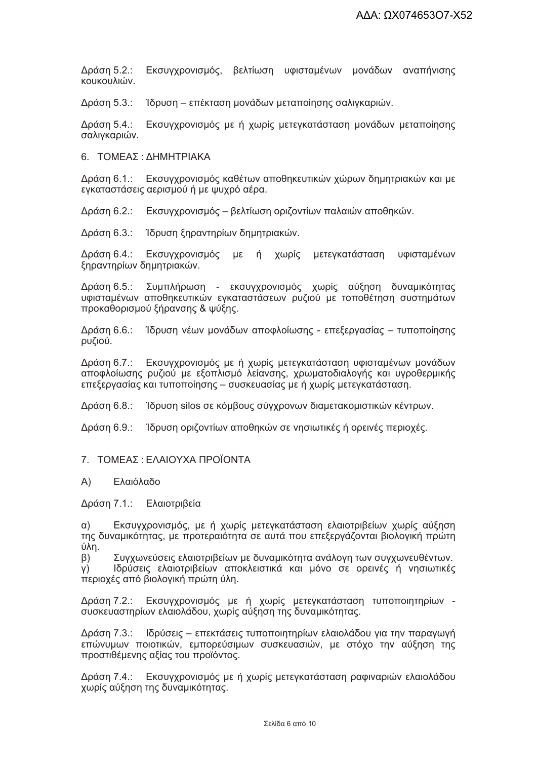Δράση 5.2.: Εκσυγχρονισμός, βελτίωση υφισταμένων μονάδων αναπήνισης κουκουλιών.

Δράση 5.3.: Ίδρυση – επέκταση μονάδων μεταποίησης σαλιγκαριών.

Δράση 5.4.: Εκσυγχρονισμός με ή χωρίς μετεγκατάσταση μονάδων μεταποίησης σαλιγκαριών.

## 6. ΤΟΜΕΑΣ : ΔΗΜΗΤΡΙΑΚΑ

Δράση 6.1.: Εκσυγχρονισμός καθέτων αποθηκευτικών χώρων δημητριακών και με εγκαταστάσεις αερισμού ή με ψυχρό αέρα.

Δράση 6.2.: Εκσυγχρονισμός – βελτίωση οριζοντίων παλαιών αποθηκών.

Δράση 6.3.: Ίδρυση ξηραντηρίων δημητριακών.

Δράση 6.4.: Εκσυγχρονισμός με ή χωρίς μετεγκατάσταση υφισταμένων ξηραντηρίων δημητριακών.

Δράση 6.5.: Συμπλήρωση - εκσυγχρονισμός χωρίς αύξηση δυναμικότητας υφισταμένων αποθηκευτικών εγκαταστάσεων ρυζιού με τοποθέτηση συστημάτων προκαθορισμού ξήρανσης & ψύξης.

Δράση 6.6.: Ίδρυση νέων μονάδων αποφλοίωσης - επεξεργασίας – τυποποίησης ρυζιού.

Δράση 6.7.: Εκσυγχρονισμός με ή χωρίς μετεγκατάσταση υφισταμένων μονάδων αποφλοίωσης ρυζιού με εξοπλισμό λείανσης, χρωματοδιαλογής και υγροθερμικής επεξεργασίας και τυποποίησης – συσκευασίας με ή χωρίς μετεγκατάσταση.

Δράση 6.8.: Ίδρυση silos σε κόμβους σύγχρονων διαμετακομιστικών κέντρων.

Δράση 6.9.: Ίδρυση οριζοντίων αποθηκών σε νησιωτικές ή ορεινές περιοχές.

## 7. ΤΟΜΕΑΣ : ΕΛΑΙΟΥΧΑ ΠΡΟΪΟΝΤΑ

### Α) Ελαιόλαδο

Δράση 7.1.: Ελαιοτριβεία

α) Εκσυγχρονισμός, με ή χωρίς μετεγκατάσταση ελαιοτριβείων χωρίς αύξηση της δυναμικότητας, με προτεραιότητα σε αυτά που επεξεργάζονται βιολογική πρώτη ύλη.
β) Συγχωνεύσεις ελαιοτριβείων με δυναμικότητα ανάλογη των συγχωνευθέντων.
γ) Ιδρύσεις ελαιοτριβείων αποκλειστικά και μόνο σε ορεινές ή νησιωτικές περιοχές από βιολογική πρώτη ύλη.

Δράση 7.2.: Εκσυγχρονισμός με ή χωρίς μετεγκατάσταση τυποποιητηρίων - συσκευαστηρίων ελαιολάδου, χωρίς αύξηση της δυναμικότητας.

Δράση 7.3.: Ιδρύσεις – επεκτάσεις τυποποιητηρίων ελαιολάδου για την παραγωγή επώνυμων ποιοτικών, εμπορεύσιμων συσκευασιών, με στόχο την αύξηση της προστιθέμενης αξίας του προϊόντος.

Δράση 7.4.: Εκσυγχρονισμός με ή χωρίς μετεγκατάσταση ραφιναριών ελαιολάδου χωρίς αύξηση της δυναμικότητας.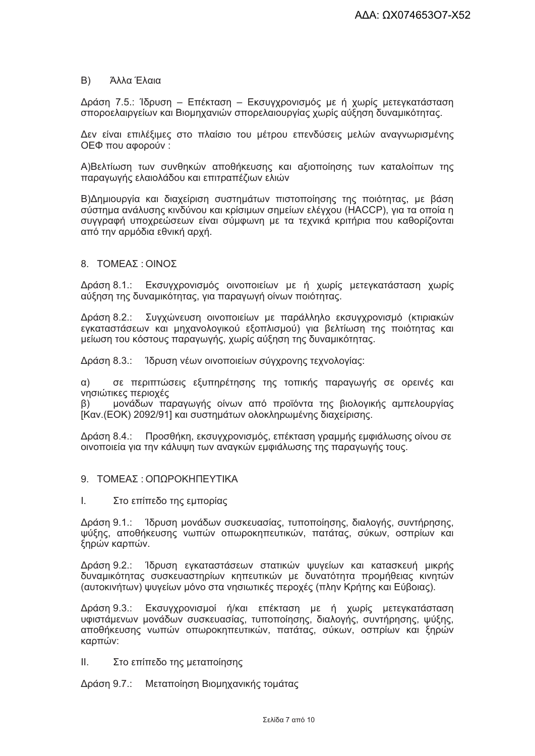Β) Άλλα Έλαια

Δράση 7.5.: Ίδρυση – Επέκταση – Εκσυγχρονισμός με ή χωρίς μετεγκατάσταση σποροελαιργείων και Βιομηχανιών σπορελαιουργίας χωρίς αύξηση δυναμικότητας.

Δεν είναι επιλέξιμες στο πλαίσιο του μέτρου επενδύσεις μελών αναγνωρισμένης ΟΕΦ που αφορούν :

Α)Βελτίωση των συνθηκών αποθήκευσης και αξιοποίησης των καταλοίπων της παραγωγής ελαιολάδου και επιτραπέζιων ελιών

Β)Δημιουργία και διαχείριση συστημάτων πιστοποίησης της ποιότητας, με βάση σύστημα ανάλυσης κινδύνου και κρίσιμων σημείων ελέγχου (HACCP), για τα οποία η συγγραφή υποχρεώσεων είναι σύμφωνη με τα τεχνικά κριτήρια που καθορίζονται από την αρμόδια εθνική αρχή.

## 8. ΤΟΜΕΑΣ : ΟΙΝΟΣ

Δράση 8.1.: Εκσυγχρονισμός οινοποιείων με ή χωρίς μετεγκατάσταση χωρίς αύξηση της δυναμικότητας, για παραγωγή οίνων ποιότητας.

Δράση 8.2.: Συγχώνευση οινοποιείων με παράλληλο εκσυγχρονισμό (κτιριακών εγκαταστάσεων και μηχανολογικού εξοπλισμού) για βελτίωση της ποιότητας και μείωση του κόστους παραγωγής, χωρίς αύξηση της δυναμικότητας.

Δράση 8.3.: Ίδρυση νέων οινοποιείων σύγχρονης τεχνολογίας:

α) σε περιπτώσεις εξυπηρέτησης της τοπικής παραγωγής σε ορεινές και νησιώτικες περιοχές
β) μονάδων παραγωγής οίνων από προϊόντα της βιολογικής αμπελουργίας [Καν.(ΕΟΚ) 2092/91] και συστημάτων ολοκληρωμένης διαχείρισης.

Δράση 8.4.: Προσθήκη, εκσυγχρονισμός, επέκταση γραμμής εμφιάλωσης οίνου σε οινοποιεία για την κάλυψη των αναγκών εμφιάλωσης της παραγωγής τους.

## 9. ΤΟΜΕΑΣ : ΟΠΩΡΟΚΗΠΕΥΤΙΚΑ

I. Στο επίπεδο της εμπορίας

Δράση 9.1.: Ίδρυση μονάδων συσκευασίας, τυποποίησης, διαλογής, συντήρησης, ψύξης, αποθήκευσης νωπών οπωροκηπευτικών, πατάτας, σύκων, οσπρίων και ξηρών καρπών.

Δράση 9.2.: Ίδρυση εγκαταστάσεων στατικών ψυγείων και κατασκευή μικρής δυναμικότητας συσκευαστηρίων κηπευτικών με δυνατότητα προμήθειας κινητών (αυτοκινήτων) ψυγείων μόνο στα νησιωτικές περοχές (πλην Κρήτης και Εύβοιας).

Δράση 9.3.: Εκσυγχρονισμοί ή/και επέκταση με ή χωρίς μετεγκατάσταση υφιστάμενων μονάδων συσκευασίας, τυποποίησης, διαλογής, συντήρησης, ψύξης, αποθήκευσης νωπών οπωροκηπευτικών, πατάτας, σύκων, οσπρίων και ξηρών καρπών:

II. Στο επίπεδο της μεταποίησης

Δράση 9.7.: Μεταποίηση Βιομηχανικής τομάτας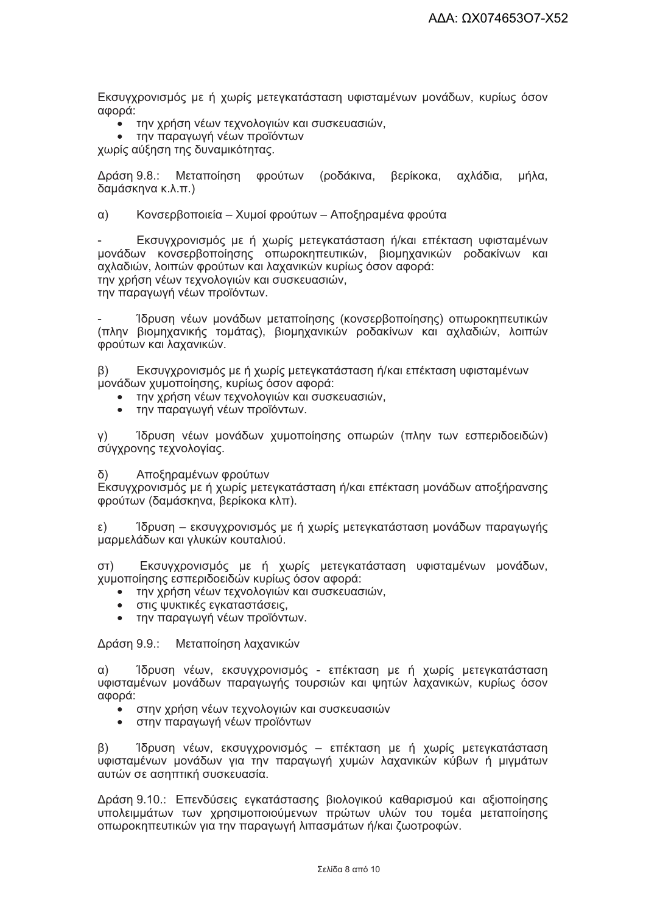Εκσυγχρονισμός με ή χωρίς μετεγκατάσταση υφισταμένων μονάδων, κυρίως όσον αφορά:

- την χρήση νέων τεχνολογιών και συσκευασιών,
- την παραγωγή νέων προϊόντων

χωρίς αύξηση της δυναμικότητας.

Δράση 9.8.: Μεταποίηση φρούτων (ροδάκινα, βερίκοκα, αχλάδια, μήλα, δαμάσκηνα κ.λ.π.)

α) Κονσερβοποιεία – Χυμοί φρούτων – Αποξηραμένα φρούτα

- Εκσυγχρονισμός με ή χωρίς μετεγκατάσταση ή/και επέκταση υφισταμένων μονάδων κονσερβοποίησης οπωροκηπευτικών, βιομηχανικών ροδακίνων και αχλαδιών, λοιπών φρούτων και λαχανικών κυρίως όσον αφορά:
την χρήση νέων τεχνολογιών και συσκευασιών,
την παραγωγή νέων προϊόντων.

- Ίδρυση νέων μονάδων μεταποίησης (κονσερβοποίησης) οπωροκηπευτικών (πλην βιομηχανικής τομάτας), βιομηχανικών ροδακίνων και αχλαδιών, λοιπών φρούτων και λαχανικών.

β) Εκσυγχρονισμός με ή χωρίς μετεγκατάσταση ή/και επέκταση υφισταμένων μονάδων χυμοποίησης, κυρίως όσον αφορά:

- την χρήση νέων τεχνολογιών και συσκευασιών,
- την παραγωγή νέων προϊόντων.

γ) Ίδρυση νέων μονάδων χυμοποίησης οπωρών (πλην των εσπεριδοειδών) σύγχρονης τεχνολογίας.

δ) Αποξηραμένων φρούτων
Εκσυγχρονισμός με ή χωρίς μετεγκατάσταση ή/και επέκταση μονάδων αποξήρανσης φρούτων (δαμάσκηνα, βερίκοκα κλπ).

ε) Ίδρυση – εκσυγχρονισμός με ή χωρίς μετεγκατάσταση μονάδων παραγωγής μαρμελάδων και γλυκών κουταλιού.

στ) Εκσυγχρονισμός με ή χωρίς μετεγκατάσταση υφισταμένων μονάδων, χυμοποίησης εσπεριδοειδών κυρίως όσον αφορά:

- την χρήση νέων τεχνολογιών και συσκευασιών,
- στις ψυκτικές εγκαταστάσεις,
- την παραγωγή νέων προϊόντων.

Δράση 9.9.: Μεταποίηση λαχανικών

α) Ίδρυση νέων, εκσυγχρονισμός - επέκταση με ή χωρίς μετεγκατάσταση υφισταμένων μονάδων παραγωγής τουρσιών και ψητών λαχανικών, κυρίως όσον αφορά:

- στην χρήση νέων τεχνολογιών και συσκευασιών
- στην παραγωγή νέων προϊόντων

β) Ίδρυση νέων, εκσυγχρονισμός – επέκταση με ή χωρίς μετεγκατάσταση υφισταμένων μονάδων για την παραγωγή χυμών λαχανικών κύβων ή μιγμάτων αυτών σε ασηπτική συσκευασία.

Δράση 9.10.: Επενδύσεις εγκατάστασης βιολογικού καθαρισμού και αξιοποίησης υπολειμμάτων των χρησιμοποιούμενων πρώτων υλών του τομέα μεταποίησης οπωροκηπευτικών για την παραγωγή λιπασμάτων ή/και ζωοτροφών.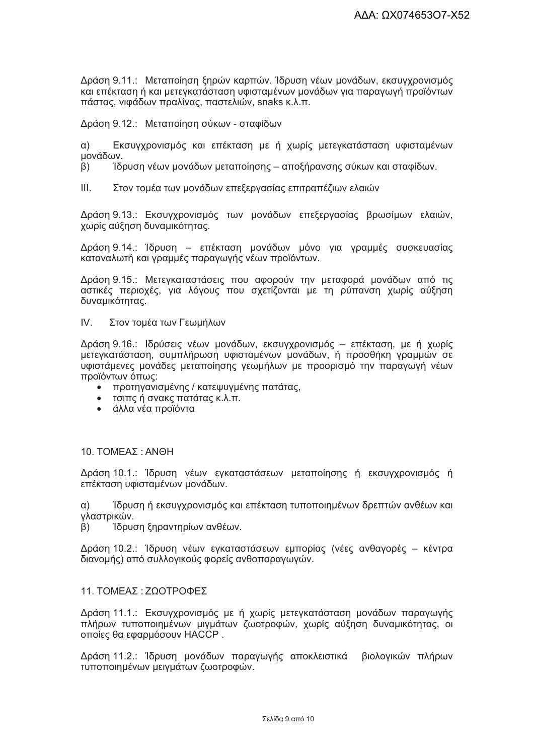Δράση 9.11.: Μεταποίηση ξηρών καρπών. Ίδρυση νέων μονάδων, εκσυγχρονισμός και επέκταση ή και μετεγκατάσταση υφισταμένων μονάδων για παραγωγή προϊόντων πάστας, νιφάδων πραλίνας, παστελιών, snaks κ.λ.π.

Δράση 9.12.: Μεταποίηση σύκων - σταφίδων

α) Εκσυγχρονισμός και επέκταση με ή χωρίς μετεγκατάσταση υφισταμένων μονάδων.
β) Ίδρυση νέων μονάδων μεταποίησης – αποξήρανσης σύκων και σταφίδων.

III. Στον τομέα των μονάδων επεξεργασίας επιτραπέζιων ελαιών

Δράση 9.13.: Εκσυγχρονισμός των μονάδων επεξεργασίας βρωσίμων ελαιών, χωρίς αύξηση δυναμικότητας.

Δράση 9.14.: Ίδρυση – επέκταση μονάδων μόνο για γραμμές συσκευασίας καταναλωτή και γραμμές παραγωγής νέων προϊόντων.

Δράση 9.15.: Μετεγκαταστάσεις που αφορούν την μεταφορά μονάδων από τις αστικές περιοχές, για λόγους που σχετίζονται με τη ρύπανση χωρίς αύξηση δυναμικότητας.

IV. Στον τομέα των Γεωμήλων

Δράση 9.16.: Ιδρύσεις νέων μονάδων, εκσυγχρονισμός – επέκταση, με ή χωρίς μετεγκατάσταση, συμπλήρωση υφισταμένων μονάδων, ή προσθήκη γραμμών σε υφιστάμενες μονάδες μεταποίησης γεωμήλων με προορισμό την παραγωγή νέων προϊόντων όπως:

- προτηγανισμένης / κατεψυγμένης πατάτας,
- τσιπς ή σνακς πατάτας κ.λ.π.
- άλλα νέα προϊόντα

## 10. ΤΟΜΕΑΣ : ΑΝΘΗ

Δράση 10.1.: Ίδρυση νέων εγκαταστάσεων μεταποίησης ή εκσυγχρονισμός ή επέκταση υφισταμένων μονάδων.

α) Ίδρυση ή εκσυγχρονισμός και επέκταση τυποποιημένων δρεπτών ανθέων και γλαστρικών.
β) Ίδρυση ξηραντηρίων ανθέων.

Δράση 10.2.: Ίδρυση νέων εγκαταστάσεων εμπορίας (νέες ανθαγορές – κέντρα διανομής) από συλλογικούς φορείς ανθοπαραγωγών.

## 11. ΤΟΜΕΑΣ : ΖΩΟΤΡΟΦΕΣ

Δράση 11.1.: Εκσυγχρονισμός με ή χωρίς μετεγκατάσταση μονάδων παραγωγής πλήρων τυποποιημένων μιγμάτων ζωοτροφών, χωρίς αύξηση δυναμικότητας, οι οποίες θα εφαρμόσουν HACCP .

Δράση 11.2.: Ίδρυση μονάδων παραγωγής αποκλειστικά βιολογικών πλήρων τυποποιημένων μειγμάτων ζωοτροφών.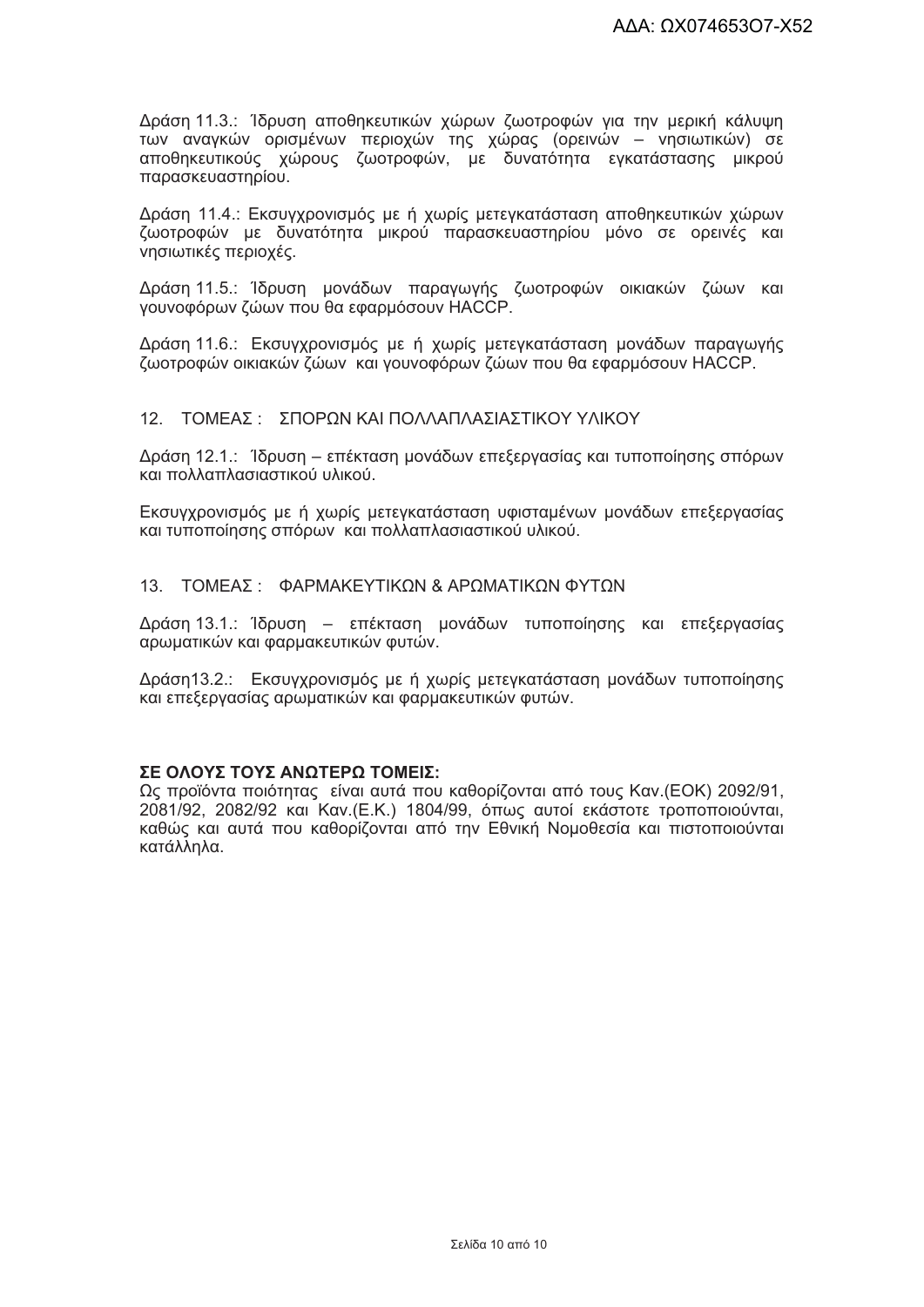Δράση 11.3.: Ίδρυση αποθηκευτικών χώρων ζωοτροφών για την μερική κάλυψη των αναγκών ορισμένων περιοχών της χώρας (ορεινών – νησιωτικών) σε αποθηκευτικούς χώρους ζωοτροφών, με δυνατότητα εγκατάστασης μικρού παρασκευαστηρίου.

Δράση 11.4.: Εκσυγχρονισμός με ή χωρίς μετεγκατάσταση αποθηκευτικών χώρων ζωοτροφών με δυνατότητα μικρού παρασκευαστηρίου μόνο σε ορεινές και νησιωτικές περιοχές.

Δράση 11.5.: Ίδρυση μονάδων παραγωγής ζωοτροφών οικιακών ζώων και γουνοφόρων ζώων που θα εφαρμόσουν HACCP.

Δράση 11.6.: Εκσυγχρονισμός με ή χωρίς μετεγκατάσταση μονάδων παραγωγής ζωοτροφών οικιακών ζώων και γουνοφόρων ζώων που θα εφαρμόσουν HACCP.

## 12. ΤΟΜΕΑΣ : ΣΠΟΡΩΝ ΚΑΙ ΠΟΛΛΑΠΛΑΣΙΑΣΤΙΚΟΥ ΥΛΙΚΟΥ

Δράση 12.1.: Ίδρυση – επέκταση μονάδων επεξεργασίας και τυποποίησης σπόρων και πολλαπλασιαστικού υλικού.

Εκσυγχρονισμός με ή χωρίς μετεγκατάσταση υφισταμένων μονάδων επεξεργασίας και τυποποίησης σπόρων και πολλαπλασιαστικού υλικού.

## 13. ΤΟΜΕΑΣ : ΦΑΡΜΑΚΕΥΤΙΚΩΝ & ΑΡΩΜΑΤΙΚΩΝ ΦΥΤΩΝ

Δράση 13.1.: Ίδρυση – επέκταση μονάδων τυποποίησης και επεξεργασίας αρωματικών και φαρμακευτικών φυτών.

Δράση13.2.: Εκσυγχρονισμός με ή χωρίς μετεγκατάσταση μονάδων τυποποίησης και επεξεργασίας αρωματικών και φαρμακευτικών φυτών.

**ΣΕ ΟΛΟΥΣ ΤΟΥΣ ΑΝΩΤΕΡΩ ΤΟΜΕΙΣ:**
Ως προϊόντα ποιότητας είναι αυτά που καθορίζονται από τους Καν.(ΕΟΚ) 2092/91, 2081/92, 2082/92 και Καν.(Ε.Κ.) 1804/99, όπως αυτοί εκάστοτε τροποποιούνται, καθώς και αυτά που καθορίζονται από την Εθνική Νομοθεσία και πιστοποιούνται κατάλληλα.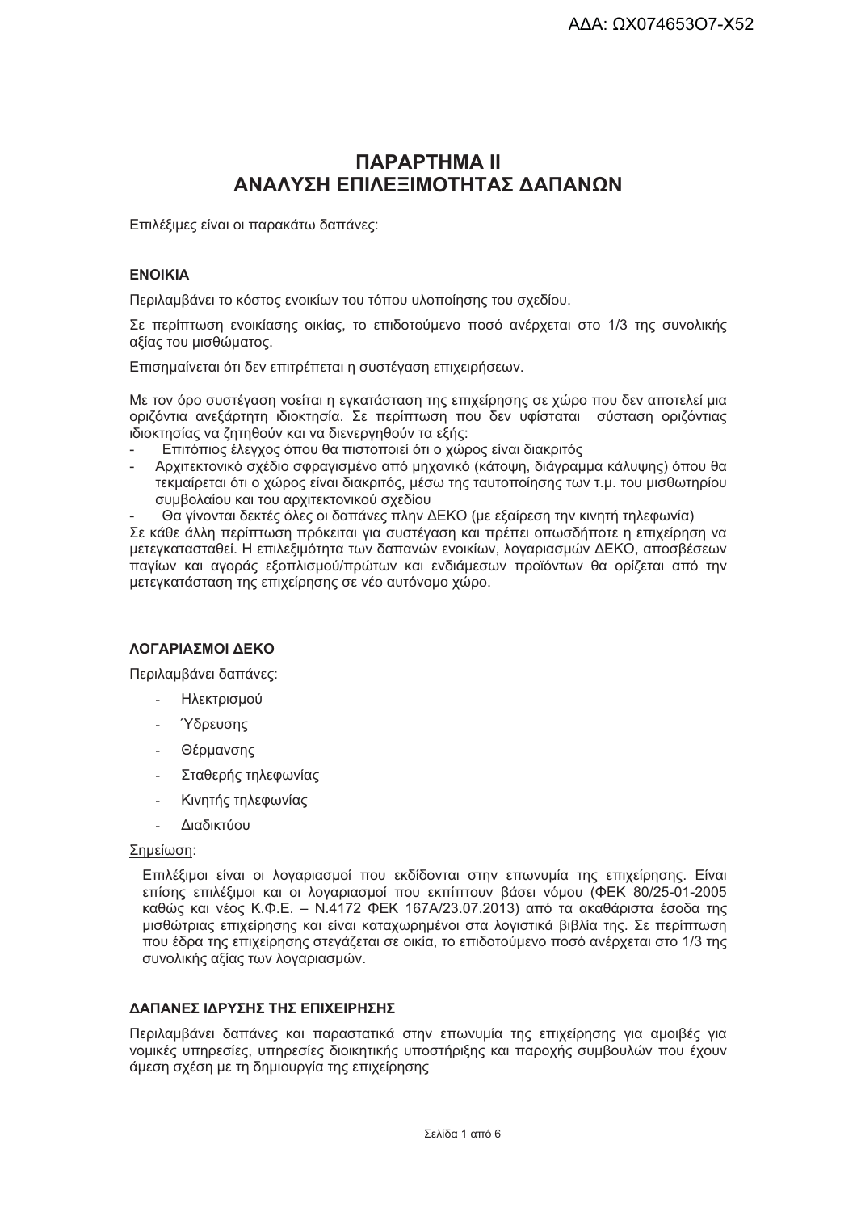# ΠΑΡΑΡΤΗΜΑ ΙΙ
# ΑΝΑΛΥΣΗ ΕΠΙΛΕΞΙΜΟΤΗΤΑΣ ΔΑΠΑΝΩΝ

Επιλέξιμες είναι οι παρακάτω δαπάνες:

### ΕΝΟΙΚΙΑ

Περιλαμβάνει το κόστος ενοικίων του τόπου υλοποίησης του σχεδίου.

Σε περίπτωση ενοικίασης οικίας, το επιδοτούμενο ποσό ανέρχεται στο 1/3 της συνολικής αξίας του μισθώματος.

Επισημαίνεται ότι δεν επιτρέπεται η συστέγαση επιχειρήσεων.

Με τον όρο συστέγαση νοείται η εγκατάσταση της επιχείρησης σε χώρο που δεν αποτελεί μια οριζόντια ανεξάρτητη ιδιοκτησία. Σε περίπτωση που δεν υφίσταται σύσταση οριζόντιας ιδιοκτησίας να ζητηθούν και να διενεργηθούν τα εξής:

- Επιτόπιος έλεγχος όπου θα πιστοποιεί ότι ο χώρος είναι διακριτός
- Αρχιτεκτονικό σχέδιο σφραγισμένο από μηχανικό (κάτοψη, διάγραμμα κάλυψης) όπου θα τεκμαίρεται ότι ο χώρος είναι διακριτός, μέσω της ταυτοποίησης των τ.μ. του μισθωτηρίου συμβολαίου και του αρχιτεκτονικού σχεδίου
- Θα γίνονται δεκτές όλες οι δαπάνες πλην ΔΕΚΟ (με εξαίρεση την κινητή τηλεφωνία)

Σε κάθε άλλη περίπτωση πρόκειται για συστέγαση και πρέπει οπωσδήποτε η επιχείρηση να μετεγκατασταθεί. Η επιλεξιμότητα των δαπανών ενοικίων, λογαριασμών ΔΕΚΟ, αποσβέσεων παγίων και αγοράς εξοπλισμού/πρώτων και ενδιάμεσων προϊόντων θα ορίζεται από την μετεγκατάσταση της επιχείρησης σε νέο αυτόνομο χώρο.

### ΛΟΓΑΡΙΑΣΜΟΙ ΔΕΚΟ

Περιλαμβάνει δαπάνες:

- Ηλεκτρισμού
- Ύδρευσης
- Θέρμανσης
- Σταθερής τηλεφωνίας
- Κινητής τηλεφωνίας
- Διαδικτύου

<u>Σημείωση</u>:

Επιλέξιμοι είναι οι λογαριασμοί που εκδίδονται στην επωνυμία της επιχείρησης. Είναι επίσης επιλέξιμοι και οι λογαριασμοί που εκπίπτουν βάσει νόμου (ΦΕΚ 80/25-01-2005 καθώς και νέος Κ.Φ.Ε. – Ν.4172 ΦΕΚ 167Α/23.07.2013) από τα ακαθάριστα έσοδα της μισθώτριας επιχείρησης και είναι καταχωρημένοι στα λογιστικά βιβλία της. Σε περίπτωση που έδρα της επιχείρησης στεγάζεται σε οικία, το επιδοτούμενο ποσό ανέρχεται στο 1/3 της συνολικής αξίας των λογαριασμών.

### ΔΑΠΑΝΕΣ ΙΔΡΥΣΗΣ ΤΗΣ ΕΠΙΧΕΙΡΗΣΗΣ

Περιλαμβάνει δαπάνες και παραστατικά στην επωνυμία της επιχείρησης για αμοιβές για νομικές υπηρεσίες, υπηρεσίες διοικητικής υποστήριξης και παροχής συμβουλών που έχουν άμεση σχέση με τη δημιουργία της επιχείρησης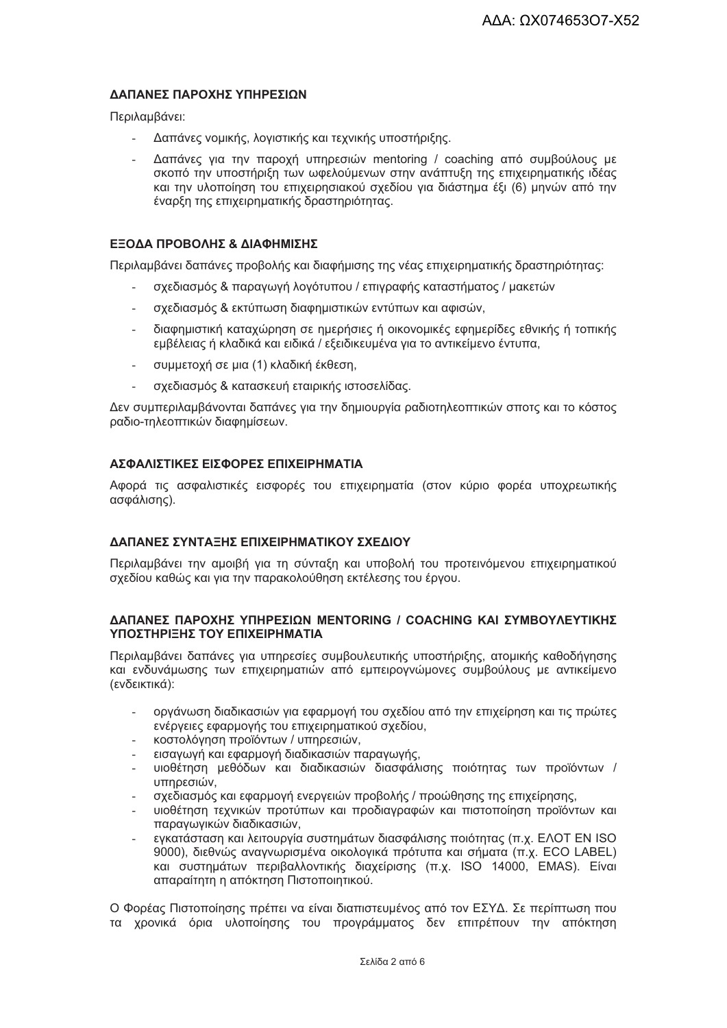**ΔΑΠΑΝΕΣ ΠΑΡΟΧΗΣ ΥΠΗΡΕΣΙΩΝ**

Περιλαμβάνει:

- Δαπάνες νομικής, λογιστικής και τεχνικής υποστήριξης.
- Δαπάνες για την παροχή υπηρεσιών mentoring / coaching από συμβούλους με σκοπό την υποστήριξη των ωφελούμενων στην ανάπτυξη της επιχειρηματικής ιδέας και την υλοποίηση του επιχειρησιακού σχεδίου για διάστημα έξι (6) μηνών από την έναρξη της επιχειρηματικής δραστηριότητας.

**ΕΞΟΔΑ ΠΡΟΒΟΛΗΣ & ΔΙΑΦΗΜΙΣΗΣ**

Περιλαμβάνει δαπάνες προβολής και διαφήμισης της νέας επιχειρηματικής δραστηριότητας:

- σχεδιασμός & παραγωγή λογότυπου / επιγραφής καταστήματος / μακετών
- σχεδιασμός & εκτύπωση διαφημιστικών εντύπων και αφισών,
- διαφημιστική καταχώρηση σε ημερήσιες ή οικονομικές εφημερίδες εθνικής ή τοπικής εμβέλειας ή κλαδικά και ειδικά / εξειδικευμένα για το αντικείμενο έντυπα,
- συμμετοχή σε μια (1) κλαδική έκθεση,
- σχεδιασμός & κατασκευή εταιρικής ιστοσελίδας.

Δεν συμπεριλαμβάνονται δαπάνες για την δημιουργία ραδιοτηλεοπτικών σποτς και το κόστος ραδιο-τηλεοπτικών διαφημίσεων.

**ΑΣΦΑΛΙΣΤΙΚΕΣ ΕΙΣΦΟΡΕΣ ΕΠΙΧΕΙΡΗΜΑΤΙΑ**

Αφορά τις ασφαλιστικές εισφορές του επιχειρηματία (στον κύριο φορέα υποχρεωτικής ασφάλισης).

**ΔΑΠΑΝΕΣ ΣΥΝΤΑΞΗΣ ΕΠΙΧΕΙΡΗΜΑΤΙΚΟΥ ΣΧΕΔΙΟΥ**

Περιλαμβάνει την αμοιβή για τη σύνταξη και υποβολή του προτεινόμενου επιχειρηματικού σχεδίου καθώς και για την παρακολούθηση εκτέλεσης του έργου.

**ΔΑΠΑΝΕΣ ΠΑΡΟΧΗΣ ΥΠΗΡΕΣΙΩΝ MENTORING / COACHING ΚΑΙ ΣΥΜΒΟΥΛΕΥΤΙΚΗΣ ΥΠΟΣΤΗΡΙΞΗΣ ΤΟΥ ΕΠΙΧΕΙΡΗΜΑΤΙΑ**

Περιλαμβάνει δαπάνες για υπηρεσίες συμβουλευτικής υποστήριξης, ατομικής καθοδήγησης και ενδυνάμωσης των επιχειρηματιών από εμπειρογνώμονες συμβούλους με αντικείμενο (ενδεικτικά):

- οργάνωση διαδικασιών για εφαρμογή του σχεδίου από την επιχείρηση και τις πρώτες ενέργειες εφαρμογής του επιχειρηματικού σχεδίου,
- κοστολόγηση προϊόντων / υπηρεσιών,
- εισαγωγή και εφαρμογή διαδικασιών παραγωγής,
- υιοθέτηση μεθόδων και διαδικασιών διασφάλισης ποιότητας των προϊόντων / υπηρεσιών,
- σχεδιασμός και εφαρμογή ενεργειών προβολής / προώθησης της επιχείρησης,
- υιοθέτηση τεχνικών προτύπων και προδιαγραφών και πιστοποίηση προϊόντων και παραγωγικών διαδικασιών,
- εγκατάσταση και λειτουργία συστημάτων διασφάλισης ποιότητας (π.χ. ΕΛΟΤ EN ISO 9000), διεθνώς αναγνωρισμένα οικολογικά πρότυπα και σήματα (π.χ. ECO LABEL) και συστημάτων περιβαλλοντικής διαχείρισης (π.χ. ISO 14000, EMAS). Είναι απαραίτητη η απόκτηση Πιστοποιητικού.

Ο Φορέας Πιστοποίησης πρέπει να είναι διαπιστευμένος από τον ΕΣΥΔ. Σε περίπτωση που τα χρονικά όρια υλοποίησης του προγράμματος δεν επιτρέπουν την απόκτηση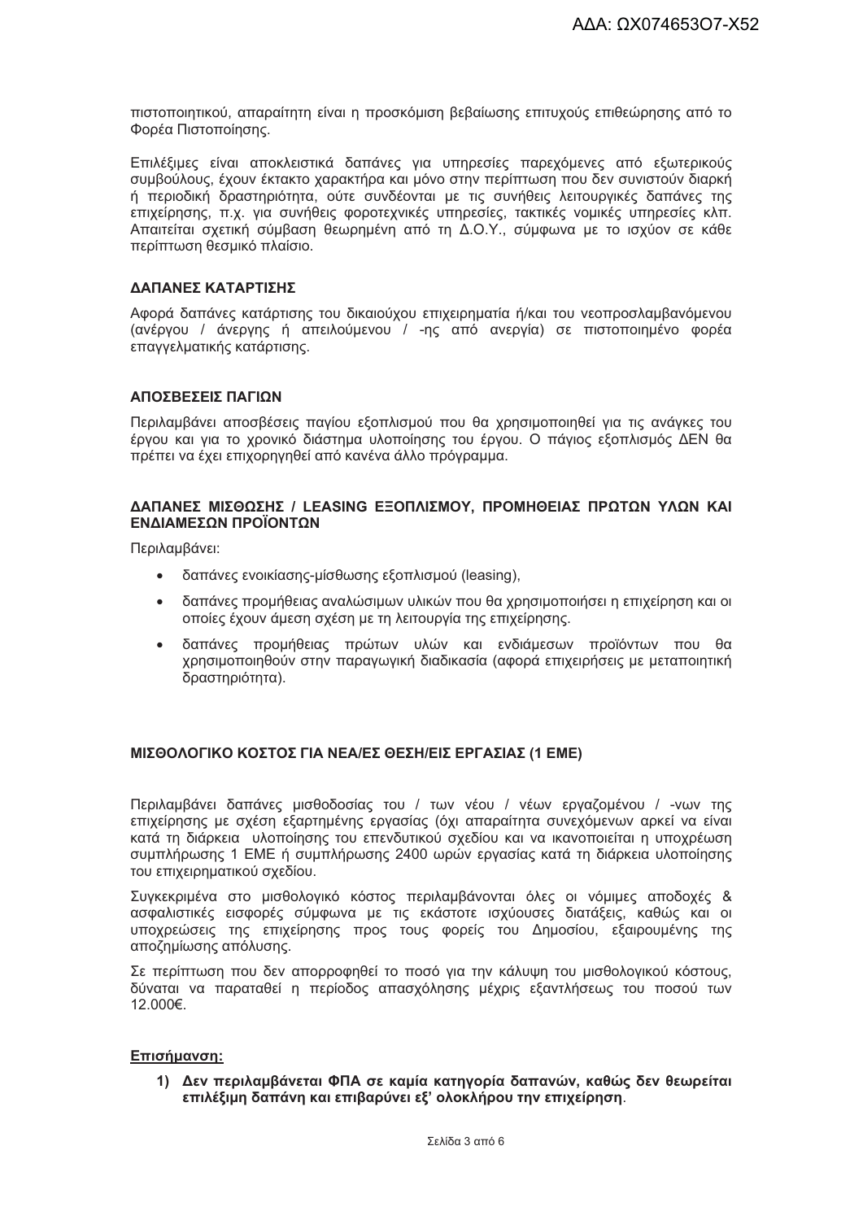πιστοποιητικού, απαραίτητη είναι η προσκόμιση βεβαίωσης επιτυχούς επιθεώρησης από το Φορέα Πιστοποίησης.

Επιλέξιμες είναι αποκλειστικά δαπάνες για υπηρεσίες παρεχόμενες από εξωτερικούς συμβούλους, έχουν έκτακτο χαρακτήρα και μόνο στην περίπτωση που δεν συνιστούν διαρκή ή περιοδική δραστηριότητα, ούτε συνδέονται με τις συνήθεις λειτουργικές δαπάνες της επιχείρησης, π.χ. για συνήθεις φοροτεχνικές υπηρεσίες, τακτικές νομικές υπηρεσίες κλπ. Απαιτείται σχετική σύμβαση θεωρημένη από τη Δ.Ο.Υ., σύμφωνα με το ισχύον σε κάθε περίπτωση θεσμικό πλαίσιο.

**ΔΑΠΑΝΕΣ ΚΑΤΑΡΤΙΣΗΣ**

Αφορά δαπάνες κατάρτισης του δικαιούχου επιχειρηματία ή/και του νεοπροσλαμβανόμενου (ανέργου / άνεργης ή απειλούμενου / -ης από ανεργία) σε πιστοποιημένο φορέα επαγγελματικής κατάρτισης.

**ΑΠΟΣΒΕΣΕΙΣ ΠΑΓΙΩΝ**

Περιλαμβάνει αποσβέσεις παγίου εξοπλισμού που θα χρησιμοποιηθεί για τις ανάγκες του έργου και για το χρονικό διάστημα υλοποίησης του έργου. Ο πάγιος εξοπλισμός ΔΕΝ θα πρέπει να έχει επιχορηγηθεί από κανένα άλλο πρόγραμμα.

**ΔΑΠΑΝΕΣ ΜΙΣΘΩΣΗΣ / LEASING ΕΞΟΠΛΙΣΜΟΥ, ΠΡΟΜΗΘΕΙΑΣ ΠΡΩΤΩΝ ΥΛΩΝ ΚΑΙ ΕΝΔΙΑΜΕΣΩΝ ΠΡΟΪΟΝΤΩΝ**

Περιλαμβάνει:

- δαπάνες ενοικίασης-μίσθωσης εξοπλισμού (leasing),
- δαπάνες προμήθειας αναλώσιμων υλικών που θα χρησιμοποιήσει η επιχείρηση και οι οποίες έχουν άμεση σχέση με τη λειτουργία της επιχείρησης.
- δαπάνες προμήθειας πρώτων υλών και ενδιάμεσων προϊόντων που θα χρησιμοποιηθούν στην παραγωγική διαδικασία (αφορά επιχειρήσεις με μεταποιητική δραστηριότητα).

**ΜΙΣΘΟΛΟΓΙΚΟ ΚΟΣΤΟΣ ΓΙΑ ΝΕΑ/ΕΣ ΘΕΣΗ/ΕΙΣ ΕΡΓΑΣΙΑΣ (1 ΕΜΕ)**

Περιλαμβάνει δαπάνες μισθοδοσίας του / των νέου / νέων εργαζομένου / -νων της επιχείρησης με σχέση εξαρτημένης εργασίας (όχι απαραίτητα συνεχόμενων αρκεί να είναι κατά τη διάρκεια υλοποίησης του επενδυτικού σχεδίου και να ικανοποιείται η υποχρέωση συμπλήρωσης 1 ΕΜΕ ή συμπλήρωσης 2400 ωρών εργασίας κατά τη διάρκεια υλοποίησης του επιχειρηματικού σχεδίου.

Συγκεκριμένα στο μισθολογικό κόστος περιλαμβάνονται όλες οι νόμιμες αποδοχές & ασφαλιστικές εισφορές σύμφωνα με τις εκάστοτε ισχύουσες διατάξεις, καθώς και οι υποχρεώσεις της επιχείρησης προς τους φορείς του Δημοσίου, εξαιρουμένης της αποζημίωσης απόλυσης.

Σε περίπτωση που δεν απορροφηθεί το ποσό για την κάλυψη του μισθολογικού κόστους, δύναται να παραταθεί η περίοδος απασχόλησης μέχρις εξαντλήσεως του ποσού των 12.000€.

**<u>Επισήμανση:</u>**

1) **Δεν περιλαμβάνεται ΦΠΑ σε καμία κατηγορία δαπανών, καθώς δεν θεωρείται επιλέξιμη δαπάνη και επιβαρύνει εξ' ολοκλήρου την επιχείρηση**.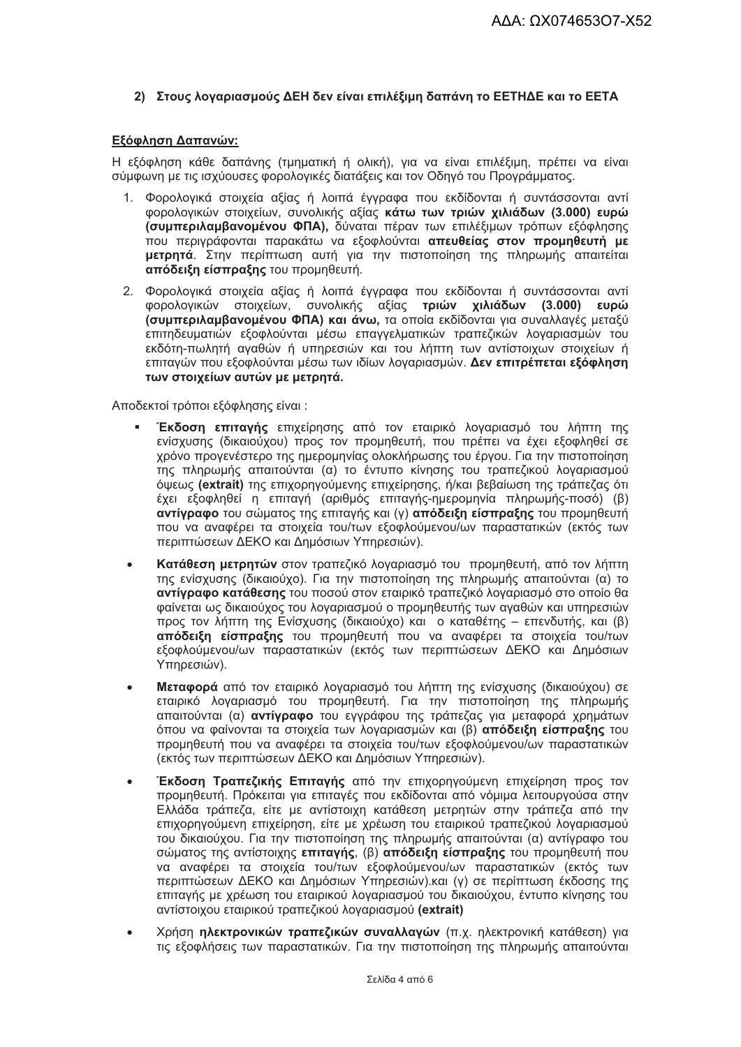**2) Στους λογαριασμούς ΔΕΗ δεν είναι επιλέξιμη δαπάνη το ΕΕΤΗΔΕ και το ΕΕΤΑ**

**Εξόφληση Δαπανών:**

Η εξόφληση κάθε δαπάνης (τμηματική ή ολική), για να είναι επιλέξιμη, πρέπει να είναι σύμφωνη με τις ισχύουσες φορολογικές διατάξεις και τον Οδηγό του Προγράμματος.

1. Φορολογικά στοιχεία αξίας ή λοιπά έγγραφα που εκδίδονται ή συντάσσονται αντί φορολογικών στοιχείων, συνολικής αξίας **κάτω των τριών χιλιάδων (3.000) ευρώ (συμπεριλαμβανομένου ΦΠΑ),** δύναται πέραν των επιλέξιμων τρόπων εξόφλησης που περιγράφονται παρακάτω να εξοφλούνται **απευθείας στον προμηθευτή με μετρητά**. Στην περίπτωση αυτή για την πιστοποίηση της πληρωμής απαιτείται **απόδειξη είσπραξης** του προμηθευτή.
2. Φορολογικά στοιχεία αξίας ή λοιπά έγγραφα που εκδίδονται ή συντάσσονται αντί φορολογικών στοιχείων, συνολικής αξίας **τριών χιλιάδων (3.000) ευρώ (συμπεριλαμβανομένου ΦΠΑ) και άνω,** τα οποία εκδίδονται για συναλλαγές μεταξύ επιτηδευματιών εξοφλούνται μέσω επαγγελματικών τραπεζικών λογαριασμών του εκδότη-πωλητή αγαθών ή υπηρεσιών και του λήπτη των αντίστοιχων στοιχείων ή επιταγών που εξοφλούνται μέσω των ιδίων λογαριασμών. **Δεν επιτρέπεται εξόφληση των στοιχείων αυτών με μετρητά.**

Αποδεκτοί τρόποι εξόφλησης είναι :

- **Έκδοση επιταγής** επιχείρησης από τον εταιρικό λογαριασμό του λήπτη της ενίσχυσης (δικαιούχου) προς τον προμηθευτή, που πρέπει να έχει εξοφληθεί σε χρόνο προγενέστερο της ημερομηνίας ολοκλήρωσης του έργου. Για την πιστοποίηση της πληρωμής απαιτούνται (α) το έντυπο κίνησης του τραπεζικού λογαριασμού όψεως **(extrait)** της επιχορηγούμενης επιχείρησης, ή/και βεβαίωση της τράπεζας ότι έχει εξοφληθεί η επιταγή (αριθμός επιταγής-ημερομηνία πληρωμής-ποσό) (β) **αντίγραφο** του σώματος της επιταγής και (γ) **απόδειξη είσπραξης** του προμηθευτή που να αναφέρει τα στοιχεία του/των εξοφλούμενου/ων παραστατικών (εκτός των περιπτώσεων ΔΕΚΟ και Δημόσιων Υπηρεσιών).
- **Κατάθεση μετρητών** στον τραπεζικό λογαριασμό του προμηθευτή, από τον λήπτη της ενίσχυσης (δικαιούχο). Για την πιστοποίηση της πληρωμής απαιτούνται (α) το **αντίγραφο κατάθεσης** του ποσού στον εταιρικό τραπεζικό λογαριασμό στο οποίο θα φαίνεται ως δικαιούχος του λογαριασμού ο προμηθευτής των αγαθών και υπηρεσιών προς τον λήπτη της Ενίσχυσης (δικαιούχο) και ο καταθέτης – επενδυτής, και (β) **απόδειξη είσπραξης** του προμηθευτή που να αναφέρει τα στοιχεία του/των εξοφλούμενου/ων παραστατικών (εκτός των περιπτώσεων ΔΕΚΟ και Δημόσιων Υπηρεσιών).
- **Μεταφορά** από τον εταιρικό λογαριασμό του λήπτη της ενίσχυσης (δικαιούχου) σε εταιρικό λογαριασμό του προμηθευτή. Για την πιστοποίηση της πληρωμής απαιτούνται (α) **αντίγραφο** του εγγράφου της τράπεζας για μεταφορά χρημάτων όπου να φαίνονται τα στοιχεία των λογαριασμών και (β) **απόδειξη είσπραξης** του προμηθευτή που να αναφέρει τα στοιχεία του/των εξοφλούμενου/ων παραστατικών (εκτός των περιπτώσεων ΔΕΚΟ και Δημόσιων Υπηρεσιών).
- **Έκδοση Τραπεζικής Επιταγής** από την επιχορηγούμενη επιχείρηση προς τον προμηθευτή. Πρόκειται για επιταγές που εκδίδονται από νόμιμα λειτουργούσα στην Ελλάδα τράπεζα, είτε με αντίστοιχη κατάθεση μετρητών στην τράπεζα από την επιχορηγούμενη επιχείρηση, είτε με χρέωση του εταιρικού τραπεζικού λογαριασμού του δικαιούχου. Για την πιστοποίηση της πληρωμής απαιτούνται (α) αντίγραφο του σώματος της αντίστοιχης **επιταγής**, (β) **απόδειξη είσπραξης** του προμηθευτή που να αναφέρει τα στοιχεία του/των εξοφλούμενου/ων παραστατικών (εκτός των περιπτώσεων ΔΕΚΟ και Δημόσιων Υπηρεσιών).και (γ) σε περίπτωση έκδοσης της επιταγής με χρέωση του εταιρικού λογαριασμού του δικαιούχου, έντυπο κίνησης του αντίστοιχου εταιρικού τραπεζικού λογαριασμού **(extrait)**
- Χρήση **ηλεκτρονικών τραπεζικών συναλλαγών** (π.χ. ηλεκτρονική κατάθεση) για τις εξοφλήσεις των παραστατικών. Για την πιστοποίηση της πληρωμής απαιτούνται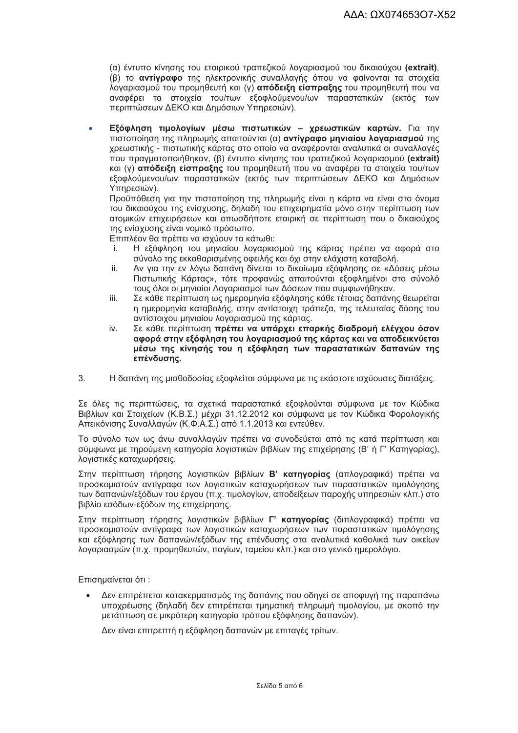(α) έντυπο κίνησης του εταιρικού τραπεζικού λογαριασμού του δικαιούχου **(extrait)**, (β) το **αντίγραφο** της ηλεκτρονικής συναλλαγής όπου να φαίνονται τα στοιχεία λογαριασμού του προμηθευτή και (γ) **απόδειξη είσπραξης** του προμηθευτή που να αναφέρει τα στοιχεία του/των εξοφλούμενου/ων παραστατικών (εκτός των περιπτώσεων ΔΕΚΟ και Δημόσιων Υπηρεσιών).

- **Εξόφληση τιμολογίων μέσω πιστωτικών – χρεωστικών καρτών.** Για την πιστοποίηση της πληρωμής απαιτούνται (α) **αντίγραφο μηνιαίου λογαριασμού** της χρεωστικής - πιστωτικής κάρτας στο οποίο να αναφέρονται αναλυτικά οι συναλλαγές που πραγματοποιήθηκαν, (β) έντυπο κίνησης του τραπεζικού λογαριασμού **(extrait)** και (γ) **απόδειξη είσπραξης** του προμηθευτή που να αναφέρει τα στοιχεία του/των εξοφλούμενου/ων παραστατικών (εκτός των περιπτώσεων ΔΕΚΟ και Δημόσιων Υπηρεσιών).

  Προϋπόθεση για την πιστοποίηση της πληρωμής είναι η κάρτα να είναι στο όνομα του δικαιούχου της ενίσχυσης, δηλαδή του επιχειρηματία μόνο στην περίπτωση των ατομικών επιχειρήσεων και οπωσδήποτε εταιρική σε περίπτωση που ο δικαιούχος της ενίσχυσης είναι νομικό πρόσωπο.

  Επιπλέον θα πρέπει να ισχύουν τα κάτωθι:

  i. Η εξόφληση του μηνιαίου λογαριασμού της κάρτας πρέπει να αφορά στο σύνολο της εκκαθαρισμένης οφειλής και όχι στην ελάχιστη καταβολή.

  ii. Αν για την εν λόγω δαπάνη δίνεται το δικαίωμα εξόφλησης σε «Δόσεις μέσω Πιστωτικής Κάρτας», τότε προφανώς απαιτούνται εξοφλημένοι στο σύνολό τους όλοι οι μηνιαίοι Λογαριασμοί των Δόσεων που συμφωνήθηκαν.

  iii. Σε κάθε περίπτωση ως ημερομηνία εξόφλησης κάθε τέτοιας δαπάνης θεωρείται η ημερομηνία καταβολής, στην αντίστοιχη τράπεζα, της τελευταίας δόσης του αντίστοιχου μηνιαίου λογαριασμού της κάρτας.

  iv. Σε κάθε περίπτωση **πρέπει να υπάρχει επαρκής διαδρομή ελέγχου όσον αφορά στην εξόφληση του λογαριασμού της κάρτας και να αποδεικνύεται μέσω της κίνησής του η εξόφληση των παραστατικών δαπανών της επένδυσης.**

3. Η δαπάνη της μισθοδοσίας εξοφλείται σύμφωνα με τις εκάστοτε ισχύουσες διατάξεις.

Σε όλες τις περιπτώσεις, τα σχετικά παραστατικά εξοφλούνται σύμφωνα με τον Κώδικα Βιβλίων και Στοιχείων (Κ.Β.Σ.) μέχρι 31.12.2012 και σύμφωνα με τον Κώδικα Φορολογικής Απεικόνισης Συναλλαγών (Κ.Φ.Α.Σ.) από 1.1.2013 και εντεύθεν.

Το σύνολο των ως άνω συναλλαγών πρέπει να συνοδεύεται από τις κατά περίπτωση και σύμφωνα με τηρούμενη κατηγορία λογιστικών βιβλίων της επιχείρησης (Β' ή Γ' Κατηγορίας), λογιστικές καταχωρήσεις.

Στην περίπτωση τήρησης λογιστικών βιβλίων **Β' κατηγορίας** (απλογραφικά) πρέπει να προσκομιστούν αντίγραφα των λογιστικών καταχωρήσεων των παραστατικών τιμολόγησης των δαπανών/εξόδων του έργου (π.χ. τιμολογίων, αποδείξεων παροχής υπηρεσιών κλπ.) στο βιβλίο εσόδων-εξόδων της επιχείρησης.

Στην περίπτωση τήρησης λογιστικών βιβλίων **Γ' κατηγορίας** (διπλογραφικά) πρέπει να προσκομιστούν αντίγραφα των λογιστικών καταχωρήσεων των παραστατικών τιμολόγησης και εξόφλησης των δαπανών/εξόδων της επένδυσης στα αναλυτικά καθολικά των οικείων λογαριασμών (π.χ. προμηθευτών, παγίων, ταμείου κλπ.) και στο γενικό ημερολόγιο.

Επισημαίνεται ότι :

- Δεν επιτρέπεται κατακερματισμός της δαπάνης που οδηγεί σε αποφυγή της παραπάνω υποχρέωσης (δηλαδή δεν επιτρέπεται τμηματική πληρωμή τιμολογίου, με σκοπό την μετάπτωση σε μικρότερη κατηγορία τρόπου εξόφλησης δαπανών).

  Δεν είναι επιτρεπτή η εξόφληση δαπανών με επιταγές τρίτων.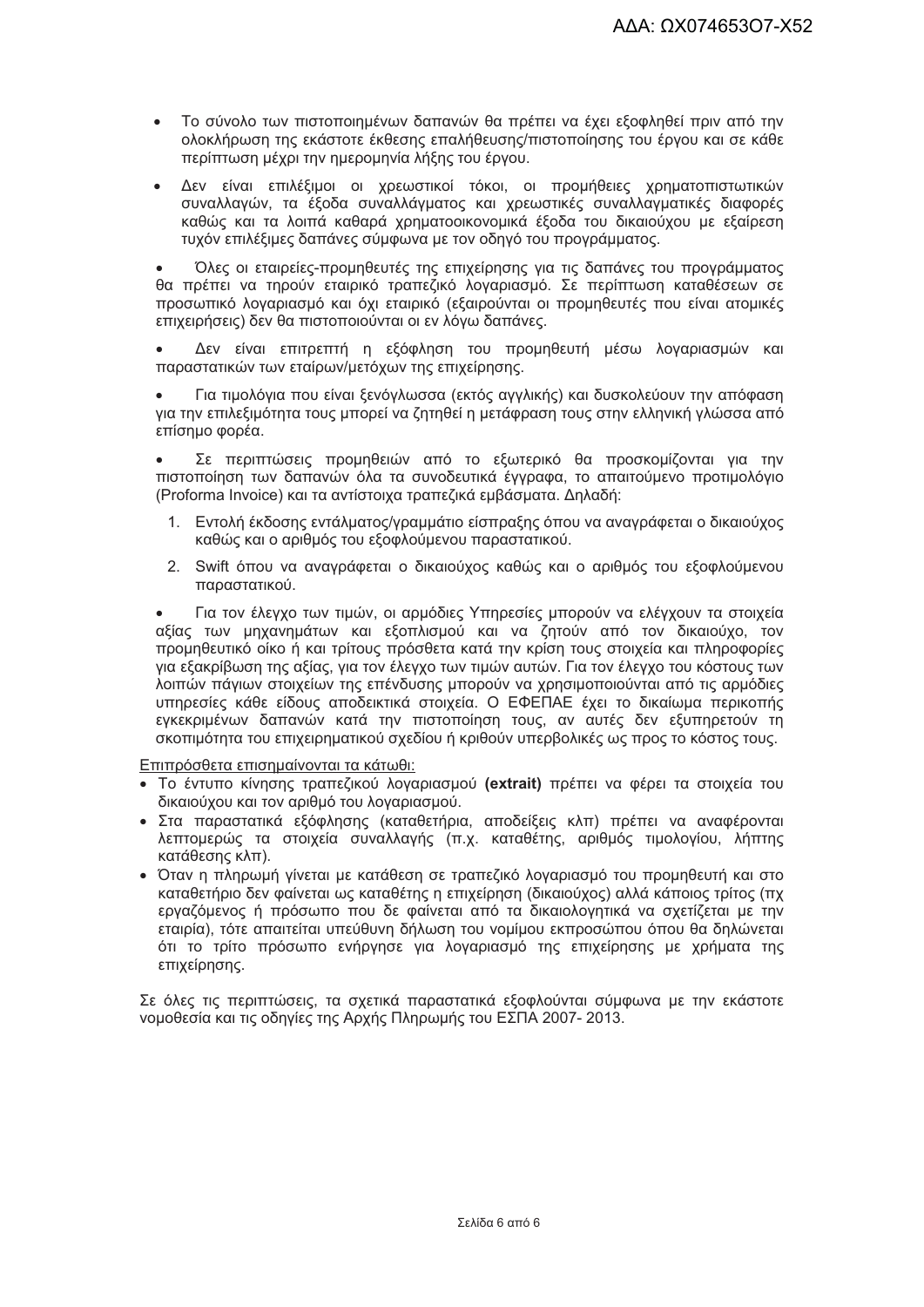- Το σύνολο των πιστοποιημένων δαπανών θα πρέπει να έχει εξοφληθεί πριν από την ολοκλήρωση της εκάστοτε έκθεσης επαλήθευσης/πιστοποίησης του έργου και σε κάθε περίπτωση μέχρι την ημερομηνία λήξης του έργου.

- Δεν είναι επιλέξιμοι οι χρεωστικοί τόκοι, οι προμήθειες χρηματοπιστωτικών συναλλαγών, τα έξοδα συναλλάγματος και χρεωστικές συναλλαγματικές διαφορές καθώς και τα λοιπά καθαρά χρηματοοικονομικά έξοδα του δικαιούχου με εξαίρεση τυχόν επιλέξιμες δαπάνες σύμφωνα με τον οδηγό του προγράμματος.

- Όλες οι εταιρείες-προμηθευτές της επιχείρησης για τις δαπάνες του προγράμματος θα πρέπει να τηρούν εταιρικό τραπεζικό λογαριασμό. Σε περίπτωση καταθέσεων σε προσωπικό λογαριασμό και όχι εταιρικό (εξαιρούνται οι προμηθευτές που είναι ατομικές επιχειρήσεις) δεν θα πιστοποιούνται οι εν λόγω δαπάνες.

- Δεν είναι επιτρεπτή η εξόφληση του προμηθευτή μέσω λογαριασμών και παραστατικών των εταίρων/μετόχων της επιχείρησης.

- Για τιμολόγια που είναι ξενόγλωσσα (εκτός αγγλικής) και δυσκολεύουν την απόφαση για την επιλεξιμότητα τους μπορεί να ζητηθεί η μετάφραση τους στην ελληνική γλώσσα από επίσημο φορέα.

- Σε περιπτώσεις προμηθειών από το εξωτερικό θα προσκομίζονται για την πιστοποίηση των δαπανών όλα τα συνοδευτικά έγγραφα, το απαιτούμενο προτιμολόγιο (Proforma Invoice) και τα αντίστοιχα τραπεζικά εμβάσματα. Δηλαδή:

    1. Εντολή έκδοσης εντάλματος/γραμμάτιο είσπραξης όπου να αναγράφεται ο δικαιούχος καθώς και ο αριθμός του εξοφλούμενου παραστατικού.
    2. Swift όπου να αναγράφεται ο δικαιούχος καθώς και ο αριθμός του εξοφλούμενου παραστατικού.

- Για τον έλεγχο των τιμών, οι αρμόδιες Υπηρεσίες μπορούν να ελέγχουν τα στοιχεία αξίας των μηχανημάτων και εξοπλισμού και να ζητούν από τον δικαιούχο, τον προμηθευτικό οίκο ή και τρίτους πρόσθετα κατά την κρίση τους στοιχεία και πληροφορίες για εξακρίβωση της αξίας, για τον έλεγχο των τιμών αυτών. Για τον έλεγχο του κόστους των λοιπών πάγιων στοιχείων της επένδυσης μπορούν να χρησιμοποιούνται από τις αρμόδιες υπηρεσίες κάθε είδους αποδεικτικά στοιχεία. Ο ΕΦΕΠΑΕ έχει το δικαίωμα περικοπής εγκεκριμένων δαπανών κατά την πιστοποίηση τους, αν αυτές δεν εξυπηρετούν τη σκοπιμότητα του επιχειρηματικού σχεδίου ή κριθούν υπερβολικές ως προς το κόστος τους.

Επιπρόσθετα επισημαίνονται τα κάτωθι:

- Το έντυπο κίνησης τραπεζικού λογαριασμού **(extrait)** πρέπει να φέρει τα στοιχεία του δικαιούχου και τον αριθμό του λογαριασμού.
- Στα παραστατικά εξόφλησης (καταθετήρια, αποδείξεις κλπ) πρέπει να αναφέρονται λεπτομερώς τα στοιχεία συναλλαγής (π.χ. καταθέτης, αριθμός τιμολογίου, λήπτης κατάθεσης κλπ).
- Όταν η πληρωμή γίνεται με κατάθεση σε τραπεζικό λογαριασμό του προμηθευτή και στο καταθετήριο δεν φαίνεται ως καταθέτης η επιχείρηση (δικαιούχος) αλλά κάποιος τρίτος (πχ εργαζόμενος ή πρόσωπο που δε φαίνεται από τα δικαιολογητικά να σχετίζεται με την εταιρία), τότε απαιτείται υπεύθυνη δήλωση του νομίμου εκπροσώπου όπου θα δηλώνεται ότι το τρίτο πρόσωπο ενήργησε για λογαριασμό της επιχείρησης με χρήματα της επιχείρησης.

Σε όλες τις περιπτώσεις, τα σχετικά παραστατικά εξοφλούνται σύμφωνα με την εκάστοτε νομοθεσία και τις οδηγίες της Αρχής Πληρωμής του ΕΣΠΑ 2007- 2013.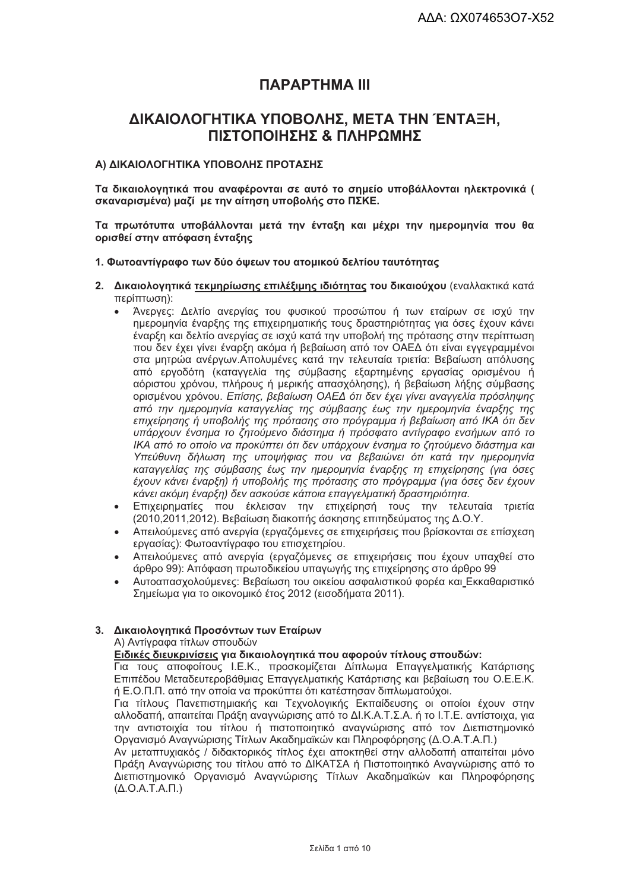ΑΔΑ: ΩΧ074653Ο7-Χ52

# ΠΑΡΑΡΤΗΜΑ III

## ΔΙΚΑΙΟΛΟΓΗΤΙΚΑ ΥΠΟΒΟΛΗΣ, ΜΕΤΑ ΤΗΝ ΈΝΤΑΞΗ, ΠΙΣΤΟΠΟΙΗΣΗΣ & ΠΛΗΡΩΜΗΣ

### Α) ΔΙΚΑΙΟΛΟΓΗΤΙΚΑ ΥΠΟΒΟΛΗΣ ΠΡΟΤΑΣΗΣ

**Τα δικαιολογητικά που αναφέρονται σε αυτό το σημείο υποβάλλονται ηλεκτρονικά ( σκαναρισμένα) μαζί με την αίτηση υποβολής στο ΠΣΚΕ.**

**Τα πρωτότυπα υποβάλλονται μετά την ένταξη και μέχρι την ημερομηνία που θα ορισθεί στην απόφαση ένταξης**

**1. Φωτοαντίγραφο των δύο όψεων του ατομικού δελτίου ταυτότητας**

2. **Δικαιολογητικά <u>τεκμηρίωσης επιλέξιμης ιδιότητας</u> του δικαιούχου** (εναλλακτικά κατά περίπτωση):
   - Άνεργες: Δελτίο ανεργίας του φυσικού προσώπου ή των εταίρων σε ισχύ την ημερομηνία έναρξης της επιχειρηματικής τους δραστηριότητας για όσες έχουν κάνει έναρξη και δελτίο ανεργίας σε ισχύ κατά την υποβολή της πρότασης στην περίπτωση που δεν έχει γίνει έναρξη ακόμα ή βεβαίωση από τον ΟΑΕΔ ότι είναι εγγεγραμμένοι στα μητρώα ανέργων.Απολυμένες κατά την τελευταία τριετία: Βεβαίωση απόλυσης από εργοδότη (καταγγελία της σύμβασης εξαρτημένης εργασίας ορισμένου ή αόριστου χρόνου, πλήρους ή μερικής απασχόλησης), ή βεβαίωση λήξης σύμβασης ορισμένου χρόνου. *Επίσης, βεβαίωση ΟΑΕΔ ότι δεν έχει γίνει αναγγελία πρόσληψης από την ημερομηνία καταγγελίας της σύμβασης έως την ημερομηνία έναρξης της επιχείρησης ή υποβολής της πρότασης στο πρόγραμμα ή βεβαίωση από ΙΚΑ ότι δεν υπάρχουν ένσημα το ζητούμενο διάστημα ή πρόσφατο αντίγραφο ενσήμων από το ΙΚΑ από το οποίο να προκύπτει ότι δεν υπάρχουν ένσημα το ζητούμενο διάστημα και Υπεύθυνη δήλωση της υποψήφιας που να βεβαιώνει ότι κατά την ημερομηνία καταγγελίας της σύμβασης έως την ημερομηνία έναρξης τη επιχείρησης (για όσες έχουν κάνει έναρξη) ή υποβολής της πρότασης στο πρόγραμμα (για όσες δεν έχουν κάνει ακόμη έναρξη) δεν ασκούσε κάποια επαγγελματική δραστηριότητα.*
   - Επιχειρηματίες που έκλεισαν την επιχείρησή τους την τελευταία τριετία (2010,2011,2012). Βεβαίωση διακοπής άσκησης επιτηδεύματος της Δ.Ο.Υ.
   - Απειλούμενες από ανεργία (εργαζόμενες σε επιχειρήσεις που βρίσκονται σε επίσχεση εργασίας): Φωτοαντίγραφο του επισχετηρίου.
   - Απειλούμενες από ανεργία (εργαζόμενες σε επιχειρήσεις που έχουν υπαχθεί στο άρθρο 99): Απόφαση πρωτοδικείου υπαγωγής της επιχείρησης στο άρθρο 99
   - Αυτοαπασχολούμενες: Βεβαίωση του οικείου ασφαλιστικού φορέα και Εκκαθαριστικό Σημείωμα για το οικονομικό έτος 2012 (εισοδήματα 2011).

3. **Δικαιολογητικά Προσόντων των Εταίρων**

   Α) Αντίγραφα τίτλων σπουδών

   **<u>Ειδικές διευκρινίσεις</u> για δικαιολογητικά που αφορούν τίτλους σπουδών:**

   Για τους αποφοίτους Ι.Ε.Κ., προσκομίζεται Δίπλωμα Επαγγελματικής Κατάρτισης Επιπέδου Μεταδευτεροβάθμιας Επαγγελματικής Κατάρτισης και βεβαίωση του Ο.Ε.Ε.Κ. ή Ε.Ο.Π.Π. από την οποία να προκύπτει ότι κατέστησαν διπλωματούχοι.

   Για τίτλους Πανεπιστημιακής και Τεχνολογικής Εκπαίδευσης οι οποίοι έχουν στην αλλοδαπή, απαιτείται Πράξη αναγνώρισης από το ΔΙ.Κ.Α.Τ.Σ.Α. ή το Ι.Τ.Ε. αντίστοιχα, για την αντιστοιχία του τίτλου ή πιστοποιητικό αναγνώρισης από τον Διεπιστημονικό Οργανισμό Αναγνώρισης Τίτλων Ακαδημαϊκών και Πληροφόρησης (Δ.Ο.Α.Τ.Α.Π.)

   Αν μεταπτυχιακός / διδακτορικός τίτλος έχει αποκτηθεί στην αλλοδαπή απαιτείται μόνο Πράξη Αναγνώρισης του τίτλου από το ΔΙΚΑΤΣΑ ή Πιστοποιητικό Αναγνώρισης από το Διεπιστημονικό Οργανισμό Αναγνώρισης Τίτλων Ακαδημαϊκών και Πληροφόρησης (Δ.Ο.Α.Τ.Α.Π.)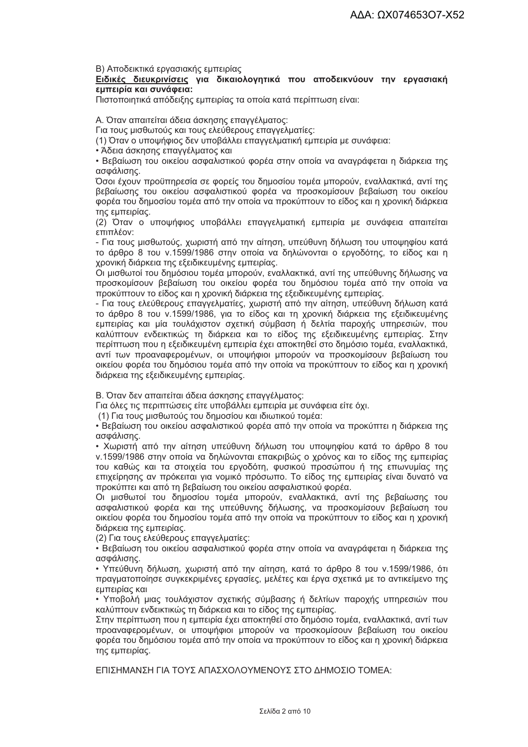Β) Αποδεικτικά εργασιακής εμπειρίας

**<u>Ειδικές διευκρινίσεις</u> για δικαιολογητικά που αποδεικνύουν την εργασιακή εμπειρία και συνάφεια:**

Πιστοποιητικά απόδειξης εμπειρίας τα οποία κατά περίπτωση είναι:

Α. Όταν απαιτείται άδεια άσκησης επαγγέλματος:

Για τους μισθωτούς και τους ελεύθερους επαγγελματίες:

(1) Όταν ο υποψήφιος δεν υποβάλλει επαγγελματική εμπειρία με συνάφεια:

- Άδεια άσκησης επαγγέλματος και
- Βεβαίωση του οικείου ασφαλιστικού φορέα στην οποία να αναγράφεται η διάρκεια της ασφάλισης.

Όσοι έχουν προϋπηρεσία σε φορείς του δημοσίου τομέα μπορούν, εναλλακτικά, αντί της βεβαίωσης του οικείου ασφαλιστικού φορέα να προσκομίσουν βεβαίωση του οικείου φορέα του δημοσίου τομέα από την οποία να προκύπτουν το είδος και η χρονική διάρκεια της εμπειρίας.

(2) Όταν ο υποψήφιος υποβάλλει επαγγελματική εμπειρία με συνάφεια απαιτείται επιπλέον:

- Για τους μισθωτούς, χωριστή από την αίτηση, υπεύθυνη δήλωση του υποψηφίου κατά το άρθρο 8 του ν.1599/1986 στην οποία να δηλώνονται ο εργοδότης, το είδος και η χρονική διάρκεια της εξειδικευμένης εμπειρίας.

Οι μισθωτοί του δημόσιου τομέα μπορούν, εναλλακτικά, αντί της υπεύθυνης δήλωσης να προσκομίσουν βεβαίωση του οικείου φορέα του δημόσιου τομέα από την οποία να προκύπτουν το είδος και η χρονική διάρκεια της εξειδικευμένης εμπειρίας.

- Για τους ελεύθερους επαγγελματίες, χωριστή από την αίτηση, υπεύθυνη δήλωση κατά το άρθρο 8 του ν.1599/1986, για το είδος και τη χρονική διάρκεια της εξειδικευμένης εμπειρίας και μία τουλάχιστον σχετική σύμβαση ή δελτία παροχής υπηρεσιών, που καλύπτουν ενδεικτικώς τη διάρκεια και το είδος της εξειδικευμένης εμπειρίας. Στην περίπτωση που η εξειδικευμένη εμπειρία έχει αποκτηθεί στο δημόσιο τομέα, εναλλακτικά, αντί των προαναφερομένων, οι υποψήφιοι μπορούν να προσκομίσουν βεβαίωση του οικείου φορέα του δημόσιου τομέα από την οποία να προκύπτουν το είδος και η χρονική διάρκεια της εξειδικευμένης εμπειρίας.

Β. Όταν δεν απαιτείται άδεια άσκησης επαγγέλματος:

Για όλες τις περιπτώσεις είτε υποβάλλει εμπειρία με συνάφεια είτε όχι.

(1) Για τους μισθωτούς του δημοσίου και ιδιωτικού τομέα:

- Βεβαίωση του οικείου ασφαλιστικού φορέα από την οποία να προκύπτει η διάρκεια της ασφάλισης.
- Χωριστή από την αίτηση υπεύθυνη δήλωση του υποψηφίου κατά το άρθρο 8 του ν.1599/1986 στην οποία να δηλώνονται επακριβώς ο χρόνος και το είδος της εμπειρίας του καθώς και τα στοιχεία του εργοδότη, φυσικού προσώπου ή της επωνυμίας της επιχείρησης αν πρόκειται για νομικό πρόσωπο. Το είδος της εμπειρίας είναι δυνατό να προκύπτει και από τη βεβαίωση του οικείου ασφαλιστικού φορέα.

Οι μισθωτοί του δημοσίου τομέα μπορούν, εναλλακτικά, αντί της βεβαίωσης του ασφαλιστικού φορέα και της υπεύθυνης δήλωσης, να προσκομίσουν βεβαίωση του οικείου φορέα του δημοσίου τομέα από την οποία να προκύπτουν το είδος και η χρονική διάρκεια της εμπειρίας.

(2) Για τους ελεύθερους επαγγελματίες:

- Βεβαίωση του οικείου ασφαλιστικού φορέα στην οποία να αναγράφεται η διάρκεια της ασφάλισης.
- Υπεύθυνη δήλωση, χωριστή από την αίτηση, κατά το άρθρο 8 του ν.1599/1986, ότι πραγματοποίησε συγκεκριμένες εργασίες, μελέτες και έργα σχετικά με το αντικείμενο της εμπειρίας και
- Υποβολή μιας τουλάχιστον σχετικής σύμβασης ή δελτίων παροχής υπηρεσιών που καλύπτουν ενδεικτικώς τη διάρκεια και το είδος της εμπειρίας.

Στην περίπτωση που η εμπειρία έχει αποκτηθεί στο δημόσιο τομέα, εναλλακτικά, αντί των προαναφερομένων, οι υποψήφιοι μπορούν να προσκομίσουν βεβαίωση του οικείου φορέα του δημόσιου τομέα από την οποία να προκύπτουν το είδος και η χρονική διάρκεια της εμπειρίας.

ΕΠΙΣΗΜΑΝΣΗ ΓΙΑ ΤΟΥΣ ΑΠΑΣΧΟΛΟΥΜΕΝΟΥΣ ΣΤΟ ΔΗΜΟΣΙΟ ΤΟΜΕΑ: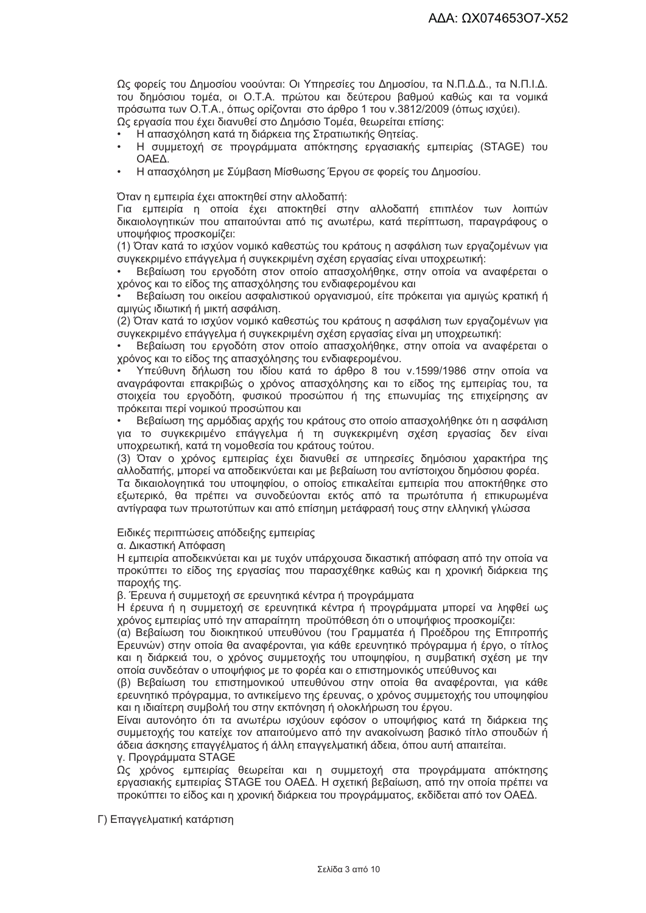Ως φορείς του Δημοσίου νοούνται: Οι Υπηρεσίες του Δημοσίου, τα Ν.Π.Δ.Δ., τα Ν.Π.Ι.Δ. του δημόσιου τομέα, οι Ο.Τ.Α. πρώτου και δεύτερου βαθμού καθώς και τα νομικά πρόσωπα των Ο.Τ.Α., όπως ορίζονται στο άρθρο 1 του ν.3812/2009 (όπως ισχύει).
Ως εργασία που έχει διανυθεί στο Δημόσιο Τομέα, θεωρείται επίσης:

- Η απασχόληση κατά τη διάρκεια της Στρατιωτικής Θητείας.
- Η συμμετοχή σε προγράμματα απόκτησης εργασιακής εμπειρίας (STAGE) του ΟΑΕΔ.
- Η απασχόληση με Σύμβαση Μίσθωσης Έργου σε φορείς του Δημοσίου.

Όταν η εμπειρία έχει αποκτηθεί στην αλλοδαπή:
Για εμπειρία η οποία έχει αποκτηθεί στην αλλοδαπή επιπλέον των λοιπών δικαιολογητικών που απαιτούνται από τις ανωτέρω, κατά περίπτωση, παραγράφους ο υποψήφιος προσκομίζει:
(1) Όταν κατά το ισχύον νομικό καθεστώς του κράτους η ασφάλιση των εργαζομένων για συγκεκριμένο επάγγελμα ή συγκεκριμένη σχέση εργασίας είναι υποχρεωτική:

- Βεβαίωση του εργοδότη στον οποίο απασχολήθηκε, στην οποία να αναφέρεται ο χρόνος και το είδος της απασχόλησης του ενδιαφερομένου και
- Βεβαίωση του οικείου ασφαλιστικού οργανισμού, είτε πρόκειται για αμιγώς κρατική ή αμιγώς ιδιωτική ή μικτή ασφάλιση.

(2) Όταν κατά το ισχύον νομικό καθεστώς του κράτους η ασφάλιση των εργαζομένων για συγκεκριμένο επάγγελμα ή συγκεκριμένη σχέση εργασίας είναι μη υποχρεωτική:

- Βεβαίωση του εργοδότη στον οποίο απασχολήθηκε, στην οποία να αναφέρεται ο χρόνος και το είδος της απασχόλησης του ενδιαφερομένου.
- Υπεύθυνη δήλωση του ιδίου κατά το άρθρο 8 του ν.1599/1986 στην οποία να αναγράφονται επακριβώς ο χρόνος απασχόλησης και το είδος της εμπειρίας του, τα στοιχεία του εργοδότη, φυσικού προσώπου ή της επωνυμίας της επιχείρησης αν πρόκειται περί νομικού προσώπου και
- Βεβαίωση της αρμόδιας αρχής του κράτους στο οποίο απασχολήθηκε ότι η ασφάλιση για το συγκεκριμένο επάγγελμα ή τη συγκεκριμένη σχέση εργασίας δεν είναι υποχρεωτική, κατά τη νομοθεσία του κράτους τούτου.

(3) Όταν ο χρόνος εμπειρίας έχει διανυθεί σε υπηρεσίες δημόσιου χαρακτήρα της αλλοδαπής, μπορεί να αποδεικνύεται και με βεβαίωση του αντίστοιχου δημόσιου φορέα.
Τα δικαιολογητικά του υποψηφίου, ο οποίος επικαλείται εμπειρία που αποκτήθηκε στο εξωτερικό, θα πρέπει να συνοδεύονται εκτός από τα πρωτότυπα ή επικυρωμένα αντίγραφα των πρωτοτύπων και από επίσημη μετάφρασή τους στην ελληνική γλώσσα

Ειδικές περιπτώσεις απόδειξης εμπειρίας
α. Δικαστική Απόφαση
Η εμπειρία αποδεικνύεται και με τυχόν υπάρχουσα δικαστική απόφαση από την οποία να προκύπτει το είδος της εργασίας που παρασχέθηκε καθώς και η χρονική διάρκεια της παροχής της.
β. Έρευνα ή συμμετοχή σε ερευνητικά κέντρα ή προγράμματα
Η έρευνα ή η συμμετοχή σε ερευνητικά κέντρα ή προγράμματα μπορεί να ληφθεί ως χρόνος εμπειρίας υπό την απαραίτητη προϋπόθεση ότι ο υποψήφιος προσκομίζει:
(α) Βεβαίωση του διοικητικού υπευθύνου (του Γραμματέα ή Προέδρου της Επιτροπής Ερευνών) στην οποία θα αναφέρονται, για κάθε ερευνητικό πρόγραμμα ή έργο, ο τίτλος και η διάρκειά του, ο χρόνος συμμετοχής του υποψηφίου, η συμβατική σχέση με την οποία συνδεόταν ο υποψήφιος με το φορέα και ο επιστημονικός υπεύθυνος και
(β) Βεβαίωση του επιστημονικού υπευθύνου στην οποία θα αναφέρονται, για κάθε ερευνητικό πρόγραμμα, το αντικείμενο της έρευνας, ο χρόνος συμμετοχής του υποψηφίου και η ιδιαίτερη συμβολή του στην εκπόνηση ή ολοκλήρωση του έργου.
Είναι αυτονόητο ότι τα ανωτέρω ισχύουν εφόσον ο υποψήφιος κατά τη διάρκεια της συμμετοχής του κατείχε τον απαιτούμενο από την ανακοίνωση βασικό τίτλο σπουδών ή άδεια άσκησης επαγγέλματος ή άλλη επαγγελματική άδεια, όπου αυτή απαιτείται.
γ. Προγράμματα STAGE
Ως χρόνος εμπειρίας θεωρείται και η συμμετοχή στα προγράμματα απόκτησης εργασιακής εμπειρίας STAGE του ΟΑΕΔ. Η σχετική βεβαίωση, από την οποία πρέπει να προκύπτει το είδος και η χρονική διάρκεια του προγράμματος, εκδίδεται από τον ΟΑΕΔ.

Γ) Επαγγελματική κατάρτιση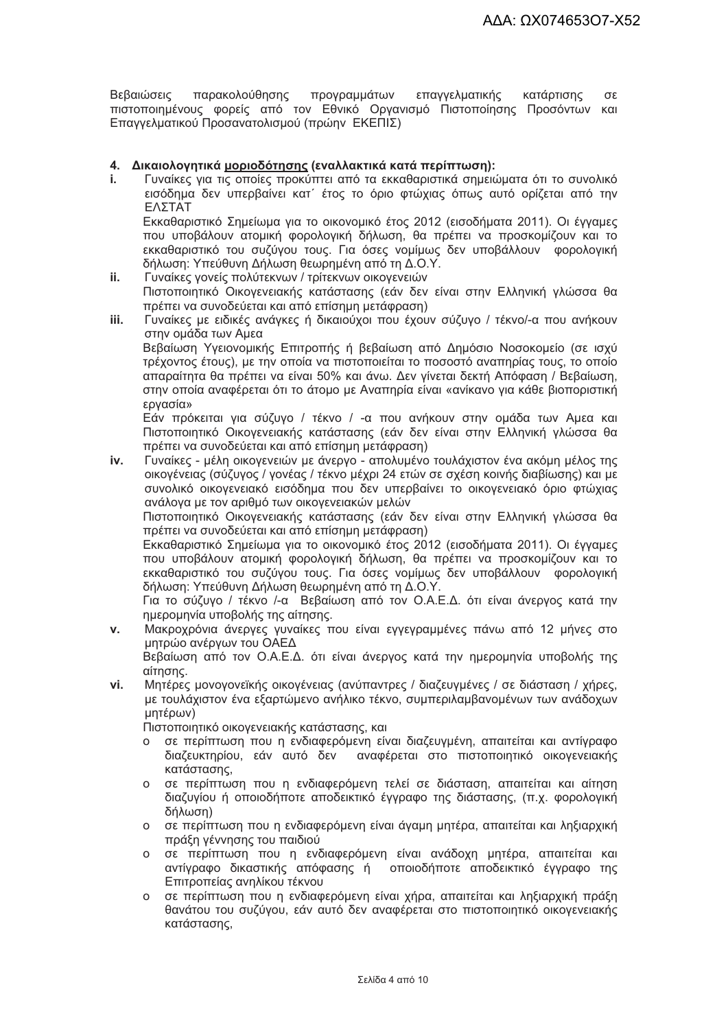Βεβαιώσεις παρακολούθησης προγραμμάτων επαγγελματικής κατάρτισης σε πιστοποιημένους φορείς από τον Εθνικό Οργανισμό Πιστοποίησης Προσόντων και Επαγγελματικού Προσανατολισμού (πρώην ΕΚΕΠΙΣ)

**4. Δικαιολογητικά <u>μοριοδότησης</u> (εναλλακτικά κατά περίπτωση):**

**i.** Γυναίκες για τις οποίες προκύπτει από τα εκκαθαριστικά σημειώματα ότι το συνολικό εισόδημα δεν υπερβαίνει κατ΄ έτος το όριο φτώχιας όπως αυτό ορίζεται από την ΕΛΣΤΑΤ

Εκκαθαριστικό Σημείωμα για το οικονομικό έτος 2012 (εισοδήματα 2011). Οι έγγαμες που υποβάλουν ατομική φορολογική δήλωση, θα πρέπει να προσκομίζουν και το εκκαθαριστικό του συζύγου τους. Για όσες νομίμως δεν υποβάλλουν φορολογική δήλωση: Υπεύθυνη Δήλωση θεωρημένη από τη Δ.Ο.Υ.

**ii.** Γυναίκες γονείς πολύτεκνων / τρίτεκνων οικογενειών

Πιστοποιητικό Οικογενειακής κατάστασης (εάν δεν είναι στην Ελληνική γλώσσα θα πρέπει να συνοδεύεται και από επίσημη μετάφραση)

**iii.** Γυναίκες με ειδικές ανάγκες ή δικαιούχοι που έχουν σύζυγο / τέκνο/-α που ανήκουν στην ομάδα των Αμεα

Βεβαίωση Υγειονομικής Επιτροπής ή βεβαίωση από Δημόσιο Νοσοκομείο (σε ισχύ τρέχοντος έτους), με την οποία να πιστοποιείται το ποσοστό αναπηρίας τους, το οποίο απαραίτητα θα πρέπει να είναι 50% και άνω. Δεν γίνεται δεκτή Απόφαση / Βεβαίωση, στην οποία αναφέρεται ότι το άτομο με Αναπηρία είναι «ανίκανο για κάθε βιοποριστική εργασία»

Εάν πρόκειται για σύζυγο / τέκνο / -α που ανήκουν στην ομάδα των Αμεα και Πιστοποιητικό Οικογενειακής κατάστασης (εάν δεν είναι στην Ελληνική γλώσσα θα πρέπει να συνοδεύεται και από επίσημη μετάφραση)

**iv.** Γυναίκες - μέλη οικογενειών με άνεργο - απολυμένο τουλάχιστον ένα ακόμη μέλος της οικογένειας (σύζυγος / γονέας / τέκνο μέχρι 24 ετών σε σχέση κοινής διαβίωσης) και με συνολικό οικογενειακό εισόδημα που δεν υπερβαίνει το οικογενειακό όριο φτώχιας ανάλογα με τον αριθμό των οικογενειακών μελών

Πιστοποιητικό Οικογενειακής κατάστασης (εάν δεν είναι στην Ελληνική γλώσσα θα πρέπει να συνοδεύεται και από επίσημη μετάφραση)

Εκκαθαριστικό Σημείωμα για το οικονομικό έτος 2012 (εισοδήματα 2011). Οι έγγαμες που υποβάλουν ατομική φορολογική δήλωση, θα πρέπει να προσκομίζουν και το εκκαθαριστικό του συζύγου τους. Για όσες νομίμως δεν υποβάλλουν φορολογική δήλωση: Υπεύθυνη Δήλωση θεωρημένη από τη Δ.Ο.Υ.

Για το σύζυγο / τέκνο /-α Βεβαίωση από τον Ο.Α.Ε.Δ. ότι είναι άνεργος κατά την ημερομηνία υποβολής της αίτησης.

**v.** Μακροχρόνια άνεργες γυναίκες που είναι εγγεγραμμένες πάνω από 12 μήνες στο μητρώο ανέργων του ΟΑΕΔ

Βεβαίωση από τον Ο.Α.Ε.Δ. ότι είναι άνεργος κατά την ημερομηνία υποβολής της αίτησης.

**vi.** Μητέρες μονογονεϊκής οικογένειας (ανύπαντρες / διαζευγμένες / σε διάσταση / χήρες, με τουλάχιστον ένα εξαρτώμενο ανήλικο τέκνο, συμπεριλαμβανομένων των ανάδοχων μητέρων)

Πιστοποιητικό οικογενειακής κατάστασης, και

- σε περίπτωση που η ενδιαφερόμενη είναι διαζευγμένη, απαιτείται και αντίγραφο διαζευκτηρίου, εάν αυτό δεν αναφέρεται στο πιστοποιητικό οικογενειακής κατάστασης,
- σε περίπτωση που η ενδιαφερόμενη τελεί σε διάσταση, απαιτείται και αίτηση διαζυγίου ή οποιοδήποτε αποδεικτικό έγγραφο της διάστασης, (π.χ. φορολογική δήλωση)
- σε περίπτωση που η ενδιαφερόμενη είναι άγαμη μητέρα, απαιτείται και ληξιαρχική πράξη γέννησης του παιδιού
- σε περίπτωση που η ενδιαφερόμενη είναι ανάδοχη μητέρα, απαιτείται και αντίγραφο δικαστικής απόφασης ή οποιοδήποτε αποδεικτικό έγγραφο της Επιτροπείας ανηλίκου τέκνου
- σε περίπτωση που η ενδιαφερόμενη είναι χήρα, απαιτείται και ληξιαρχική πράξη θανάτου του συζύγου, εάν αυτό δεν αναφέρεται στο πιστοποιητικό οικογενειακής κατάστασης,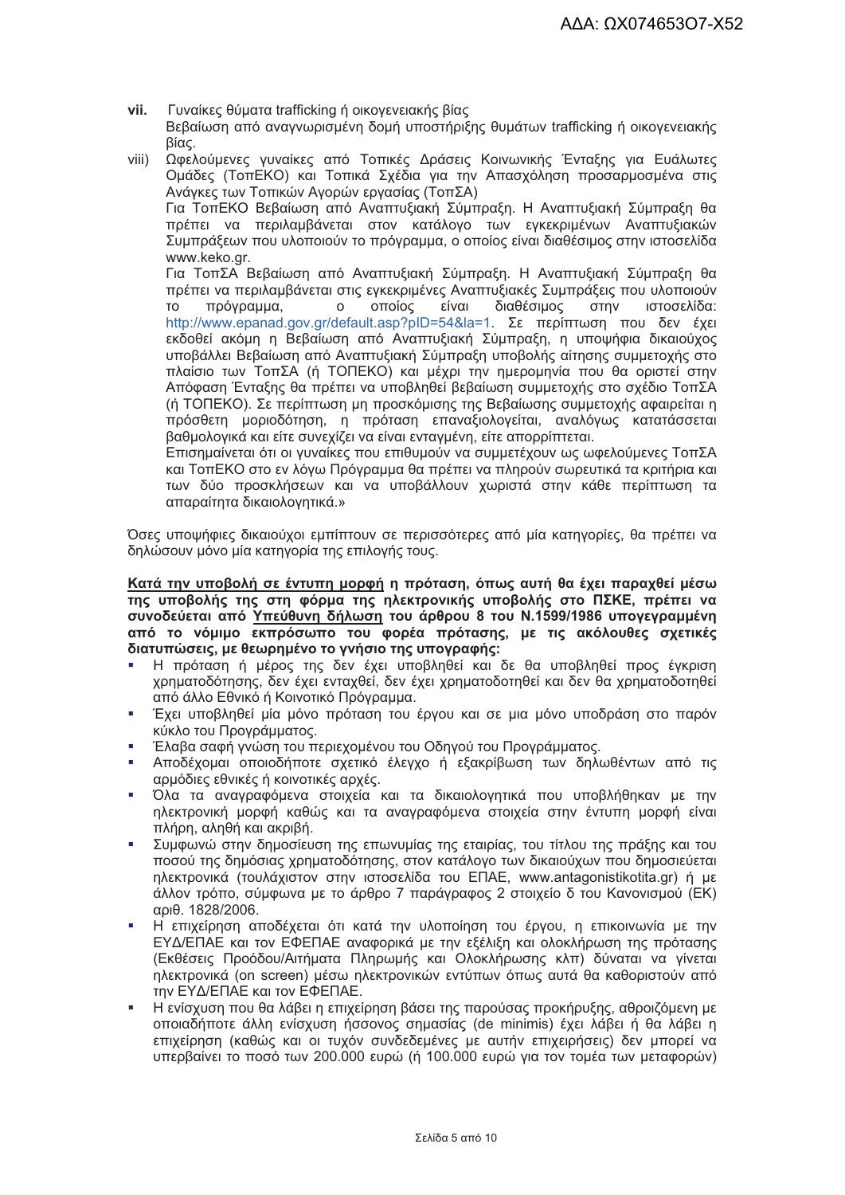vii. Γυναίκες θύματα trafficking ή οικογενειακής βίας
Βεβαίωση από αναγνωρισμένη δομή υποστήριξης θυμάτων trafficking ή οικογενειακής βίας.

viii) Ωφελούμενες γυναίκες από Τοπικές Δράσεις Κοινωνικής Ένταξης για Ευάλωτες Ομάδες (ΤοπΕΚΟ) και Τοπικά Σχέδια για την Απασχόληση προσαρμοσμένα στις Ανάγκες των Τοπικών Αγορών εργασίας (ΤοπΣΑ)
Για ΤοπΕΚΟ Βεβαίωση από Αναπτυξιακή Σύμπραξη. Η Αναπτυξιακή Σύμπραξη θα πρέπει να περιλαμβάνεται στον κατάλογο των εγκεκριμένων Αναπτυξιακών Συμπράξεων που υλοποιούν το πρόγραμμα, ο οποίος είναι διαθέσιμος στην ιστοσελίδα www.keko.gr.
Για ΤοπΣΑ Βεβαίωση από Αναπτυξιακή Σύμπραξη. Η Αναπτυξιακή Σύμπραξη θα πρέπει να περιλαμβάνεται στις εγκεκριμένες Αναπτυξιακές Συμπράξεις που υλοποιούν το πρόγραμμα, ο οποίος είναι διαθέσιμος στην ιστοσελίδα: http://www.epanad.gov.gr/default.asp?pID=54&la=1. Σε περίπτωση που δεν έχει εκδοθεί ακόμη η Βεβαίωση από Αναπτυξιακή Σύμπραξη, η υποψήφια δικαιούχος υποβάλλει Βεβαίωση από Αναπτυξιακή Σύμπραξη υποβολής αίτησης συμμετοχής στο πλαίσιο των ΤοπΣΑ (ή ΤΟΠΕΚΟ) και μέχρι την ημερομηνία που θα οριστεί στην Απόφαση Ένταξης θα πρέπει να υποβληθεί βεβαίωση συμμετοχής στο σχέδιο ΤοπΣΑ (ή ΤΟΠΕΚΟ). Σε περίπτωση μη προσκόμισης της Βεβαίωσης συμμετοχής αφαιρείται η πρόσθετη μοριοδότηση, η πρόταση επαναξιολογείται, αναλόγως κατατάσσεται βαθμολογικά και είτε συνεχίζει να είναι ενταγμένη, είτε απορρίπτεται.
Επισημαίνεται ότι οι γυναίκες που επιθυμούν να συμμετέχουν ως ωφελούμενες ΤοπΣΑ και ΤοπΕΚΟ στο εν λόγω Πρόγραμμα θα πρέπει να πληρούν σωρευτικά τα κριτήρια και των δύο προσκλήσεων και να υποβάλλουν χωριστά στην κάθε περίπτωση τα απαραίτητα δικαιολογητικά.»

Όσες υποψήφιες δικαιούχοι εμπίπτουν σε περισσότερες από μία κατηγορίες, θα πρέπει να δηλώσουν μόνο μία κατηγορία της επιλογής τους.

**<u>Κατά την υποβολή σε έντυπη μορφή</u> η πρόταση, όπως αυτή θα έχει παραχθεί μέσω της υποβολής της στη φόρμα της ηλεκτρονικής υποβολής στο ΠΣΚΕ, πρέπει να συνοδεύεται από <u>Υπεύθυνη δήλωση</u> του άρθρου 8 του Ν.1599/1986 υπογεγραμμένη από το νόμιμο εκπρόσωπο του φορέα πρότασης, με τις ακόλουθες σχετικές διατυπώσεις, με θεωρημένο το γνήσιο της υπογραφής:**

- Η πρόταση ή μέρος της δεν έχει υποβληθεί και δε θα υποβληθεί προς έγκριση χρηματοδότησης, δεν έχει ενταχθεί, δεν έχει χρηματοδοτηθεί και δεν θα χρηματοδοτηθεί από άλλο Εθνικό ή Κοινοτικό Πρόγραμμα.
- Έχει υποβληθεί μία μόνο πρόταση του έργου και σε μια μόνο υποδράση στο παρόν κύκλο του Προγράμματος.
- Έλαβα σαφή γνώση του περιεχομένου του Οδηγού του Προγράμματος.
- Αποδέχομαι οποιοδήποτε σχετικό έλεγχο ή εξακρίβωση των δηλωθέντων από τις αρμόδιες εθνικές ή κοινοτικές αρχές.
- Όλα τα αναγραφόμενα στοιχεία και τα δικαιολογητικά που υποβλήθηκαν με την ηλεκτρονική μορφή καθώς και τα αναγραφόμενα στοιχεία στην έντυπη μορφή είναι πλήρη, αληθή και ακριβή.
- Συμφωνώ στην δημοσίευση της επωνυμίας της εταιρίας, του τίτλου της πράξης και του ποσού της δημόσιας χρηματοδότησης, στον κατάλογο των δικαιούχων που δημοσιεύεται ηλεκτρονικά (τουλάχιστον στην ιστοσελίδα του ΕΠΑΕ, www.antagonistikotita.gr) ή με άλλον τρόπο, σύμφωνα με το άρθρο 7 παράγραφος 2 στοιχείο δ του Κανονισμού (ΕΚ) αριθ. 1828/2006.
- Η επιχείρηση αποδέχεται ότι κατά την υλοποίηση του έργου, η επικοινωνία με την ΕΥΔ/ΕΠΑΕ και τον ΕΦΕΠΑΕ αναφορικά με την εξέλιξη και ολοκλήρωση της πρότασης (Εκθέσεις Προόδου/Αιτήματα Πληρωμής και Ολοκλήρωσης κλπ) δύναται να γίνεται ηλεκτρονικά (on screen) μέσω ηλεκτρονικών εντύπων όπως αυτά θα καθοριστούν από την ΕΥΔ/ΕΠΑΕ και τον ΕΦΕΠΑΕ.
- Η ενίσχυση που θα λάβει η επιχείρηση βάσει της παρούσας προκήρυξης, αθροιζόμενη με οποιαδήποτε άλλη ενίσχυση ήσσονος σημασίας (de minimis) έχει λάβει ή θα λάβει η επιχείρηση (καθώς και οι τυχόν συνδεδεμένες με αυτήν επιχειρήσεις) δεν μπορεί να υπερβαίνει το ποσό των 200.000 ευρώ (ή 100.000 ευρώ για τον τομέα των μεταφορών)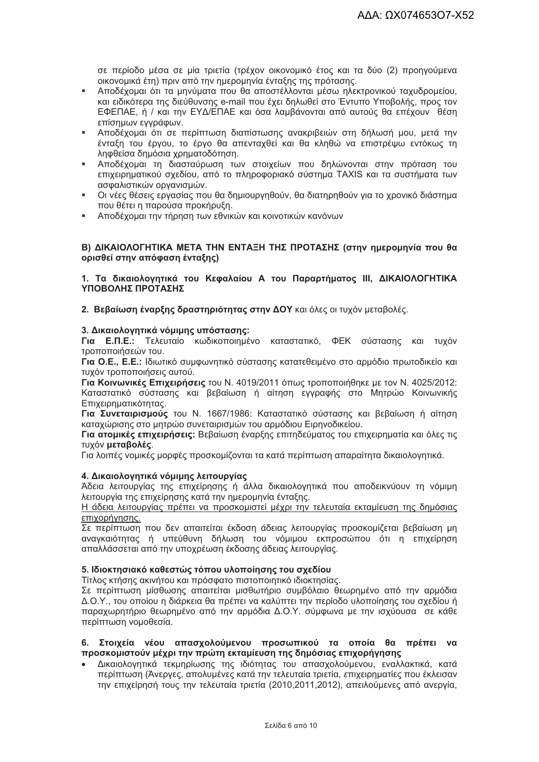σε περίοδο μέσα σε μία τριετία (τρέχον οικονομικό έτος και τα δύο (2) προηγούμενα οικονομικά έτη) πριν από την ημερομηνία ένταξης της πρότασης.

- Αποδέχομαι ότι τα μηνύματα που θα αποστέλλονται μέσω ηλεκτρονικού ταχυδρομείου, και ειδικότερα της διεύθυνσης e-mail που έχει δηλωθεί στο Έντυπο Υποβολής, προς τον ΕΦΕΠΑΕ, ή / και την ΕΥΔ/ΕΠΑΕ και όσα λαμβάνονται από αυτούς θα επέχουν θέση επίσημων εγγράφων.
- Αποδέχομαι ότι σε περίπτωση διαπίστωσης ανακριβειών στη δήλωσή μου, μετά την ένταξη του έργου, το έργο θα απενταχθεί και θα κληθώ να επιστρέψω εντόκως τη ληφθείσα δημόσια χρηματοδότηση.
- Αποδέχομαι τη διασταύρωση των στοιχείων που δηλώνονται στην πρόταση του επιχειρηματικού σχεδίου, από το πληροφοριακό σύστημα TAXIS και τα συστήματα των ασφαλιστικών οργανισμών.
- Οι νέες θέσεις εργασίας που θα δημιουργηθούν, θα διατηρηθούν για το χρονικό διάστημα που θέτει η παρούσα προκήρυξη.
- Αποδέχομαι την τήρηση των εθνικών και κοινοτικών κανόνων

### Β) ΔΙΚΑΙΟΛΟΓΗΤΙΚΑ ΜΕΤΑ ΤΗΝ ΕΝΤΑΞΗ ΤΗΣ ΠΡΟΤΑΣΗΣ (στην ημερομηνία που θα ορισθεί στην απόφαση ένταξης)

**1. Τα δικαιολογητικά του Κεφαλαίου Α του Παραρτήματος ΙΙΙ, ΔΙΚΑΙΟΛΟΓΗΤΙΚΑ ΥΠΟΒΟΛΗΣ ΠΡΟΤΑΣΗΣ**

**2. Βεβαίωση έναρξης δραστηριότητας στην ΔΟΥ** και όλες οι τυχόν μεταβολές.

**3. Δικαιολογητικά νόμιμης υπόστασης:**

**Για Ε.Π.Ε.:** Τελευταίο κωδικοποιημένο καταστατικό, ΦΕΚ σύστασης και τυχόν τροποποιήσεών του.

**Για Ο.Ε., Ε.Ε.:** Ιδιωτικό συμφωνητικό σύστασης κατατεθειμένο στο αρμόδιο πρωτοδικείο και τυχόν τροποποιήσεις αυτού.

**Για Κοινωνικές Επιχειρήσεις** του Ν. 4019/2011 όπως τροποποιήθηκε με τον Ν. 4025/2012: Καταστατικό σύστασης και βεβαίωση ή αίτηση εγγραφής στο Μητρώο Κοινωνικής Επιχειρηματικότητας.

**Για Συνεταιρισμούς** του Ν. 1667/1986: Καταστατικό σύστασης και βεβαίωση ή αίτηση καταχώρισης στο μητρώο συνεταιρισμών του αρμόδιου Ειρηνοδικείου.

**Για ατομικές επιχειρήσεις:** Βεβαίωση έναρξης επιτηδεύματος του επιχειρηματία και όλες τις τυχόν **μεταβολές**.

Για λοιπές νομικές μορφές προσκομίζονται τα κατά περίπτωση απαραίτητα δικαιολογητικά.

**4. Δικαιολογητικά νόμιμης λειτουργίας**

Άδεια λειτουργίας της επιχείρησης ή άλλα δικαιολογητικά που αποδεικνύουν τη νόμιμη λειτουργία της επιχείρησης κατά την ημερομηνία ένταξης.

Η άδεια λειτουργίας πρέπει να προσκομιστεί μέχρι την τελευταία εκταμίευση της δημόσιας επιχορήγησης.

Σε περίπτωση που δεν απαιτείται έκδοση άδειας λειτουργίας προσκομίζεται βεβαίωση μη αναγκαιότητας ή υπεύθυνη δήλωση του νόμιμου εκπροσώπου ότι η επιχείρηση απαλλάσσεται από την υποχρέωση έκδοσης άδειας λειτουργίας.

**5. Ιδιοκτησιακό καθεστώς τόπου υλοποίησης του σχεδίου**

Τίτλος κτήσης ακινήτου και πρόσφατο πιστοποιητικό ιδιοκτησίας.

Σε περίπτωση μίσθωσης απαιτείται μισθωτήριο συμβόλαιο θεωρημένο από την αρμόδια Δ.Ο.Υ., του οποίου η διάρκεια θα πρέπει να καλύπτει την περίοδο υλοποίησης του σχεδίου ή παραχωρητήριο θεωρημένο από την αρμόδια Δ.Ο.Υ. σύμφωνα με την ισχύουσα σε κάθε περίπτωση νομοθεσία.

**6. Στοιχεία νέου απασχολούμενου προσωπικού τα οποία θα πρέπει να προσκομιστούν μέχρι την πρώτη εκταμίευση της δημόσιας επιχορήγησης**

- Δικαιολογητικά τεκμηρίωσης της ιδιότητας του απασχολούμενου, εναλλακτικά, κατά περίπτωση (Άνεργες, απολυμένες κατά την τελευταία τριετία, επιχειρηματίες που έκλεισαν την επιχείρησή τους την τελευταία τριετία (2010,2011,2012), απειλούμενες από ανεργία,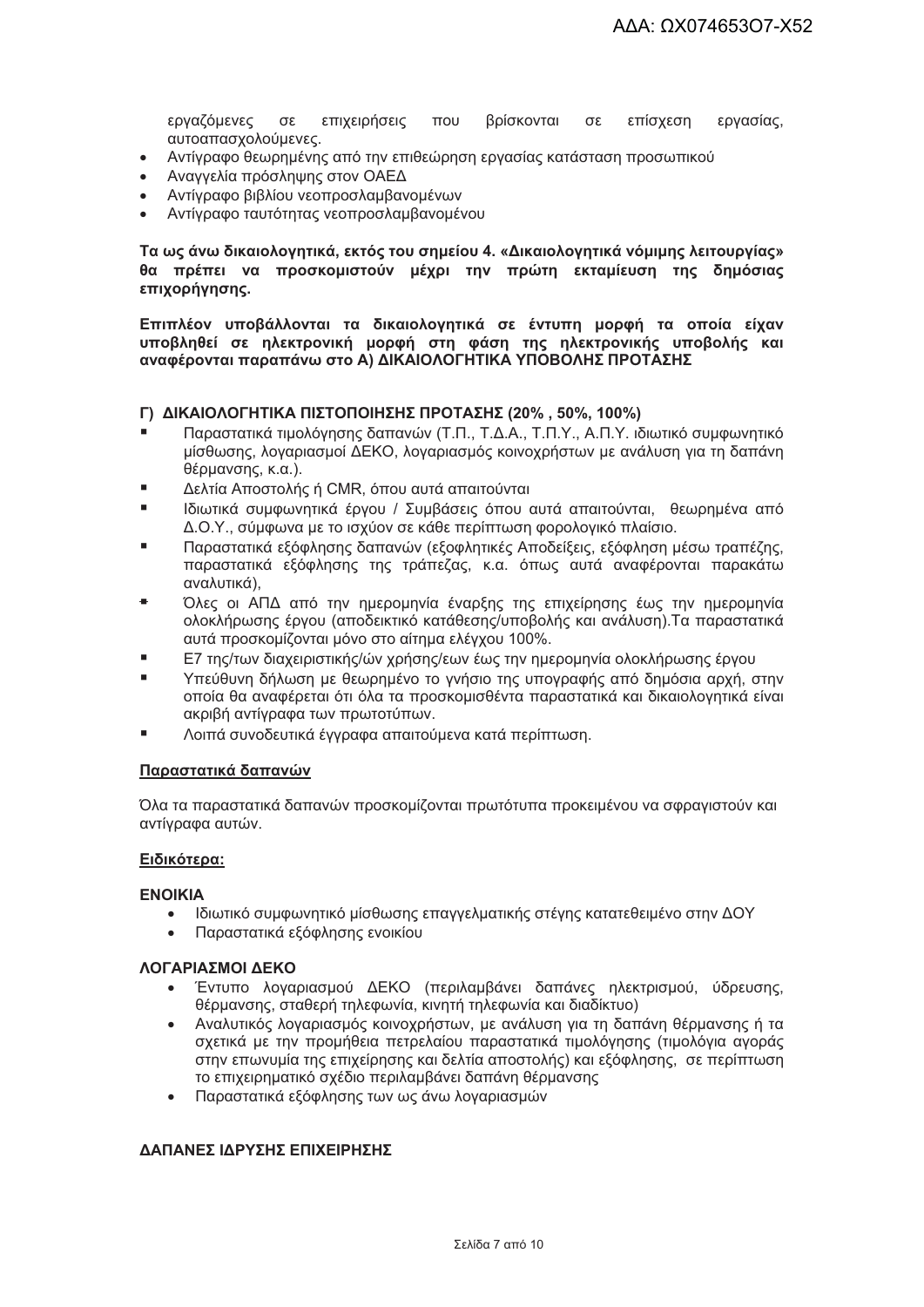εργαζόμενες σε επιχειρήσεις που βρίσκονται σε επίσχεση εργασίας, αυτοαπασχολούμενες.

- Αντίγραφο θεωρημένης από την επιθεώρηση εργασίας κατάσταση προσωπικού
- Αναγγελία πρόσληψης στον ΟΑΕΔ
- Αντίγραφο βιβλίου νεοπροσλαμβανομένων
- Αντίγραφο ταυτότητας νεοπροσλαμβανομένου

**Τα ως άνω δικαιολογητικά, εκτός του σημείου 4. «Δικαιολογητικά νόμιμης λειτουργίας» θα πρέπει να προσκομιστούν μέχρι την πρώτη εκταμίευση της δημόσιας επιχορήγησης.**

**Επιπλέον υποβάλλονται τα δικαιολογητικά σε έντυπη μορφή τα οποία είχαν υποβληθεί σε ηλεκτρονική μορφή στη φάση της ηλεκτρονικής υποβολής και αναφέρονται παραπάνω στο Α) ΔΙΚΑΙΟΛΟΓΗΤΙΚΑ ΥΠΟΒΟΛΗΣ ΠΡΟΤΑΣΗΣ**

### Γ) ΔΙΚΑΙΟΛΟΓΗΤΙΚΑ ΠΙΣΤΟΠΟΙΗΣΗΣ ΠΡΟΤΑΣΗΣ (20% , 50%, 100%)

- Παραστατικά τιμολόγησης δαπανών (Τ.Π., Τ.Δ.Α., Τ.Π.Υ., Α.Π.Υ. ιδιωτικό συμφωνητικό μίσθωσης, λογαριασμοί ΔΕΚΟ, λογαριασμός κοινοχρήστων με ανάλυση για τη δαπάνη θέρμανσης, κ.α.).
- Δελτία Αποστολής ή CMR, όπου αυτά απαιτούνται
- Ιδιωτικά συμφωνητικά έργου / Συμβάσεις όπου αυτά απαιτούνται, θεωρημένα από Δ.Ο.Υ., σύμφωνα με το ισχύον σε κάθε περίπτωση φορολογικό πλαίσιο.
- Παραστατικά εξόφλησης δαπανών (εξοφλητικές Αποδείξεις, εξόφληση μέσω τραπέζης, παραστατικά εξόφλησης της τράπεζας, κ.α. όπως αυτά αναφέρονται παρακάτω αναλυτικά),
- Όλες οι ΑΠΔ από την ημερομηνία έναρξης της επιχείρησης έως την ημερομηνία ολοκλήρωσης έργου (αποδεικτικό κατάθεσης/υποβολής και ανάλυση).Τα παραστατικά αυτά προσκομίζονται μόνο στο αίτημα ελέγχου 100%.
- Ε7 της/των διαχειριστικής/ών χρήσης/εων έως την ημερομηνία ολοκλήρωσης έργου
- Υπεύθυνη δήλωση με θεωρημένο το γνήσιο της υπογραφής από δημόσια αρχή, στην οποία θα αναφέρεται ότι όλα τα προσκομισθέντα παραστατικά και δικαιολογητικά είναι ακριβή αντίγραφα των πρωτοτύπων.
- Λοιπά συνοδευτικά έγγραφα απαιτούμενα κατά περίπτωση.

**<u>Παραστατικά δαπανών</u>**

Όλα τα παραστατικά δαπανών προσκομίζονται πρωτότυπα προκειμένου να σφραγιστούν και αντίγραφα αυτών.

**<u>Ειδικότερα:</u>**

**ΕΝΟΙΚΙΑ**

- Ιδιωτικό συμφωνητικό μίσθωσης επαγγελματικής στέγης κατατεθειμένο στην ΔΟΥ
- Παραστατικά εξόφλησης ενοικίου

**ΛΟΓΑΡΙΑΣΜΟΙ ΔΕΚΟ**

- Έντυπο λογαριασμού ΔΕΚΟ (περιλαμβάνει δαπάνες ηλεκτρισμού, ύδρευσης, θέρμανσης, σταθερή τηλεφωνία, κινητή τηλεφωνία και διαδίκτυο)
- Αναλυτικός λογαριασμός κοινοχρήστων, με ανάλυση για τη δαπάνη θέρμανσης ή τα σχετικά με την προμήθεια πετρελαίου παραστατικά τιμολόγησης (τιμολόγια αγοράς στην επωνυμία της επιχείρησης και δελτία αποστολής) και εξόφλησης, σε περίπτωση το επιχειρηματικό σχέδιο περιλαμβάνει δαπάνη θέρμανσης
- Παραστατικά εξόφλησης των ως άνω λογαριασμών

**ΔΑΠΑΝΕΣ ΙΔΡΥΣΗΣ ΕΠΙΧΕΙΡΗΣΗΣ**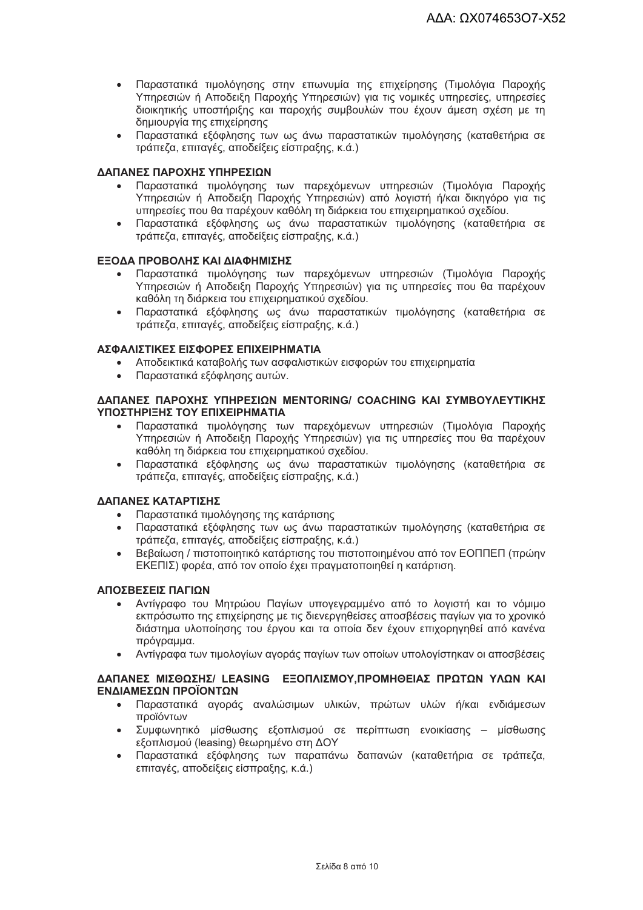- Παραστατικά τιμολόγησης στην επωνυμία της επιχείρησης (Τιμολόγια Παροχής Υπηρεσιών ή Αποδειξη Παροχής Υπηρεσιών) για τις νομικές υπηρεσίες, υπηρεσίες διοικητικής υποστήριξης και παροχής συμβουλών που έχουν άμεση σχέση με τη δημιουργία της επιχείρησης
- Παραστατικά εξόφλησης των ως άνω παραστατικών τιμολόγησης (καταθετήρια σε τράπεζα, επιταγές, αποδείξεις είσπραξης, κ.ά.)

**ΔΑΠΑΝΕΣ ΠΑΡΟΧΗΣ ΥΠΗΡΕΣΙΩΝ**

- Παραστατικά τιμολόγησης των παρεχόμενων υπηρεσιών (Τιμολόγια Παροχής Υπηρεσιών ή Αποδειξη Παροχής Υπηρεσιών) από λογιστή ή/και δικηγόρο για τις υπηρεσίες που θα παρέχουν καθόλη τη διάρκεια του επιχειρηματικού σχεδίου.
- Παραστατικά εξόφλησης ως άνω παραστατικών τιμολόγησης (καταθετήρια σε τράπεζα, επιταγές, αποδείξεις είσπραξης, κ.ά.)

**ΕΞΟΔΑ ΠΡΟΒΟΛΗΣ ΚΑΙ ΔΙΑΦΗΜΙΣΗΣ**

- Παραστατικά τιμολόγησης των παρεχόμενων υπηρεσιών (Τιμολόγια Παροχής Υπηρεσιών ή Αποδειξη Παροχής Υπηρεσιών) για τις υπηρεσίες που θα παρέχουν καθόλη τη διάρκεια του επιχειρηματικού σχεδίου.
- Παραστατικά εξόφλησης ως άνω παραστατικών τιμολόγησης (καταθετήρια σε τράπεζα, επιταγές, αποδείξεις είσπραξης, κ.ά.)

**ΑΣΦΑΛΙΣΤΙΚΕΣ ΕΙΣΦΟΡΕΣ ΕΠΙΧΕΙΡΗΜΑΤΙΑ**

- Αποδεικτικά καταβολής των ασφαλιστικών εισφορών του επιχειρηματία
- Παραστατικά εξόφλησης αυτών.

**ΔΑΠΑΝΕΣ ΠΑΡΟΧΗΣ ΥΠΗΡΕΣΙΩΝ MENTORING/ COACHING ΚΑΙ ΣΥΜΒΟΥΛΕΥΤΙΚΗΣ ΥΠΟΣΤΗΡΙΞΗΣ ΤΟΥ ΕΠΙΧΕΙΡΗΜΑΤΙΑ**

- Παραστατικά τιμολόγησης των παρεχόμενων υπηρεσιών (Τιμολόγια Παροχής Υπηρεσιών ή Αποδειξη Παροχής Υπηρεσιών) για τις υπηρεσίες που θα παρέχουν καθόλη τη διάρκεια του επιχειρηματικού σχεδίου.
- Παραστατικά εξόφλησης ως άνω παραστατικών τιμολόγησης (καταθετήρια σε τράπεζα, επιταγές, αποδείξεις είσπραξης, κ.ά.)

**ΔΑΠΑΝΕΣ ΚΑΤΑΡΤΙΣΗΣ**

- Παραστατικά τιμολόγησης της κατάρτισης
- Παραστατικά εξόφλησης των ως άνω παραστατικών τιμολόγησης (καταθετήρια σε τράπεζα, επιταγές, αποδείξεις είσπραξης, κ.ά.)
- Βεβαίωση / πιστοποιητικό κατάρτισης του πιστοποιημένου από τον ΕΟΠΠΕΠ (πρώην ΕΚΕΠΙΣ) φορέα, από τον οποίο έχει πραγματοποιηθεί η κατάρτιση.

**ΑΠΟΣΒΕΣΕΙΣ ΠΑΓΙΩΝ**

- Αντίγραφο του Μητρώου Παγίων υπογεγραμμένο από το λογιστή και το νόμιμο εκπρόσωπο της επιχείρησης με τις διενεργηθείσες αποσβέσεις παγίων για το χρονικό διάστημα υλοποίησης του έργου και τα οποία δεν έχουν επιχορηγηθεί από κανένα πρόγραμμα.
- Αντίγραφα των τιμολογίων αγοράς παγίων των οποίων υπολογίστηκαν οι αποσβέσεις

**ΔΑΠΑΝΕΣ ΜΙΣΘΩΣΗΣ/ LEASING ΕΞΟΠΛΙΣΜΟΥ,ΠΡΟΜΗΘΕΙΑΣ ΠΡΩΤΩΝ ΥΛΩΝ ΚΑΙ ΕΝΔΙΑΜΕΣΩΝ ΠΡΟΪΟΝΤΩΝ**

- Παραστατικά αγοράς αναλώσιμων υλικών, πρώτων υλών ή/και ενδιάμεσων προϊόντων
- Συμφωνητικό μίσθωσης εξοπλισμού σε περίπτωση ενοικίασης – μίσθωσης εξοπλισμού (leasing) θεωρημένο στη ΔΟΥ
- Παραστατικά εξόφλησης των παραπάνω δαπανών (καταθετήρια σε τράπεζα, επιταγές, αποδείξεις είσπραξης, κ.ά.)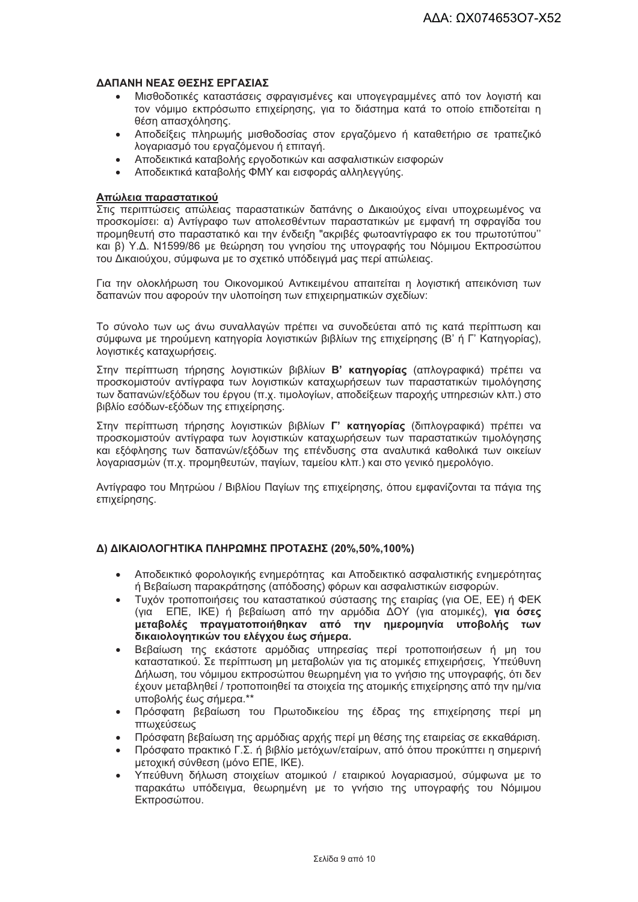**ΔΑΠΑΝΗ ΝΕΑΣ ΘΕΣΗΣ ΕΡΓΑΣΙΑΣ**

- Μισθοδοτικές καταστάσεις σφραγισμένες και υπογεγραμμένες από τον λογιστή και τον νόμιμο εκπρόσωπο επιχείρησης, για το διάστημα κατά το οποίο επιδοτείται η θέση απασχόλησης.
- Αποδείξεις πληρωμής μισθοδοσίας στον εργαζόμενο ή καταθετήριο σε τραπεζικό λογαριασμό του εργαζόμενου ή επιταγή.
- Αποδεικτικά καταβολής εργοδοτικών και ασφαλιστικών εισφορών
- Αποδεικτικά καταβολής ΦΜΥ και εισφοράς αλληλεγγύης.

**Απώλεια παραστατικού**

Στις περιπτώσεις απώλειας παραστατικών δαπάνης ο Δικαιούχος είναι υποχρεωμένος να προσκομίσει: α) Αντίγραφο των απολεσθέντων παραστατικών με εμφανή τη σφραγίδα του προμηθευτή στο παραστατικό και την ένδειξη "ακριβές φωτοαντίγραφο εκ του πρωτοτύπου'' και β) Υ.Δ. Ν1599/86 με θεώρηση του γνησίου της υπογραφής του Νόμιμου Εκπροσώπου του Δικαιούχου, σύμφωνα με το σχετικό υπόδειγμά μας περί απώλειας.

Για την ολοκλήρωση του Οικονομικού Αντικειμένου απαιτείται η λογιστική απεικόνιση των δαπανών που αφορούν την υλοποίηση των επιχειρηματικών σχεδίων:

Το σύνολο των ως άνω συναλλαγών πρέπει να συνοδεύεται από τις κατά περίπτωση και σύμφωνα με τηρούμενη κατηγορία λογιστικών βιβλίων της επιχείρησης (Β' ή Γ' Κατηγορίας), λογιστικές καταχωρήσεις.

Στην περίπτωση τήρησης λογιστικών βιβλίων **Β' κατηγορίας** (απλογραφικά) πρέπει να προσκομιστούν αντίγραφα των λογιστικών καταχωρήσεων των παραστατικών τιμολόγησης των δαπανών/εξόδων του έργου (π.χ. τιμολογίων, αποδείξεων παροχής υπηρεσιών κλπ.) στο βιβλίο εσόδων-εξόδων της επιχείρησης.

Στην περίπτωση τήρησης λογιστικών βιβλίων **Γ' κατηγορίας** (διπλογραφικά) πρέπει να προσκομιστούν αντίγραφα των λογιστικών καταχωρήσεων των παραστατικών τιμολόγησης και εξόφλησης των δαπανών/εξόδων της επένδυσης στα αναλυτικά καθολικά των οικείων λογαριασμών (π.χ. προμηθευτών, παγίων, ταμείου κλπ.) και στο γενικό ημερολόγιο.

Αντίγραφο του Μητρώου / Βιβλίου Παγίων της επιχείρησης, όπου εμφανίζονται τα πάγια της επιχείρησης.

**Δ) ΔΙΚΑΙΟΛΟΓΗΤΙΚΑ ΠΛΗΡΩΜΗΣ ΠΡΟΤΑΣΗΣ (20%,50%,100%)**

- Αποδεικτικό φορολογικής ενημερότητας και Αποδεικτικό ασφαλιστικής ενημερότητας ή Βεβαίωση παρακράτησης (απόδοσης) φόρων και ασφαλιστικών εισφορών.
- Τυχόν τροποποιήσεις του καταστατικού σύστασης της εταιρίας (για ΟΕ, ΕΕ) ή ΦΕΚ (για ΕΠΕ, ΙΚΕ) ή βεβαίωση από την αρμόδια ΔΟΥ (για ατομικές), **για όσες μεταβολές πραγματοποιήθηκαν από την ημερομηνία υποβολής των δικαιολογητικών του ελέγχου έως σήμερα.**
- Βεβαίωση της εκάστοτε αρμόδιας υπηρεσίας περί τροποποιήσεων ή μη του καταστατικού. Σε περίπτωση μη μεταβολών για τις ατομικές επιχειρήσεις, Υπεύθυνη Δήλωση, του νόμιμου εκπροσώπου θεωρημένη για το γνήσιο της υπογραφής, ότι δεν έχουν μεταβληθεί / τροποποιηθεί τα στοιχεία της ατομικής επιχείρησης από την ημ/νια υποβολής έως σήμερα.**
- Πρόσφατη βεβαίωση του Πρωτοδικείου της έδρας της επιχείρησης περί μη πτωχεύσεως
- Πρόσφατη βεβαίωση της αρμόδιας αρχής περί μη θέσης της εταιρείας σε εκκαθάριση.
- Πρόσφατο πρακτικό Γ.Σ. ή βιβλίο μετόχων/εταίρων, από όπου προκύπτει η σημερινή μετοχική σύνθεση (μόνο ΕΠΕ, ΙΚΕ).
- Υπεύθυνη δήλωση στοιχείων ατομικού / εταιρικού λογαριασμού, σύμφωνα με το παρακάτω υπόδειγμα, θεωρημένη με το γνήσιο της υπογραφής του Νόμιμου Εκπροσώπου.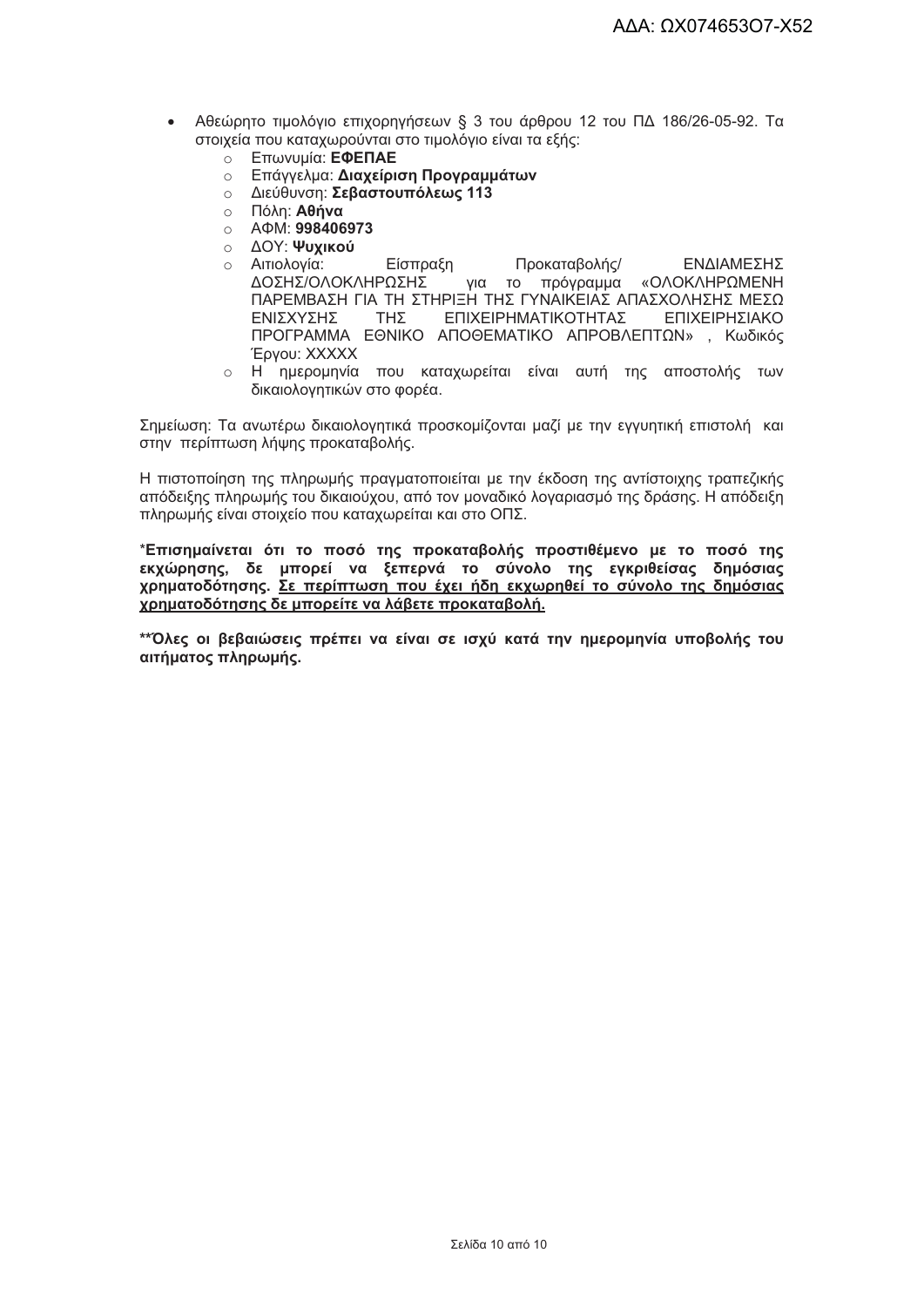- Αθεώρητο τιμολόγιο επιχορηγήσεων § 3 του άρθρου 12 του ΠΔ 186/26-05-92. Τα στοιχεία που καταχωρούνται στο τιμολόγιο είναι τα εξής:
  - Επωνυμία: **ΕΦΕΠΑΕ**
  - Επάγγελμα: **Διαχείριση Προγραμμάτων**
  - Διεύθυνση: **Σεβαστουπόλεως 113**
  - Πόλη: **Αθήνα**
  - ΑΦΜ: **998406973**
  - ΔΟΥ: **Ψυχικού**
  - Αιτιολογία: Είσπραξη Προκαταβολής/ ΕΝΔΙΑΜΕΣΗΣ ΔΟΣΗΣ/ΟΛΟΚΛΗΡΩΣΗΣ για το πρόγραμμα «ΟΛΟΚΛΗΡΩΜΕΝΗ ΠΑΡΕΜΒΑΣΗ ΓΙΑ ΤΗ ΣΤΗΡΙΞΗ ΤΗΣ ΓΥΝΑΙΚΕΙΑΣ ΑΠΑΣΧΟΛΗΣΗΣ ΜΕΣΩ ΕΝΙΣΧΥΣΗΣ ΤΗΣ ΕΠΙΧΕΙΡΗΜΑΤΙΚΟΤΗΤΑΣ ΕΠΙΧΕΙΡΗΣΙΑΚΟ ΠΡΟΓΡΑΜΜΑ ΕΘΝΙΚΟ ΑΠΟΘΕΜΑΤΙΚΟ ΑΠΡΟΒΛΕΠΤΩΝ» , Κωδικός Έργου: ΧΧΧΧΧ
  - Η ημερομηνία που καταχωρείται είναι αυτή της αποστολής των δικαιολογητικών στο φορέα.

Σημείωση: Τα ανωτέρω δικαιολογητικά προσκομίζονται μαζί με την εγγυητική επιστολή και στην περίπτωση λήψης προκαταβολής.

Η πιστοποίηση της πληρωμής πραγματοποιείται με την έκδοση της αντίστοιχης τραπεζικής απόδειξης πληρωμής του δικαιούχου, από τον μοναδικό λογαριασμό της δράσης. Η απόδειξη πληρωμής είναι στοιχείο που καταχωρείται και στο ΟΠΣ.

*__Επισημαίνεται ότι το ποσό της προκαταβολής προστιθέμενο με το ποσό της εκχώρησης, δε μπορεί να ξεπερνά το σύνολο της εγκριθείσας δημόσιας χρηματοδότησης.__ <u>**Σε περίπτωση που έχει ήδη εκχωρηθεί το σύνολο της δημόσιας χρηματοδότησης δε μπορείτε να λάβετε προκαταβολή.**</u>

**__Όλες οι βεβαιώσεις πρέπει να είναι σε ισχύ κατά την ημερομηνία υποβολής του αιτήματος πληρωμής.__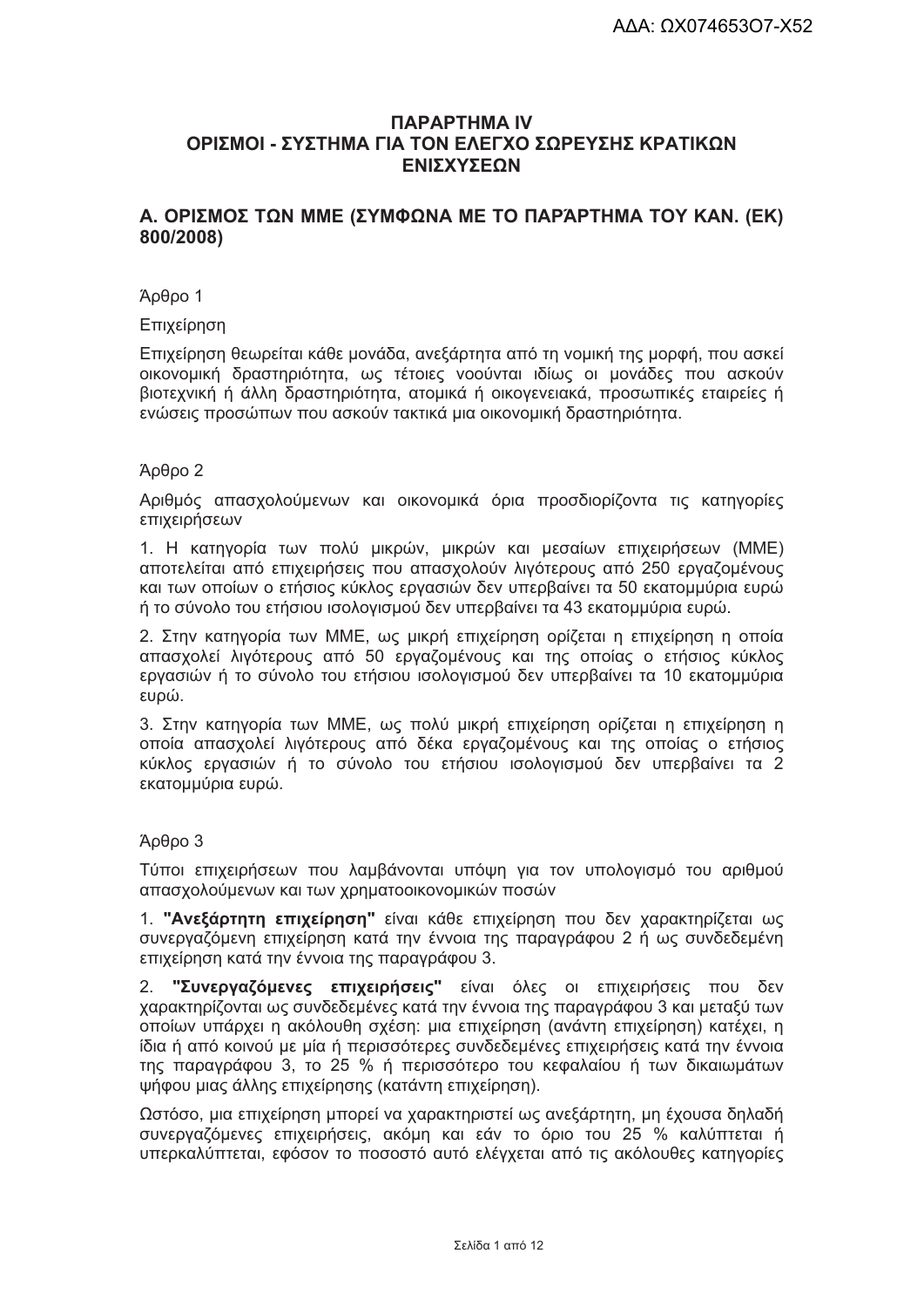## ΠΑΡΑΡΤΗΜΑ IV
## ΟΡΙΣΜΟΙ - ΣΥΣΤΗΜΑ ΓΙΑ ΤΟΝ ΕΛΕΓΧΟ ΣΩΡΕΥΣΗΣ ΚΡΑΤΙΚΩΝ ΕΝΙΣΧΥΣΕΩΝ

### Α. ΟΡΙΣΜΟΣ ΤΩΝ ΜΜΕ (ΣΥΜΦΩΝΑ ΜΕ ΤΟ ΠΑΡΆΡΤΗΜΑ ΤΟΥ ΚΑΝ. (ΕΚ) 800/2008)

Άρθρο 1

Επιχείρηση

Επιχείρηση θεωρείται κάθε μονάδα, ανεξάρτητα από τη νομική της μορφή, που ασκεί οικονομική δραστηριότητα, ως τέτοιες νοούνται ιδίως οι μονάδες που ασκούν βιοτεχνική ή άλλη δραστηριότητα, ατομικά ή οικογενειακά, προσωπικές εταιρείες ή ενώσεις προσώπων που ασκούν τακτικά μια οικονομική δραστηριότητα.

Άρθρο 2

Αριθμός απασχολούμενων και οικονομικά όρια προσδιορίζοντα τις κατηγορίες επιχειρήσεων

1. Η κατηγορία των πολύ μικρών, μικρών και μεσαίων επιχειρήσεων (ΜΜΕ) αποτελείται από επιχειρήσεις που απασχολούν λιγότερους από 250 εργαζομένους και των οποίων ο ετήσιος κύκλος εργασιών δεν υπερβαίνει τα 50 εκατομμύρια ευρώ ή το σύνολο του ετήσιου ισολογισμού δεν υπερβαίνει τα 43 εκατομμύρια ευρώ.

2. Στην κατηγορία των ΜΜΕ, ως μικρή επιχείρηση ορίζεται η επιχείρηση η οποία απασχολεί λιγότερους από 50 εργαζομένους και της οποίας ο ετήσιος κύκλος εργασιών ή το σύνολο του ετήσιου ισολογισμού δεν υπερβαίνει τα 10 εκατομμύρια ευρώ.

3. Στην κατηγορία των ΜΜΕ, ως πολύ μικρή επιχείρηση ορίζεται η επιχείρηση η οποία απασχολεί λιγότερους από δέκα εργαζομένους και της οποίας ο ετήσιος κύκλος εργασιών ή το σύνολο του ετήσιου ισολογισμού δεν υπερβαίνει τα 2 εκατομμύρια ευρώ.

Άρθρο 3

Τύποι επιχειρήσεων που λαμβάνονται υπόψη για τον υπολογισμό του αριθμού απασχολούμενων και των χρηματοοικονομικών ποσών

1. **"Ανεξάρτητη επιχείρηση"** είναι κάθε επιχείρηση που δεν χαρακτηρίζεται ως συνεργαζόμενη επιχείρηση κατά την έννοια της παραγράφου 2 ή ως συνδεδεμένη επιχείρηση κατά την έννοια της παραγράφου 3.

2. **"Συνεργαζόμενες επιχειρήσεις"** είναι όλες οι επιχειρήσεις που δεν χαρακτηρίζονται ως συνδεδεμένες κατά την έννοια της παραγράφου 3 και μεταξύ των οποίων υπάρχει η ακόλουθη σχέση: μια επιχείρηση (ανάντη επιχείρηση) κατέχει, η ίδια ή από κοινού με μία ή περισσότερες συνδεδεμένες επιχειρήσεις κατά την έννοια της παραγράφου 3, το 25 % ή περισσότερο του κεφαλαίου ή των δικαιωμάτων ψήφου μιας άλλης επιχείρησης (κατάντη επιχείρηση).

Ωστόσο, μια επιχείρηση μπορεί να χαρακτηριστεί ως ανεξάρτητη, μη έχουσα δηλαδή συνεργαζόμενες επιχειρήσεις, ακόμη και εάν το όριο του 25 % καλύπτεται ή υπερκαλύπτεται, εφόσον το ποσοστό αυτό ελέγχεται από τις ακόλουθες κατηγορίες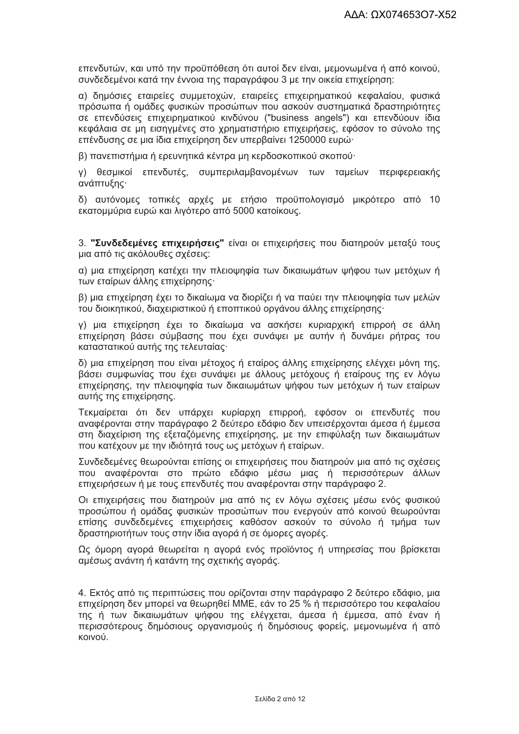επενδυτών, και υπό την προϋπόθεση ότι αυτοί δεν είναι, μεμονωμένα ή από κοινού, συνδεδεμένοι κατά την έννοια της παραγράφου 3 με την οικεία επιχείρηση:

α) δημόσιες εταιρείες συμμετοχών, εταιρείες επιχειρηματικού κεφαλαίου, φυσικά πρόσωπα ή ομάδες φυσικών προσώπων που ασκούν συστηματικά δραστηριότητες σε επενδύσεις επιχειρηματικού κινδύνου ("business angels") και επενδύουν ίδια κεφάλαια σε μη εισηγμένες στο χρηματιστήριο επιχειρήσεις, εφόσον το σύνολο της επένδυσης σε μια ίδια επιχείρηση δεν υπερβαίνει 1250000 ευρώ·

β) πανεπιστήμια ή ερευνητικά κέντρα μη κερδοσκοπικού σκοπού·

γ) θεσμικοί επενδυτές, συμπεριλαμβανομένων των ταμείων περιφερειακής ανάπτυξης·

δ) αυτόνομες τοπικές αρχές με ετήσιο προϋπολογισμό μικρότερο από 10 εκατομμύρια ευρώ και λιγότερο από 5000 κατοίκους.

3. **"Συνδεδεμένες επιχειρήσεις"** είναι οι επιχειρήσεις που διατηρούν μεταξύ τους μια από τις ακόλουθες σχέσεις:

α) μια επιχείρηση κατέχει την πλειοψηφία των δικαιωμάτων ψήφου των μετόχων ή των εταίρων άλλης επιχείρησης·

β) μια επιχείρηση έχει το δικαίωμα να διορίζει ή να παύει την πλειοψηφία των μελών του διοικητικού, διαχειριστικού ή εποπτικού οργάνου άλλης επιχείρησης·

γ) μια επιχείρηση έχει το δικαίωμα να ασκήσει κυριαρχική επιρροή σε άλλη επιχείρηση βάσει σύμβασης που έχει συνάψει με αυτήν ή δυνάμει ρήτρας του καταστατικού αυτής της τελευταίας·

δ) μια επιχείρηση που είναι μέτοχος ή εταίρος άλλης επιχείρησης ελέγχει μόνη της, βάσει συμφωνίας που έχει συνάψει με άλλους μετόχους ή εταίρους της εν λόγω επιχείρησης, την πλειοψηφία των δικαιωμάτων ψήφου των μετόχων ή των εταίρων αυτής της επιχείρησης.

Τεκμαίρεται ότι δεν υπάρχει κυρίαρχη επιρροή, εφόσον οι επενδυτές που αναφέρονται στην παράγραφο 2 δεύτερο εδάφιο δεν υπεισέρχονται άμεσα ή έμμεσα στη διαχείριση της εξεταζόμενης επιχείρησης, με την επιφύλαξη των δικαιωμάτων που κατέχουν με την ιδιότητά τους ως μετόχων ή εταίρων.

Συνδεδεμένες θεωρούνται επίσης οι επιχειρήσεις που διατηρούν μια από τις σχέσεις που αναφέρονται στο πρώτο εδάφιο μέσω μιας ή περισσότερων άλλων επιχειρήσεων ή με τους επενδυτές που αναφέρονται στην παράγραφο 2.

Οι επιχειρήσεις που διατηρούν μια από τις εν λόγω σχέσεις μέσω ενός φυσικού προσώπου ή ομάδας φυσικών προσώπων που ενεργούν από κοινού θεωρούνται επίσης συνδεδεμένες επιχειρήσεις καθόσον ασκούν το σύνολο ή τμήμα των δραστηριοτήτων τους στην ίδια αγορά ή σε όμορες αγορές.

Ως όμορη αγορά θεωρείται η αγορά ενός προϊόντος ή υπηρεσίας που βρίσκεται αμέσως ανάντη ή κατάντη της σχετικής αγοράς.

4. Εκτός από τις περιπτώσεις που ορίζονται στην παράγραφο 2 δεύτερο εδάφιο, μια επιχείρηση δεν μπορεί να θεωρηθεί ΜΜΕ, εάν το 25 % ή περισσότερο του κεφαλαίου της ή των δικαιωμάτων ψήφου της ελέγχεται, άμεσα ή έμμεσα, από έναν ή περισσότερους δημόσιους οργανισμούς ή δημόσιους φορείς, μεμονωμένα ή από κοινού.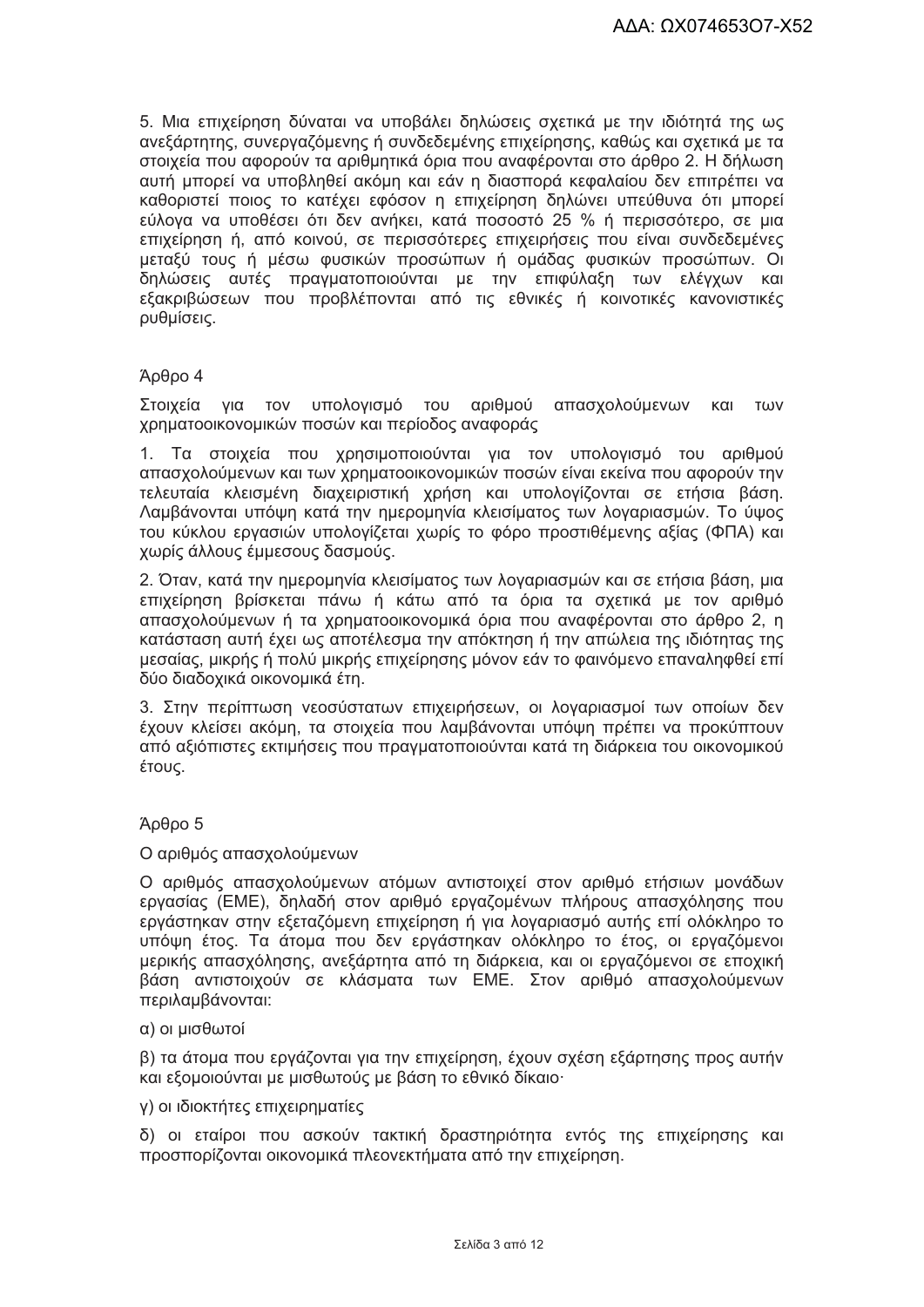5. Μια επιχείρηση δύναται να υποβάλει δηλώσεις σχετικά με την ιδιότητά της ως ανεξάρτητης, συνεργαζόμενης ή συνδεδεμένης επιχείρησης, καθώς και σχετικά με τα στοιχεία που αφορούν τα αριθμητικά όρια που αναφέρονται στο άρθρο 2. Η δήλωση αυτή μπορεί να υποβληθεί ακόμη και εάν η διασπορά κεφαλαίου δεν επιτρέπει να καθοριστεί ποιος το κατέχει εφόσον η επιχείρηση δηλώνει υπεύθυνα ότι μπορεί εύλογα να υποθέσει ότι δεν ανήκει, κατά ποσοστό 25 % ή περισσότερο, σε μια επιχείρηση ή, από κοινού, σε περισσότερες επιχειρήσεις που είναι συνδεδεμένες μεταξύ τους ή μέσω φυσικών προσώπων ή ομάδας φυσικών προσώπων. Οι δηλώσεις αυτές πραγματοποιούνται με την επιφύλαξη των ελέγχων και εξακριβώσεων που προβλέπονται από τις εθνικές ή κοινοτικές κανονιστικές ρυθμίσεις.

## Άρθρο 4

### Στοιχεία για τον υπολογισμό του αριθμού απασχολούμενων και των χρηματοοικονομικών ποσών και περίοδος αναφοράς

1. Τα στοιχεία που χρησιμοποιούνται για τον υπολογισμό του αριθμού απασχολούμενων και των χρηματοοικονομικών ποσών είναι εκείνα που αφορούν την τελευταία κλεισμένη διαχειριστική χρήση και υπολογίζονται σε ετήσια βάση. Λαμβάνονται υπόψη κατά την ημερομηνία κλεισίματος των λογαριασμών. Το ύψος του κύκλου εργασιών υπολογίζεται χωρίς το φόρο προστιθέμενης αξίας (ΦΠΑ) και χωρίς άλλους έμμεσους δασμούς.

2. Όταν, κατά την ημερομηνία κλεισίματος των λογαριασμών και σε ετήσια βάση, μια επιχείρηση βρίσκεται πάνω ή κάτω από τα όρια τα σχετικά με τον αριθμό απασχολούμενων ή τα χρηματοοικονομικά όρια που αναφέρονται στο άρθρο 2, η κατάσταση αυτή έχει ως αποτέλεσμα την απόκτηση ή την απώλεια της ιδιότητας της μεσαίας, μικρής ή πολύ μικρής επιχείρησης μόνον εάν το φαινόμενο επαναληφθεί επί δύο διαδοχικά οικονομικά έτη.

3. Στην περίπτωση νεοσύστατων επιχειρήσεων, οι λογαριασμοί των οποίων δεν έχουν κλείσει ακόμη, τα στοιχεία που λαμβάνονται υπόψη πρέπει να προκύπτουν από αξιόπιστες εκτιμήσεις που πραγματοποιούνται κατά τη διάρκεια του οικονομικού έτους.

## Άρθρο 5

### Ο αριθμός απασχολούμενων

Ο αριθμός απασχολούμενων ατόμων αντιστοιχεί στον αριθμό ετήσιων μονάδων εργασίας (ΕΜΕ), δηλαδή στον αριθμό εργαζομένων πλήρους απασχόλησης που εργάστηκαν στην εξεταζόμενη επιχείρηση ή για λογαριασμό αυτής επί ολόκληρο το υπόψη έτος. Τα άτομα που δεν εργάστηκαν ολόκληρο το έτος, οι εργαζόμενοι μερικής απασχόλησης, ανεξάρτητα από τη διάρκεια, και οι εργαζόμενοι σε εποχική βάση αντιστοιχούν σε κλάσματα των ΕΜΕ. Στον αριθμό απασχολούμενων περιλαμβάνονται:

α) οι μισθωτοί

β) τα άτομα που εργάζονται για την επιχείρηση, έχουν σχέση εξάρτησης προς αυτήν και εξομοιούνται με μισθωτούς με βάση το εθνικό δίκαιο·

γ) οι ιδιοκτήτες επιχειρηματίες

δ) οι εταίροι που ασκούν τακτική δραστηριότητα εντός της επιχείρησης και προσπορίζονται οικονομικά πλεονεκτήματα από την επιχείρηση.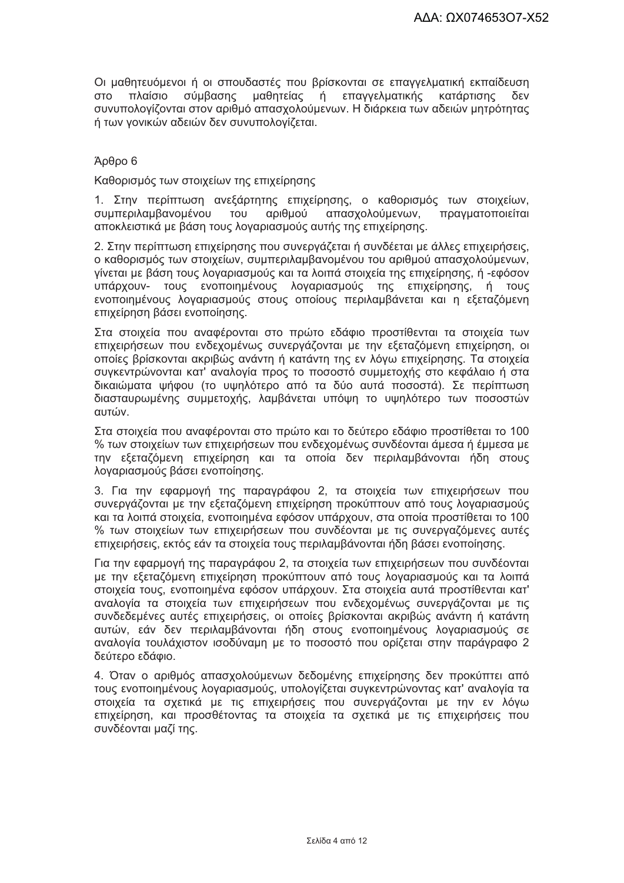Οι μαθητευόμενοι ή οι σπουδαστές που βρίσκονται σε επαγγελματική εκπαίδευση στο πλαίσιο σύμβασης μαθητείας ή επαγγελματικής κατάρτισης δεν συνυπολογίζονται στον αριθμό απασχολούμενων. Η διάρκεια των αδειών μητρότητας ή των γονικών αδειών δεν συνυπολογίζεται.

Άρθρο 6

Καθορισμός των στοιχείων της επιχείρησης

1. Στην περίπτωση ανεξάρτητης επιχείρησης, ο καθορισμός των στοιχείων, συμπεριλαμβανομένου του αριθμού απασχολούμενων, πραγματοποιείται αποκλειστικά με βάση τους λογαριασμούς αυτής της επιχείρησης.

2. Στην περίπτωση επιχείρησης που συνεργάζεται ή συνδέεται με άλλες επιχειρήσεις, ο καθορισμός των στοιχείων, συμπεριλαμβανομένου του αριθμού απασχολούμενων, γίνεται με βάση τους λογαριασμούς και τα λοιπά στοιχεία της επιχείρησης, ή -εφόσον υπάρχουν- τους ενοποιημένους λογαριασμούς της επιχείρησης, ή τους ενοποιημένους λογαριασμούς στους οποίους περιλαμβάνεται και η εξεταζόμενη επιχείρηση βάσει ενοποίησης.

Στα στοιχεία που αναφέρονται στο πρώτο εδάφιο προστίθενται τα στοιχεία των επιχειρήσεων που ενδεχομένως συνεργάζονται με την εξεταζόμενη επιχείρηση, οι οποίες βρίσκονται ακριβώς ανάντη ή κατάντη της εν λόγω επιχείρησης. Τα στοιχεία συγκεντρώνονται κατ' αναλογία προς το ποσοστό συμμετοχής στο κεφάλαιο ή στα δικαιώματα ψήφου (το υψηλότερο από τα δύο αυτά ποσοστά). Σε περίπτωση διασταυρωμένης συμμετοχής, λαμβάνεται υπόψη το υψηλότερο των ποσοστών αυτών.

Στα στοιχεία που αναφέρονται στο πρώτο και το δεύτερο εδάφιο προστίθεται το 100 % των στοιχείων των επιχειρήσεων που ενδεχομένως συνδέονται άμεσα ή έμμεσα με την εξεταζόμενη επιχείρηση και τα οποία δεν περιλαμβάνονται ήδη στους λογαριασμούς βάσει ενοποίησης.

3. Για την εφαρμογή της παραγράφου 2, τα στοιχεία των επιχειρήσεων που συνεργάζονται με την εξεταζόμενη επιχείρηση προκύπτουν από τους λογαριασμούς και τα λοιπά στοιχεία, ενοποιημένα εφόσον υπάρχουν, στα οποία προστίθεται το 100 % των στοιχείων των επιχειρήσεων που συνδέονται με τις συνεργαζόμενες αυτές επιχειρήσεις, εκτός εάν τα στοιχεία τους περιλαμβάνονται ήδη βάσει ενοποίησης.

Για την εφαρμογή της παραγράφου 2, τα στοιχεία των επιχειρήσεων που συνδέονται με την εξεταζόμενη επιχείρηση προκύπτουν από τους λογαριασμούς και τα λοιπά στοιχεία τους, ενοποιημένα εφόσον υπάρχουν. Στα στοιχεία αυτά προστίθενται κατ' αναλογία τα στοιχεία των επιχειρήσεων που ενδεχομένως συνεργάζονται με τις συνδεδεμένες αυτές επιχειρήσεις, οι οποίες βρίσκονται ακριβώς ανάντη ή κατάντη αυτών, εάν δεν περιλαμβάνονται ήδη στους ενοποιημένους λογαριασμούς σε αναλογία τουλάχιστον ισοδύναμη με το ποσοστό που ορίζεται στην παράγραφο 2 δεύτερο εδάφιο.

4. Όταν ο αριθμός απασχολούμενων δεδομένης επιχείρησης δεν προκύπτει από τους ενοποιημένους λογαριασμούς, υπολογίζεται συγκεντρώνοντας κατ' αναλογία τα στοιχεία τα σχετικά με τις επιχειρήσεις που συνεργάζονται με την εν λόγω επιχείρηση, και προσθέτοντας τα στοιχεία τα σχετικά με τις επιχειρήσεις που συνδέονται μαζί της.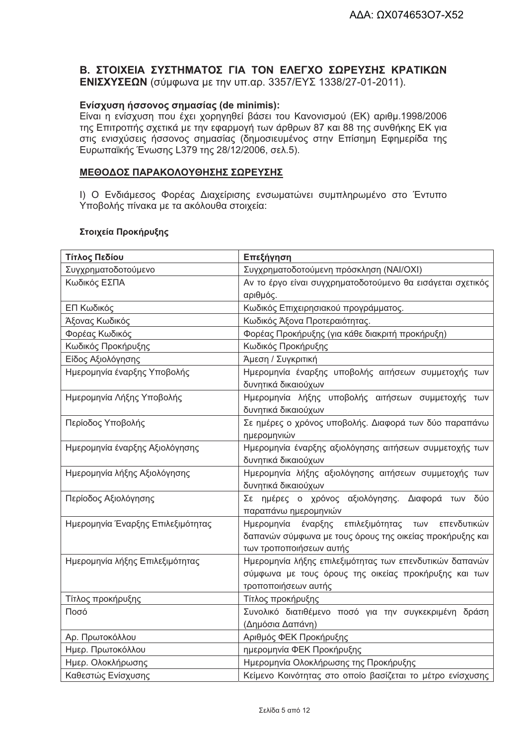ΑΔΑ: ΩΧ074653Ο7-Χ52

## Β. ΣΤΟΙΧΕΙΑ ΣΥΣΤΗΜΑΤΟΣ ΓΙΑ ΤΟΝ ΕΛΕΓΧΟ ΣΩΡΕΥΣΗΣ ΚΡΑΤΙΚΩΝ ΕΝΙΣΧΥΣΕΩΝ (σύμφωνα με την υπ.αρ. 3357/ΕΥΣ 1338/27-01-2011).

**Ενίσχυση ήσσονος σημασίας (de minimis):**
Είναι η ενίσχυση που έχει χορηγηθεί βάσει του Κανονισμού (ΕΚ) αριθμ.1998/2006 της Επιτροπής σχετικά με την εφαρμογή των άρθρων 87 και 88 της συνθήκης ΕΚ για στις ενισχύσεις ήσσονος σημασίας (δημοσιευμένος στην Επίσημη Εφημερίδα της Ευρωπαϊκής Ένωσης L379 της 28/12/2006, σελ.5).

**<u>ΜΕΘΟΔΟΣ ΠΑΡΑΚΟΛΟΥΘΗΣΗΣ ΣΩΡΕΥΣΗΣ</u>**

Ι) Ο Ενδιάμεσος Φορέας Διαχείρισης ενσωματώνει συμπληρωμένο στο Έντυπο Υποβολής πίνακα με τα ακόλουθα στοιχεία:

**Στοιχεία Προκήρυξης**

| Τίτλος Πεδίου | Επεξήγηση |
|---|---|
| Συγχρηματοδοτούμενο | Συγχρηματοδοτούμενη πρόσκληση (ΝΑΙ/ΟΧΙ) |
| Κωδικός ΕΣΠΑ | Αν το έργο είναι συγχρηματοδοτούμενο θα εισάγεται σχετικός αριθμός. |
| ΕΠ Κωδικός | Κωδικός Επιχειρησιακού προγράμματος. |
| Άξονας Κωδικός | Κωδικός Άξονα Προτεραιότητας. |
| Φορέας Κωδικός | Φορέας Προκήρυξης (για κάθε διακριτή προκήρυξη) |
| Κωδικός Προκήρυξης | Κωδικός Προκήρυξης |
| Είδος Αξιολόγησης | Άμεση / Συγκριτική |
| Ημερομηνία έναρξης Υποβολής | Ημερομηνία έναρξης υποβολής αιτήσεων συμμετοχής των δυνητικά δικαιούχων |
| Ημερομηνία Λήξης Υποβολής | Ημερομηνία λήξης υποβολής αιτήσεων συμμετοχής των δυνητικά δικαιούχων |
| Περίοδος Υποβολής | Σε ημέρες ο χρόνος υποβολής. Διαφορά των δύο παραπάνω ημερομηνιών |
| Ημερομηνία έναρξης Αξιολόγησης | Ημερομηνία έναρξης αξιολόγησης αιτήσεων συμμετοχής των δυνητικά δικαιούχων |
| Ημερομηνία λήξης Αξιολόγησης | Ημερομηνία λήξης αξιολόγησης αιτήσεων συμμετοχής των δυνητικά δικαιούχων |
| Περίοδος Αξιολόγησης | Σε ημέρες ο χρόνος αξιολόγησης. Διαφορά των δύο παραπάνω ημερομηνιών |
| Ημερομηνία Έναρξης Επιλεξιμότητας | Ημερομηνία έναρξης επιλεξιμότητας των επενδυτικών δαπανών σύμφωνα με τους όρους της οικείας προκήρυξης και των τροποποιήσεων αυτής |
| Ημερομηνία λήξης Επιλεξιμότητας | Ημερομηνία λήξης επιλεξιμότητας των επενδυτικών δαπανών σύμφωνα με τους όρους της οικείας προκήρυξης και των τροποποιήσεων αυτής |
| Τίτλος προκήρυξης | Τίτλος προκήρυξης |
| Ποσό | Συνολικό διατιθέμενο ποσό για την συγκεκριμένη δράση (Δημόσια Δαπάνη) |
| Αρ. Πρωτοκόλλου | Αριθμός ΦΕΚ Προκήρυξης |
| Ημερ. Πρωτοκόλλου | ημερομηνία ΦΕΚ Προκήρυξης |
| Ημερ. Ολοκλήρωσης | Ημερομηνία Ολοκλήρωσης της Προκήρυξης |
| Καθεστώς Ενίσχυσης | Κείμενο Κοινότητας στο οποίο βασίζεται το μέτρο ενίσχυσης |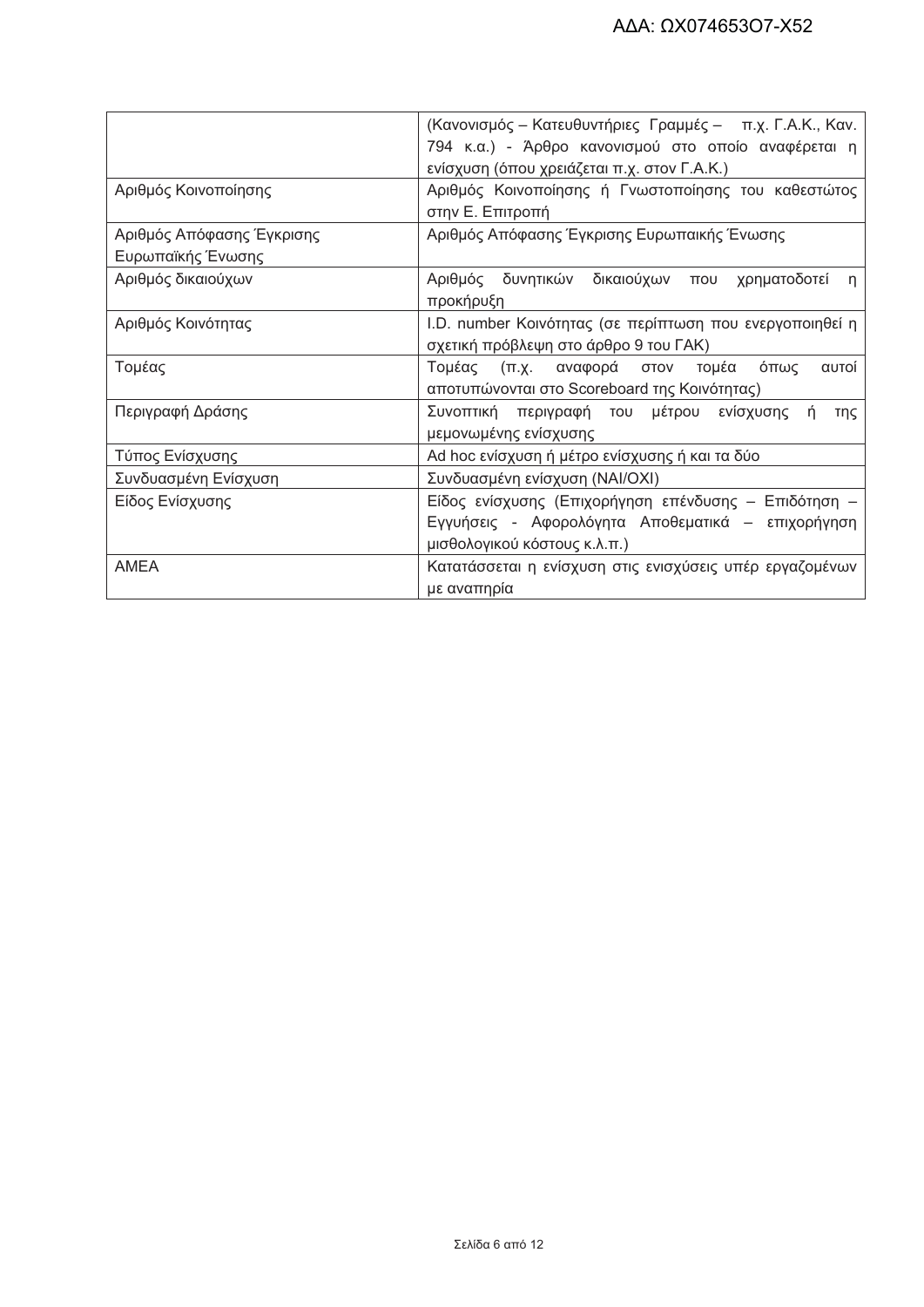| | |
|---|---|
| | (Κανονισμός – Κατευθυντήριες Γραμμές – π.χ. Γ.Α.Κ., Καν. 794 κ.α.) - Άρθρο κανονισμού στο οποίο αναφέρεται η ενίσχυση (όπου χρειάζεται π.χ. στον Γ.Α.Κ.) |
| Αριθμός Κοινοποίησης | Αριθμός Κοινοποίησης ή Γνωστοποίησης του καθεστώτος στην Ε. Επιτροπή |
| Αριθμός Απόφασης Έγκρισης Ευρωπαϊκής Ένωσης | Αριθμός Απόφασης Έγκρισης Ευρωπαικής Ένωσης |
| Αριθμός δικαιούχων | Αριθμός δυνητικών δικαιούχων που χρηματοδοτεί η προκήρυξη |
| Αριθμός Κοινότητας | I.D. number Κοινότητας (σε περίπτωση που ενεργοποιηθεί η σχετική πρόβλεψη στο άρθρο 9 του ΓΑΚ) |
| Τομέας | Τομέας (π.χ. αναφορά στον τομέα όπως αυτοί αποτυπώνονται στο Scoreboard της Κοινότητας) |
| Περιγραφή Δράσης | Συνοπτική περιγραφή του μέτρου ενίσχυσης ή της μεμονωμένης ενίσχυσης |
| Τύπος Ενίσχυσης | Ad hoc ενίσχυση ή μέτρο ενίσχυσης ή και τα δύο |
| Συνδυασμένη Ενίσχυση | Συνδυασμένη ενίσχυση (ΝΑΙ/ΟΧΙ) |
| Είδος Ενίσχυσης | Είδος ενίσχυσης (Επιχορήγηση επένδυσης – Επιδότηση – Εγγυήσεις - Αφορολόγητα Αποθεματικά – επιχορήγηση μισθολογικού κόστους κ.λ.π.) |
| ΑΜΕΑ | Κατατάσσεται η ενίσχυση στις ενισχύσεις υπέρ εργαζομένων με αναπηρία |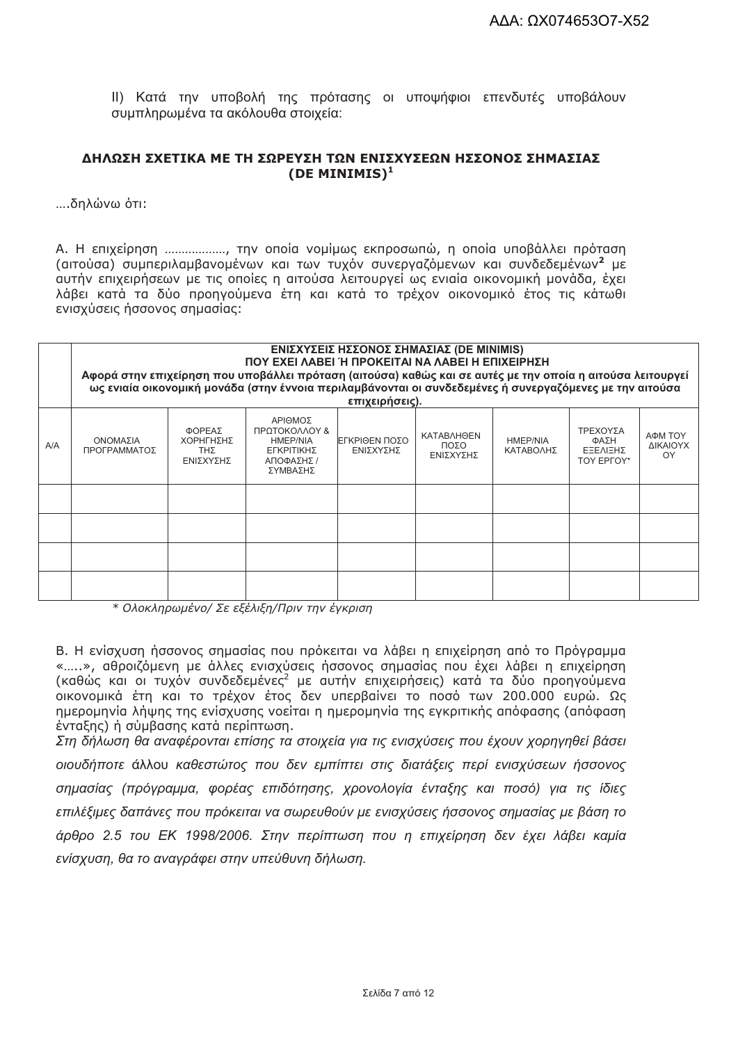ΙΙ) Κατά την υποβολή της πρότασης οι υποψήφιοι επενδυτές υποβάλουν συμπληρωμένα τα ακόλουθα στοιχεία:

### ΔΗΛΩΣΗ ΣΧΕΤΙΚΑ ΜΕ ΤΗ ΣΩΡΕΥΣΗ ΤΩΝ ΕΝΙΣΧΥΣΕΩΝ ΗΣΣΟΝΟΣ ΣΗΜΑΣΙΑΣ (DE MINIMIS)[1]

….δηλώνω ότι:

Α. Η επιχείρηση ………………, την οποία νομίμως εκπροσωπώ, η οποία υποβάλλει πρόταση (αιτούσα) συμπεριλαμβανομένων και των τυχόν συνεργαζόμενων και συνδεδεμένων**[2]** με αυτήν επιχειρήσεων με τις οποίες η αιτούσα λειτουργεί ως ενιαία οικονομική μονάδα, έχει λάβει κατά τα δύο προηγούμενα έτη και κατά το τρέχον οικονομικό έτος τις κάτωθι ενισχύσεις ήσσονος σημασίας:

| | **ΕΝΙΣΧΥΣΕΙΣ ΗΣΣΟΝΟΣ ΣΗΜΑΣΙΑΣ (DE MINIMIS) ΠΟΥ ΕΧΕΙ ΛΑΒΕΙ Ή ΠΡΟΚΕΙΤΑΙ ΝΑ ΛΑΒΕΙ Η ΕΠΙΧΕΙΡΗΣΗ Αφορά στην επιχείρηση που υποβάλλει πρόταση (αιτούσα) καθώς και σε αυτές με την οποία η αιτούσα λειτουργεί ως ενιαία οικονομική μονάδα (στην έννοια περιλαμβάνονται οι συνδεδεμένες ή συνεργαζόμενες με την αιτούσα επιχειρήσεις).** | | | | | | | |
|---|---|---|---|---|---|---|---|---|
| Α/Α | ΟΝΟΜΑΣΙΑ ΠΡΟΓΡΑΜΜΑΤΟΣ | ΦΟΡΕΑΣ ΧΟΡΗΓΗΣΗΣ ΤΗΣ ΕΝΙΣΧΥΣΗΣ | ΑΡΙΘΜΟΣ ΠΡΩΤΟΚΟΛΛΟΥ & ΗΜΕΡ/ΝΙΑ ΕΓΚΡΙΤΙΚΗΣ ΑΠΟΦΑΣΗΣ / ΣΥΜΒΑΣΗΣ | ΕΓΚΡΙΘΕΝ ΠΟΣΟ ΕΝΙΣΧΥΣΗΣ | ΚΑΤΑΒΛΗΘΕΝ ΠΟΣΟ ΕΝΙΣΧΥΣΗΣ | ΗΜΕΡ/ΝΙΑ ΚΑΤΑΒΟΛΗΣ | ΤΡΕΧΟΥΣΑ ΦΑΣΗ ΕΞΕΛΙΞΗΣ ΤΟΥ ΕΡΓΟΥ* | ΑΦΜ ΤΟΥ ΔΙΚΑΙΟΥΧΟΥ |
| | | | | | | | | |
| | | | | | | | | |
| | | | | | | | | |
| | | | | | | | | |

*\* Ολοκληρωμένο/ Σε εξέλιξη/Πριν την έγκριση*

Β. Η ενίσχυση ήσσονος σημασίας που πρόκειται να λάβει η επιχείρηση από το Πρόγραμμα «…..», αθροιζόμενη με άλλες ενισχύσεις ήσσονος σημασίας που έχει λάβει η επιχείρηση (καθώς και οι τυχόν συνδεδεμένες[2] με αυτήν επιχειρήσεις) κατά τα δύο προηγούμενα οικονομικά έτη και το τρέχον έτος δεν υπερβαίνει το ποσό των 200.000 ευρώ. Ως ημερομηνία λήψης της ενίσχυσης νοείται η ημερομηνία της εγκριτικής απόφασης (απόφαση ένταξης) ή σύμβασης κατά περίπτωση.

*Στη δήλωση θα αναφέρονται επίσης τα στοιχεία για τις ενισχύσεις που έχουν χορηγηθεί βάσει οιουδήποτε* άλλου *καθεστώτος που δεν εμπίπτει στις διατάξεις περί ενισχύσεων ήσσονος σημασίας (πρόγραμμα, φορέας επιδότησης, χρονολογία ένταξης και ποσό) για τις ίδιες επιλέξιμες δαπάνες που πρόκειται να σωρευθούν με ενισχύσεις ήσσονος σημασίας με βάση το άρθρο 2.5 του ΕΚ 1998/2006. Στην περίπτωση που η επιχείρηση δεν έχει λάβει καμία ενίσχυση, θα το αναγράφει στην υπεύθυνη δήλωση.*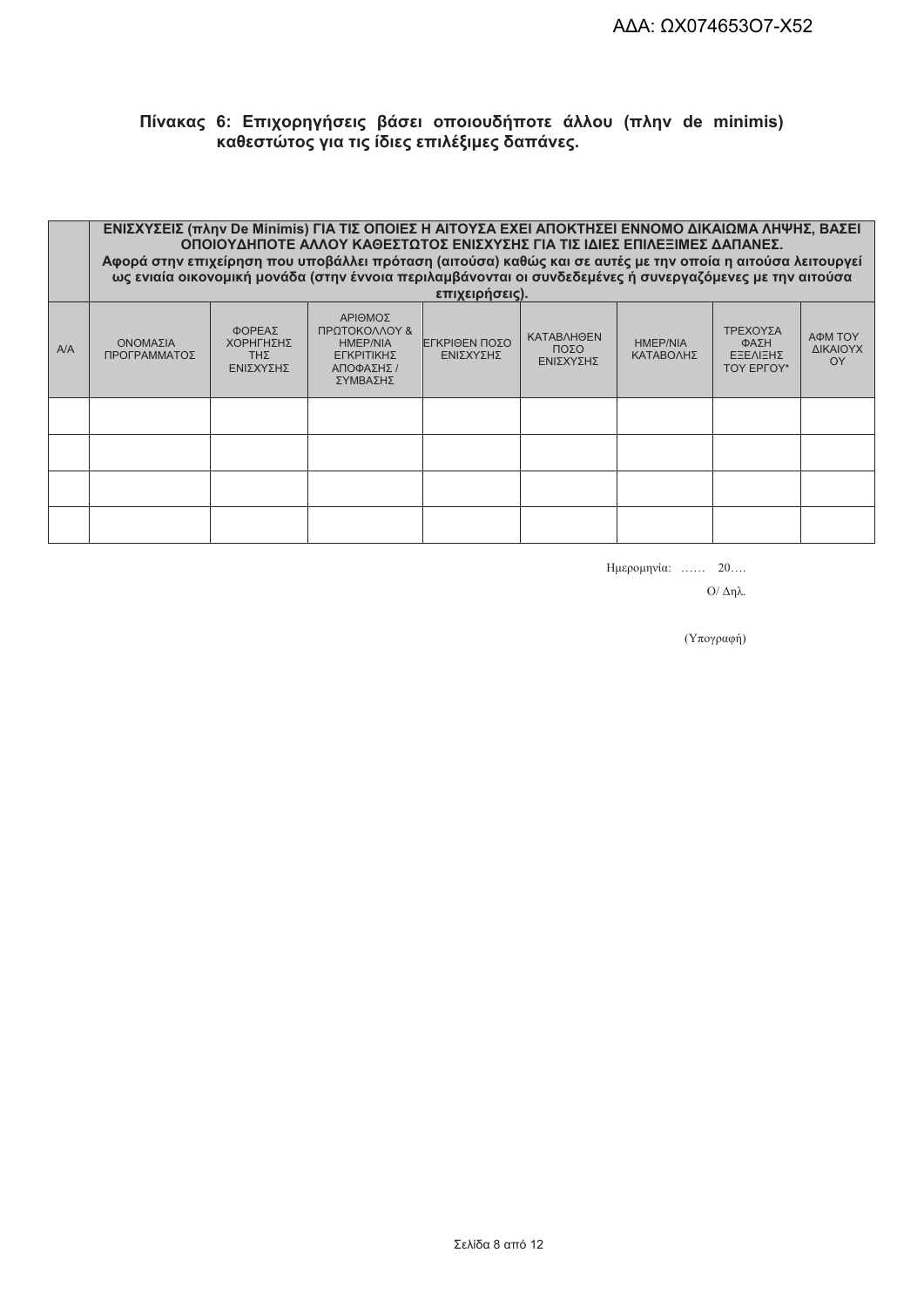**Πίνακας 6: Επιχορηγήσεις βάσει οποιουδήποτε άλλου (πλην de minimis) καθεστώτος για τις ίδιες επιλέξιμες δαπάνες.**

| | **ΕΝΙΣΧΥΣΕΙΣ (πλην De Minimis) ΓΙΑ ΤΙΣ ΟΠΟΙΕΣ Η ΑΙΤΟΥΣΑ ΕΧΕΙ ΑΠΟΚΤΗΣΕΙ ΕΝΝΟΜΟ ΔΙΚΑΙΩΜΑ ΛΗΨΗΣ, ΒΑΣΕΙ ΟΠΟΙΟΥΔΗΠΟΤΕ ΑΛΛΟΥ ΚΑΘΕΣΤΩΤΟΣ ΕΝΙΣΧΥΣΗΣ ΓΙΑ ΤΙΣ ΙΔΙΕΣ ΕΠΙΛΕΞΙΜΕΣ ΔΑΠΑΝΕΣ. Αφορά στην επιχείρηση που υποβάλλει πρόταση (αιτούσα) καθώς και σε αυτές με την οποία η αιτούσα λειτουργεί ως ενιαία οικονομική μονάδα (στην έννοια περιλαμβάνονται οι συνδεδεμένες ή συνεργαζόμενες με την αιτούσα επιχειρήσεις).** | | | | | | | |
|---|---|---|---|---|---|---|---|---|
| Α/Α | ΟΝΟΜΑΣΙΑ ΠΡΟΓΡΑΜΜΑΤΟΣ | ΦΟΡΕΑΣ ΧΟΡΗΓΗΣΗΣ ΤΗΣ ΕΝΙΣΧΥΣΗΣ | ΑΡΙΘΜΟΣ ΠΡΩΤΟΚΟΛΛΟΥ & ΗΜΕΡ/ΝΙΑ ΕΓΚΡΙΤΙΚΗΣ ΑΠΟΦΑΣΗΣ / ΣΥΜΒΑΣΗΣ | ΕΓΚΡΙΘΕΝ ΠΟΣΟ ΕΝΙΣΧΥΣΗΣ | ΚΑΤΑΒΛΗΘΕΝ ΠΟΣΟ ΕΝΙΣΧΥΣΗΣ | ΗΜΕΡ/ΝΙΑ ΚΑΤΑΒΟΛΗΣ | ΤΡΕΧΟΥΣΑ ΦΑΣΗ ΕΞΕΛΙΞΗΣ ΤΟΥ ΕΡΓΟΥ* | ΑΦΜ ΤΟΥ ΔΙΚΑΙΟΥΧΟΥ |
| | | | | | | | | |
| | | | | | | | | |
| | | | | | | | | |
| | | | | | | | | |

Ημερομηνία: …… 20….

Ο/ Δηλ.

(Υπογραφή)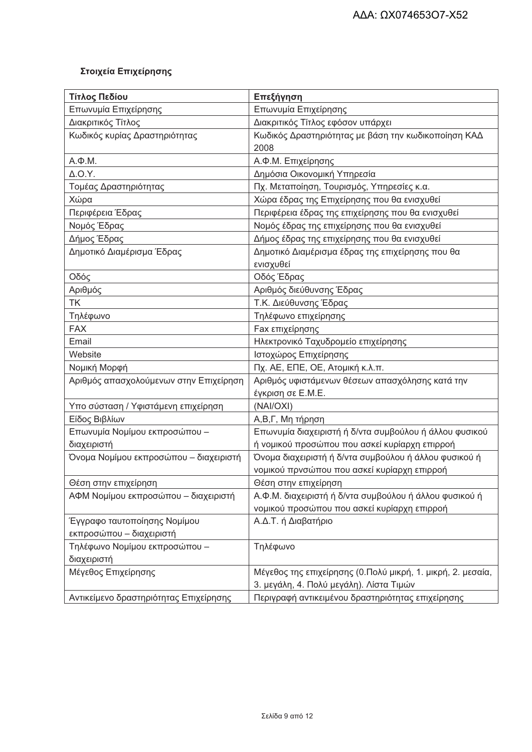**Στοιχεία Επιχείρησης**

| Τίτλος Πεδίου | Επεξήγηση |
|---|---|
| Επωνυμία Επιχείρησης | Επωνυμία Επιχείρησης |
| Διακριτικός Τίτλος | Διακριτικός Τίτλος εφόσον υπάρχει |
| Κωδικός κυρίας Δραστηριότητας | Κωδικός Δραστηριότητας με βάση την κωδικοποίηση ΚΑΔ 2008 |
| Α.Φ.Μ. | Α.Φ.Μ. Επιχείρησης |
| Δ.Ο.Υ. | Δημόσια Οικονομική Υπηρεσία |
| Τομέας Δραστηριότητας | Πχ. Μεταποίηση, Τουρισμός, Υπηρεσίες κ.α. |
| Χώρα | Χώρα έδρας της Επιχείρησης που θα ενισχυθεί |
| Περιφέρεια Έδρας | Περιφέρεια έδρας της επιχείρησης που θα ενισχυθεί |
| Νομός Έδρας | Νομός έδρας της επιχείρησης που θα ενισχυθεί |
| Δήμος Έδρας | Δήμος έδρας της επιχείρησης που θα ενισχυθεί |
| Δημοτικό Διαμέρισμα Έδρας | Δημοτικό Διαμέρισμα έδρας της επιχείρησης που θα ενισχυθεί |
| Οδός | Οδός Έδρας |
| Αριθμός | Αριθμός διεύθυνσης Έδρας |
| ΤΚ | Τ.Κ. Διεύθυνσης Έδρας |
| Τηλέφωνο | Τηλέφωνο επιχείρησης |
| FAX | Fax επιχείρησης |
| Email | Ηλεκτρονικό Ταχυδρομείο επιχείρησης |
| Website | Ιστοχώρος Επιχείρησης |
| Νομική Μορφή | Πχ. ΑΕ, ΕΠΕ, ΟΕ, Ατομική κ.λ.π. |
| Αριθμός απασχολούμενων στην Επιχείρηση | Αριθμός υφιστάμενων θέσεων απασχόλησης κατά την έγκριση σε Ε.Μ.Ε. |
| Υπο σύσταση / Υφιστάμενη επιχείρηση | (ΝΑΙ/ΟΧΙ) |
| Είδος Βιβλίων | Α,Β,Γ, Μη τήρηση |
| Επωνυμία Νομίμου εκπροσώπου – διαχειριστή | Επωνυμία διαχειριστή ή δ/ντα συμβούλου ή άλλου φυσικού ή νομικού προσώπου που ασκεί κυρίαρχη επιρροή |
| Όνομα Νομίμου εκπροσώπου – διαχειριστή | Όνομα διαχειριστή ή δ/ντα συμβούλου ή άλλου φυσικού ή νομικού πρνσώπου που ασκεί κυρίαρχη επιρροή |
| Θέση στην επιχείρηση | Θέση στην επιχείρηση |
| ΑΦΜ Νομίμου εκπροσώπου – διαχειριστή | Α.Φ.Μ. διαχειριστή ή δ/ντα συμβούλου ή άλλου φυσικού ή νομικού προσώπου που ασκεί κυρίαρχη επιρροή |
| Έγγραφο ταυτοποίησης Νομίμου εκπροσώπου – διαχειριστή | Α.Δ.Τ. ή Διαβατήριο |
| Τηλέφωνο Νομίμου εκπροσώπου – διαχειριστή | Τηλέφωνο |
| Μέγεθος Επιχείρησης | Μέγεθος της επιχείρησης (0.Πολύ μικρή, 1. μικρή, 2. μεσαία, 3. μεγάλη, 4. Πολύ μεγάλη). Λίστα Τιμών |
| Αντικείμενο δραστηριότητας Επιχείρησης | Περιγραφή αντικειμένου δραστηριότητας επιχείρησης |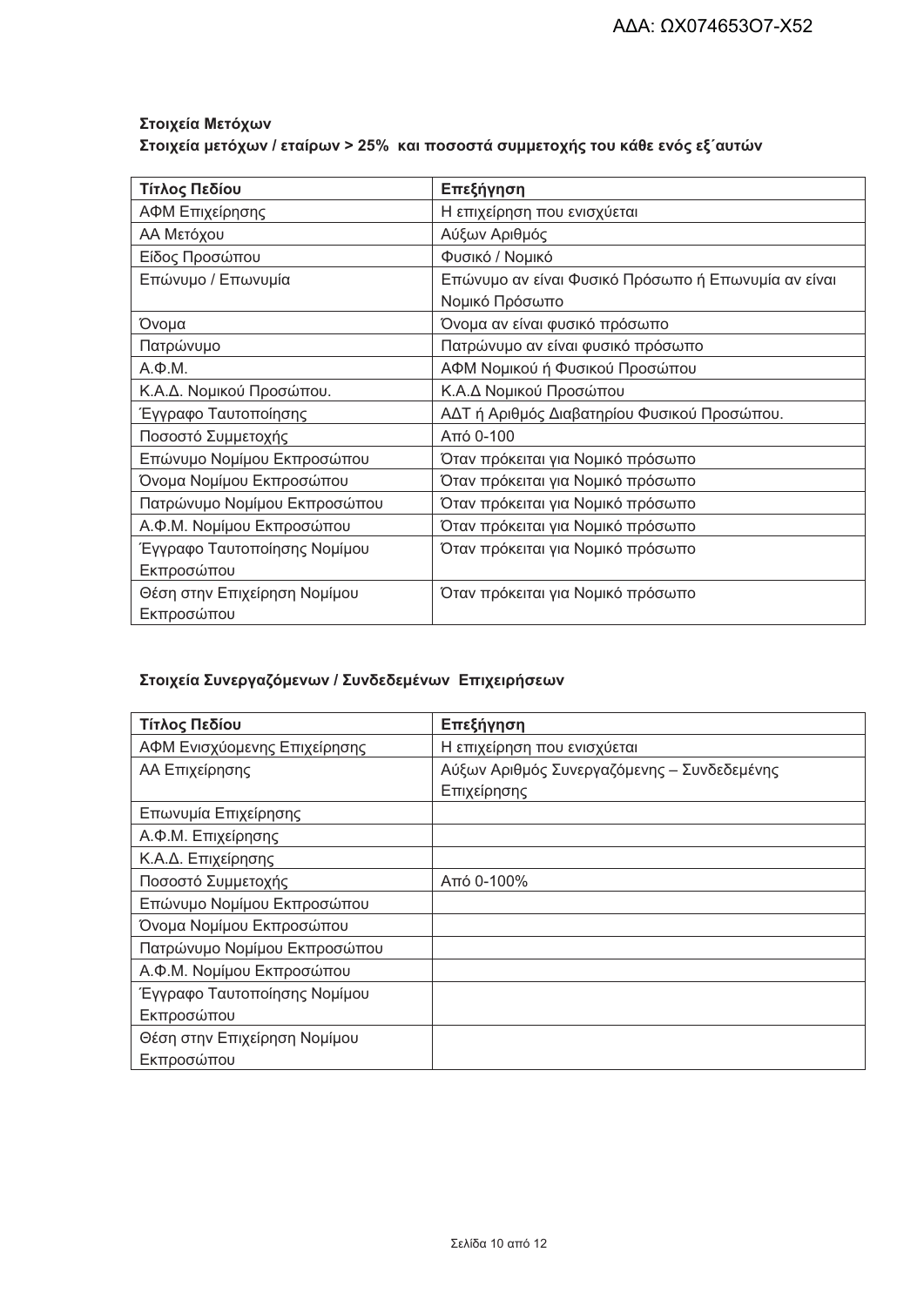**Στοιχεία Μετόχων**

**Στοιχεία μετόχων / εταίρων > 25% και ποσοστά συμμετοχής του κάθε ενός εξ΄αυτών**

| Τίτλος Πεδίου | Επεξήγηση |
|---|---|
| ΑΦΜ Επιχείρησης | Η επιχείρηση που ενισχύεται |
| ΑΑ Μετόχου | Αύξων Αριθμός |
| Είδος Προσώπου | Φυσικό / Νομικό |
| Επώνυμο / Επωνυμία | Επώνυμο αν είναι Φυσικό Πρόσωπο ή Επωνυμία αν είναι Νομικό Πρόσωπο |
| Όνομα | Όνομα αν είναι φυσικό πρόσωπο |
| Πατρώνυμο | Πατρώνυμο αν είναι φυσικό πρόσωπο |
| Α.Φ.Μ. | ΑΦΜ Νομικού ή Φυσικού Προσώπου |
| Κ.Α.Δ. Νομικού Προσώπου. | Κ.Α.Δ Νομικού Προσώπου |
| Έγγραφο Ταυτοποίησης | ΑΔΤ ή Αριθμός Διαβατηρίου Φυσικού Προσώπου. |
| Ποσοστό Συμμετοχής | Από 0-100 |
| Επώνυμο Νομίμου Εκπροσώπου | Όταν πρόκειται για Νομικό πρόσωπο |
| Όνομα Νομίμου Εκπροσώπου | Όταν πρόκειται για Νομικό πρόσωπο |
| Πατρώνυμο Νομίμου Εκπροσώπου | Όταν πρόκειται για Νομικό πρόσωπο |
| Α.Φ.Μ. Νομίμου Εκπροσώπου | Όταν πρόκειται για Νομικό πρόσωπο |
| Έγγραφο Ταυτοποίησης Νομίμου Εκπροσώπου | Όταν πρόκειται για Νομικό πρόσωπο |
| Θέση στην Επιχείρηση Νομίμου Εκπροσώπου | Όταν πρόκειται για Νομικό πρόσωπο |

**Στοιχεία Συνεργαζόμενων / Συνδεδεμένων Επιχειρήσεων**

| Τίτλος Πεδίου | Επεξήγηση |
|---|---|
| ΑΦΜ Ενισχύομενης Επιχείρησης | Η επιχείρηση που ενισχύεται |
| ΑΑ Επιχείρησης | Αύξων Αριθμός Συνεργαζόμενης – Συνδεδεμένης Επιχείρησης |
| Επωνυμία Επιχείρησης | |
| Α.Φ.Μ. Επιχείρησης | |
| Κ.Α.Δ. Επιχείρησης | |
| Ποσοστό Συμμετοχής | Από 0-100% |
| Επώνυμο Νομίμου Εκπροσώπου | |
| Όνομα Νομίμου Εκπροσώπου | |
| Πατρώνυμο Νομίμου Εκπροσώπου | |
| Α.Φ.Μ. Νομίμου Εκπροσώπου | |
| Έγγραφο Ταυτοποίησης Νομίμου Εκπροσώπου | |
| Θέση στην Επιχείρηση Νομίμου Εκπροσώπου | |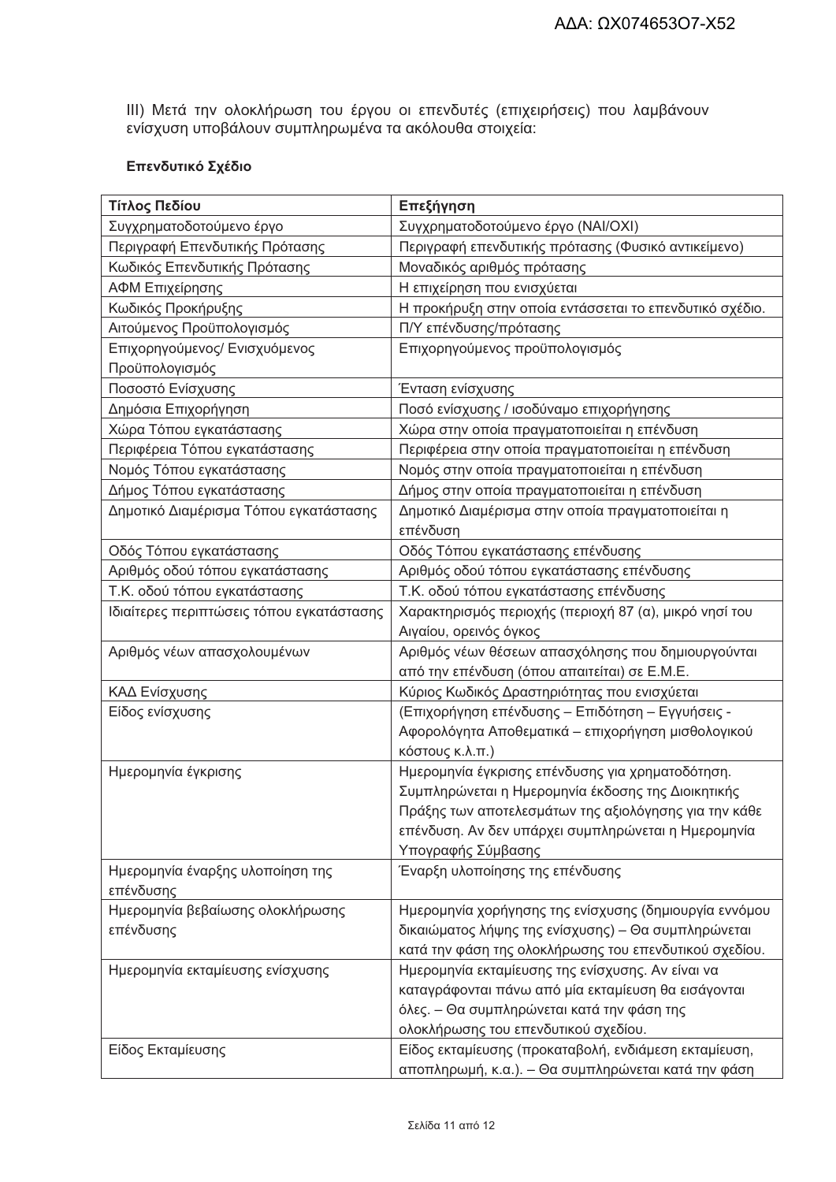III) Μετά την ολοκλήρωση του έργου οι επενδυτές (επιχειρήσεις) που λαμβάνουν ενίσχυση υποβάλουν συμπληρωμένα τα ακόλουθα στοιχεία:

**Επενδυτικό Σχέδιο**

| Τίτλος Πεδίου | Επεξήγηση |
|---|---|
| Συγχρηματοδοτούμενο έργο | Συγχρηματοδοτούμενο έργο (ΝΑΙ/ΟΧΙ) |
| Περιγραφή Επενδυτικής Πρότασης | Περιγραφή επενδυτικής πρότασης (Φυσικό αντικείμενο) |
| Κωδικός Επενδυτικής Πρότασης | Μοναδικός αριθμός πρότασης |
| ΑΦΜ Επιχείρησης | Η επιχείρηση που ενισχύεται |
| Κωδικός Προκήρυξης | Η προκήρυξη στην οποία εντάσσεται το επενδυτικό σχέδιο. |
| Αιτούμενος Προϋπολογισμός | Π/Υ επένδυσης/πρότασης |
| Επιχορηγούμενος/ Ενισχυόμενος Προϋπολογισμός | Επιχορηγούμενος προϋπολογισμός |
| Ποσοστό Ενίσχυσης | Ένταση ενίσχυσης |
| Δημόσια Επιχορήγηση | Ποσό ενίσχυσης / ισοδύναμο επιχορήγησης |
| Χώρα Τόπου εγκατάστασης | Χώρα στην οποία πραγματοποιείται η επένδυση |
| Περιφέρεια Τόπου εγκατάστασης | Περιφέρεια στην οποία πραγματοποιείται η επένδυση |
| Νομός Τόπου εγκατάστασης | Νομός στην οποία πραγματοποιείται η επένδυση |
| Δήμος Τόπου εγκατάστασης | Δήμος στην οποία πραγματοποιείται η επένδυση |
| Δημοτικό Διαμέρισμα Τόπου εγκατάστασης | Δημοτικό Διαμέρισμα στην οποία πραγματοποιείται η επένδυση |
| Οδός Τόπου εγκατάστασης | Οδός Τόπου εγκατάστασης επένδυσης |
| Αριθμός οδού τόπου εγκατάστασης | Αριθμός οδού τόπου εγκατάστασης επένδυσης |
| Τ.Κ. οδού τόπου εγκατάστασης | Τ.Κ. οδού τόπου εγκατάστασης επένδυσης |
| Ιδιαίτερες περιπτώσεις τόπου εγκατάστασης | Χαρακτηρισμός περιοχής (περιοχή 87 (α), μικρό νησί του Αιγαίου, ορεινός όγκος |
| Αριθμός νέων απασχολουμένων | Αριθμός νέων θέσεων απασχόλησης που δημιουργούνται από την επένδυση (όπου απαιτείται) σε Ε.Μ.Ε. |
| ΚΑΔ Ενίσχυσης | Κύριος Κωδικός Δραστηριότητας που ενισχύεται |
| Είδος ενίσχυσης | (Επιχορήγηση επένδυσης – Επιδότηση – Εγγυήσεις - Αφορολόγητα Αποθεματικά – επιχορήγηση μισθολογικού κόστους κ.λ.π.) |
| Ημερομηνία έγκρισης | Ημερομηνία έγκρισης επένδυσης για χρηματοδότηση. Συμπληρώνεται η Ημερομηνία έκδοσης της Διοικητικής Πράξης των αποτελεσμάτων της αξιολόγησης για την κάθε επένδυση. Αν δεν υπάρχει συμπληρώνεται η Ημερομηνία Υπογραφής Σύμβασης |
| Ημερομηνία έναρξης υλοποίηση της επένδυσης | Έναρξη υλοποίησης της επένδυσης |
| Ημερομηνία βεβαίωσης ολοκλήρωσης επένδυσης | Ημερομηνία χορήγησης της ενίσχυσης (δημιουργία εννόμου δικαιώματος λήψης της ενίσχυσης) – Θα συμπληρώνεται κατά την φάση της ολοκλήρωσης του επενδυτικού σχεδίου. |
| Ημερομηνία εκταμίευσης ενίσχυσης | Ημερομηνία εκταμίευσης της ενίσχυσης. Αν είναι να καταγράφονται πάνω από μία εκταμίευση θα εισάγονται όλες. – Θα συμπληρώνεται κατά την φάση της ολοκλήρωσης του επενδυτικού σχεδίου. |
| Είδος Εκταμίευσης | Είδος εκταμίευσης (προκαταβολή, ενδιάμεση εκταμίευση, αποπληρωμή, κ.α.). – Θα συμπληρώνεται κατά την φάση |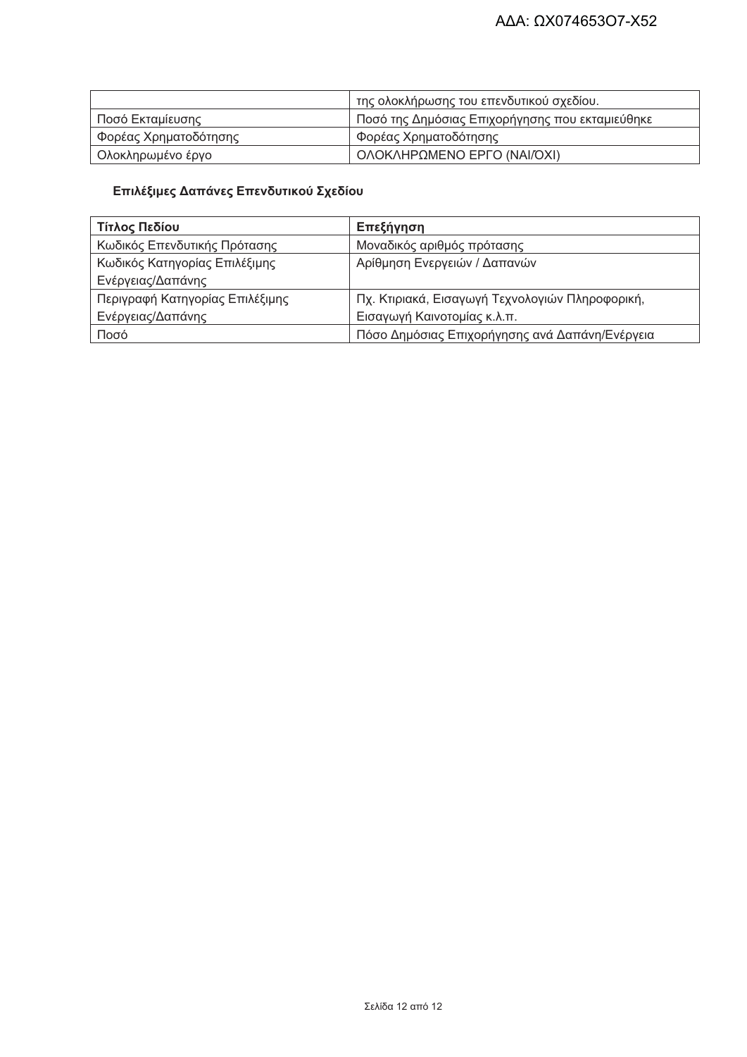|  | της ολοκλήρωσης του επενδυτικού σχεδίου. |
| --- | --- |
| Ποσό Εκταμίευσης | Ποσό της Δημόσιας Επιχορήγησης που εκταμιεύθηκε |
| Φορέας Χρηματοδότησης | Φορέας Χρηματοδότησης |
| Ολοκληρωμένο έργο | ΟΛΟΚΛΗΡΩΜΕΝΟ ΕΡΓΟ (ΝΑΙ/ΟΧΙ) |

**Επιλέξιμες Δαπάνες Επενδυτικού Σχεδίου**

| Τίτλος Πεδίου | Επεξήγηση |
| --- | --- |
| Κωδικός Επενδυτικής Πρότασης | Μοναδικός αριθμός πρότασης |
| Κωδικός Κατηγορίας Επιλέξιμης Ενέργειας/Δαπάνης | Αρίθμηση Ενεργειών / Δαπανών |
| Περιγραφή Κατηγορίας Επιλέξιμης Ενέργειας/Δαπάνης | Πχ. Κτιριακά, Εισαγωγή Τεχνολογιών Πληροφορική, Εισαγωγή Καινοτομίας κ.λ.π. |
| Ποσό | Πόσο Δημόσιας Επιχορήγησης ανά Δαπάνη/Ενέργεια |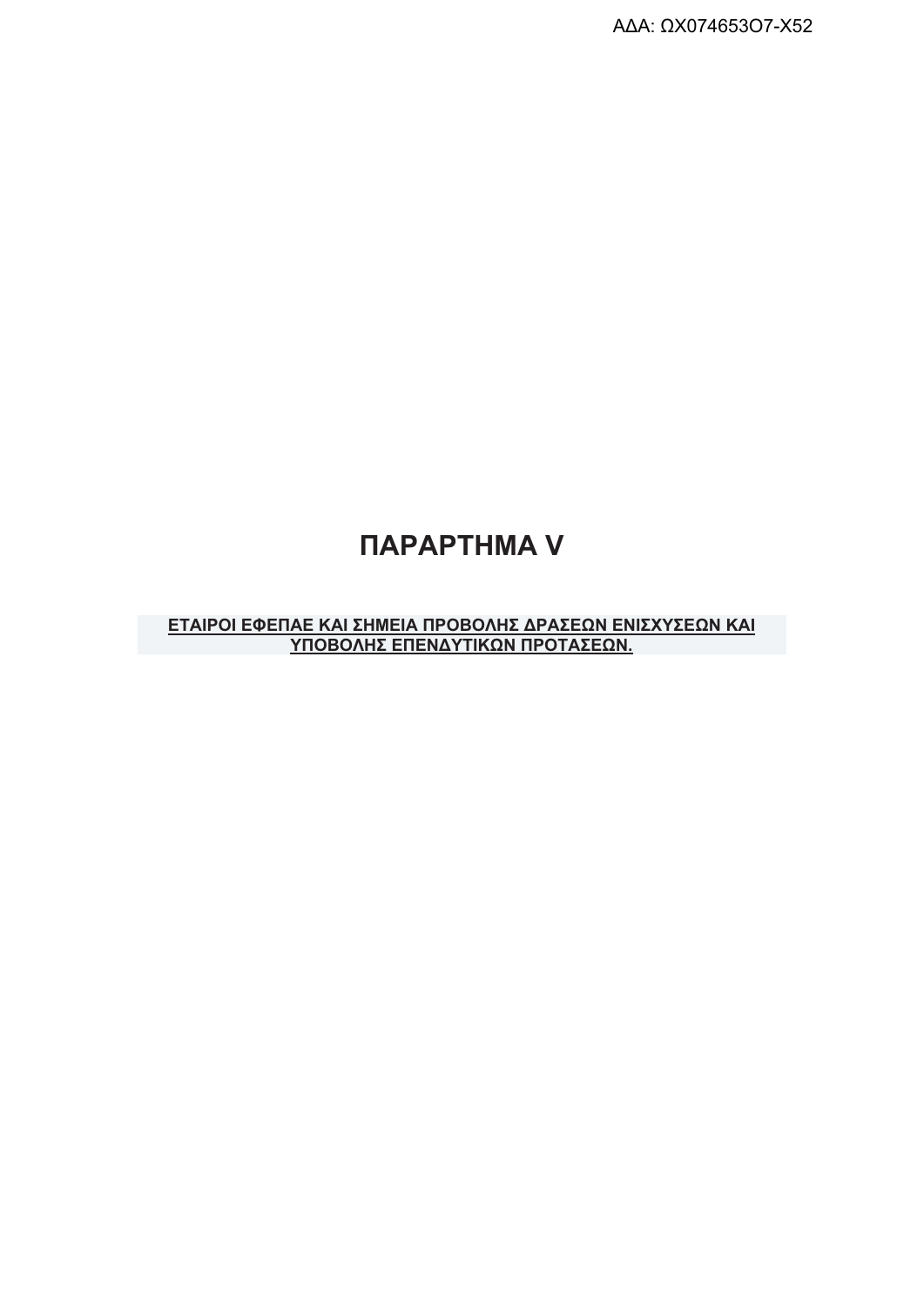# ΠΑΡΑΡΤΗΜΑ V

**ΕΤΑΙΡΟΙ ΕΦΕΠΑΕ ΚΑΙ ΣΗΜΕΙΑ ΠΡΟΒΟΛΗΣ ΔΡΑΣΕΩΝ ΕΝΙΣΧΥΣΕΩΝ ΚΑΙ ΥΠΟΒΟΛΗΣ ΕΠΕΝΔΥΤΙΚΩΝ ΠΡΟΤΑΣΕΩΝ.**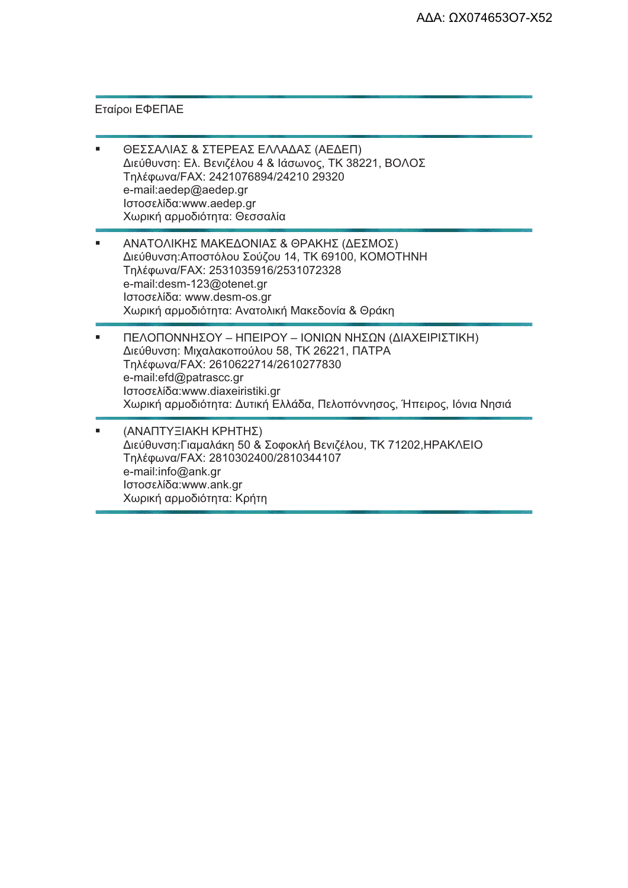Εταίροι ΕΦΕΠΑΕ

- ΘΕΣΣΑΛΙΑΣ & ΣΤΕΡΕΑΣ ΕΛΛΑΔΑΣ (ΑΕΔΕΠ)
  Διεύθυνση: Ελ. Βενιζέλου 4 & Ιάσωνος, ΤΚ 38221, ΒΟΛΟΣ
  Τηλέφωνα/FAX: 2421076894/24210 29320
  e-mail:aedep@aedep.gr
  Ιστοσελίδα:www.aedep.gr
  Χωρική αρμοδιότητα: Θεσσαλία

- ΑΝΑΤΟΛΙΚΗΣ ΜΑΚΕΔΟΝΙΑΣ & ΘΡΑΚΗΣ (ΔΕΣΜΟΣ)
  Διεύθυνση:Αποστόλου Σούζου 14, ΤΚ 69100, ΚΟΜΟΤΗΝΗ
  Τηλέφωνα/FAX: 2531035916/2531072328
  e-mail:desm-123@otenet.gr
  Ιστοσελίδα: www.desm-os.gr
  Χωρική αρμοδιότητα: Ανατολική Μακεδονία & Θράκη

- ΠΕΛΟΠΟΝΝΗΣΟΥ – ΗΠΕΙΡΟΥ – ΙΟΝΙΩΝ ΝΗΣΩΝ (ΔΙΑΧΕΙΡΙΣΤΙΚΗ)
  Διεύθυνση: Μιχαλακοπούλου 58, ΤΚ 26221, ΠΑΤΡΑ
  Τηλέφωνα/FAX: 2610622714/2610277830
  e-mail:efd@patrascc.gr
  Ιστοσελίδα:www.diaxeiristiki.gr
  Χωρική αρμοδιότητα: Δυτική Ελλάδα, Πελοπόννησος, Ήπειρος, Ιόνια Νησιά

- (ΑΝΑΠΤΥΞΙΑΚΗ ΚΡΗΤΗΣ)
  Διεύθυνση:Γιαμαλάκη 50 & Σοφοκλή Βενιζέλου, ΤΚ 71202,ΗΡΑΚΛΕΙΟ
  Τηλέφωνα/FAX: 2810302400/2810344107
  e-mail:info@ank.gr
  Ιστοσελίδα:www.ank.gr
  Χωρική αρμοδιότητα: Κρήτη